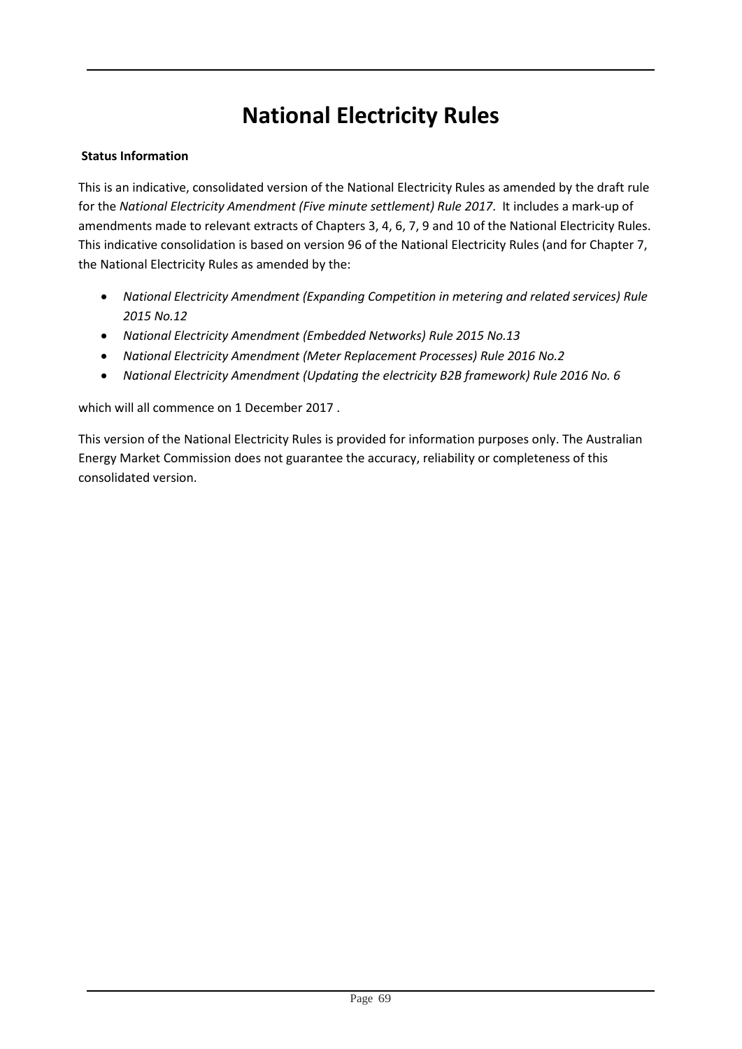# National Electricity Rules

**Status Information**

This is an indicative, consolidated version of the National Electricity Rules as amended by the draft rule for the *National Electricity Amendment (Five minute settlement) Rule 2017*. It includes a mark-up of amendments made to relevant extracts of Chapters 3, 4, 6, 7, 9 and 10 of the National Electricity Rules. This indicative consolidation is based on version 96 of the National Electricity Rules (and for Chapter 7, the National Electricity Rules as amended by the:

- *National Electricity Amendment (Expanding Competition in metering and related services) Rule 2015 No.12*
- *National Electricity Amendment (Embedded Networks) Rule 2015 No.13*
- *National Electricity Amendment (Meter Replacement Processes) Rule 2016 No.2*
- *National Electricity Amendment (Updating the electricity B2B framework) Rule 2016 No. 6*

which will all commence on 1 December 2017 .

This version of the National Electricity Rules is provided for information purposes only. The Australian Energy Market Commission does not guarantee the accuracy, reliability or completeness of this consolidated version.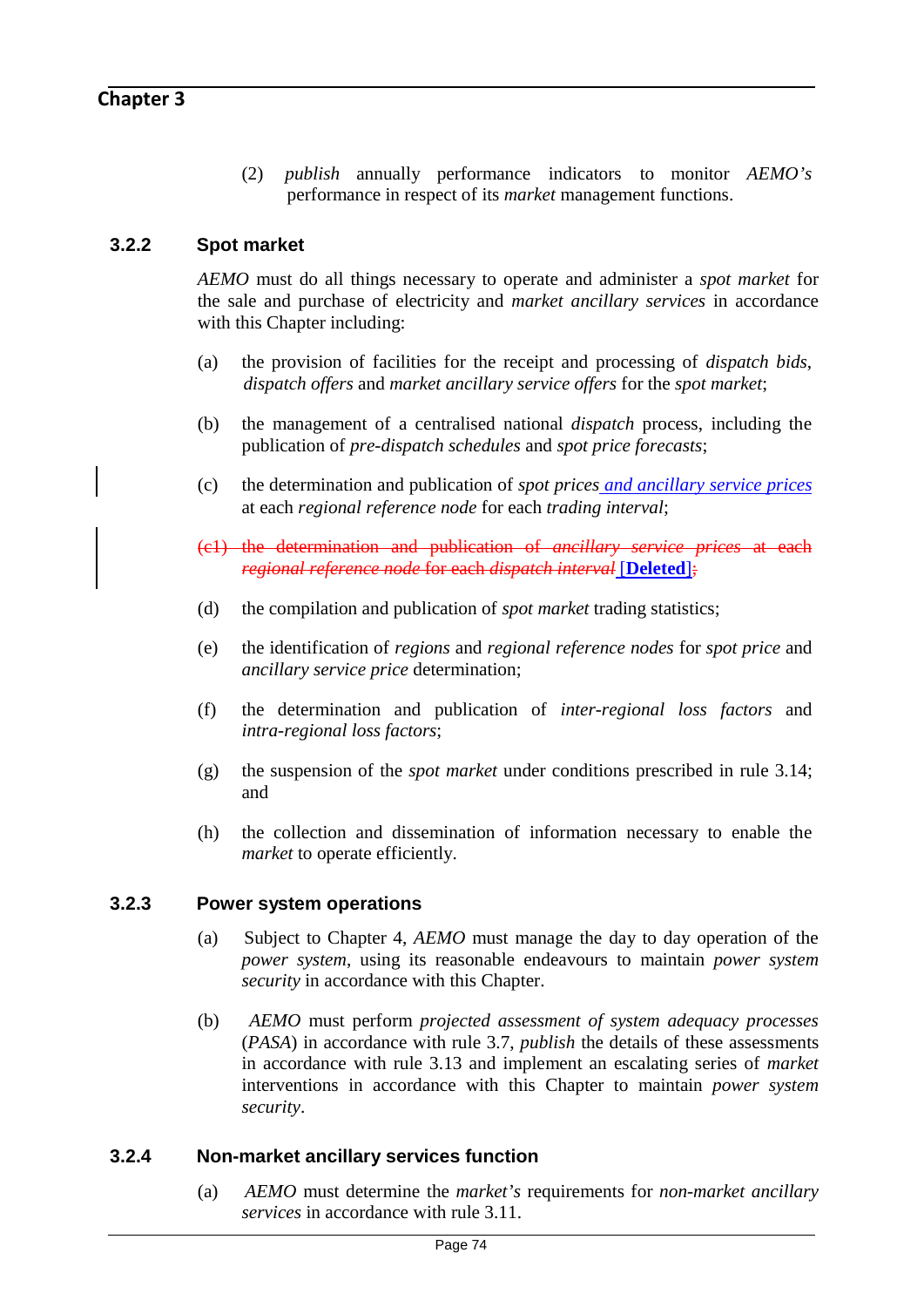(2) *publish* annually performance indicators to monitor *AEMO's* performance in respect of its *market* management functions.

### 3.2.2 Spot market

*AEMO* must do all things necessary to operate and administer a *spot market* for the sale and purchase of electricity and *market ancillary services* in accordance with this Chapter including:

(a) the provision of facilities for the receipt and processing of *dispatch bids*, *dispatch offers* and *market ancillary service offers* for the *spot market*;

(b) the management of a centralised national *dispatch* process, including the publication of *pre-dispatch schedules* and *spot price forecasts*;

(c) the determination and publication of *spot prices* *and ancillary service prices* at each *regional reference node* for each *trading interval*;

~~(c1) the determination and publication of *ancillary service prices* at each *regional reference node* for each *dispatch interval*~~ **[Deleted]**~~;~~

(d) the compilation and publication of *spot market* trading statistics;

(e) the identification of *regions* and *regional reference nodes* for *spot price* and *ancillary service price* determination;

(f) the determination and publication of *inter-regional loss factors* and *intra-regional loss factors*;

(g) the suspension of the *spot market* under conditions prescribed in rule 3.14; and

(h) the collection and dissemination of information necessary to enable the *market* to operate efficiently.

### 3.2.3 Power system operations

(a) Subject to Chapter 4, *AEMO* must manage the day to day operation of the *power system*, using its reasonable endeavours to maintain *power system security* in accordance with this Chapter.

(b) *AEMO* must perform *projected assessment of system adequacy processes* (*PASA*) in accordance with rule 3.7, *publish* the details of these assessments in accordance with rule 3.13 and implement an escalating series of *market* interventions in accordance with this Chapter to maintain *power system security*.

### 3.2.4 Non-market ancillary services function

(a) *AEMO* must determine the *market's* requirements for *non-market ancillary services* in accordance with rule 3.11.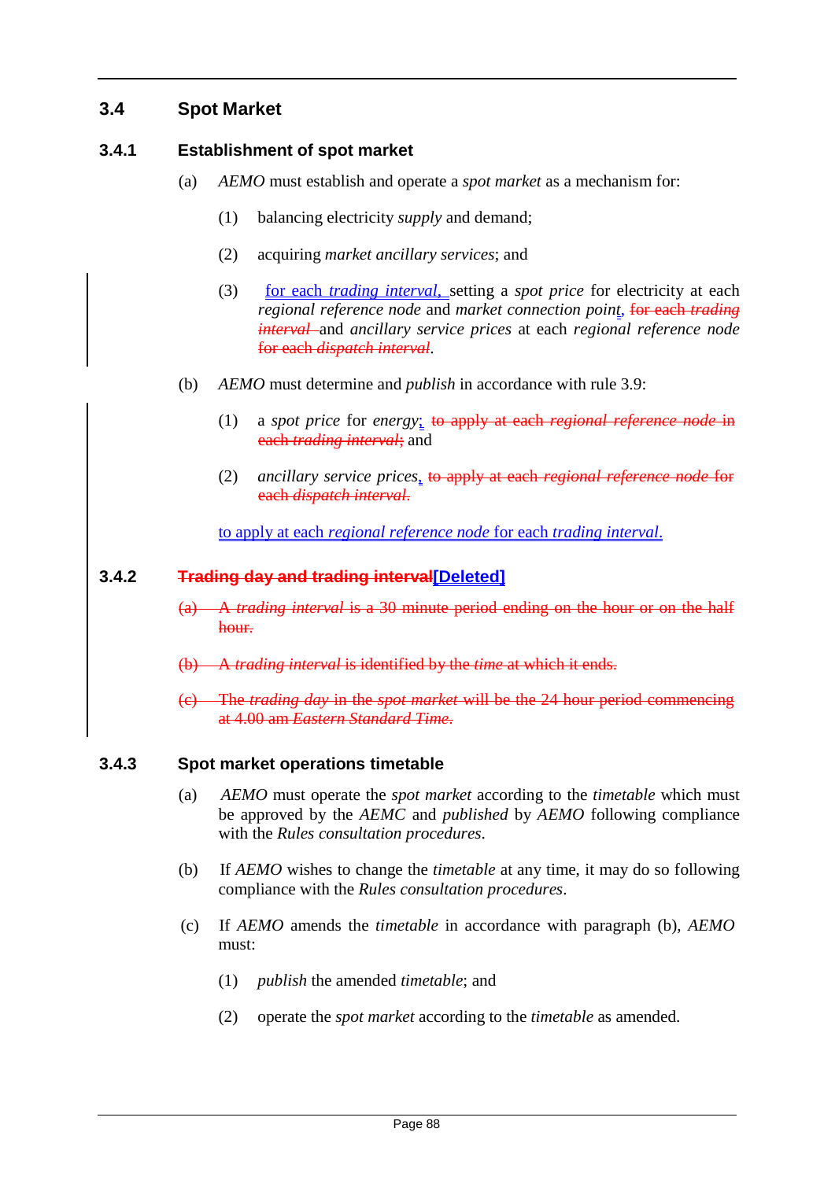## 3.4 Spot Market

### 3.4.1 Establishment of spot market

(a) *AEMO* must establish and operate a *spot market* as a mechanism for:

(1) balancing electricity *supply* and demand;

(2) acquiring *market ancillary services*; and

(3) for each *trading interval*, setting a *spot price* for electricity at each *regional reference node* and *market connection point*, ~~for each *trading interval*~~ and *ancillary service prices* at each *regional reference node* ~~for each *dispatch interval*~~.

(b) *AEMO* must determine and *publish* in accordance with rule 3.9:

(1) a *spot price* for *energy*; ~~to apply at each *regional reference node* in each *trading interval*;~~ and

(2) *ancillary service prices*, ~~to apply at each *regional reference node* for each *dispatch interval*.~~

to apply at each *regional reference node* for each *trading interval*.

### 3.4.2 ~~Trading day and trading interval~~[Deleted]

~~(a) A *trading interval* is a 30 minute period ending on the hour or on the half hour.~~

~~(b) A *trading interval* is identified by the *time* at which it ends.~~

~~(c) The *trading day* in the *spot market* will be the 24 hour period commencing at 4.00 am *Eastern Standard Time*.~~

### 3.4.3 Spot market operations timetable

(a) *AEMO* must operate the *spot market* according to the *timetable* which must be approved by the *AEMC* and *published* by *AEMO* following compliance with the *Rules consultation procedures*.

(b) If *AEMO* wishes to change the *timetable* at any time, it may do so following compliance with the *Rules consultation procedures*.

(c) If *AEMO* amends the *timetable* in accordance with paragraph (b), *AEMO* must:

(1) *publish* the amended *timetable*; and

(2) operate the *spot market* according to the *timetable* as amended.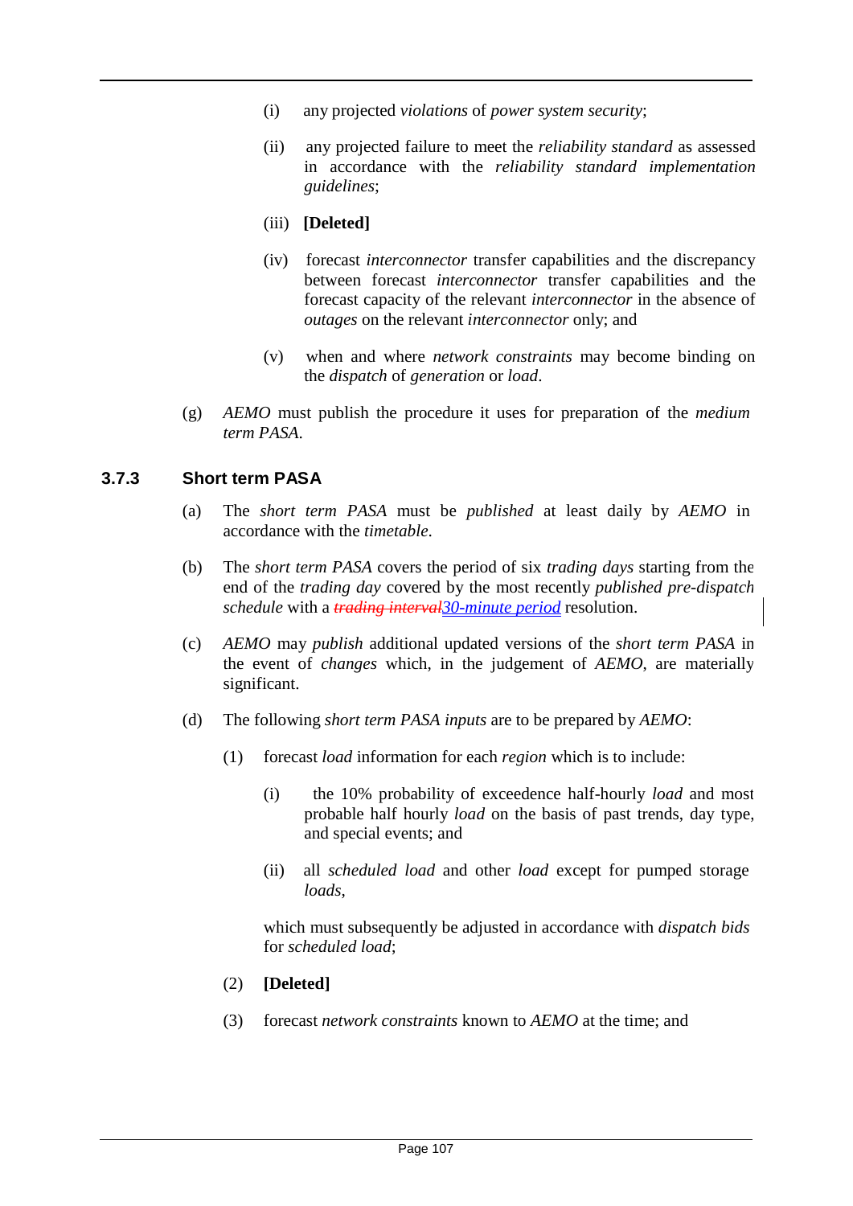(i) any projected *violations* of *power system security*;

(ii) any projected failure to meet the *reliability standard* as assessed in accordance with the *reliability standard implementation guidelines*;

(iii) **[Deleted]**

(iv) forecast *interconnector* transfer capabilities and the discrepancy between forecast *interconnector* transfer capabilities and the forecast capacity of the relevant *interconnector* in the absence of *outages* on the relevant *interconnector* only; and

(v) when and where *network constraints* may become binding on the *dispatch* of *generation* or *load*.

(g) *AEMO* must publish the procedure it uses for preparation of the *medium term PASA*.

### 3.7.3 Short term PASA

(a) The *short term PASA* must be *published* at least daily by *AEMO* in accordance with the *timetable*.

(b) The *short term PASA* covers the period of six *trading days* starting from the end of the *trading day* covered by the most recently *published pre-dispatch schedule* with a ~~*trading interval*~~*30-minute period* resolution.

(c) *AEMO* may *publish* additional updated versions of the *short term PASA* in the event of *changes* which, in the judgement of *AEMO*, are materially significant.

(d) The following *short term PASA inputs* are to be prepared by *AEMO*:

(1) forecast *load* information for each *region* which is to include:

(i) the 10% probability of exceedence half-hourly *load* and most probable half hourly *load* on the basis of past trends, day type, and special events; and

(ii) all *scheduled load* and other *load* except for pumped storage *loads*,

which must subsequently be adjusted in accordance with *dispatch bids* for *scheduled load*;

(2) **[Deleted]**

(3) forecast *network constraints* known to *AEMO* at the time; and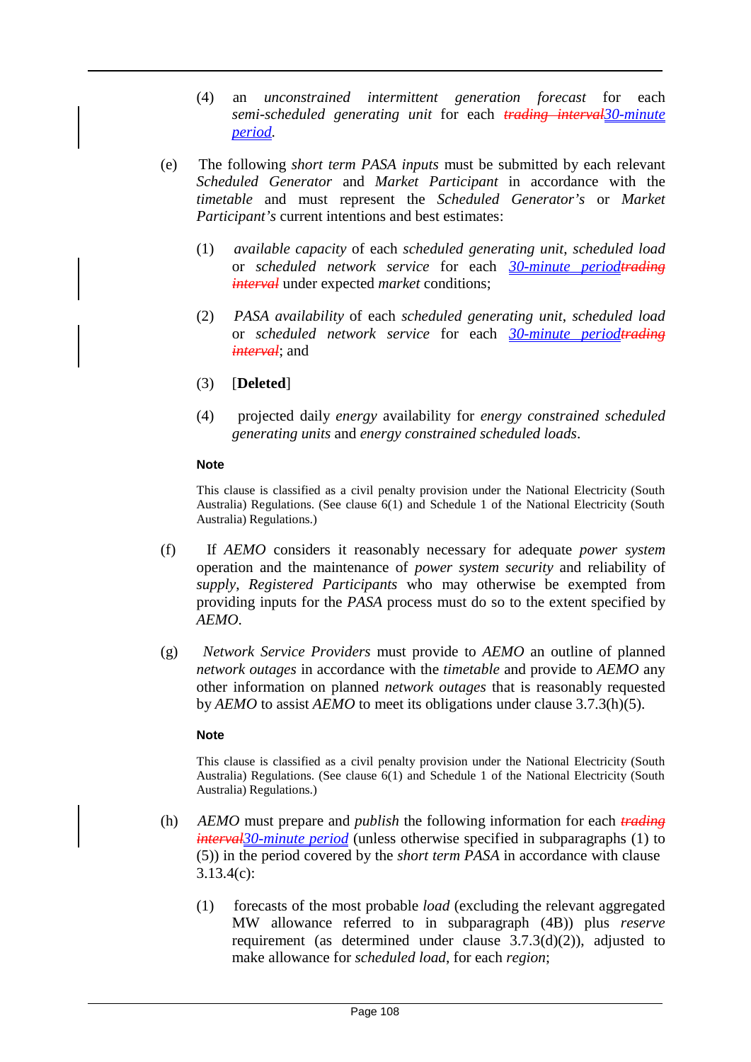(4) an *unconstrained intermittent generation forecast* for each *semi-scheduled generating unit* for each ~~*trading interval*~~*30-minute period*.

(e) The following *short term PASA inputs* must be submitted by each relevant *Scheduled Generator* and *Market Participant* in accordance with the *timetable* and must represent the *Scheduled Generator's* or *Market Participant's* current intentions and best estimates:

(1) *available capacity* of each *scheduled generating unit*, *scheduled load* or *scheduled network service* for each *30-minute period*~~*trading interval*~~ under expected *market* conditions;

(2) *PASA availability* of each *scheduled generating unit*, *scheduled load* or *scheduled network service* for each *30-minute period*~~*trading interval*~~; and

(3) [**Deleted**]

(4) projected daily *energy* availability for *energy constrained scheduled generating units* and *energy constrained scheduled loads*.

**Note**

This clause is classified as a civil penalty provision under the National Electricity (South Australia) Regulations. (See clause 6(1) and Schedule 1 of the National Electricity (South Australia) Regulations.)

(f) If *AEMO* considers it reasonably necessary for adequate *power system* operation and the maintenance of *power system security* and reliability of *supply*, *Registered Participants* who may otherwise be exempted from providing inputs for the *PASA* process must do so to the extent specified by *AEMO*.

(g) *Network Service Providers* must provide to *AEMO* an outline of planned *network outages* in accordance with the *timetable* and provide to *AEMO* any other information on planned *network outages* that is reasonably requested by *AEMO* to assist *AEMO* to meet its obligations under clause 3.7.3(h)(5).

**Note**

This clause is classified as a civil penalty provision under the National Electricity (South Australia) Regulations. (See clause 6(1) and Schedule 1 of the National Electricity (South Australia) Regulations.)

(h) *AEMO* must prepare and *publish* the following information for each ~~*trading interval*~~*30-minute period* (unless otherwise specified in subparagraphs (1) to (5)) in the period covered by the *short term PASA* in accordance with clause 3.13.4(c):

(1) forecasts of the most probable *load* (excluding the relevant aggregated MW allowance referred to in subparagraph (4B)) plus *reserve* requirement (as determined under clause 3.7.3(d)(2)), adjusted to make allowance for *scheduled load*, for each *region*;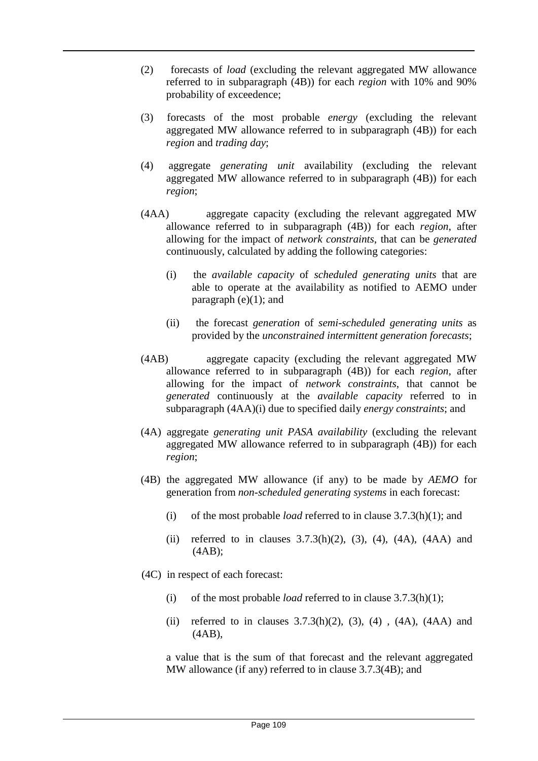(2) forecasts of *load* (excluding the relevant aggregated MW allowance referred to in subparagraph (4B)) for each *region* with 10% and 90% probability of exceedence;

(3) forecasts of the most probable *energy* (excluding the relevant aggregated MW allowance referred to in subparagraph (4B)) for each *region* and *trading day*;

(4) aggregate *generating unit* availability (excluding the relevant aggregated MW allowance referred to in subparagraph (4B)) for each *region*;

(4AA) aggregate capacity (excluding the relevant aggregated MW allowance referred to in subparagraph (4B)) for each *region*, after allowing for the impact of *network constraints*, that can be *generated* continuously, calculated by adding the following categories:

   (i) the *available capacity* of *scheduled generating units* that are able to operate at the availability as notified to AEMO under paragraph (e)(1); and

   (ii) the forecast *generation* of *semi-scheduled generating units* as provided by the *unconstrained intermittent generation forecasts*;

(4AB) aggregate capacity (excluding the relevant aggregated MW allowance referred to in subparagraph (4B)) for each *region*, after allowing for the impact of *network constraints*, that cannot be *generated* continuously at the *available capacity* referred to in subparagraph (4AA)(i) due to specified daily *energy constraints*; and

(4A) aggregate *generating unit PASA availability* (excluding the relevant aggregated MW allowance referred to in subparagraph (4B)) for each *region*;

(4B) the aggregated MW allowance (if any) to be made by *AEMO* for generation from *non-scheduled generating systems* in each forecast:

   (i) of the most probable *load* referred to in clause 3.7.3(h)(1); and

   (ii) referred to in clauses 3.7.3(h)(2), (3), (4), (4A), (4AA) and (4AB);

(4C) in respect of each forecast:

   (i) of the most probable *load* referred to in clause 3.7.3(h)(1);

   (ii) referred to in clauses 3.7.3(h)(2), (3), (4) , (4A), (4AA) and (4AB),

   a value that is the sum of that forecast and the relevant aggregated MW allowance (if any) referred to in clause 3.7.3(4B); and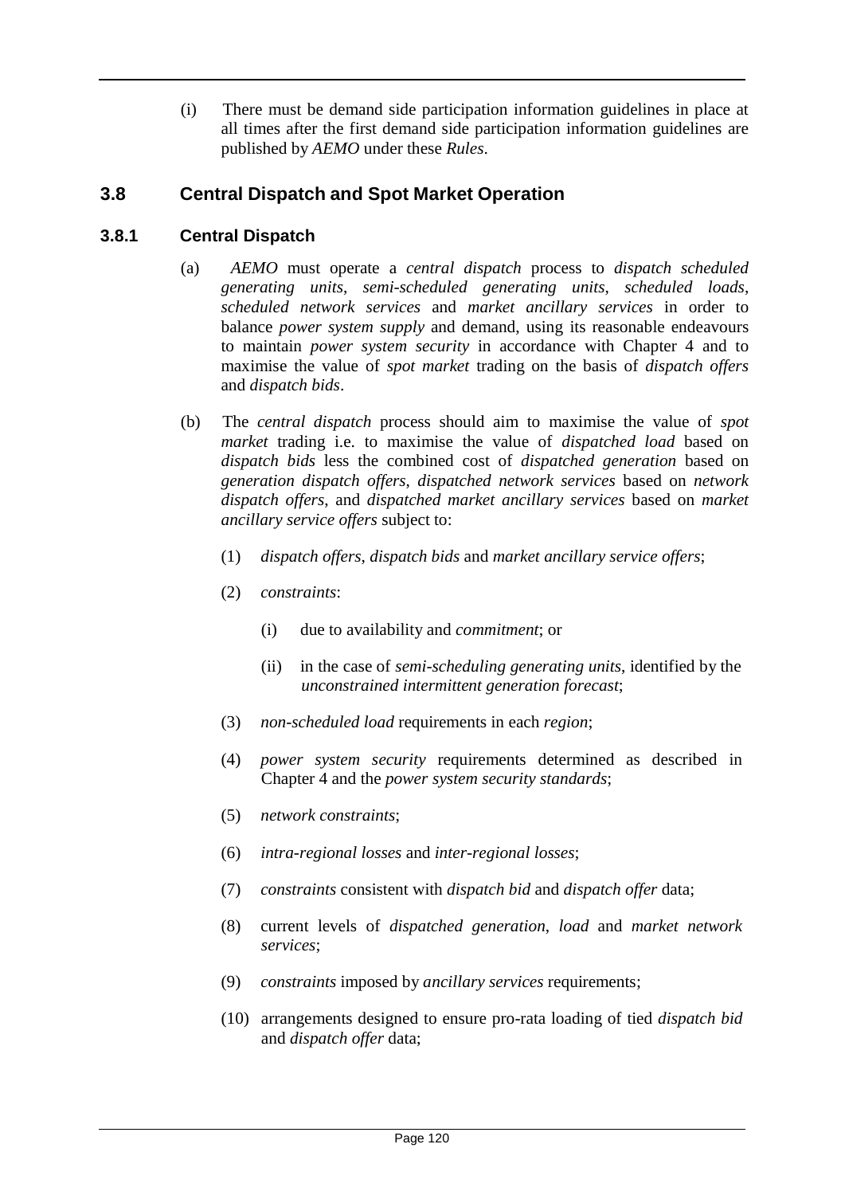(i) There must be demand side participation information guidelines in place at all times after the first demand side participation information guidelines are published by *AEMO* under these *Rules*.

## 3.8 Central Dispatch and Spot Market Operation

### 3.8.1 Central Dispatch

(a) *AEMO* must operate a *central dispatch* process to *dispatch scheduled generating units*, *semi-scheduled generating units*, *scheduled loads*, *scheduled network services* and *market ancillary services* in order to balance *power system supply* and demand, using its reasonable endeavours to maintain *power system security* in accordance with Chapter 4 and to maximise the value of *spot market* trading on the basis of *dispatch offers* and *dispatch bids*.

(b) The *central dispatch* process should aim to maximise the value of *spot market* trading i.e. to maximise the value of *dispatched load* based on *dispatch bids* less the combined cost of *dispatched generation* based on *generation dispatch offers*, *dispatched network services* based on *network dispatch offers*, and *dispatched market ancillary services* based on *market ancillary service offers* subject to:

(1) *dispatch offers*, *dispatch bids* and *market ancillary service offers*;

(2) *constraints*:

(i) due to availability and *commitment*; or

(ii) in the case of *semi-scheduling generating units*, identified by the *unconstrained intermittent generation forecast*;

(3) *non-scheduled load* requirements in each *region*;

(4) *power system security* requirements determined as described in Chapter 4 and the *power system security standards*;

(5) *network constraints*;

(6) *intra-regional losses* and *inter-regional losses*;

(7) *constraints* consistent with *dispatch bid* and *dispatch offer* data;

(8) current levels of *dispatched generation*, *load* and *market network services*;

(9) *constraints* imposed by *ancillary services* requirements;

(10) arrangements designed to ensure pro-rata loading of tied *dispatch bid* and *dispatch offer* data;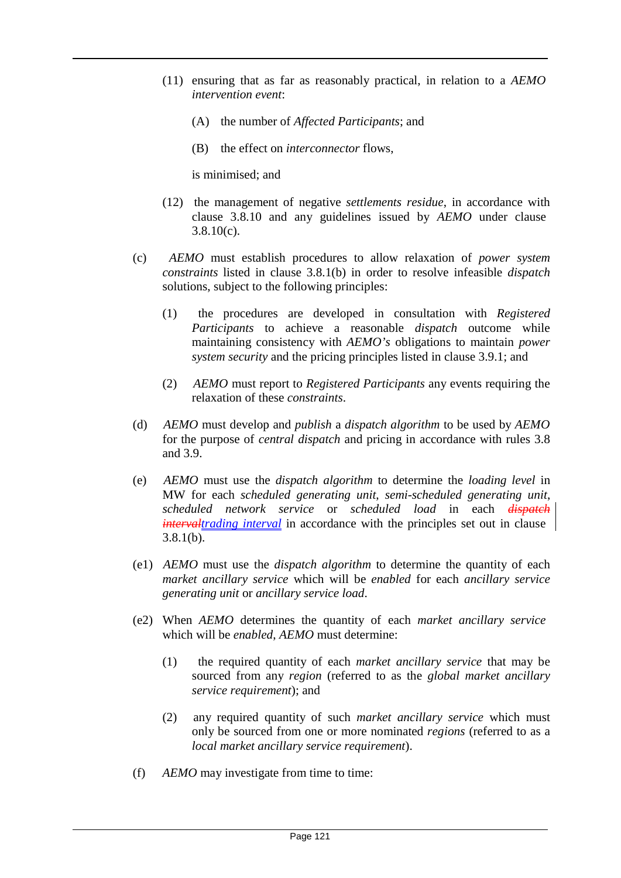(11) ensuring that as far as reasonably practical, in relation to a *AEMO intervention event*:

(A) the number of *Affected Participants*; and

(B) the effect on *interconnector* flows,

is minimised; and

(12) the management of negative *settlements residue*, in accordance with clause 3.8.10 and any guidelines issued by *AEMO* under clause 3.8.10(c).

(c) *AEMO* must establish procedures to allow relaxation of *power system constraints* listed in clause 3.8.1(b) in order to resolve infeasible *dispatch* solutions, subject to the following principles:

(1) the procedures are developed in consultation with *Registered Participants* to achieve a reasonable *dispatch* outcome while maintaining consistency with *AEMO's* obligations to maintain *power system security* and the pricing principles listed in clause 3.9.1; and

(2) *AEMO* must report to *Registered Participants* any events requiring the relaxation of these *constraints*.

(d) *AEMO* must develop and *publish* a *dispatch algorithm* to be used by *AEMO* for the purpose of *central dispatch* and pricing in accordance with rules 3.8 and 3.9.

(e) *AEMO* must use the *dispatch algorithm* to determine the *loading level* in MW for each *scheduled generating unit*, *semi-scheduled generating unit*, *scheduled network service* or *scheduled load* in each ~~*dispatch interval*~~*trading interval* in accordance with the principles set out in clause 3.8.1(b).

(e1) *AEMO* must use the *dispatch algorithm* to determine the quantity of each *market ancillary service* which will be *enabled* for each *ancillary service generating unit* or *ancillary service load*.

(e2) When *AEMO* determines the quantity of each *market ancillary service* which will be *enabled*, *AEMO* must determine:

(1) the required quantity of each *market ancillary service* that may be sourced from any *region* (referred to as the *global market ancillary service requirement*); and

(2) any required quantity of such *market ancillary service* which must only be sourced from one or more nominated *regions* (referred to as a *local market ancillary service requirement*).

(f) *AEMO* may investigate from time to time: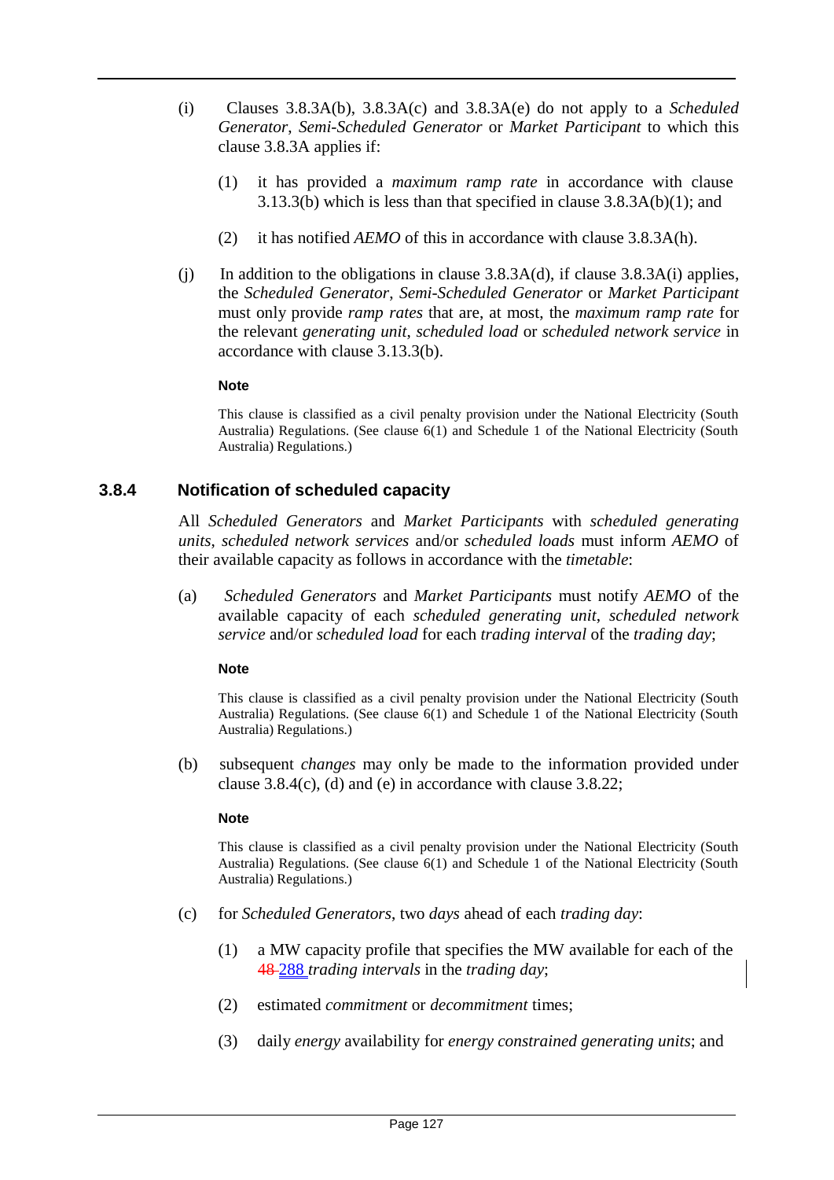(i) Clauses 3.8.3A(b), 3.8.3A(c) and 3.8.3A(e) do not apply to a *Scheduled Generator*, *Semi-Scheduled Generator* or *Market Participant* to which this clause 3.8.3A applies if:

(1) it has provided a *maximum ramp rate* in accordance with clause 3.13.3(b) which is less than that specified in clause 3.8.3A(b)(1); and

(2) it has notified *AEMO* of this in accordance with clause 3.8.3A(h).

(j) In addition to the obligations in clause 3.8.3A(d), if clause 3.8.3A(i) applies, the *Scheduled Generator*, *Semi-Scheduled Generator* or *Market Participant* must only provide *ramp rates* that are, at most, the *maximum ramp rate* for the relevant *generating unit*, *scheduled load* or *scheduled network service* in accordance with clause 3.13.3(b).

**Note**

This clause is classified as a civil penalty provision under the National Electricity (South Australia) Regulations. (See clause 6(1) and Schedule 1 of the National Electricity (South Australia) Regulations.)

### 3.8.4 Notification of scheduled capacity

All *Scheduled Generators* and *Market Participants* with *scheduled generating units*, *scheduled network services* and/or *scheduled loads* must inform *AEMO* of their available capacity as follows in accordance with the *timetable*:

(a) *Scheduled Generators* and *Market Participants* must notify *AEMO* of the available capacity of each *scheduled generating unit*, *scheduled network service* and/or *scheduled load* for each *trading interval* of the *trading day*;

**Note**

This clause is classified as a civil penalty provision under the National Electricity (South Australia) Regulations. (See clause 6(1) and Schedule 1 of the National Electricity (South Australia) Regulations.)

(b) subsequent *changes* may only be made to the information provided under clause 3.8.4(c), (d) and (e) in accordance with clause 3.8.22;

**Note**

This clause is classified as a civil penalty provision under the National Electricity (South Australia) Regulations. (See clause 6(1) and Schedule 1 of the National Electricity (South Australia) Regulations.)

(c) for *Scheduled Generators*, two *days* ahead of each *trading day*:

(1) a MW capacity profile that specifies the MW available for each of the ~~48~~ 288 *trading intervals* in the *trading day*;

(2) estimated *commitment* or *decommitment* times;

(3) daily *energy* availability for *energy constrained generating units*; and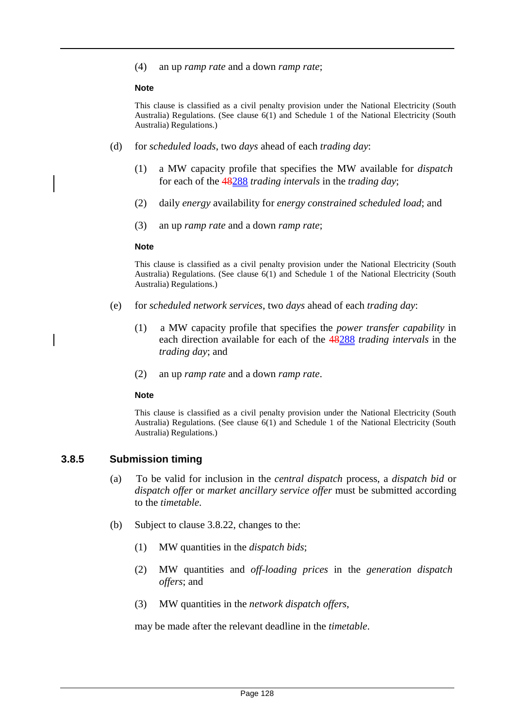(4) an up *ramp rate* and a down *ramp rate*;

**Note**

This clause is classified as a civil penalty provision under the National Electricity (South Australia) Regulations. (See clause 6(1) and Schedule 1 of the National Electricity (South Australia) Regulations.)

(d) for *scheduled loads*, two *days* ahead of each *trading day*:

(1) a MW capacity profile that specifies the MW available for *dispatch* for each of the ~~48~~288 *trading intervals* in the *trading day*;

(2) daily *energy* availability for *energy constrained scheduled load*; and

(3) an up *ramp rate* and a down *ramp rate*;

**Note**

This clause is classified as a civil penalty provision under the National Electricity (South Australia) Regulations. (See clause 6(1) and Schedule 1 of the National Electricity (South Australia) Regulations.)

(e) for *scheduled network services*, two *days* ahead of each *trading day*:

(1) a MW capacity profile that specifies the *power transfer capability* in each direction available for each of the ~~48~~288 *trading intervals* in the *trading day*; and

(2) an up *ramp rate* and a down *ramp rate*.

**Note**

This clause is classified as a civil penalty provision under the National Electricity (South Australia) Regulations. (See clause 6(1) and Schedule 1 of the National Electricity (South Australia) Regulations.)

### 3.8.5 Submission timing

(a) To be valid for inclusion in the *central dispatch* process, a *dispatch bid* or *dispatch offer* or *market ancillary service offer* must be submitted according to the *timetable*.

(b) Subject to clause 3.8.22, changes to the:

(1) MW quantities in the *dispatch bids*;

(2) MW quantities and *off-loading prices* in the *generation dispatch offers*; and

(3) MW quantities in the *network dispatch offers*,

may be made after the relevant deadline in the *timetable*.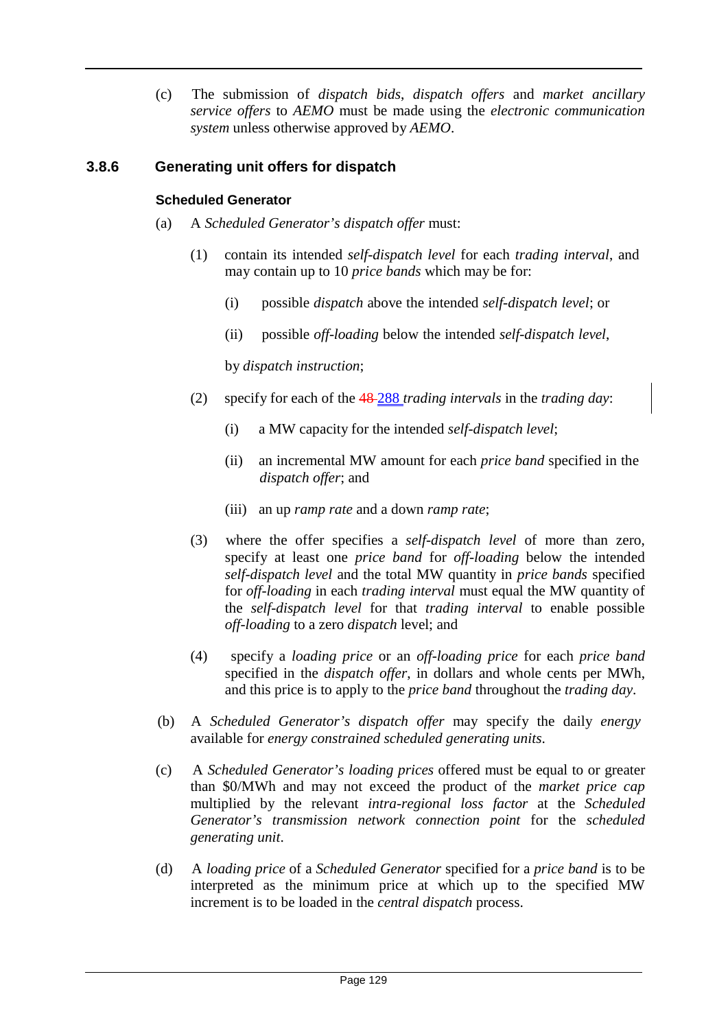(c) The submission of *dispatch bids*, *dispatch offers* and *market ancillary service offers* to *AEMO* must be made using the *electronic communication system* unless otherwise approved by *AEMO*.

### 3.8.6 Generating unit offers for dispatch

**Scheduled Generator**

(a) A *Scheduled Generator's dispatch offer* must:

(1) contain its intended *self-dispatch level* for each *trading interval*, and may contain up to 10 *price bands* which may be for:

(i) possible *dispatch* above the intended *self-dispatch level*; or

(ii) possible *off-loading* below the intended *self-dispatch level*,

by *dispatch instruction*;

(2) specify for each of the ~~48~~ 288 *trading intervals* in the *trading day*:

(i) a MW capacity for the intended *self-dispatch level*;

(ii) an incremental MW amount for each *price band* specified in the *dispatch offer*; and

(iii) an up *ramp rate* and a down *ramp rate*;

(3) where the offer specifies a *self-dispatch level* of more than zero, specify at least one *price band* for *off-loading* below the intended *self-dispatch level* and the total MW quantity in *price bands* specified for *off-loading* in each *trading interval* must equal the MW quantity of the *self-dispatch level* for that *trading interval* to enable possible *off-loading* to a zero *dispatch* level; and

(4) specify a *loading price* or an *off-loading price* for each *price band* specified in the *dispatch offer*, in dollars and whole cents per MWh, and this price is to apply to the *price band* throughout the *trading day*.

(b) A *Scheduled Generator's dispatch offer* may specify the daily *energy* available for *energy constrained scheduled generating units*.

(c) A *Scheduled Generator's loading prices* offered must be equal to or greater than $0/MWh and may not exceed the product of the *market price cap* multiplied by the relevant *intra-regional loss factor* at the *Scheduled Generator's transmission network connection point* for the *scheduled generating unit*.

(d) A *loading price* of a *Scheduled Generator* specified for a *price band* is to be interpreted as the minimum price at which up to the specified MW increment is to be loaded in the *central dispatch* process.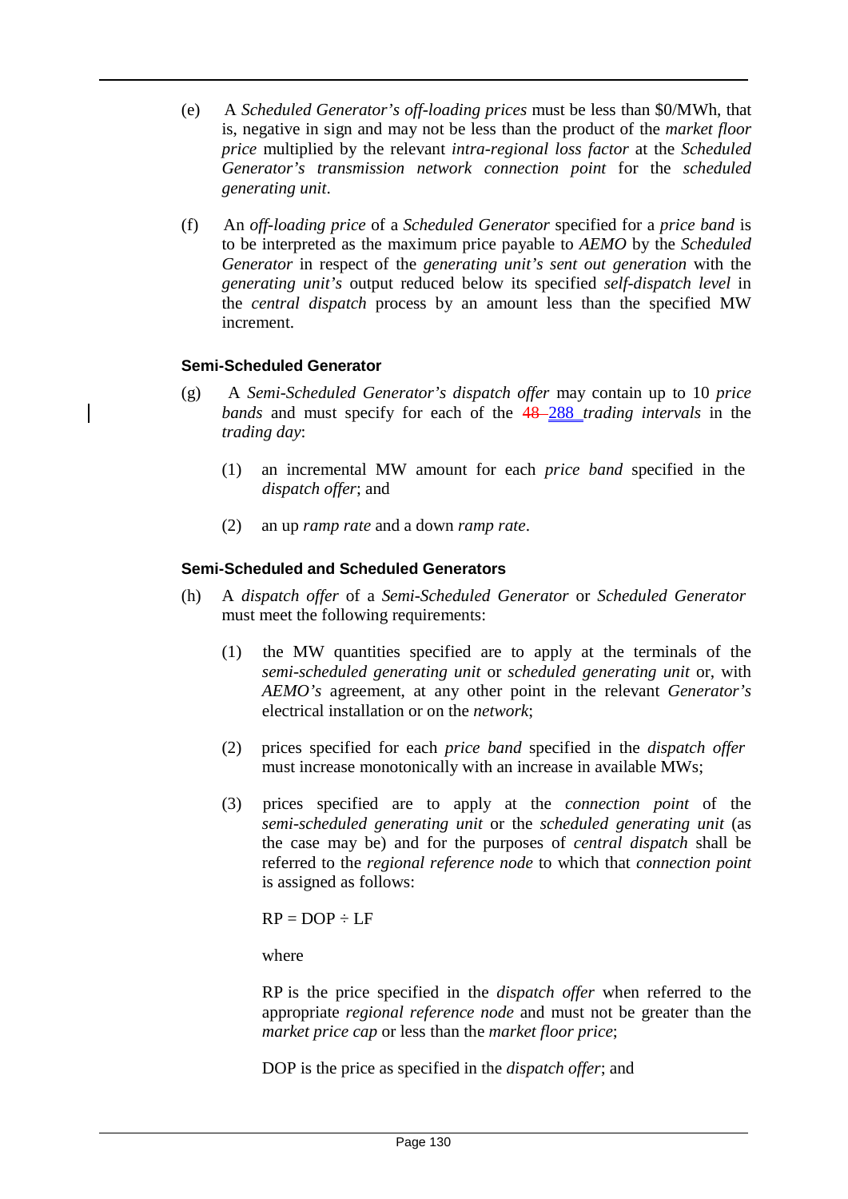(e) A *Scheduled Generator's off-loading prices* must be less than $0/MWh, that is, negative in sign and may not be less than the product of the *market floor price* multiplied by the relevant *intra-regional loss factor* at the *Scheduled Generator's transmission network connection point* for the *scheduled generating unit*.

(f) An *off-loading price* of a *Scheduled Generator* specified for a *price band* is to be interpreted as the maximum price payable to *AEMO* by the *Scheduled Generator* in respect of the *generating unit's sent out generation* with the *generating unit's* output reduced below its specified *self-dispatch level* in the *central dispatch* process by an amount less than the specified MW increment.

**Semi-Scheduled Generator**

(g) A *Semi-Scheduled Generator's dispatch offer* may contain up to 10 *price bands* and must specify for each of the ~~48~~ 288 *trading intervals* in the *trading day*:

(1) an incremental MW amount for each *price band* specified in the *dispatch offer*; and

(2) an up *ramp rate* and a down *ramp rate*.

**Semi-Scheduled and Scheduled Generators**

(h) A *dispatch offer* of a *Semi-Scheduled Generator* or *Scheduled Generator* must meet the following requirements:

(1) the MW quantities specified are to apply at the terminals of the *semi-scheduled generating unit* or *scheduled generating unit* or, with *AEMO's* agreement, at any other point in the relevant *Generator's* electrical installation or on the *network*;

(2) prices specified for each *price band* specified in the *dispatch offer* must increase monotonically with an increase in available MWs;

(3) prices specified are to apply at the *connection point* of the *semi-scheduled generating unit* or the *scheduled generating unit* (as the case may be) and for the purposes of *central dispatch* shall be referred to the *regional reference node* to which that *connection point* is assigned as follows:

$$RP = DOP \div LF$$

where

RP is the price specified in the *dispatch offer* when referred to the appropriate *regional reference node* and must not be greater than the *market price cap* or less than the *market floor price*;

DOP is the price as specified in the *dispatch offer*; and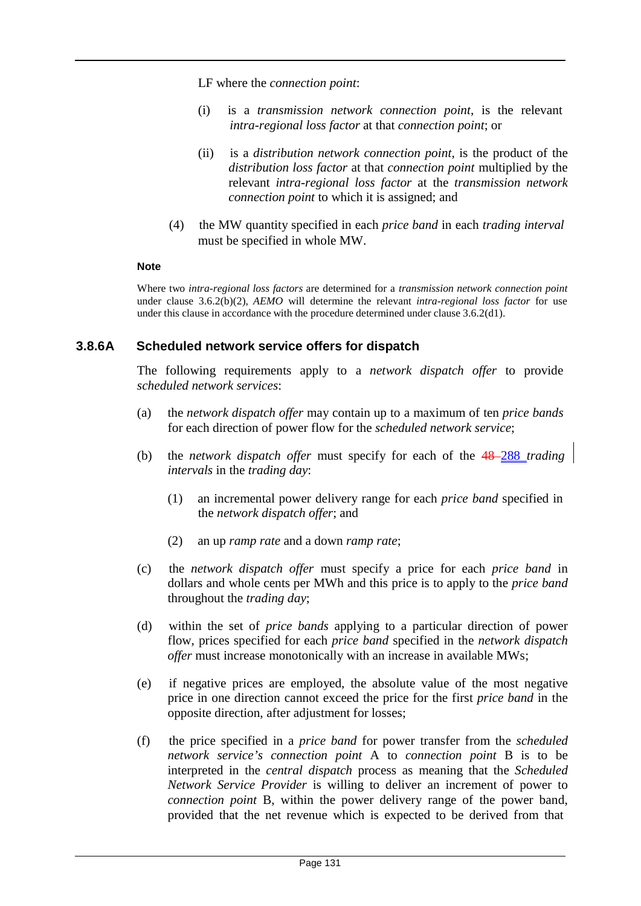LF where the *connection point*:

(i) is a *transmission network connection point*, is the relevant *intra-regional loss factor* at that *connection point*; or

(ii) is a *distribution network connection point*, is the product of the *distribution loss factor* at that *connection point* multiplied by the relevant *intra-regional loss factor* at the *transmission network connection point* to which it is assigned; and

(4) the MW quantity specified in each *price band* in each *trading interval* must be specified in whole MW.

**Note**

Where two *intra-regional loss factors* are determined for a *transmission network connection point* under clause 3.6.2(b)(2), *AEMO* will determine the relevant *intra-regional loss factor* for use under this clause in accordance with the procedure determined under clause 3.6.2(d1).

### 3.8.6A Scheduled network service offers for dispatch

The following requirements apply to a *network dispatch offer* to provide *scheduled network services*:

(a) the *network dispatch offer* may contain up to a maximum of ten *price bands* for each direction of power flow for the *scheduled network service*;

(b) the *network dispatch offer* must specify for each of the ~~48~~ 288 *trading intervals* in the *trading day*:

(1) an incremental power delivery range for each *price band* specified in the *network dispatch offer*; and

(2) an up *ramp rate* and a down *ramp rate*;

(c) the *network dispatch offer* must specify a price for each *price band* in dollars and whole cents per MWh and this price is to apply to the *price band* throughout the *trading day*;

(d) within the set of *price bands* applying to a particular direction of power flow, prices specified for each *price band* specified in the *network dispatch offer* must increase monotonically with an increase in available MWs;

(e) if negative prices are employed, the absolute value of the most negative price in one direction cannot exceed the price for the first *price band* in the opposite direction, after adjustment for losses;

(f) the price specified in a *price band* for power transfer from the *scheduled network service's connection point* A to *connection point* B is to be interpreted in the *central dispatch* process as meaning that the *Scheduled Network Service Provider* is willing to deliver an increment of power to *connection point* B, within the power delivery range of the power band, provided that the net revenue which is expected to be derived from that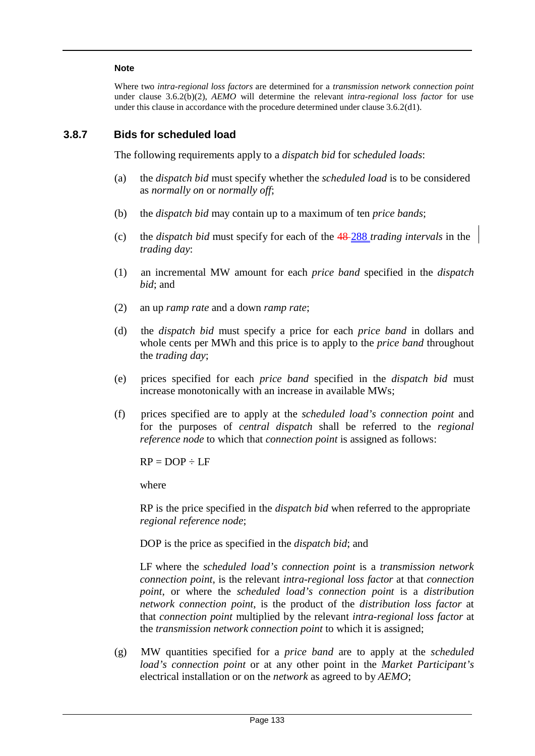**Note**

Where two *intra-regional loss factors* are determined for a *transmission network connection point* under clause 3.6.2(b)(2), *AEMO* will determine the relevant *intra-regional loss factor* for use under this clause in accordance with the procedure determined under clause 3.6.2(d1).

### 3.8.7 Bids for scheduled load

The following requirements apply to a *dispatch bid* for *scheduled loads*:

(a) the *dispatch bid* must specify whether the *scheduled load* is to be considered as *normally on* or *normally off*;

(b) the *dispatch bid* may contain up to a maximum of ten *price bands*;

(c) the *dispatch bid* must specify for each of the ~~48~~ 288 *trading intervals* in the *trading day*:

(1) an incremental MW amount for each *price band* specified in the *dispatch bid*; and

(2) an up *ramp rate* and a down *ramp rate*;

(d) the *dispatch bid* must specify a price for each *price band* in dollars and whole cents per MWh and this price is to apply to the *price band* throughout the *trading day*;

(e) prices specified for each *price band* specified in the *dispatch bid* must increase monotonically with an increase in available MWs;

(f) prices specified are to apply at the *scheduled load's connection point* and for the purposes of *central dispatch* shall be referred to the *regional reference node* to which that *connection point* is assigned as follows:

$RP = DOP \div LF$

where

RP is the price specified in the *dispatch bid* when referred to the appropriate *regional reference node*;

DOP is the price as specified in the *dispatch bid*; and

LF where the *scheduled load's connection point* is a *transmission network connection point*, is the relevant *intra-regional loss factor* at that *connection point*, or where the *scheduled load's connection point* is a *distribution network connection point*, is the product of the *distribution loss factor* at that *connection point* multiplied by the relevant *intra-regional loss factor* at the *transmission network connection point* to which it is assigned;

(g) MW quantities specified for a *price band* are to apply at the *scheduled load's connection point* or at any other point in the *Market Participant's* electrical installation or on the *network* as agreed to by *AEMO*;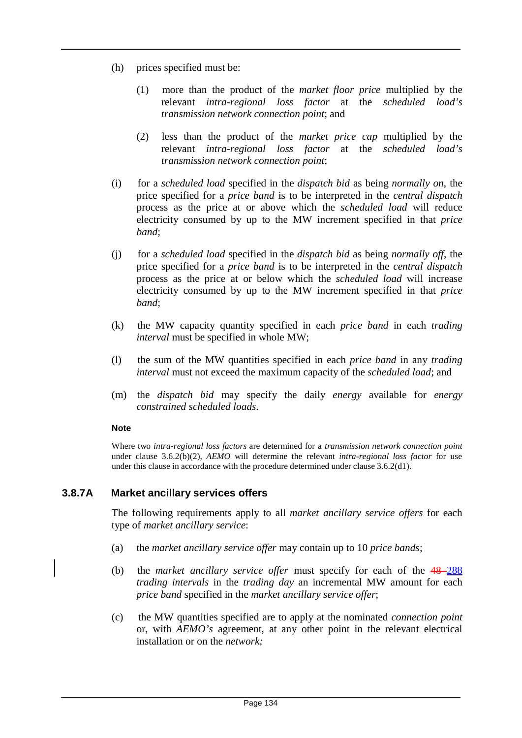(h) prices specified must be:

(1) more than the product of the *market floor price* multiplied by the relevant *intra-regional loss factor* at the *scheduled load's transmission network connection point*; and

(2) less than the product of the *market price cap* multiplied by the relevant *intra-regional loss factor* at the *scheduled load's transmission network connection point*;

(i) for a *scheduled load* specified in the *dispatch bid* as being *normally on*, the price specified for a *price band* is to be interpreted in the *central dispatch* process as the price at or above which the *scheduled load* will reduce electricity consumed by up to the MW increment specified in that *price band*;

(j) for a *scheduled load* specified in the *dispatch bid* as being *normally off*, the price specified for a *price band* is to be interpreted in the *central dispatch* process as the price at or below which the *scheduled load* will increase electricity consumed by up to the MW increment specified in that *price band*;

(k) the MW capacity quantity specified in each *price band* in each *trading interval* must be specified in whole MW;

(l) the sum of the MW quantities specified in each *price band* in any *trading interval* must not exceed the maximum capacity of the *scheduled load*; and

(m) the *dispatch bid* may specify the daily *energy* available for *energy constrained scheduled loads*.

**Note**

Where two *intra-regional loss factors* are determined for a *transmission network connection point* under clause 3.6.2(b)(2), *AEMO* will determine the relevant *intra-regional loss factor* for use under this clause in accordance with the procedure determined under clause 3.6.2(d1).

### 3.8.7A Market ancillary services offers

The following requirements apply to all *market ancillary service offers* for each type of *market ancillary service*:

(a) the *market ancillary service offer* may contain up to 10 *price bands*;

(b) the *market ancillary service offer* must specify for each of the ~~48~~ 288 *trading intervals* in the *trading day* an incremental MW amount for each *price band* specified in the *market ancillary service offer*;

(c) the MW quantities specified are to apply at the nominated *connection point* or, with *AEMO's* agreement, at any other point in the relevant electrical installation or on the *network;*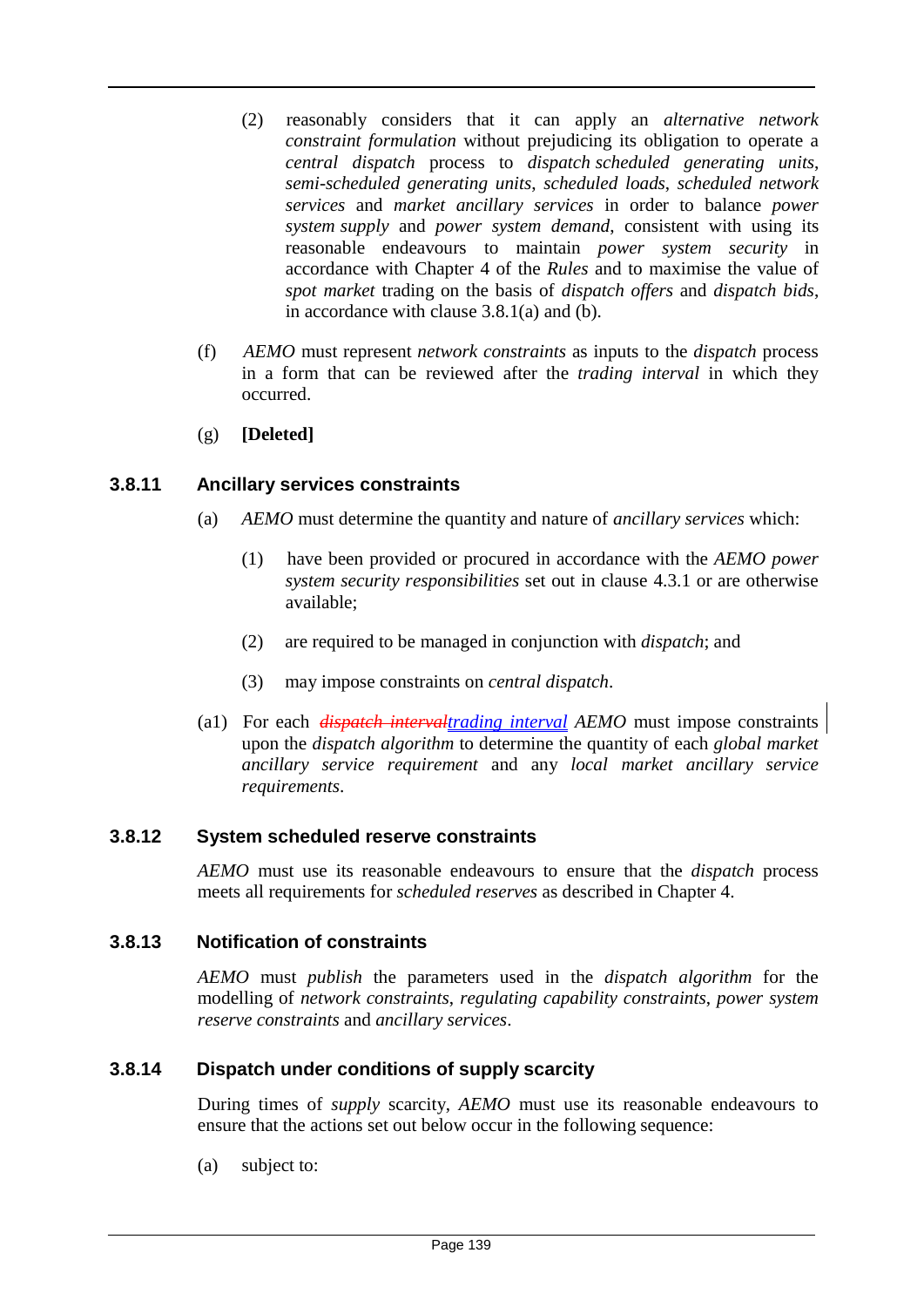(2) reasonably considers that it can apply an *alternative network constraint formulation* without prejudicing its obligation to operate a *central dispatch* process to *dispatch scheduled generating units*, *semi-scheduled generating units*, *scheduled loads*, *scheduled network services* and *market ancillary services* in order to balance *power system supply* and *power system demand*, consistent with using its reasonable endeavours to maintain *power system security* in accordance with Chapter 4 of the *Rules* and to maximise the value of *spot market* trading on the basis of *dispatch offers* and *dispatch bids*, in accordance with clause 3.8.1(a) and (b).

(f) *AEMO* must represent *network constraints* as inputs to the *dispatch* process in a form that can be reviewed after the *trading interval* in which they occurred.

(g) **[Deleted]**

### 3.8.11 Ancillary services constraints

(a) *AEMO* must determine the quantity and nature of *ancillary services* which:

(1) have been provided or procured in accordance with the *AEMO power system security responsibilities* set out in clause 4.3.1 or are otherwise available;

(2) are required to be managed in conjunction with *dispatch*; and

(3) may impose constraints on *central dispatch*.

(a1) For each ~~*dispatch interval*~~*trading interval* *AEMO* must impose constraints upon the *dispatch algorithm* to determine the quantity of each *global market ancillary service requirement* and any *local market ancillary service requirements*.

### 3.8.12 System scheduled reserve constraints

*AEMO* must use its reasonable endeavours to ensure that the *dispatch* process meets all requirements for *scheduled reserves* as described in Chapter 4.

### 3.8.13 Notification of constraints

*AEMO* must *publish* the parameters used in the *dispatch algorithm* for the modelling of *network constraints*, *regulating capability constraints*, *power system reserve constraints* and *ancillary services*.

### 3.8.14 Dispatch under conditions of supply scarcity

During times of *supply* scarcity, *AEMO* must use its reasonable endeavours to ensure that the actions set out below occur in the following sequence:

(a) subject to: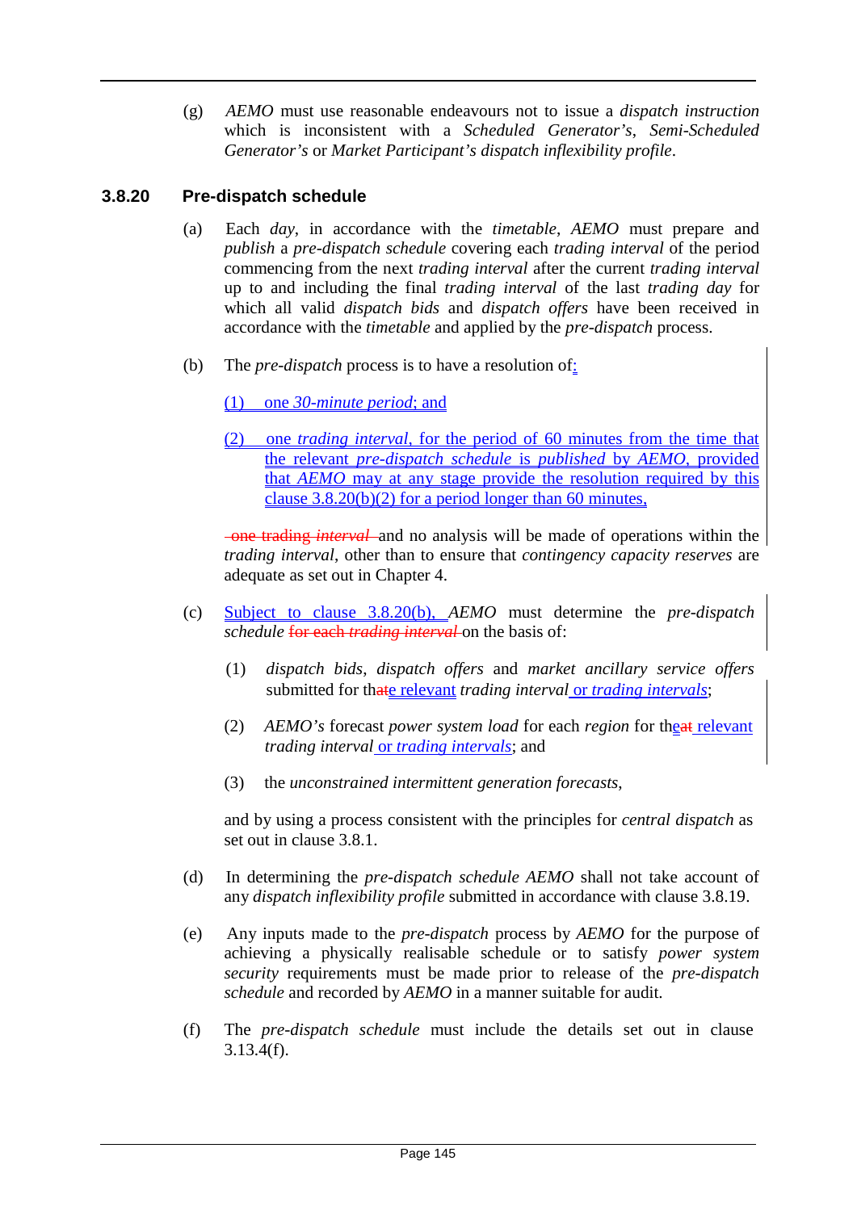(g) *AEMO* must use reasonable endeavours not to issue a *dispatch instruction* which is inconsistent with a *Scheduled Generator's*, *Semi-Scheduled Generator's* or *Market Participant's dispatch inflexibility profile*.

### 3.8.20 Pre-dispatch schedule

(a) Each *day*, in accordance with the *timetable*, *AEMO* must prepare and *publish* a *pre-dispatch schedule* covering each *trading interval* of the period commencing from the next *trading interval* after the current *trading interval* up to and including the final *trading interval* of the last *trading day* for which all valid *dispatch bids* and *dispatch offers* have been received in accordance with the *timetable* and applied by the *pre-dispatch* process.

(b) The *pre-dispatch* process is to have a resolution of:

(1) one *30-minute period*; and

(2) one *trading interval*, for the period of 60 minutes from the time that the relevant *pre-dispatch schedule* is *published* by *AEMO*, provided that *AEMO* may at any stage provide the resolution required by this clause 3.8.20(b)(2) for a period longer than 60 minutes,

~~one trading *interval*~~ and no analysis will be made of operations within the *trading interval*, other than to ensure that *contingency capacity reserves* are adequate as set out in Chapter 4.

(c) Subject to clause 3.8.20(b), *AEMO* must determine the *pre-dispatch schedule* ~~for each *trading interval*~~ on the basis of:

(1) *dispatch bids*, *dispatch offers* and *market ancillary service offers* submitted for th~~at~~e relevant *trading interval* or *trading intervals*;

(2) *AEMO's* forecast *power system load* for each *region* for th~~at~~e relevant *trading interval* or *trading intervals*; and

(3) the *unconstrained intermittent generation forecasts*,

and by using a process consistent with the principles for *central dispatch* as set out in clause 3.8.1.

(d) In determining the *pre-dispatch schedule AEMO* shall not take account of any *dispatch inflexibility profile* submitted in accordance with clause 3.8.19.

(e) Any inputs made to the *pre-dispatch* process by *AEMO* for the purpose of achieving a physically realisable schedule or to satisfy *power system security* requirements must be made prior to release of the *pre-dispatch schedule* and recorded by *AEMO* in a manner suitable for audit.

(f) The *pre-dispatch schedule* must include the details set out in clause 3.13.4(f).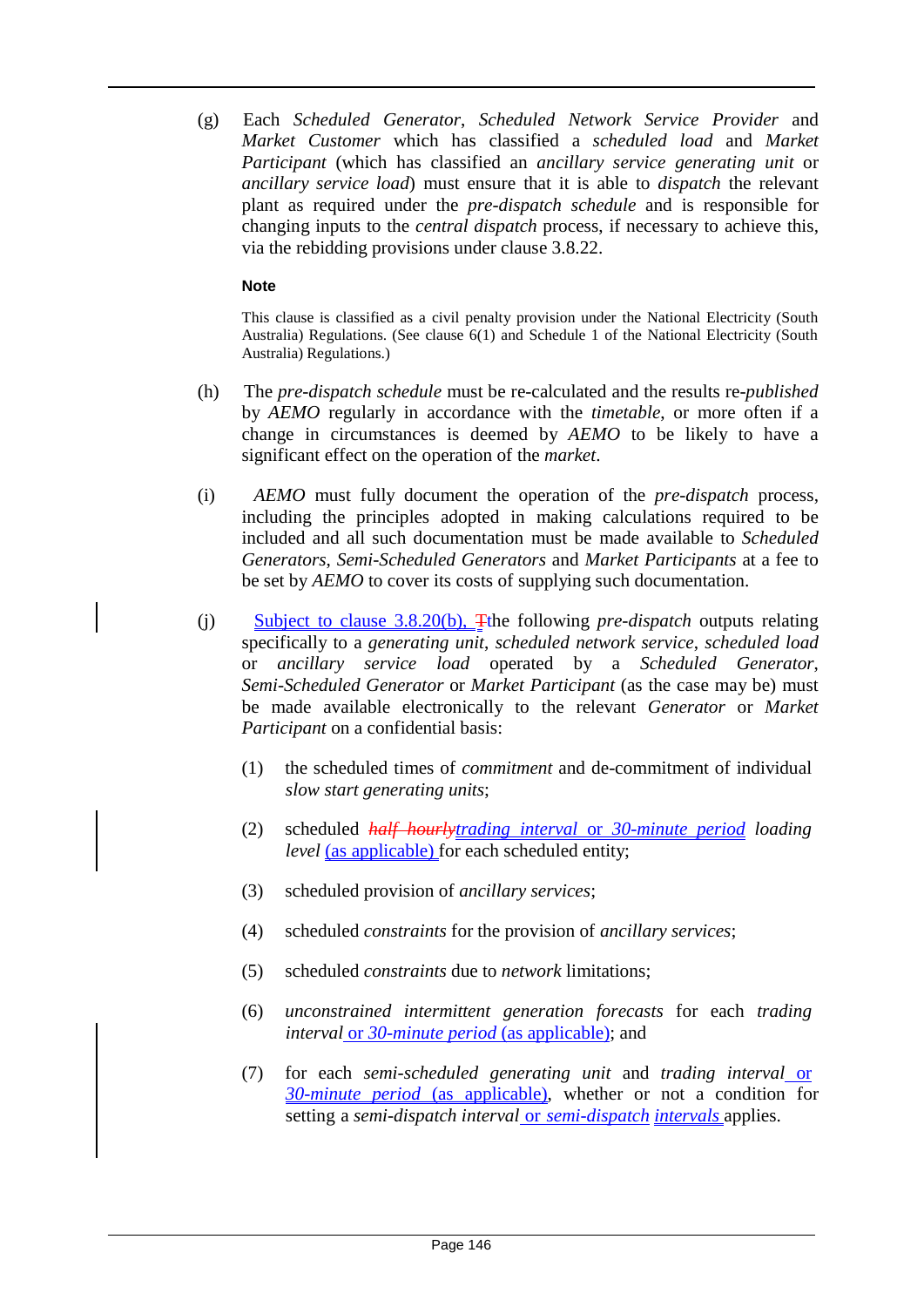(g) Each *Scheduled Generator*, *Scheduled Network Service Provider* and *Market Customer* which has classified a *scheduled load* and *Market Participant* (which has classified an *ancillary service generating unit* or *ancillary service load*) must ensure that it is able to *dispatch* the relevant plant as required under the *pre-dispatch schedule* and is responsible for changing inputs to the *central dispatch* process, if necessary to achieve this, via the rebidding provisions under clause 3.8.22.

**Note**

This clause is classified as a civil penalty provision under the National Electricity (South Australia) Regulations. (See clause 6(1) and Schedule 1 of the National Electricity (South Australia) Regulations.)

(h) The *pre-dispatch schedule* must be re-calculated and the results re-*published* by *AEMO* regularly in accordance with the *timetable*, or more often if a change in circumstances is deemed by *AEMO* to be likely to have a significant effect on the operation of the *market*.

(i) *AEMO* must fully document the operation of the *pre-dispatch* process, including the principles adopted in making calculations required to be included and all such documentation must be made available to *Scheduled Generators*, *Semi-Scheduled Generators* and *Market Participants* at a fee to be set by *AEMO* to cover its costs of supplying such documentation.

(j) Subject to clause 3.8.20(b), ~~T~~the following *pre-dispatch* outputs relating specifically to a *generating unit*, *scheduled network service*, *scheduled load* or *ancillary service load* operated by a *Scheduled Generator*, *Semi-Scheduled Generator* or *Market Participant* (as the case may be) must be made available electronically to the relevant *Generator* or *Market Participant* on a confidential basis:

(1) the scheduled times of *commitment* and de-commitment of individual *slow start generating units*;

(2) scheduled ~~*half hourly*~~*trading interval* or *30-minute period* *loading level* (as applicable) for each scheduled entity;

(3) scheduled provision of *ancillary services*;

(4) scheduled *constraints* for the provision of *ancillary services*;

(5) scheduled *constraints* due to *network* limitations;

(6) *unconstrained intermittent generation forecasts* for each *trading interval* or *30-minute period* (as applicable); and

(7) for each *semi-scheduled generating unit* and *trading interval* or *30-minute period* (as applicable), whether or not a condition for setting a *semi-dispatch interval* or *semi-dispatch intervals* applies.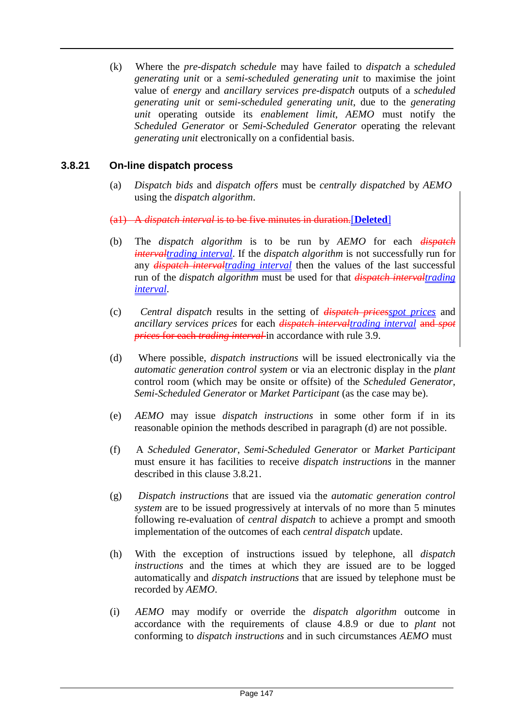(k) Where the *pre-dispatch schedule* may have failed to *dispatch* a *scheduled generating unit* or a *semi-scheduled generating unit* to maximise the joint value of *energy* and *ancillary services pre-dispatch* outputs of a *scheduled generating unit* or *semi-scheduled generating unit*, due to the *generating unit* operating outside its *enablement limit*, *AEMO* must notify the *Scheduled Generator* or *Semi-Scheduled Generator* operating the relevant *generating unit* electronically on a confidential basis.

### 3.8.21 On-line dispatch process

(a) *Dispatch bids* and *dispatch offers* must be *centrally dispatched* by *AEMO* using the *dispatch algorithm*.

~~(a1) A *dispatch interval* is to be five minutes in duration.~~**[Deleted]**

(b) The *dispatch algorithm* is to be run by *AEMO* for each ~~*dispatch interval*~~*trading interval*. If the *dispatch algorithm* is not successfully run for any ~~*dispatch interval*~~*trading interval* then the values of the last successful run of the *dispatch algorithm* must be used for that ~~*dispatch interval*~~*trading interval*.

(c) *Central dispatch* results in the setting of ~~*dispatch prices*~~*spot prices* and *ancillary services prices* for each ~~*dispatch interval*~~*trading interval* ~~and *spot prices* for each *trading interval*~~ in accordance with rule 3.9.

(d) Where possible, *dispatch instructions* will be issued electronically via the *automatic generation control system* or via an electronic display in the *plant* control room (which may be onsite or offsite) of the *Scheduled Generator*, *Semi-Scheduled Generator* or *Market Participant* (as the case may be).

(e) *AEMO* may issue *dispatch instructions* in some other form if in its reasonable opinion the methods described in paragraph (d) are not possible.

(f) A *Scheduled Generator*, *Semi-Scheduled Generator* or *Market Participant* must ensure it has facilities to receive *dispatch instructions* in the manner described in this clause 3.8.21.

(g) *Dispatch instructions* that are issued via the *automatic generation control system* are to be issued progressively at intervals of no more than 5 minutes following re-evaluation of *central dispatch* to achieve a prompt and smooth implementation of the outcomes of each *central dispatch* update.

(h) With the exception of instructions issued by telephone, all *dispatch instructions* and the times at which they are issued are to be logged automatically and *dispatch instructions* that are issued by telephone must be recorded by *AEMO*.

(i) *AEMO* may modify or override the *dispatch algorithm* outcome in accordance with the requirements of clause 4.8.9 or due to *plant* not conforming to *dispatch instructions* and in such circumstances *AEMO* must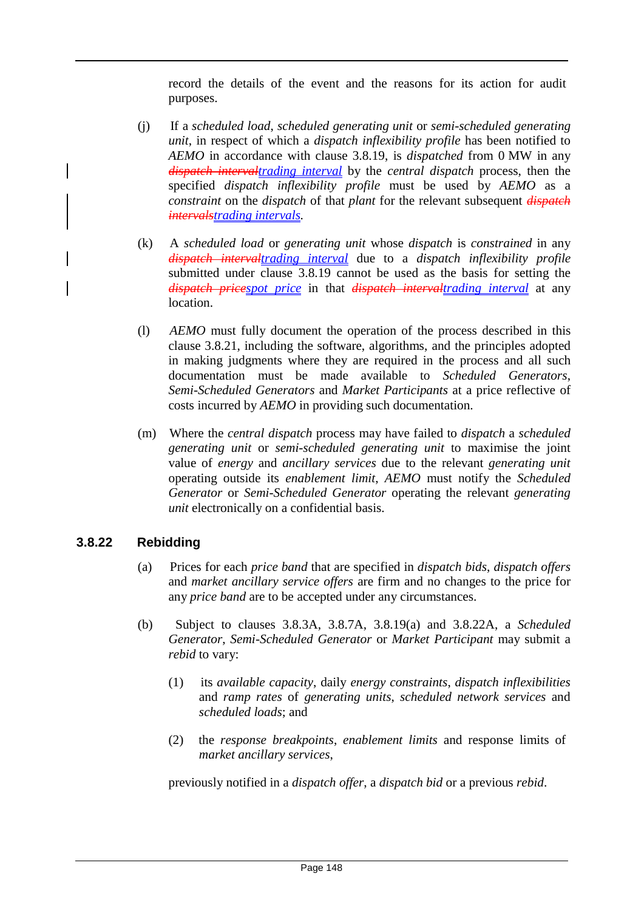record the details of the event and the reasons for its action for audit purposes.

(j) If a *scheduled load*, *scheduled generating unit* or *semi-scheduled generating unit*, in respect of which a *dispatch inflexibility profile* has been notified to *AEMO* in accordance with clause 3.8.19, is *dispatched* from 0 MW in any ~~*dispatch interval*~~<u>*trading interval*</u> by the *central dispatch* process, then the specified *dispatch inflexibility profile* must be used by *AEMO* as a *constraint* on the *dispatch* of that *plant* for the relevant subsequent ~~*dispatch intervals*~~<u>*trading intervals*</u>.

(k) A *scheduled load* or *generating unit* whose *dispatch* is *constrained* in any ~~*dispatch interval*~~<u>*trading interval*</u> due to a *dispatch inflexibility profile* submitted under clause 3.8.19 cannot be used as the basis for setting the ~~*dispatch price*~~<u>*spot price*</u> in that ~~*dispatch interval*~~<u>*trading interval*</u> at any location.

(l) *AEMO* must fully document the operation of the process described in this clause 3.8.21, including the software, algorithms, and the principles adopted in making judgments where they are required in the process and all such documentation must be made available to *Scheduled Generators*, *Semi-Scheduled Generators* and *Market Participants* at a price reflective of costs incurred by *AEMO* in providing such documentation.

(m) Where the *central dispatch* process may have failed to *dispatch* a *scheduled generating unit* or *semi-scheduled generating unit* to maximise the joint value of *energy* and *ancillary services* due to the relevant *generating unit* operating outside its *enablement limit*, *AEMO* must notify the *Scheduled Generator* or *Semi-Scheduled Generator* operating the relevant *generating unit* electronically on a confidential basis.

### 3.8.22 Rebidding

(a) Prices for each *price band* that are specified in *dispatch bids*, *dispatch offers* and *market ancillary service offers* are firm and no changes to the price for any *price band* are to be accepted under any circumstances.

(b) Subject to clauses 3.8.3A, 3.8.7A, 3.8.19(a) and 3.8.22A, a *Scheduled Generator*, *Semi-Scheduled Generator* or *Market Participant* may submit a *rebid* to vary:

(1) its *available capacity*, daily *energy constraints*, *dispatch inflexibilities* and *ramp rates* of *generating units*, *scheduled network services* and *scheduled loads*; and

(2) the *response breakpoints*, *enablement limits* and response limits of *market ancillary services*,

previously notified in a *dispatch offer*, a *dispatch bid* or a previous *rebid*.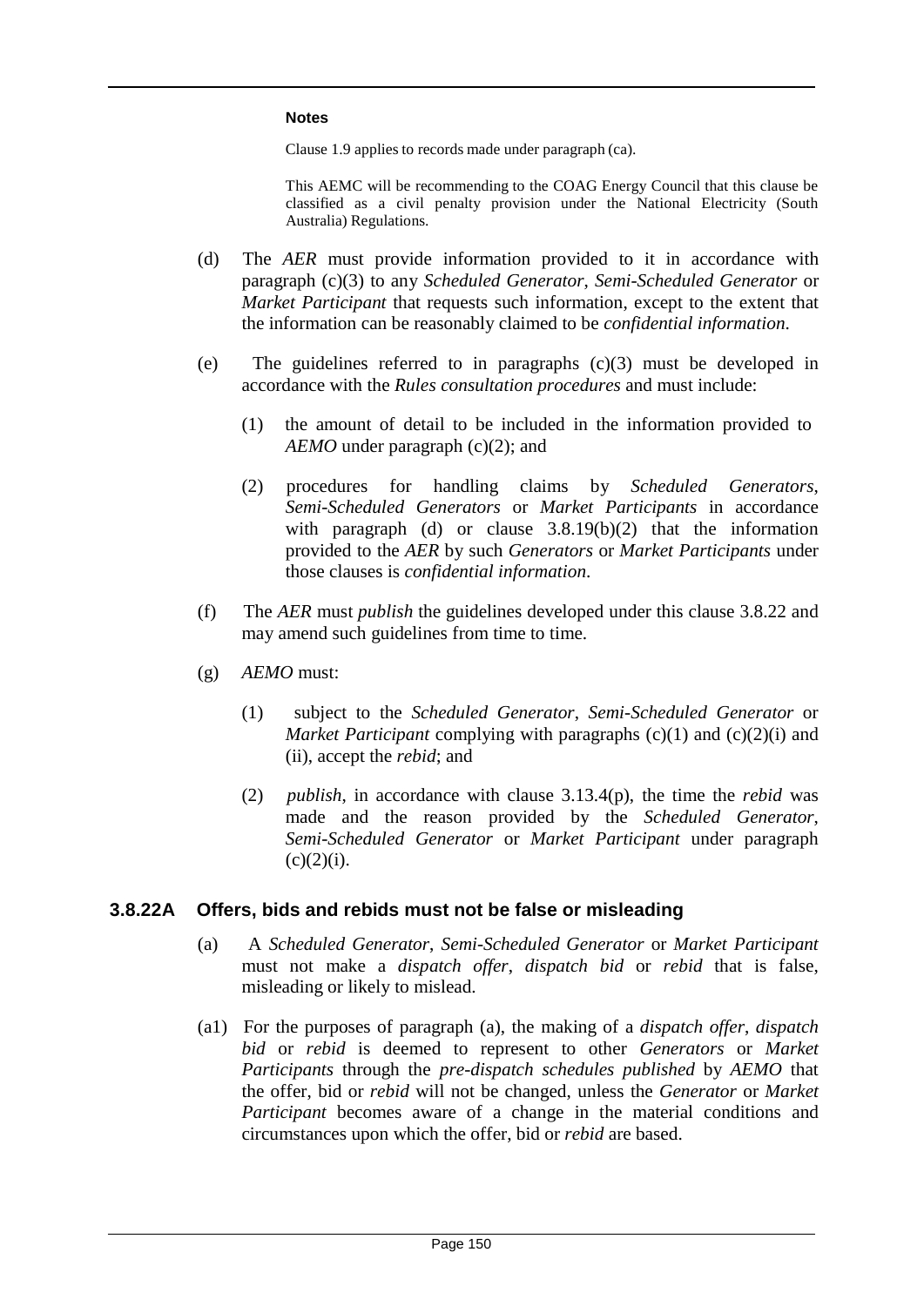**Notes**

Clause 1.9 applies to records made under paragraph (ca).

This AEMC will be recommending to the COAG Energy Council that this clause be classified as a civil penalty provision under the National Electricity (South Australia) Regulations.

(d) The *AER* must provide information provided to it in accordance with paragraph (c)(3) to any *Scheduled Generator*, *Semi-Scheduled Generator* or *Market Participant* that requests such information, except to the extent that the information can be reasonably claimed to be *confidential information*.

(e) The guidelines referred to in paragraphs (c)(3) must be developed in accordance with the *Rules consultation procedures* and must include:

(1) the amount of detail to be included in the information provided to *AEMO* under paragraph (c)(2); and

(2) procedures for handling claims by *Scheduled Generators*, *Semi-Scheduled Generators* or *Market Participants* in accordance with paragraph (d) or clause 3.8.19(b)(2) that the information provided to the *AER* by such *Generators* or *Market Participants* under those clauses is *confidential information*.

(f) The *AER* must *publish* the guidelines developed under this clause 3.8.22 and may amend such guidelines from time to time.

(g) *AEMO* must:

(1) subject to the *Scheduled Generator*, *Semi-Scheduled Generator* or *Market Participant* complying with paragraphs (c)(1) and (c)(2)(i) and (ii), accept the *rebid*; and

(2) *publish*, in accordance with clause 3.13.4(p), the time the *rebid* was made and the reason provided by the *Scheduled Generator*, *Semi-Scheduled Generator* or *Market Participant* under paragraph (c)(2)(i).

### 3.8.22A Offers, bids and rebids must not be false or misleading

(a) A *Scheduled Generator*, *Semi-Scheduled Generator* or *Market Participant* must not make a *dispatch offer*, *dispatch bid* or *rebid* that is false, misleading or likely to mislead.

(a1) For the purposes of paragraph (a), the making of a *dispatch offer*, *dispatch bid* or *rebid* is deemed to represent to other *Generators* or *Market Participants* through the *pre-dispatch schedules published* by *AEMO* that the offer, bid or *rebid* will not be changed, unless the *Generator* or *Market Participant* becomes aware of a change in the material conditions and circumstances upon which the offer, bid or *rebid* are based.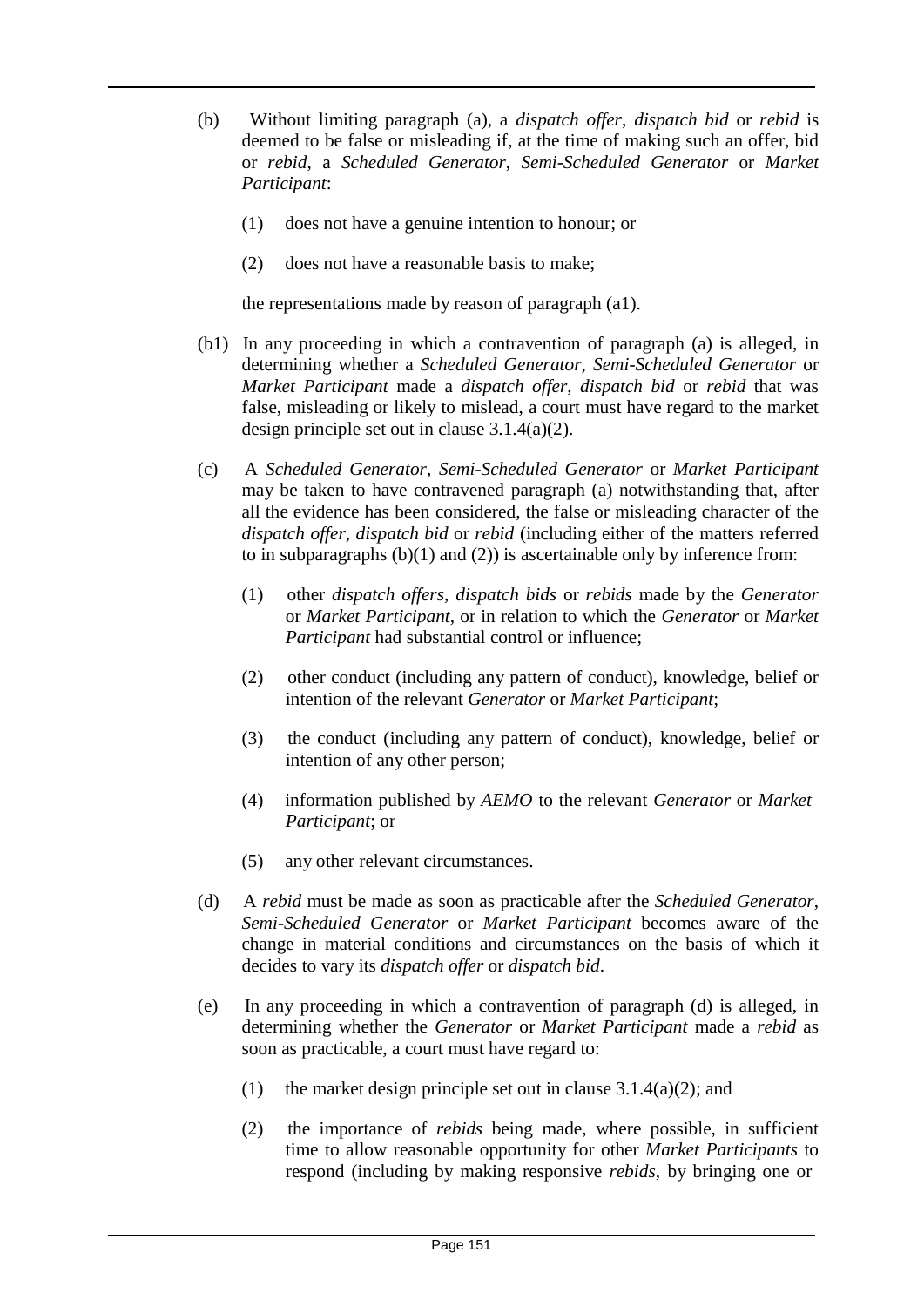(b) Without limiting paragraph (a), a *dispatch offer*, *dispatch bid* or *rebid* is deemed to be false or misleading if, at the time of making such an offer, bid or *rebid*, a *Scheduled Generator*, *Semi-Scheduled Generator* or *Market Participant*:

(1) does not have a genuine intention to honour; or

(2) does not have a reasonable basis to make;

the representations made by reason of paragraph (a1).

(b1) In any proceeding in which a contravention of paragraph (a) is alleged, in determining whether a *Scheduled Generator*, *Semi-Scheduled Generator* or *Market Participant* made a *dispatch offer*, *dispatch bid* or *rebid* that was false, misleading or likely to mislead, a court must have regard to the market design principle set out in clause 3.1.4(a)(2).

(c) A *Scheduled Generator*, *Semi-Scheduled Generator* or *Market Participant* may be taken to have contravened paragraph (a) notwithstanding that, after all the evidence has been considered, the false or misleading character of the *dispatch offer*, *dispatch bid* or *rebid* (including either of the matters referred to in subparagraphs (b)(1) and (2)) is ascertainable only by inference from:

(1) other *dispatch offers*, *dispatch bids* or *rebids* made by the *Generator* or *Market Participant*, or in relation to which the *Generator* or *Market Participant* had substantial control or influence;

(2) other conduct (including any pattern of conduct), knowledge, belief or intention of the relevant *Generator* or *Market Participant*;

(3) the conduct (including any pattern of conduct), knowledge, belief or intention of any other person;

(4) information published by *AEMO* to the relevant *Generator* or *Market Participant*; or

(5) any other relevant circumstances.

(d) A *rebid* must be made as soon as practicable after the *Scheduled Generator*, *Semi-Scheduled Generator* or *Market Participant* becomes aware of the change in material conditions and circumstances on the basis of which it decides to vary its *dispatch offer* or *dispatch bid*.

(e) In any proceeding in which a contravention of paragraph (d) is alleged, in determining whether the *Generator* or *Market Participant* made a *rebid* as soon as practicable, a court must have regard to:

(1) the market design principle set out in clause 3.1.4(a)(2); and

(2) the importance of *rebids* being made, where possible, in sufficient time to allow reasonable opportunity for other *Market Participants* to respond (including by making responsive *rebids*, by bringing one or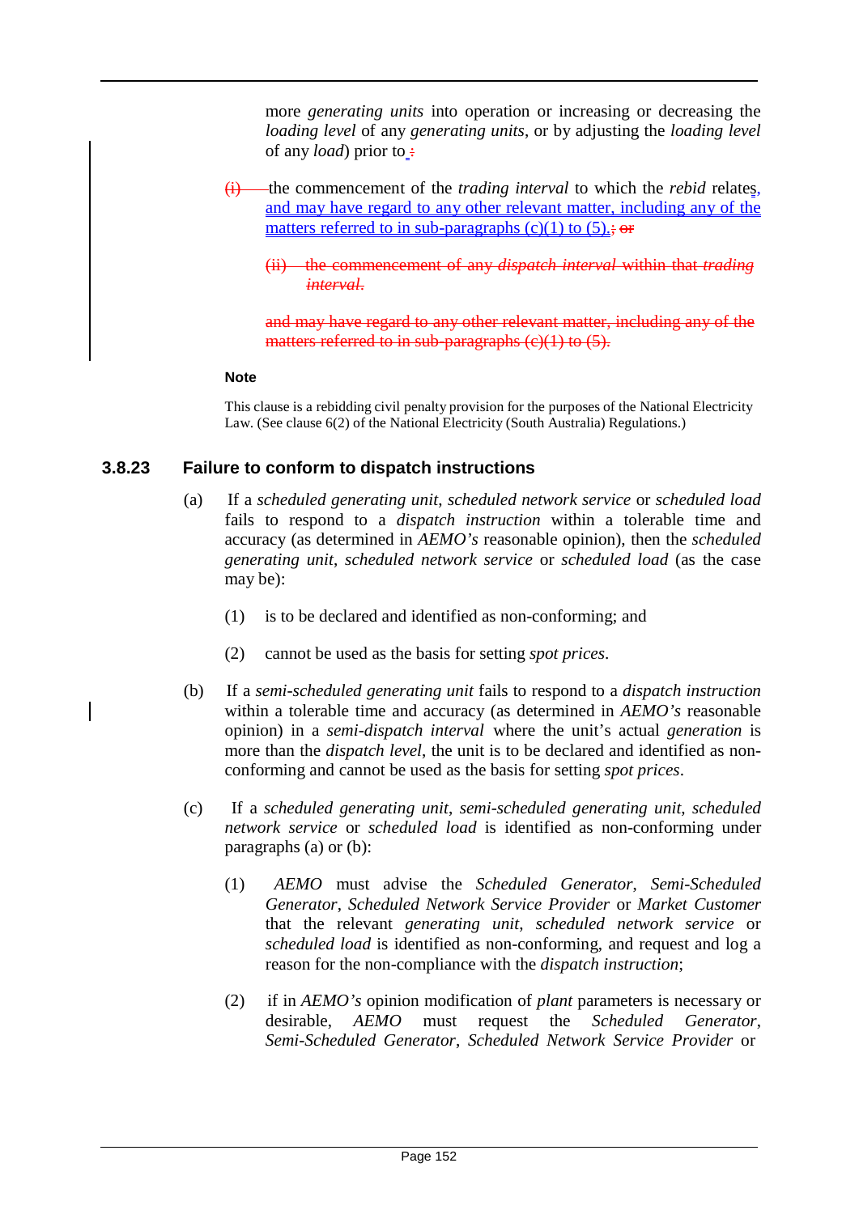more *generating units* into operation or increasing or decreasing the *loading level* of any *generating units*, or by adjusting the *loading level* of any *load*) prior to ~~:~~

~~(i)~~ the commencement of the *trading interval* to which the *rebid* relates, and may have regard to any other relevant matter, including any of the matters referred to in sub-paragraphs (c)(1) to (5).~~; or~~

~~(ii) the commencement of any *dispatch interval* within that *trading interval*.~~

~~and may have regard to any other relevant matter, including any of the matters referred to in sub-paragraphs (c)(1) to (5).~~

**Note**

This clause is a rebidding civil penalty provision for the purposes of the National Electricity Law. (See clause 6(2) of the National Electricity (South Australia) Regulations.)

### 3.8.23 Failure to conform to dispatch instructions

(a) If a *scheduled generating unit*, *scheduled network service* or *scheduled load* fails to respond to a *dispatch instruction* within a tolerable time and accuracy (as determined in *AEMO's* reasonable opinion), then the *scheduled generating unit*, *scheduled network service* or *scheduled load* (as the case may be):

(1) is to be declared and identified as non-conforming; and

(2) cannot be used as the basis for setting *spot prices*.

(b) If a *semi-scheduled generating unit* fails to respond to a *dispatch instruction* within a tolerable time and accuracy (as determined in *AEMO's* reasonable opinion) in a *semi-dispatch interval* where the unit's actual *generation* is more than the *dispatch level*, the unit is to be declared and identified as non-conforming and cannot be used as the basis for setting *spot prices*.

(c) If a *scheduled generating unit*, *semi-scheduled generating unit*, *scheduled network service* or *scheduled load* is identified as non-conforming under paragraphs (a) or (b):

(1) *AEMO* must advise the *Scheduled Generator*, *Semi-Scheduled Generator*, *Scheduled Network Service Provider* or *Market Customer* that the relevant *generating unit*, *scheduled network service* or *scheduled load* is identified as non-conforming, and request and log a reason for the non-compliance with the *dispatch instruction*;

(2) if in *AEMO's* opinion modification of *plant* parameters is necessary or desirable, *AEMO* must request the *Scheduled Generator*, *Semi-Scheduled Generator*, *Scheduled Network Service Provider* or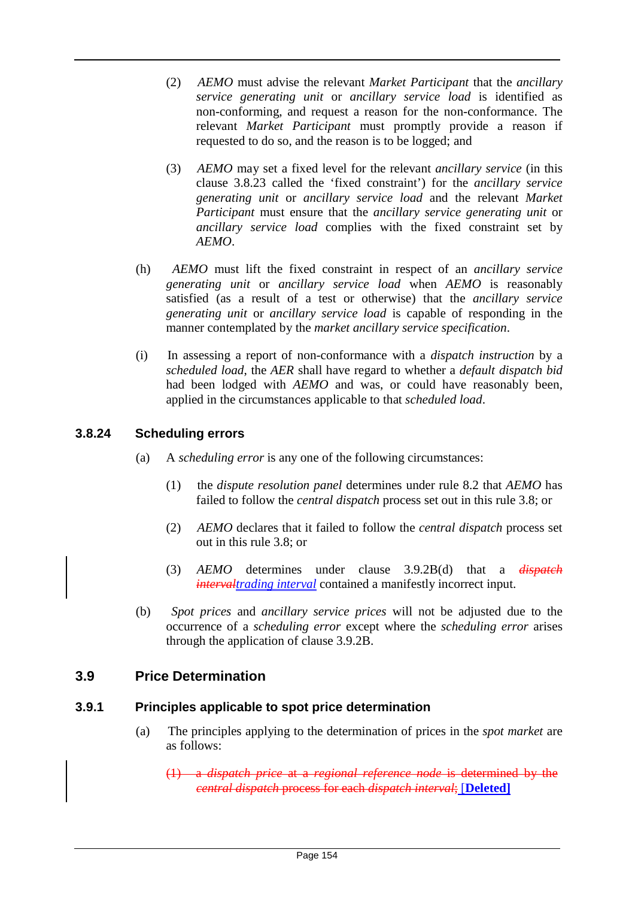(2) *AEMO* must advise the relevant *Market Participant* that the *ancillary service generating unit* or *ancillary service load* is identified as non-conforming, and request a reason for the non-conformance. The relevant *Market Participant* must promptly provide a reason if requested to do so, and the reason is to be logged; and

(3) *AEMO* may set a fixed level for the relevant *ancillary service* (in this clause 3.8.23 called the 'fixed constraint') for the *ancillary service generating unit* or *ancillary service load* and the relevant *Market Participant* must ensure that the *ancillary service generating unit* or *ancillary service load* complies with the fixed constraint set by *AEMO*.

(h) *AEMO* must lift the fixed constraint in respect of an *ancillary service generating unit* or *ancillary service load* when *AEMO* is reasonably satisfied (as a result of a test or otherwise) that the *ancillary service generating unit* or *ancillary service load* is capable of responding in the manner contemplated by the *market ancillary service specification*.

(i) In assessing a report of non-conformance with a *dispatch instruction* by a *scheduled load*, the *AER* shall have regard to whether a *default dispatch bid* had been lodged with *AEMO* and was, or could have reasonably been, applied in the circumstances applicable to that *scheduled load*.

### 3.8.24 Scheduling errors

(a) A *scheduling error* is any one of the following circumstances:

(1) the *dispute resolution panel* determines under rule 8.2 that *AEMO* has failed to follow the *central dispatch* process set out in this rule 3.8; or

(2) *AEMO* declares that it failed to follow the *central dispatch* process set out in this rule 3.8; or

(3) *AEMO* determines under clause 3.9.2B(d) that a ~~*dispatch interval*~~*trading interval* contained a manifestly incorrect input.

(b) *Spot prices* and *ancillary service prices* will not be adjusted due to the occurrence of a *scheduling error* except where the *scheduling error* arises through the application of clause 3.9.2B.

## 3.9 Price Determination

### 3.9.1 Principles applicable to spot price determination

(a) The principles applying to the determination of prices in the *spot market* are as follows:

~~(1) a *dispatch price* at a *regional reference node* is determined by the *central dispatch* process for each *dispatch interval*;~~ **[Deleted]**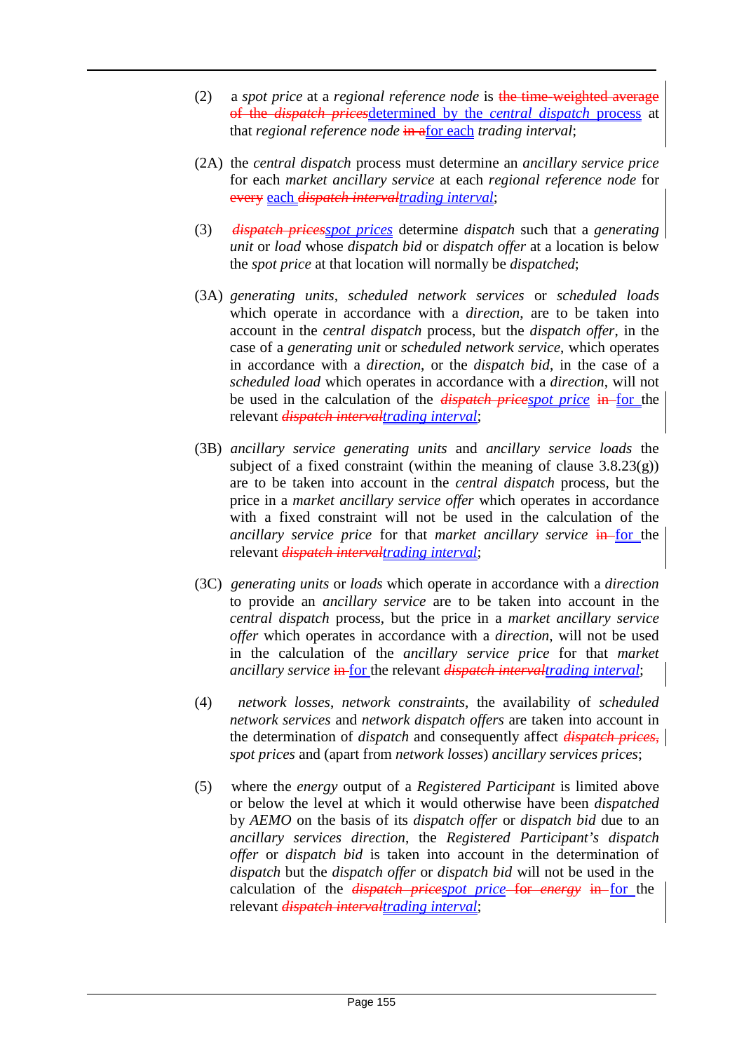(2) a *spot price* at a *regional reference node* is ~~the time-weighted average of the *dispatch prices*~~determined by the *central dispatch* process at that *regional reference node* ~~in a~~for each *trading interval*;

(2A) the *central dispatch* process must determine an *ancillary service price* for each *market ancillary service* at each *regional reference node* for ~~every~~ each ~~*dispatch interval*~~*trading interval*;

(3) ~~*dispatch prices*~~*spot prices* determine *dispatch* such that a *generating unit* or *load* whose *dispatch bid* or *dispatch offer* at a location is below the *spot price* at that location will normally be *dispatched*;

(3A) *generating units*, *scheduled network services* or *scheduled loads* which operate in accordance with a *direction*, are to be taken into account in the *central dispatch* process, but the *dispatch offer*, in the case of a *generating unit* or *scheduled network service*, which operates in accordance with a *direction*, or the *dispatch bid*, in the case of a *scheduled load* which operates in accordance with a *direction*, will not be used in the calculation of the ~~*dispatch price*~~*spot price* ~~in~~ for the relevant ~~*dispatch interval*~~*trading interval*;

(3B) *ancillary service generating units* and *ancillary service loads* the subject of a fixed constraint (within the meaning of clause 3.8.23(g)) are to be taken into account in the *central dispatch* process, but the price in a *market ancillary service offer* which operates in accordance with a fixed constraint will not be used in the calculation of the *ancillary service price* for that *market ancillary service* ~~in~~ for the relevant ~~*dispatch interval*~~*trading interval*;

(3C) *generating units* or *loads* which operate in accordance with a *direction* to provide an *ancillary service* are to be taken into account in the *central dispatch* process, but the price in a *market ancillary service offer* which operates in accordance with a *direction*, will not be used in the calculation of the *ancillary service price* for that *market ancillary service* ~~in~~ for the relevant ~~*dispatch interval*~~*trading interval*;

(4) *network losses*, *network constraints*, the availability of *scheduled network services* and *network dispatch offers* are taken into account in the determination of *dispatch* and consequently affect ~~*dispatch prices*,~~ *spot prices* and (apart from *network losses*) *ancillary services prices*;

(5) where the *energy* output of a *Registered Participant* is limited above or below the level at which it would otherwise have been *dispatched* by *AEMO* on the basis of its *dispatch offer* or *dispatch bid* due to an *ancillary services direction*, the *Registered Participant's dispatch offer* or *dispatch bid* is taken into account in the determination of *dispatch* but the *dispatch offer* or *dispatch bid* will not be used in the calculation of the ~~*dispatch price*~~*spot price* ~~for *energy*~~ ~~in~~ for the relevant ~~*dispatch interval*~~*trading interval*;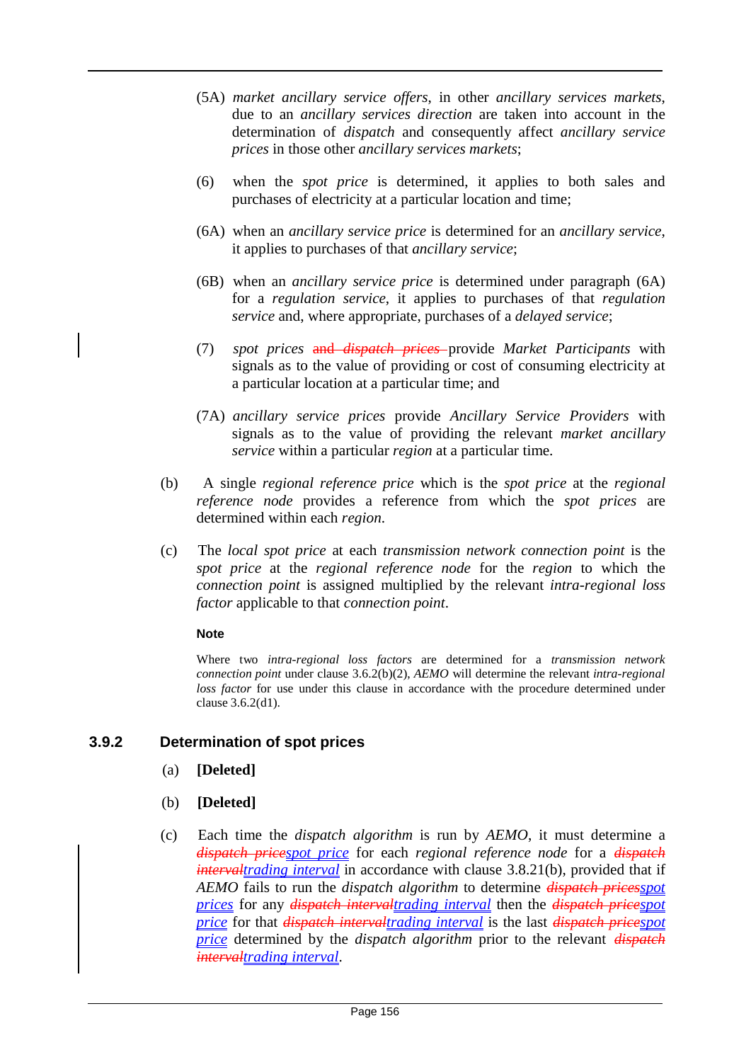(5A) *market ancillary service offers*, in other *ancillary services markets*, due to an *ancillary services direction* are taken into account in the determination of *dispatch* and consequently affect *ancillary service prices* in those other *ancillary services markets*;

(6) when the *spot price* is determined, it applies to both sales and purchases of electricity at a particular location and time;

(6A) when an *ancillary service price* is determined for an *ancillary service*, it applies to purchases of that *ancillary service*;

(6B) when an *ancillary service price* is determined under paragraph (6A) for a *regulation service*, it applies to purchases of that *regulation service* and, where appropriate, purchases of a *delayed service*;

(7) *spot prices* ~~and *dispatch prices*~~ provide *Market Participants* with signals as to the value of providing or cost of consuming electricity at a particular location at a particular time; and

(7A) *ancillary service prices* provide *Ancillary Service Providers* with signals as to the value of providing the relevant *market ancillary service* within a particular *region* at a particular time.

(b) A single *regional reference price* which is the *spot price* at the *regional reference node* provides a reference from which the *spot prices* are determined within each *region*.

(c) The *local spot price* at each *transmission network connection point* is the *spot price* at the *regional reference node* for the *region* to which the *connection point* is assigned multiplied by the relevant *intra-regional loss factor* applicable to that *connection point*.

**Note**

Where two *intra-regional loss factors* are determined for a *transmission network connection point* under clause 3.6.2(b)(2), *AEMO* will determine the relevant *intra-regional loss factor* for use under this clause in accordance with the procedure determined under clause 3.6.2(d1).

### 3.9.2 Determination of spot prices

(a) **[Deleted]**

(b) **[Deleted]**

(c) Each time the *dispatch algorithm* is run by *AEMO*, it must determine a ~~*dispatch price*~~*spot price* for each *regional reference node* for a ~~*dispatch interval*~~*trading interval* in accordance with clause 3.8.21(b), provided that if *AEMO* fails to run the *dispatch algorithm* to determine ~~*dispatch prices*~~*spot prices* for any ~~*dispatch interval*~~*trading interval* then the ~~*dispatch price*~~*spot price* for that ~~*dispatch interval*~~*trading interval* is the last ~~*dispatch price*~~*spot price* determined by the *dispatch algorithm* prior to the relevant ~~*dispatch interval*~~*trading interval*.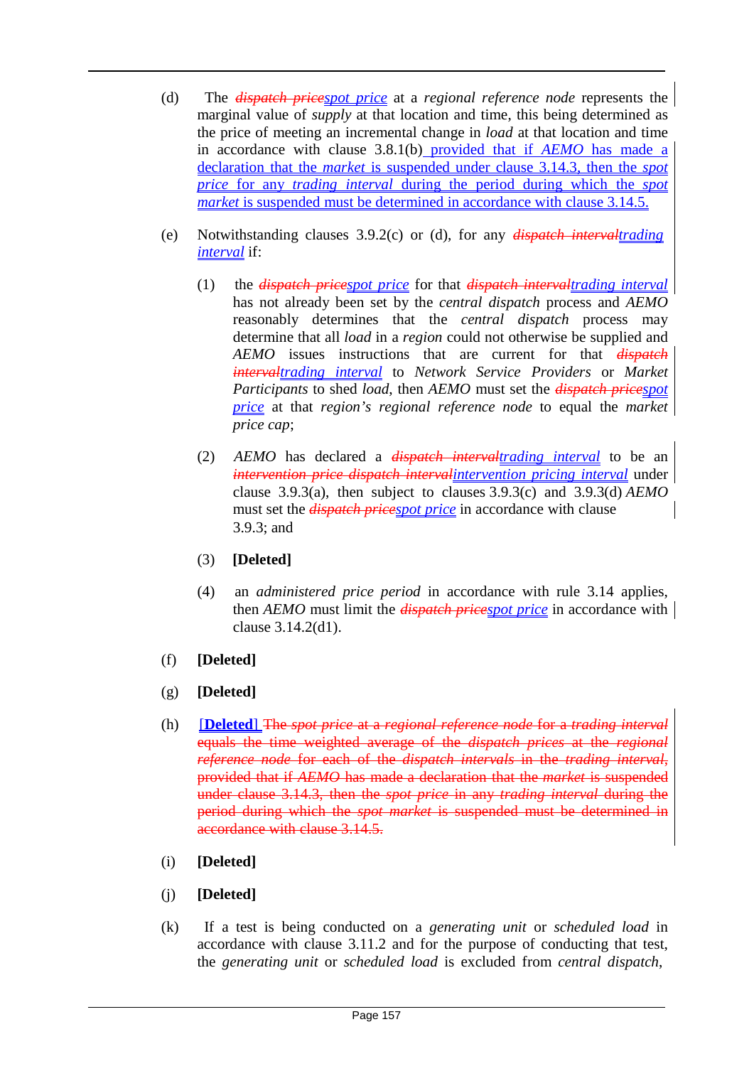(d) The ~~*dispatch price*~~*spot price* at a *regional reference node* represents the marginal value of *supply* at that location and time, this being determined as the price of meeting an incremental change in *load* at that location and time in accordance with clause 3.8.1(b) provided that if *AEMO* has made a declaration that the *market* is suspended under clause 3.14.3, then the *spot price* for any *trading interval* during the period during which the *spot market* is suspended must be determined in accordance with clause 3.14.5.

(e) Notwithstanding clauses 3.9.2(c) or (d), for any ~~*dispatch interval*~~*trading interval* if:

(1) the ~~*dispatch price*~~*spot price* for that ~~*dispatch interval*~~*trading interval* has not already been set by the *central dispatch* process and *AEMO* reasonably determines that the *central dispatch* process may determine that all *load* in a *region* could not otherwise be supplied and *AEMO* issues instructions that are current for that ~~*dispatch interval*~~*trading interval* to *Network Service Providers* or *Market Participants* to shed *load*, then *AEMO* must set the ~~*dispatch price*~~*spot price* at that *region's regional reference node* to equal the *market price cap*;

(2) *AEMO* has declared a ~~*dispatch interval*~~*trading interval* to be an ~~*intervention price dispatch interval*~~*intervention pricing interval* under clause 3.9.3(a), then subject to clauses 3.9.3(c) and 3.9.3(d) *AEMO* must set the ~~*dispatch price*~~*spot price* in accordance with clause 3.9.3; and

(3) **[Deleted]**

(4) an *administered price period* in accordance with rule 3.14 applies, then *AEMO* must limit the ~~*dispatch price*~~*spot price* in accordance with clause 3.14.2(d1).

(f) **[Deleted]**

(g) **[Deleted]**

(h) **[Deleted]** ~~The *spot price* at a *regional reference node* for a *trading interval* equals the time weighted average of the *dispatch prices* at the *regional reference node* for each of the *dispatch intervals* in the *trading interval*, provided that if *AEMO* has made a declaration that the *market* is suspended under clause 3.14.3, then the *spot price* in any *trading interval* during the period during which the *spot market* is suspended must be determined in accordance with clause 3.14.5.~~

(i) **[Deleted]**

(j) **[Deleted]**

(k) If a test is being conducted on a *generating unit* or *scheduled load* in accordance with clause 3.11.2 and for the purpose of conducting that test, the *generating unit* or *scheduled load* is excluded from *central dispatch*,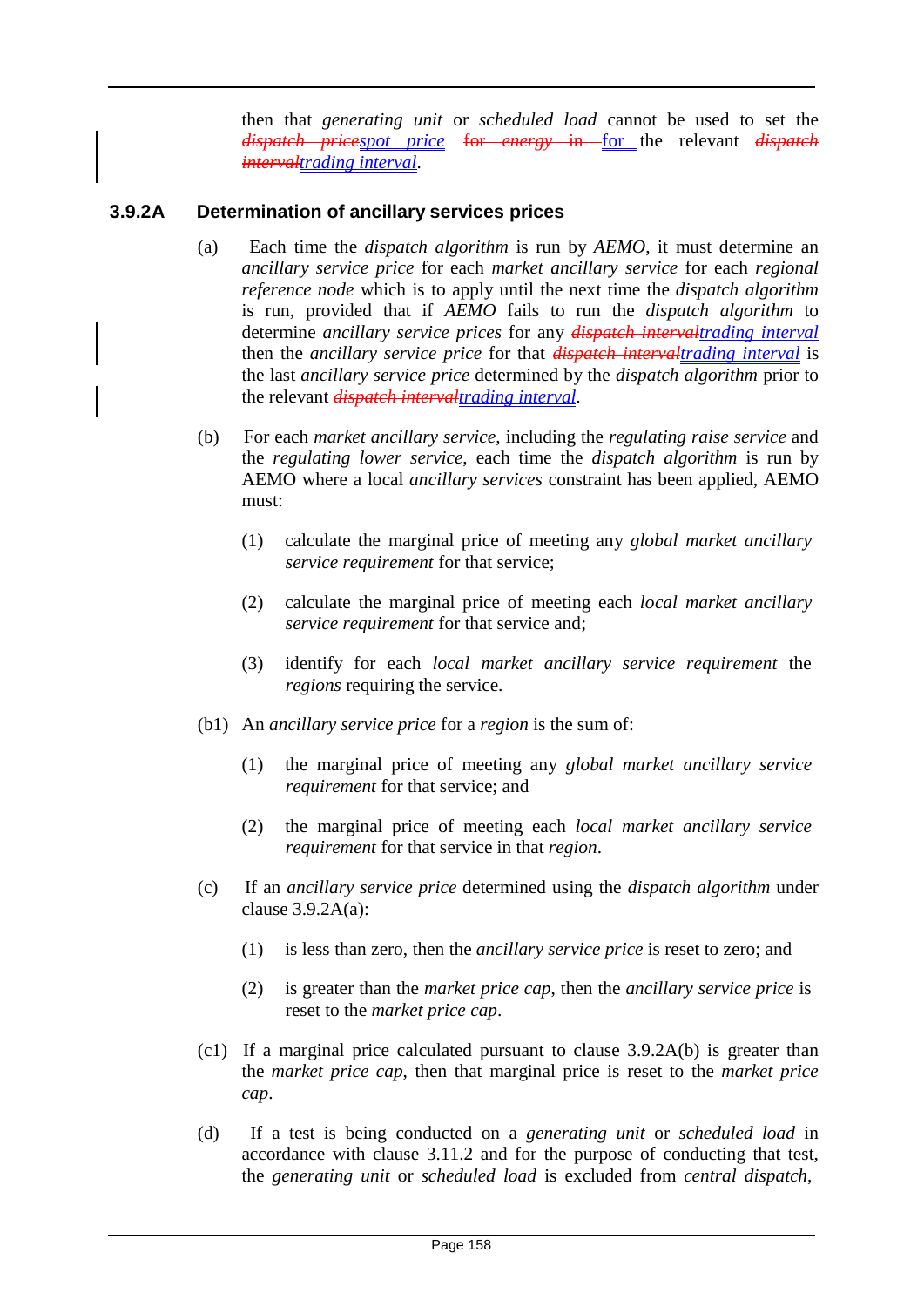then that *generating unit* or *scheduled load* cannot be used to set the ~~*dispatch price*~~*spot price* ~~for energy in~~ for the relevant ~~*dispatch interval*~~*trading interval*.

### 3.9.2A Determination of ancillary services prices

(a) Each time the *dispatch algorithm* is run by *AEMO*, it must determine an *ancillary service price* for each *market ancillary service* for each *regional reference node* which is to apply until the next time the *dispatch algorithm* is run, provided that if *AEMO* fails to run the *dispatch algorithm* to determine *ancillary service prices* for any ~~*dispatch interval*~~*trading interval* then the *ancillary service price* for that ~~*dispatch interval*~~*trading interval* is the last *ancillary service price* determined by the *dispatch algorithm* prior to the relevant ~~*dispatch interval*~~*trading interval*.

(b) For each *market ancillary service*, including the *regulating raise service* and the *regulating lower service*, each time the *dispatch algorithm* is run by AEMO where a local *ancillary services* constraint has been applied, AEMO must:

(1) calculate the marginal price of meeting any *global market ancillary service requirement* for that service;

(2) calculate the marginal price of meeting each *local market ancillary service requirement* for that service and;

(3) identify for each *local market ancillary service requirement* the *regions* requiring the service.

(b1) An *ancillary service price* for a *region* is the sum of:

(1) the marginal price of meeting any *global market ancillary service requirement* for that service; and

(2) the marginal price of meeting each *local market ancillary service requirement* for that service in that *region*.

(c) If an *ancillary service price* determined using the *dispatch algorithm* under clause 3.9.2A(a):

(1) is less than zero, then the *ancillary service price* is reset to zero; and

(2) is greater than the *market price cap*, then the *ancillary service price* is reset to the *market price cap*.

(c1) If a marginal price calculated pursuant to clause 3.9.2A(b) is greater than the *market price cap*, then that marginal price is reset to the *market price cap*.

(d) If a test is being conducted on a *generating unit* or *scheduled load* in accordance with clause 3.11.2 and for the purpose of conducting that test, the *generating unit* or *scheduled load* is excluded from *central dispatch*,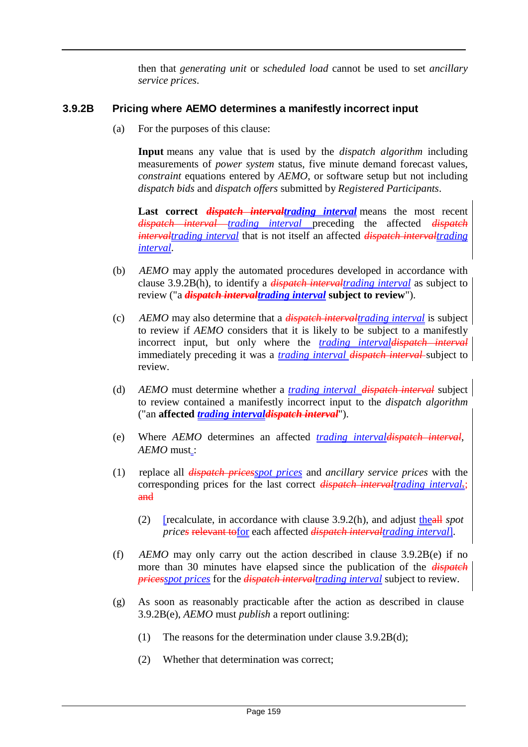then that *generating unit* or *scheduled load* cannot be used to set *ancillary service prices*.

### 3.9.2B Pricing where AEMO determines a manifestly incorrect input

(a) For the purposes of this clause:

**Input** means any value that is used by the *dispatch algorithm* including measurements of *power system* status, five minute demand forecast values, *constraint* equations entered by *AEMO*, or software setup but not including *dispatch bids* and *dispatch offers* submitted by *Registered Participants*.

**Last correct** ~~***dispatch interval***~~***trading interval*** means the most recent ~~*dispatch interval*~~ *trading interval* preceding the affected ~~*dispatch interval*~~*trading interval* that is not itself an affected ~~*dispatch interval*~~*trading interval*.

(b) *AEMO* may apply the automated procedures developed in accordance with clause 3.9.2B(h), to identify a ~~*dispatch interval*~~*trading interval* as subject to review ("a ~~***dispatch interval***~~***trading interval*** **subject to review**").

(c) *AEMO* may also determine that a ~~*dispatch interval*~~*trading interval* is subject to review if *AEMO* considers that it is likely to be subject to a manifestly incorrect input, but only where the *trading interval*~~*dispatch interval*~~ immediately preceding it was a *trading interval* ~~*dispatch interval*~~ subject to review.

(d) *AEMO* must determine whether a *trading interval* ~~*dispatch interval*~~ subject to review contained a manifestly incorrect input to the *dispatch algorithm* ("an **affected** ***trading interval***~~***dispatch interval***~~").

(e) Where *AEMO* determines an affected *trading interval*~~*dispatch interval*~~, *AEMO* must:

(1) replace all ~~*dispatch prices*~~*spot prices* and *ancillary service prices* with the corresponding prices for the last correct ~~*dispatch interval*~~*trading interval*.~~; and~~

(2) [recalculate, in accordance with clause 3.9.2(h), and adjust the~~all~~ *spot price*~~*s*~~ ~~relevant to~~for each affected ~~*dispatch interval*~~*trading interval*].

(f) *AEMO* may only carry out the action described in clause 3.9.2B(e) if no more than 30 minutes have elapsed since the publication of the ~~*dispatch prices*~~*spot prices* for the ~~*dispatch interval*~~*trading interval* subject to review.

(g) As soon as reasonably practicable after the action as described in clause 3.9.2B(e), *AEMO* must *publish* a report outlining:

(1) The reasons for the determination under clause 3.9.2B(d);

(2) Whether that determination was correct;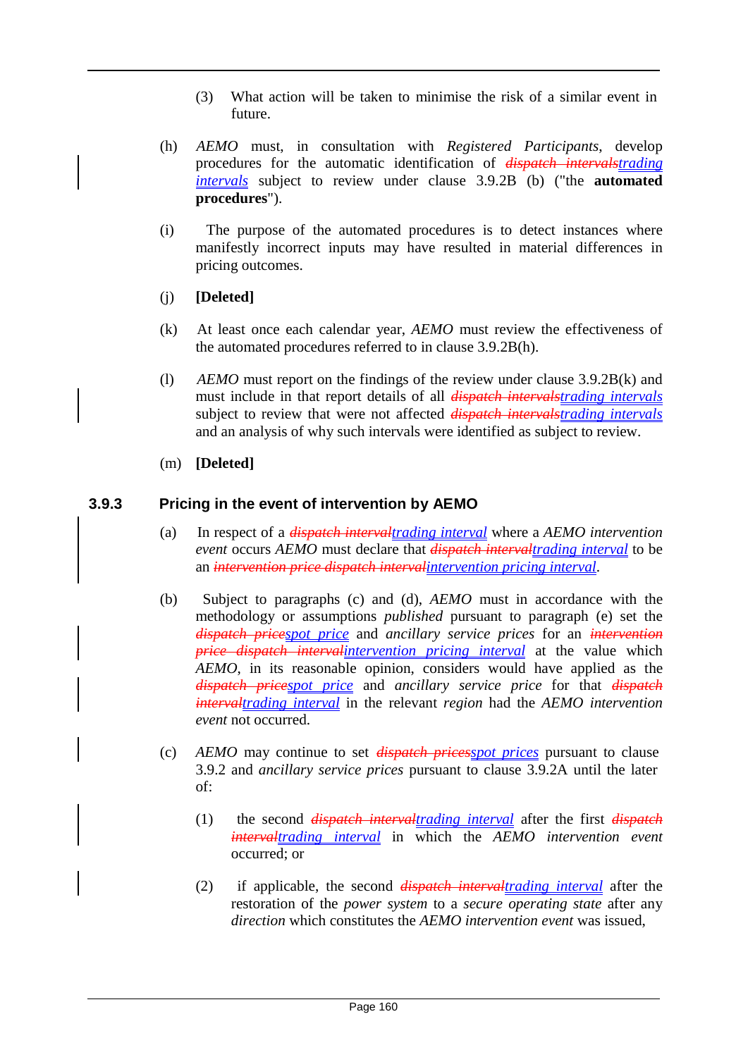(3) What action will be taken to minimise the risk of a similar event in future.

(h) *AEMO* must, in consultation with *Registered Participants*, develop procedures for the automatic identification of ~~*dispatch intervals*~~*trading intervals* subject to review under clause 3.9.2B (b) ("the **automated procedures**").

(i) The purpose of the automated procedures is to detect instances where manifestly incorrect inputs may have resulted in material differences in pricing outcomes.

(j) **[Deleted]**

(k) At least once each calendar year, *AEMO* must review the effectiveness of the automated procedures referred to in clause 3.9.2B(h).

(l) *AEMO* must report on the findings of the review under clause 3.9.2B(k) and must include in that report details of all ~~*dispatch intervals*~~*trading intervals* subject to review that were not affected ~~*dispatch intervals*~~*trading intervals* and an analysis of why such intervals were identified as subject to review.

(m) **[Deleted]**

### 3.9.3 Pricing in the event of intervention by AEMO

(a) In respect of a ~~*dispatch interval*~~*trading interval* where a *AEMO intervention event* occurs *AEMO* must declare that ~~*dispatch interval*~~*trading interval* to be an ~~*intervention price dispatch interval*~~*intervention pricing interval*.

(b) Subject to paragraphs (c) and (d), *AEMO* must in accordance with the methodology or assumptions *published* pursuant to paragraph (e) set the ~~*dispatch price*~~*spot price* and *ancillary service prices* for an ~~*intervention price dispatch interval*~~*intervention pricing interval* at the value which *AEMO*, in its reasonable opinion, considers would have applied as the ~~*dispatch price*~~*spot price* and *ancillary service price* for that ~~*dispatch interval*~~*trading interval* in the relevant *region* had the *AEMO intervention event* not occurred.

(c) *AEMO* may continue to set ~~*dispatch prices*~~*spot prices* pursuant to clause 3.9.2 and *ancillary service prices* pursuant to clause 3.9.2A until the later of:

(1) the second ~~*dispatch interval*~~*trading interval* after the first ~~*dispatch interval*~~*trading interval* in which the *AEMO intervention event* occurred; or

(2) if applicable, the second ~~*dispatch interval*~~*trading interval* after the restoration of the *power system* to a *secure operating state* after any *direction* which constitutes the *AEMO intervention event* was issued,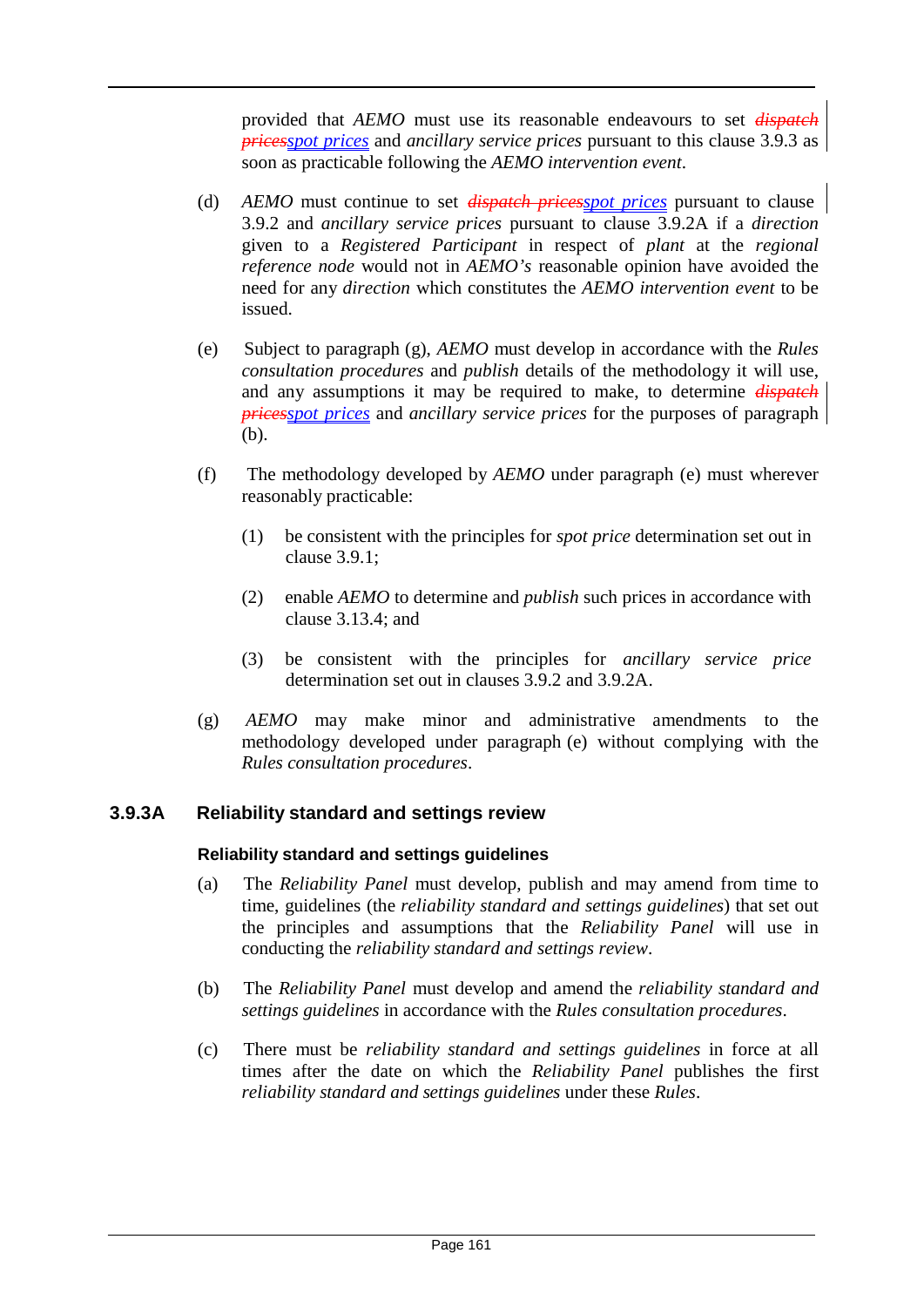provided that *AEMO* must use its reasonable endeavours to set ~~*dispatch prices*~~*spot prices* and *ancillary service prices* pursuant to this clause 3.9.3 as soon as practicable following the *AEMO intervention event*.

(d) *AEMO* must continue to set ~~*dispatch prices*~~*spot prices* pursuant to clause 3.9.2 and *ancillary service prices* pursuant to clause 3.9.2A if a *direction* given to a *Registered Participant* in respect of *plant* at the *regional reference node* would not in *AEMO's* reasonable opinion have avoided the need for any *direction* which constitutes the *AEMO intervention event* to be issued.

(e) Subject to paragraph (g), *AEMO* must develop in accordance with the *Rules consultation procedures* and *publish* details of the methodology it will use, and any assumptions it may be required to make, to determine ~~*dispatch prices*~~*spot prices* and *ancillary service prices* for the purposes of paragraph (b).

(f) The methodology developed by *AEMO* under paragraph (e) must wherever reasonably practicable:

(1) be consistent with the principles for *spot price* determination set out in clause 3.9.1;

(2) enable *AEMO* to determine and *publish* such prices in accordance with clause 3.13.4; and

(3) be consistent with the principles for *ancillary service price* determination set out in clauses 3.9.2 and 3.9.2A.

(g) *AEMO* may make minor and administrative amendments to the methodology developed under paragraph (e) without complying with the *Rules consultation procedures*.

### 3.9.3A Reliability standard and settings review

#### Reliability standard and settings guidelines

(a) The *Reliability Panel* must develop, publish and may amend from time to time, guidelines (the *reliability standard and settings guidelines*) that set out the principles and assumptions that the *Reliability Panel* will use in conducting the *reliability standard and settings review*.

(b) The *Reliability Panel* must develop and amend the *reliability standard and settings guidelines* in accordance with the *Rules consultation procedures*.

(c) There must be *reliability standard and settings guidelines* in force at all times after the date on which the *Reliability Panel* publishes the first *reliability standard and settings guidelines* under these *Rules*.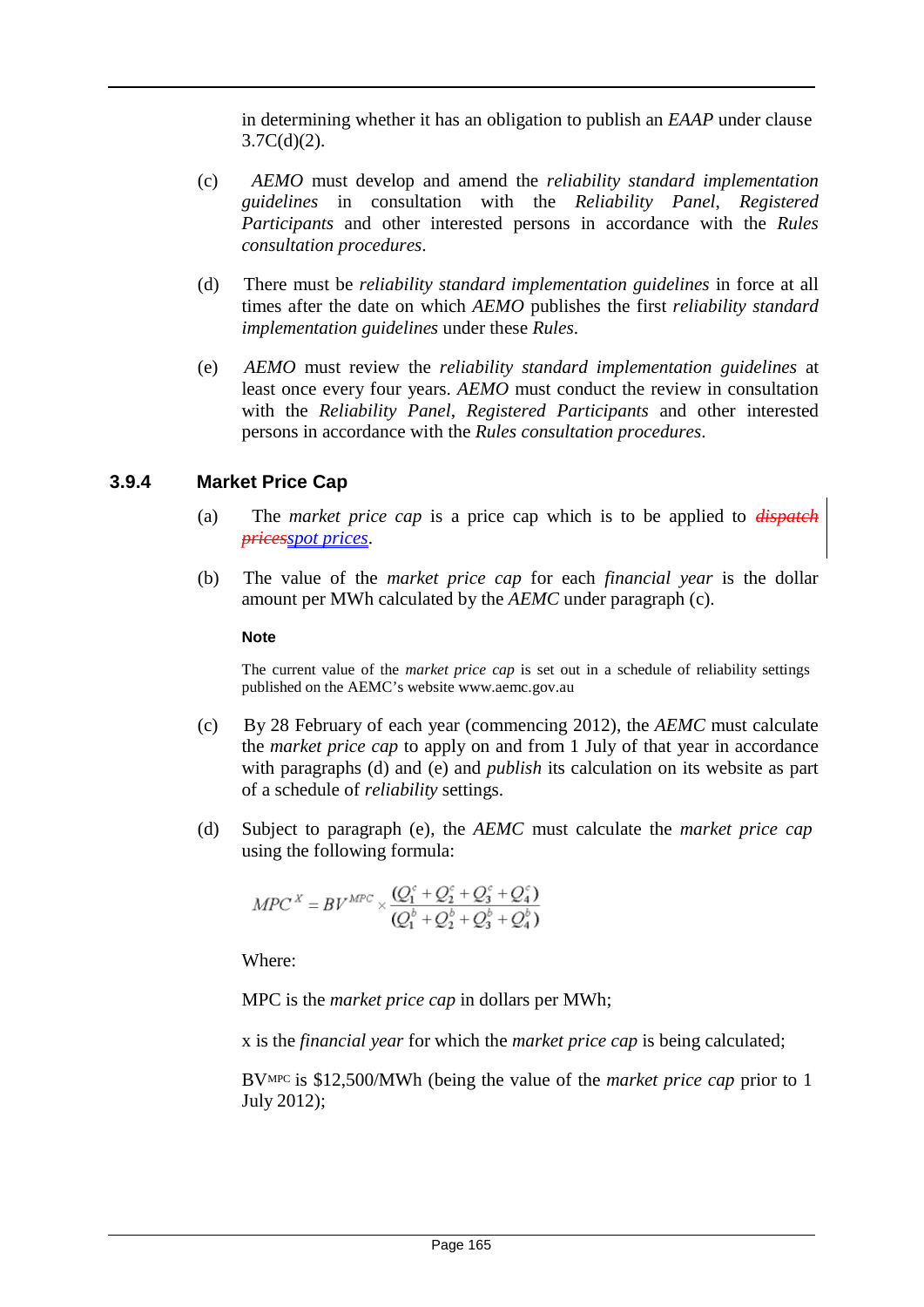in determining whether it has an obligation to publish an *EAAP* under clause 3.7C(d)(2).

(c) *AEMO* must develop and amend the *reliability standard implementation guidelines* in consultation with the *Reliability Panel*, *Registered Participants* and other interested persons in accordance with the *Rules consultation procedures*.

(d) There must be *reliability standard implementation guidelines* in force at all times after the date on which *AEMO* publishes the first *reliability standard implementation guidelines* under these *Rules*.

(e) *AEMO* must review the *reliability standard implementation guidelines* at least once every four years. *AEMO* must conduct the review in consultation with the *Reliability Panel*, *Registered Participants* and other interested persons in accordance with the *Rules consultation procedures*.

### 3.9.4 Market Price Cap

(a) The *market price cap* is a price cap which is to be applied to ~~*dispatch prices*~~*spot prices*.

(b) The value of the *market price cap* for each *financial year* is the dollar amount per MWh calculated by the *AEMC* under paragraph (c).

**Note**

The current value of the *market price cap* is set out in a schedule of reliability settings published on the AEMC's website www.aemc.gov.au

(c) By 28 February of each year (commencing 2012), the *AEMC* must calculate the *market price cap* to apply on and from 1 July of that year in accordance with paragraphs (d) and (e) and *publish* its calculation on its website as part of a schedule of *reliability* settings.

(d) Subject to paragraph (e), the *AEMC* must calculate the *market price cap* using the following formula:

$$MPC^{X} = BV^{MPC} \times \frac{(Q_1^c + Q_2^c + Q_3^c + Q_4^c)}{(Q_1^b + Q_2^b + Q_3^b + Q_4^b)}$$

Where:

MPC is the *market price cap* in dollars per MWh;

x is the *financial year* for which the *market price cap* is being calculated;

$BV^{MPC}$ is $12,500/MWh (being the value of the *market price cap* prior to 1 July 2012);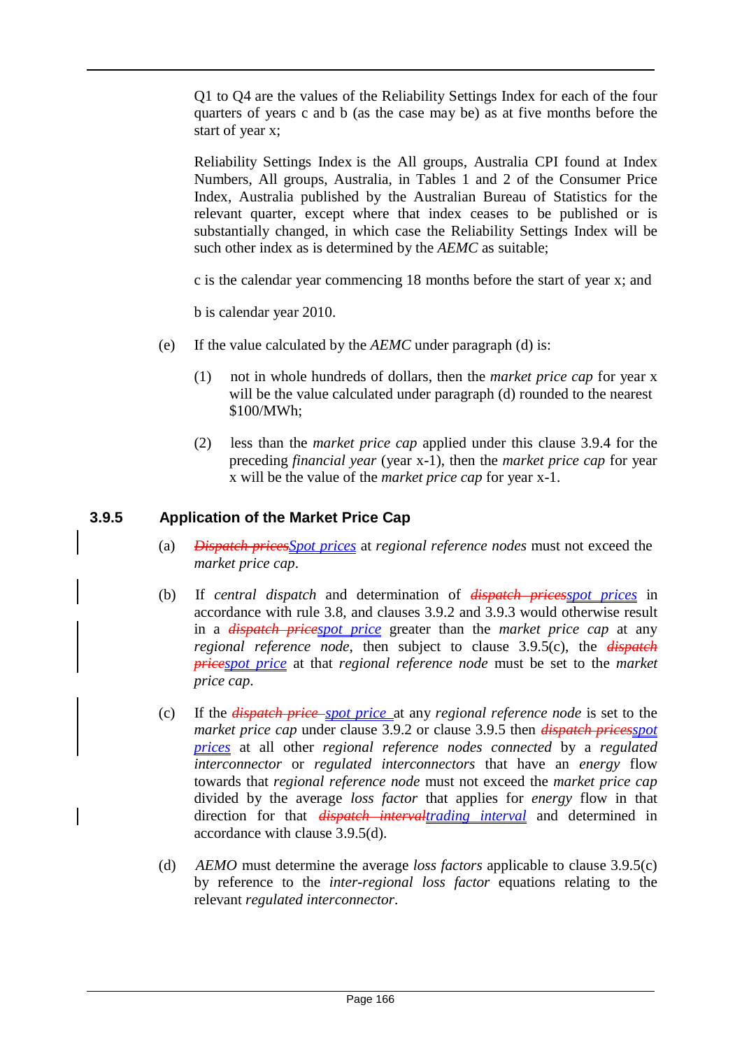Q1 to Q4 are the values of the Reliability Settings Index for each of the four quarters of years c and b (as the case may be) as at five months before the start of year x;

Reliability Settings Index is the All groups, Australia CPI found at Index Numbers, All groups, Australia, in Tables 1 and 2 of the Consumer Price Index, Australia published by the Australian Bureau of Statistics for the relevant quarter, except where that index ceases to be published or is substantially changed, in which case the Reliability Settings Index will be such other index as is determined by the *AEMC* as suitable;

c is the calendar year commencing 18 months before the start of year x; and

b is calendar year 2010.

(e) If the value calculated by the *AEMC* under paragraph (d) is:

(1) not in whole hundreds of dollars, then the *market price cap* for year x will be the value calculated under paragraph (d) rounded to the nearest $100/MWh;

(2) less than the *market price cap* applied under this clause 3.9.4 for the preceding *financial year* (year x-1), then the *market price cap* for year x will be the value of the *market price cap* for year x-1.

### 3.9.5 Application of the Market Price Cap

(a) ~~*Dispatch prices*~~*Spot prices* at *regional reference nodes* must not exceed the *market price cap*.

(b) If *central dispatch* and determination of ~~*dispatch prices*~~*spot prices* in accordance with rule 3.8, and clauses 3.9.2 and 3.9.3 would otherwise result in a ~~*dispatch price*~~*spot price* greater than the *market price cap* at any *regional reference node*, then subject to clause 3.9.5(c), the ~~*dispatch price*~~*spot price* at that *regional reference node* must be set to the *market price cap*.

(c) If the ~~*dispatch price*~~ *spot price* at any *regional reference node* is set to the *market price cap* under clause 3.9.2 or clause 3.9.5 then ~~*dispatch prices*~~*spot prices* at all other *regional reference nodes connected* by a *regulated interconnector* or *regulated interconnectors* that have an *energy* flow towards that *regional reference node* must not exceed the *market price cap* divided by the average *loss factor* that applies for *energy* flow in that direction for that ~~*dispatch interval*~~*trading interval* and determined in accordance with clause 3.9.5(d).

(d) *AEMO* must determine the average *loss factors* applicable to clause 3.9.5(c) by reference to the *inter-regional loss factor* equations relating to the relevant *regulated interconnector*.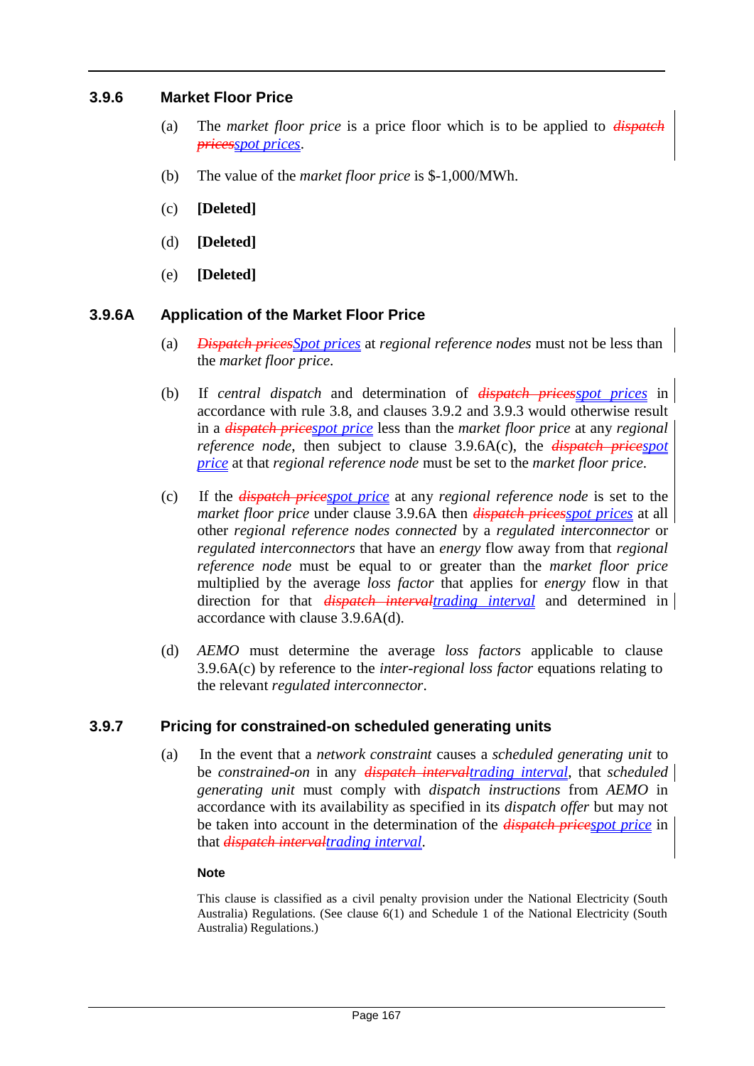### 3.9.6 Market Floor Price

(a) The *market floor price* is a price floor which is to be applied to ~~*dispatch prices*~~*spot prices*.

(b) The value of the *market floor price* is $-1,000/MWh.

(c) **[Deleted]**

(d) **[Deleted]**

(e) **[Deleted]**

### 3.9.6A Application of the Market Floor Price

(a) ~~*Dispatch prices*~~*Spot prices* at *regional reference nodes* must not be less than the *market floor price*.

(b) If *central dispatch* and determination of ~~*dispatch prices*~~*spot prices* in accordance with rule 3.8, and clauses 3.9.2 and 3.9.3 would otherwise result in a ~~*dispatch price*~~*spot price* less than the *market floor price* at any *regional reference node*, then subject to clause 3.9.6A(c), the ~~*dispatch price*~~*spot price* at that *regional reference node* must be set to the *market floor price*.

(c) If the ~~*dispatch price*~~*spot price* at any *regional reference node* is set to the *market floor price* under clause 3.9.6A then ~~*dispatch prices*~~*spot prices* at all other *regional reference nodes connected* by a *regulated interconnector* or *regulated interconnectors* that have an *energy* flow away from that *regional reference node* must be equal to or greater than the *market floor price* multiplied by the average *loss factor* that applies for *energy* flow in that direction for that ~~*dispatch interval*~~*trading interval* and determined in accordance with clause 3.9.6A(d).

(d) *AEMO* must determine the average *loss factors* applicable to clause 3.9.6A(c) by reference to the *inter-regional loss factor* equations relating to the relevant *regulated interconnector*.

### 3.9.7 Pricing for constrained-on scheduled generating units

(a) In the event that a *network constraint* causes a *scheduled generating unit* to be *constrained-on* in any ~~*dispatch interval*~~*trading interval*, that *scheduled generating unit* must comply with *dispatch instructions* from *AEMO* in accordance with its availability as specified in its *dispatch offer* but may not be taken into account in the determination of the ~~*dispatch price*~~*spot price* in that ~~*dispatch interval*~~*trading interval*.

**Note**

This clause is classified as a civil penalty provision under the National Electricity (South Australia) Regulations. (See clause 6(1) and Schedule 1 of the National Electricity (South Australia) Regulations.)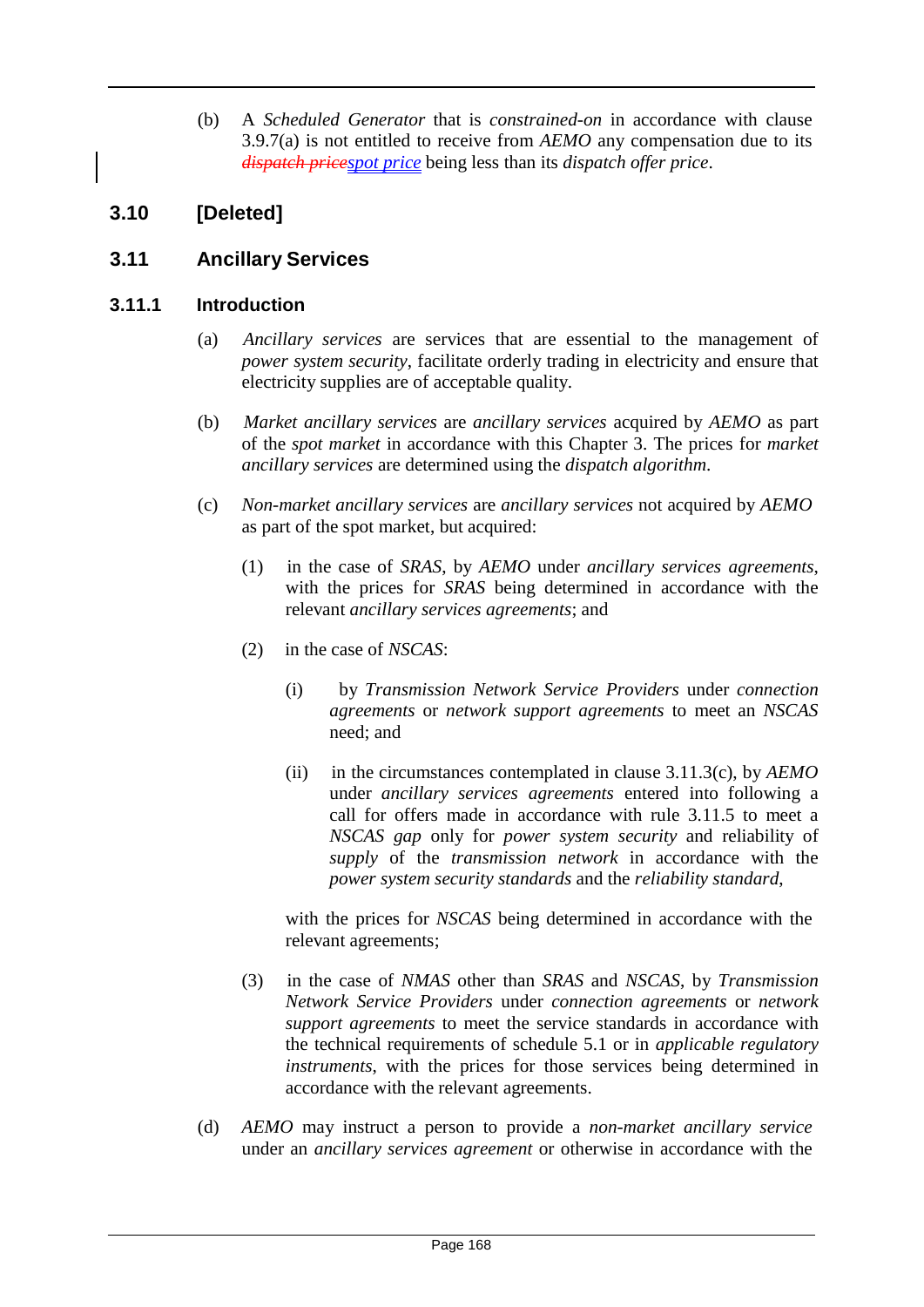(b) A *Scheduled Generator* that is *constrained-on* in accordance with clause 3.9.7(a) is not entitled to receive from *AEMO* any compensation due to its ~~*dispatch price*~~*spot price* being less than its *dispatch offer price*.

## 3.10 [Deleted]

## 3.11 Ancillary Services

### 3.11.1 Introduction

(a) *Ancillary services* are services that are essential to the management of *power system security*, facilitate orderly trading in electricity and ensure that electricity supplies are of acceptable quality.

(b) *Market ancillary services* are *ancillary services* acquired by *AEMO* as part of the *spot market* in accordance with this Chapter 3. The prices for *market ancillary services* are determined using the *dispatch algorithm*.

(c) *Non-market ancillary services* are *ancillary services* not acquired by *AEMO* as part of the spot market, but acquired:

(1) in the case of *SRAS*, by *AEMO* under *ancillary services agreements*, with the prices for *SRAS* being determined in accordance with the relevant *ancillary services agreements*; and

(2) in the case of *NSCAS*:

(i) by *Transmission Network Service Providers* under *connection agreements* or *network support agreements* to meet an *NSCAS* need; and

(ii) in the circumstances contemplated in clause 3.11.3(c), by *AEMO* under *ancillary services agreements* entered into following a call for offers made in accordance with rule 3.11.5 to meet a *NSCAS gap* only for *power system security* and reliability of *supply* of the *transmission network* in accordance with the *power system security standards* and the *reliability standard*,

with the prices for *NSCAS* being determined in accordance with the relevant agreements;

(3) in the case of *NMAS* other than *SRAS* and *NSCAS*, by *Transmission Network Service Providers* under *connection agreements* or *network support agreements* to meet the service standards in accordance with the technical requirements of schedule 5.1 or in *applicable regulatory instruments*, with the prices for those services being determined in accordance with the relevant agreements.

(d) *AEMO* may instruct a person to provide a *non-market ancillary service* under an *ancillary services agreement* or otherwise in accordance with the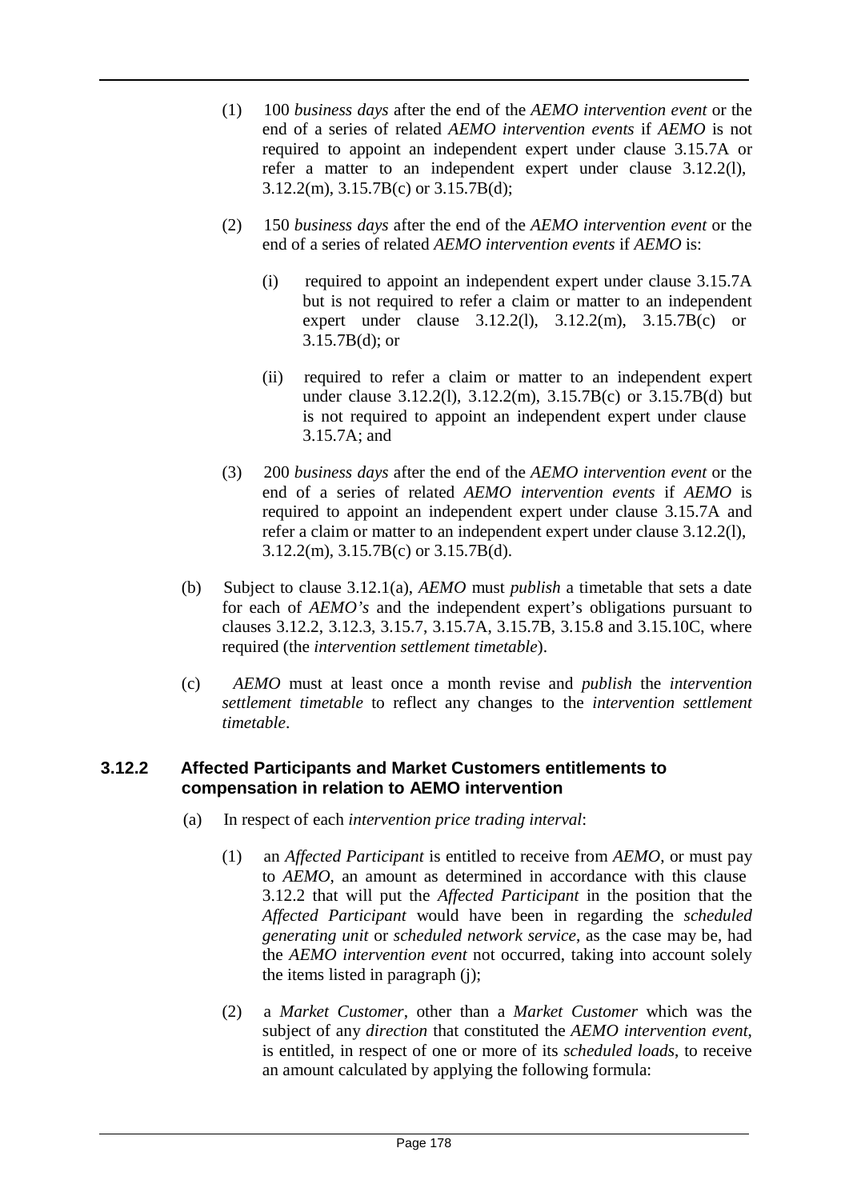(1) 100 *business days* after the end of the *AEMO intervention event* or the end of a series of related *AEMO intervention events* if *AEMO* is not required to appoint an independent expert under clause 3.15.7A or refer a matter to an independent expert under clause 3.12.2(l), 3.12.2(m), 3.15.7B(c) or 3.15.7B(d);

(2) 150 *business days* after the end of the *AEMO intervention event* or the end of a series of related *AEMO intervention events* if *AEMO* is:

(i) required to appoint an independent expert under clause 3.15.7A but is not required to refer a claim or matter to an independent expert under clause 3.12.2(l), 3.12.2(m), 3.15.7B(c) or 3.15.7B(d); or

(ii) required to refer a claim or matter to an independent expert under clause 3.12.2(l), 3.12.2(m), 3.15.7B(c) or 3.15.7B(d) but is not required to appoint an independent expert under clause 3.15.7A; and

(3) 200 *business days* after the end of the *AEMO intervention event* or the end of a series of related *AEMO intervention events* if *AEMO* is required to appoint an independent expert under clause 3.15.7A and refer a claim or matter to an independent expert under clause 3.12.2(l), 3.12.2(m), 3.15.7B(c) or 3.15.7B(d).

(b) Subject to clause 3.12.1(a), *AEMO* must *publish* a timetable that sets a date for each of *AEMO's* and the independent expert's obligations pursuant to clauses 3.12.2, 3.12.3, 3.15.7, 3.15.7A, 3.15.7B, 3.15.8 and 3.15.10C, where required (the *intervention settlement timetable*).

(c) *AEMO* must at least once a month revise and *publish* the *intervention settlement timetable* to reflect any changes to the *intervention settlement timetable*.

### 3.12.2 Affected Participants and Market Customers entitlements to compensation in relation to AEMO intervention

(a) In respect of each *intervention price trading interval*:

(1) an *Affected Participant* is entitled to receive from *AEMO*, or must pay to *AEMO*, an amount as determined in accordance with this clause 3.12.2 that will put the *Affected Participant* in the position that the *Affected Participant* would have been in regarding the *scheduled generating unit* or *scheduled network service*, as the case may be, had the *AEMO intervention event* not occurred, taking into account solely the items listed in paragraph (j);

(2) a *Market Customer*, other than a *Market Customer* which was the subject of any *direction* that constituted the *AEMO intervention event*, is entitled, in respect of one or more of its *scheduled loads*, to receive an amount calculated by applying the following formula: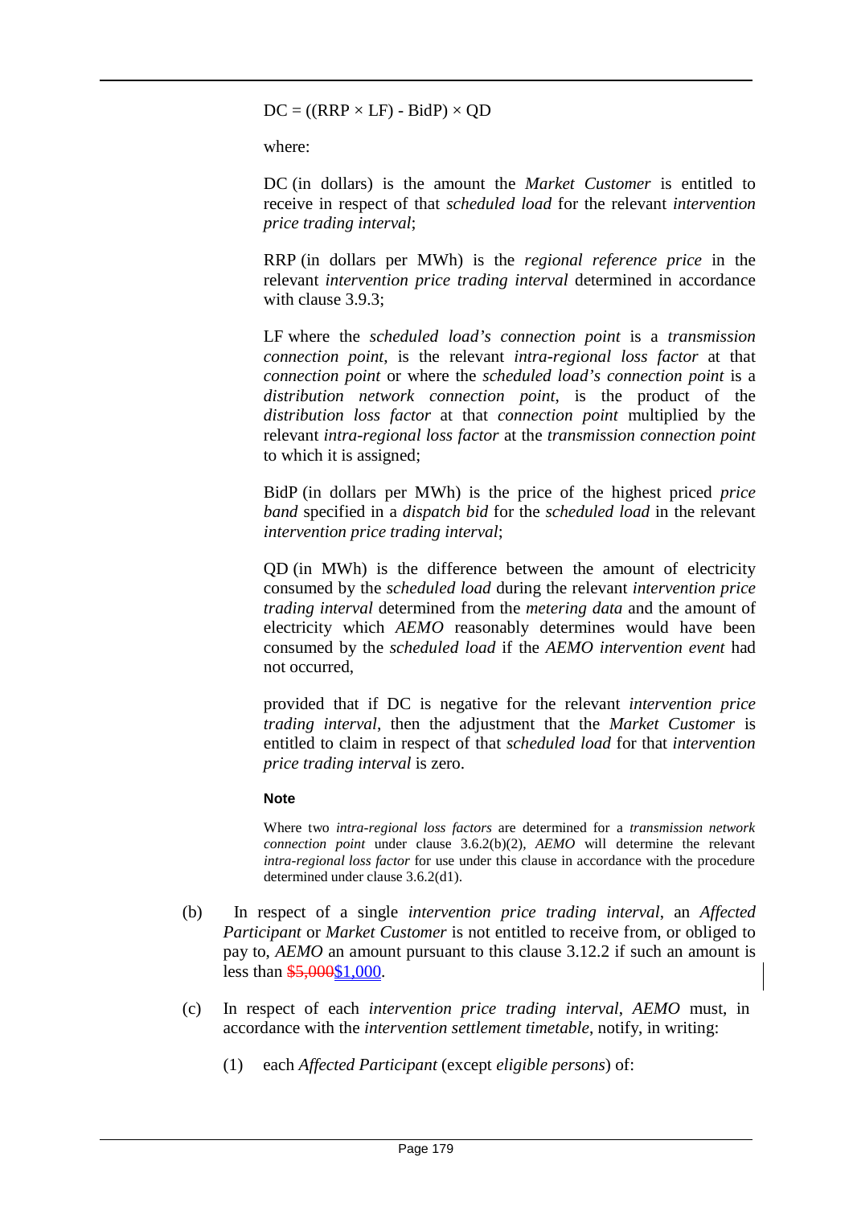$$DC = ((RRP \times LF) - BidP) \times QD$$

where:

DC (in dollars) is the amount the *Market Customer* is entitled to receive in respect of that *scheduled load* for the relevant *intervention price trading interval*;

RRP (in dollars per MWh) is the *regional reference price* in the relevant *intervention price trading interval* determined in accordance with clause 3.9.3;

LF where the *scheduled load's connection point* is a *transmission connection point*, is the relevant *intra-regional loss factor* at that *connection point* or where the *scheduled load's connection point* is a *distribution network connection point*, is the product of the *distribution loss factor* at that *connection point* multiplied by the relevant *intra-regional loss factor* at the *transmission connection point* to which it is assigned;

BidP (in dollars per MWh) is the price of the highest priced *price band* specified in a *dispatch bid* for the *scheduled load* in the relevant *intervention price trading interval*;

QD (in MWh) is the difference between the amount of electricity consumed by the *scheduled load* during the relevant *intervention price trading interval* determined from the *metering data* and the amount of electricity which *AEMO* reasonably determines would have been consumed by the *scheduled load* if the *AEMO intervention event* had not occurred,

provided that if DC is negative for the relevant *intervention price trading interval*, then the adjustment that the *Market Customer* is entitled to claim in respect of that *scheduled load* for that *intervention price trading interval* is zero.

**Note**

Where two *intra-regional loss factors* are determined for a *transmission network connection point* under clause 3.6.2(b)(2), *AEMO* will determine the relevant *intra-regional loss factor* for use under this clause in accordance with the procedure determined under clause 3.6.2(d1).

(b) In respect of a single *intervention price trading interval*, an *Affected Participant* or *Market Customer* is not entitled to receive from, or obliged to pay to, *AEMO* an amount pursuant to this clause 3.12.2 if such an amount is less than ~~$5,000~~$1,000.

(c) In respect of each *intervention price trading interval*, *AEMO* must, in accordance with the *intervention settlement timetable*, notify, in writing:

(1) each *Affected Participant* (except *eligible persons*) of: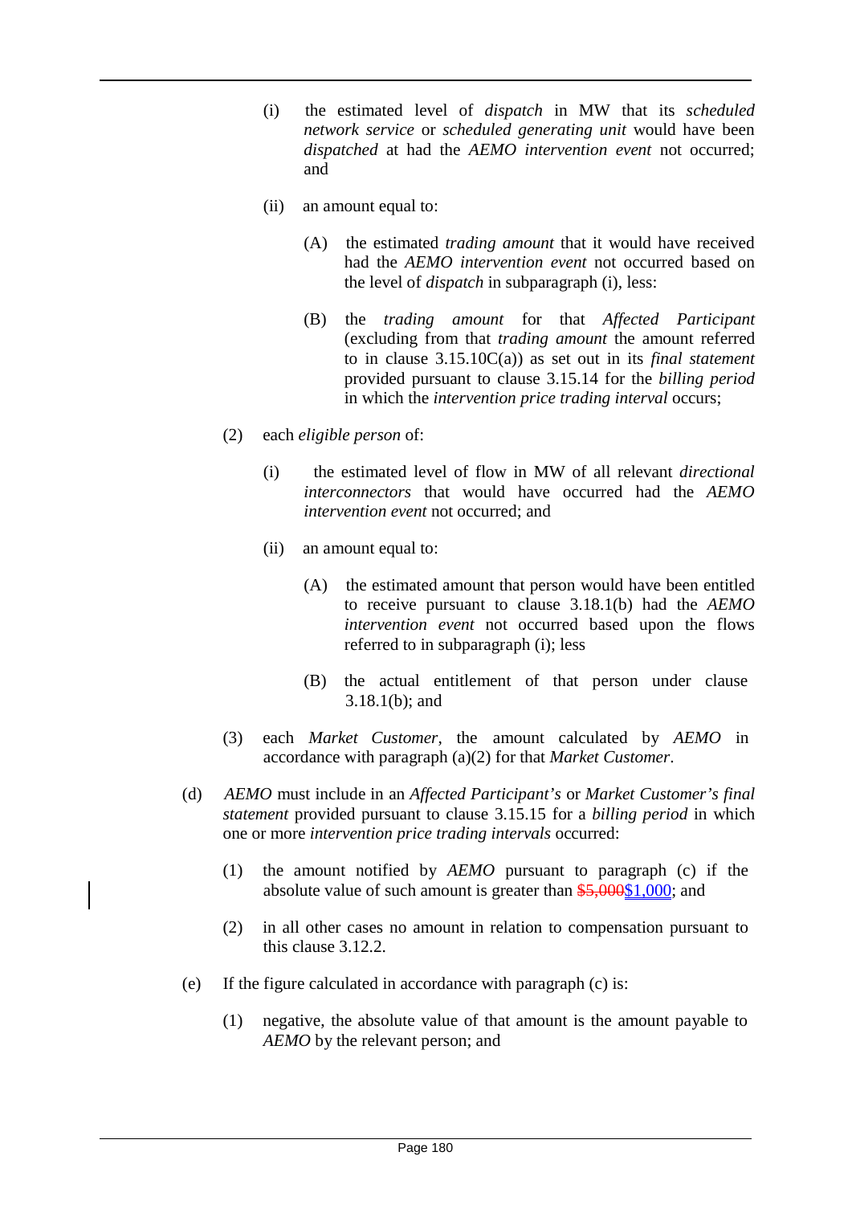(i) the estimated level of *dispatch* in MW that its *scheduled network service* or *scheduled generating unit* would have been *dispatched* at had the *AEMO intervention event* not occurred; and

(ii) an amount equal to:

(A) the estimated *trading amount* that it would have received had the *AEMO intervention event* not occurred based on the level of *dispatch* in subparagraph (i), less:

(B) the *trading amount* for that *Affected Participant* (excluding from that *trading amount* the amount referred to in clause 3.15.10C(a)) as set out in its *final statement* provided pursuant to clause 3.15.14 for the *billing period* in which the *intervention price trading interval* occurs;

(2) each *eligible person* of:

(i) the estimated level of flow in MW of all relevant *directional interconnectors* that would have occurred had the *AEMO intervention event* not occurred; and

(ii) an amount equal to:

(A) the estimated amount that person would have been entitled to receive pursuant to clause 3.18.1(b) had the *AEMO intervention event* not occurred based upon the flows referred to in subparagraph (i); less

(B) the actual entitlement of that person under clause 3.18.1(b); and

(3) each *Market Customer*, the amount calculated by *AEMO* in accordance with paragraph (a)(2) for that *Market Customer*.

(d) *AEMO* must include in an *Affected Participant's* or *Market Customer's final statement* provided pursuant to clause 3.15.15 for a *billing period* in which one or more *intervention price trading intervals* occurred:

(1) the amount notified by *AEMO* pursuant to paragraph (c) if the absolute value of such amount is greater than ~~$5,000~~$1,000; and

(2) in all other cases no amount in relation to compensation pursuant to this clause 3.12.2.

(e) If the figure calculated in accordance with paragraph (c) is:

(1) negative, the absolute value of that amount is the amount payable to *AEMO* by the relevant person; and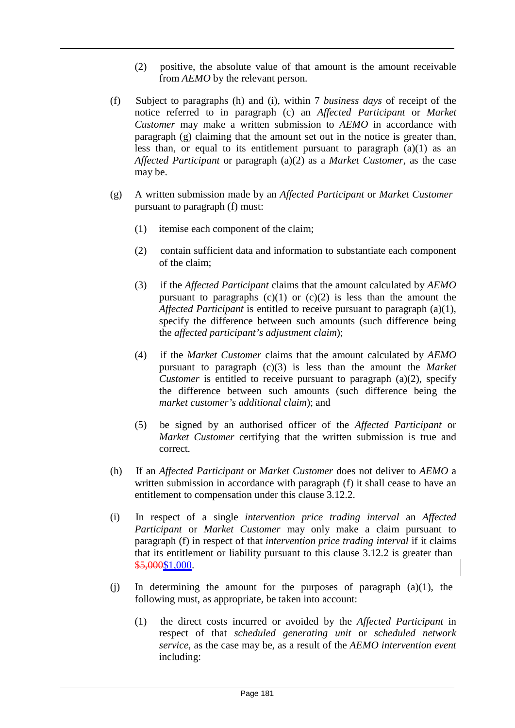(2) positive, the absolute value of that amount is the amount receivable from *AEMO* by the relevant person.

(f) Subject to paragraphs (h) and (i), within 7 *business days* of receipt of the notice referred to in paragraph (c) an *Affected Participant* or *Market Customer* may make a written submission to *AEMO* in accordance with paragraph (g) claiming that the amount set out in the notice is greater than, less than, or equal to its entitlement pursuant to paragraph (a)(1) as an *Affected Participant* or paragraph (a)(2) as a *Market Customer*, as the case may be.

(g) A written submission made by an *Affected Participant* or *Market Customer* pursuant to paragraph (f) must:

(1) itemise each component of the claim;

(2) contain sufficient data and information to substantiate each component of the claim;

(3) if the *Affected Participant* claims that the amount calculated by *AEMO* pursuant to paragraphs (c)(1) or (c)(2) is less than the amount the *Affected Participant* is entitled to receive pursuant to paragraph (a)(1), specify the difference between such amounts (such difference being the *affected participant's adjustment claim*);

(4) if the *Market Customer* claims that the amount calculated by *AEMO* pursuant to paragraph (c)(3) is less than the amount the *Market Customer* is entitled to receive pursuant to paragraph (a)(2), specify the difference between such amounts (such difference being the *market customer's additional claim*); and

(5) be signed by an authorised officer of the *Affected Participant* or *Market Customer* certifying that the written submission is true and correct.

(h) If an *Affected Participant* or *Market Customer* does not deliver to *AEMO* a written submission in accordance with paragraph (f) it shall cease to have an entitlement to compensation under this clause 3.12.2.

(i) In respect of a single *intervention price trading interval* an *Affected Participant* or *Market Customer* may only make a claim pursuant to paragraph (f) in respect of that *intervention price trading interval* if it claims that its entitlement or liability pursuant to this clause 3.12.2 is greater than ~~$5,000~~$1,000.

(j) In determining the amount for the purposes of paragraph (a)(1), the following must, as appropriate, be taken into account:

(1) the direct costs incurred or avoided by the *Affected Participant* in respect of that *scheduled generating unit* or *scheduled network service*, as the case may be, as a result of the *AEMO intervention event* including: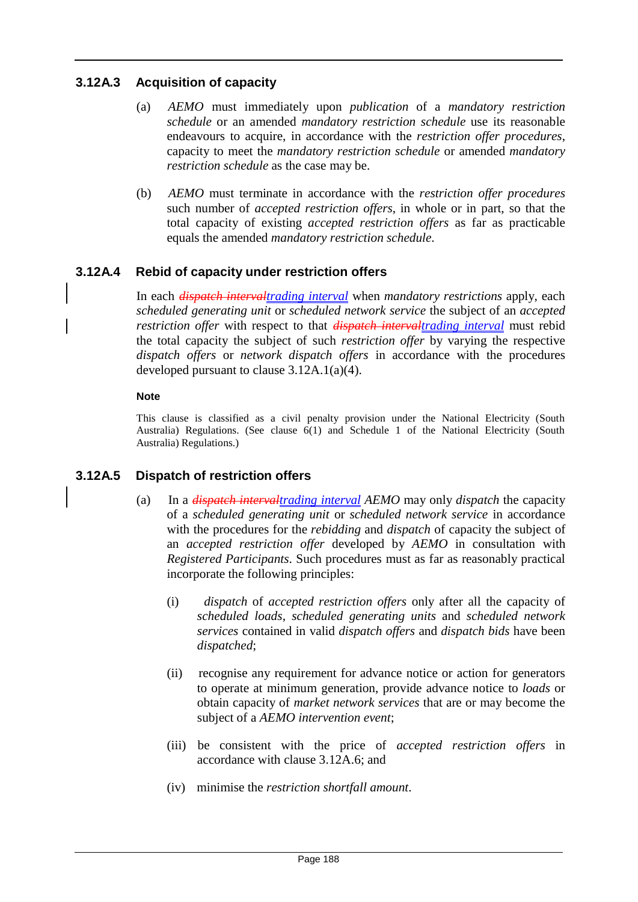### 3.12A.3 Acquisition of capacity

(a) *AEMO* must immediately upon *publication* of a *mandatory restriction schedule* or an amended *mandatory restriction schedule* use its reasonable endeavours to acquire, in accordance with the *restriction offer procedures*, capacity to meet the *mandatory restriction schedule* or amended *mandatory restriction schedule* as the case may be.

(b) *AEMO* must terminate in accordance with the *restriction offer procedures* such number of *accepted restriction offers*, in whole or in part, so that the total capacity of existing *accepted restriction offers* as far as practicable equals the amended *mandatory restriction schedule*.

### 3.12A.4 Rebid of capacity under restriction offers

In each ~~*dispatch interval*~~*trading interval* when *mandatory restrictions* apply, each *scheduled generating unit* or *scheduled network service* the subject of an *accepted restriction offer* with respect to that ~~*dispatch interval*~~*trading interval* must rebid the total capacity the subject of such *restriction offer* by varying the respective *dispatch offers* or *network dispatch offers* in accordance with the procedures developed pursuant to clause 3.12A.1(a)(4).

**Note**

This clause is classified as a civil penalty provision under the National Electricity (South Australia) Regulations. (See clause 6(1) and Schedule 1 of the National Electricity (South Australia) Regulations.)

### 3.12A.5 Dispatch of restriction offers

(a) In a ~~*dispatch interval*~~*trading interval* *AEMO* may only *dispatch* the capacity of a *scheduled generating unit* or *scheduled network service* in accordance with the procedures for the *rebidding* and *dispatch* of capacity the subject of an *accepted restriction offer* developed by *AEMO* in consultation with *Registered Participants*. Such procedures must as far as reasonably practical incorporate the following principles:

(i) *dispatch* of *accepted restriction offers* only after all the capacity of *scheduled loads*, *scheduled generating units* and *scheduled network services* contained in valid *dispatch offers* and *dispatch bids* have been *dispatched*;

(ii) recognise any requirement for advance notice or action for generators to operate at minimum generation, provide advance notice to *loads* or obtain capacity of *market network services* that are or may become the subject of a *AEMO intervention event*;

(iii) be consistent with the price of *accepted restriction offers* in accordance with clause 3.12A.6; and

(iv) minimise the *restriction shortfall amount*.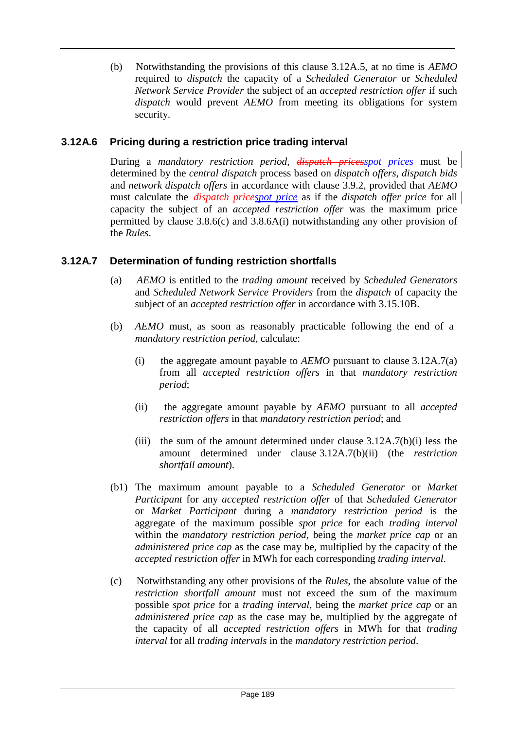(b) Notwithstanding the provisions of this clause 3.12A.5, at no time is *AEMO* required to *dispatch* the capacity of a *Scheduled Generator* or *Scheduled Network Service Provider* the subject of an *accepted restriction offer* if such *dispatch* would prevent *AEMO* from meeting its obligations for system security.

### 3.12A.6 Pricing during a restriction price trading interval

During a *mandatory restriction period*, ~~*dispatch prices*~~*spot prices* must be determined by the *central dispatch* process based on *dispatch offers*, *dispatch bids* and *network dispatch offers* in accordance with clause 3.9.2, provided that *AEMO* must calculate the ~~*dispatch price*~~*spot price* as if the *dispatch offer price* for all capacity the subject of an *accepted restriction offer* was the maximum price permitted by clause 3.8.6(c) and 3.8.6A(i) notwithstanding any other provision of the *Rules*.

### 3.12A.7 Determination of funding restriction shortfalls

(a) *AEMO* is entitled to the *trading amount* received by *Scheduled Generators* and *Scheduled Network Service Providers* from the *dispatch* of capacity the subject of an *accepted restriction offer* in accordance with 3.15.10B.

(b) *AEMO* must, as soon as reasonably practicable following the end of a *mandatory restriction period*, calculate:

(i) the aggregate amount payable to *AEMO* pursuant to clause 3.12A.7(a) from all *accepted restriction offers* in that *mandatory restriction period*;

(ii) the aggregate amount payable by *AEMO* pursuant to all *accepted restriction offers* in that *mandatory restriction period*; and

(iii) the sum of the amount determined under clause 3.12A.7(b)(i) less the amount determined under clause 3.12A.7(b)(ii) (the *restriction shortfall amount*).

(b1) The maximum amount payable to a *Scheduled Generator* or *Market Participant* for any *accepted restriction offer* of that *Scheduled Generator* or *Market Participant* during a *mandatory restriction period* is the aggregate of the maximum possible *spot price* for each *trading interval* within the *mandatory restriction period*, being the *market price cap* or an *administered price cap* as the case may be, multiplied by the capacity of the *accepted restriction offer* in MWh for each corresponding *trading interval*.

(c) Notwithstanding any other provisions of the *Rules*, the absolute value of the *restriction shortfall amount* must not exceed the sum of the maximum possible *spot price* for a *trading interval*, being the *market price cap* or an *administered price cap* as the case may be, multiplied by the aggregate of the capacity of all *accepted restriction offers* in MWh for that *trading interval* for all *trading intervals* in the *mandatory restriction period*.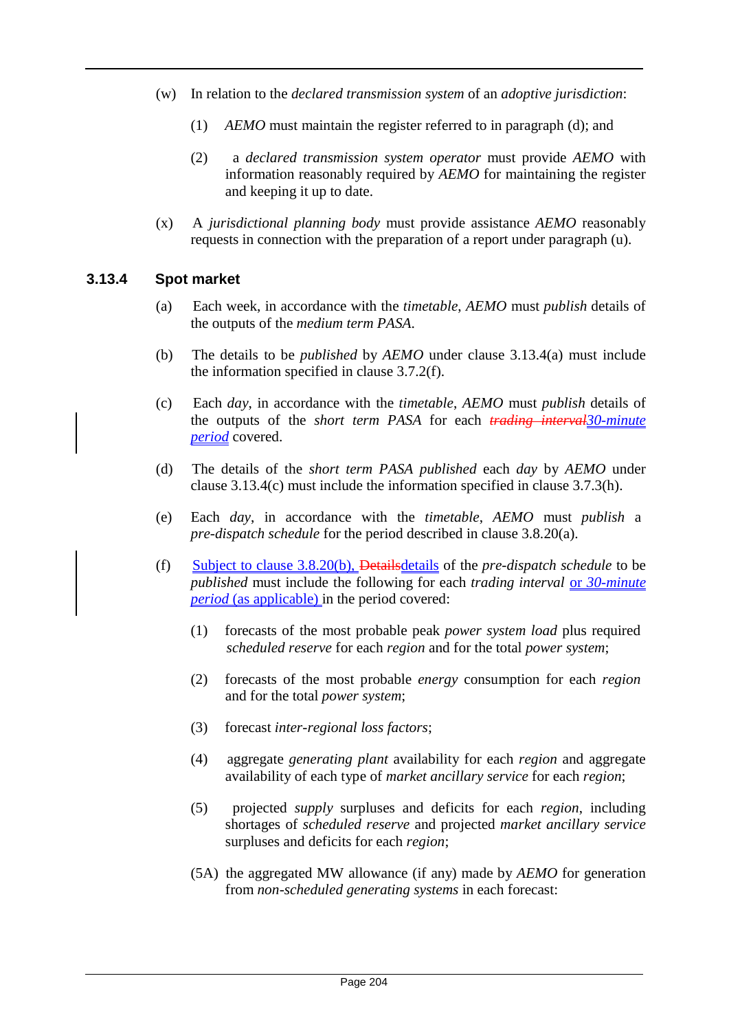(w) In relation to the *declared transmission system* of an *adoptive jurisdiction*:

(1) *AEMO* must maintain the register referred to in paragraph (d); and

(2) a *declared transmission system operator* must provide *AEMO* with information reasonably required by *AEMO* for maintaining the register and keeping it up to date.

(x) A *jurisdictional planning body* must provide assistance *AEMO* reasonably requests in connection with the preparation of a report under paragraph (u).

### 3.13.4 Spot market

(a) Each week, in accordance with the *timetable*, *AEMO* must *publish* details of the outputs of the *medium term PASA*.

(b) The details to be *published* by *AEMO* under clause 3.13.4(a) must include the information specified in clause 3.7.2(f).

(c) Each *day*, in accordance with the *timetable*, *AEMO* must *publish* details of the outputs of the *short term PASA* for each ~~*trading interval*~~*30-minute period* covered.

(d) The details of the *short term PASA published* each *day* by *AEMO* under clause 3.13.4(c) must include the information specified in clause 3.7.3(h).

(e) Each *day*, in accordance with the *timetable*, *AEMO* must *publish* a *pre-dispatch schedule* for the period described in clause 3.8.20(a).

(f) Subject to clause 3.8.20(b), ~~Details~~details of the *pre-dispatch schedule* to be *published* must include the following for each *trading interval* or *30-minute period* (as applicable) in the period covered:

(1) forecasts of the most probable peak *power system load* plus required *scheduled reserve* for each *region* and for the total *power system*;

(2) forecasts of the most probable *energy* consumption for each *region* and for the total *power system*;

(3) forecast *inter-regional loss factors*;

(4) aggregate *generating plant* availability for each *region* and aggregate availability of each type of *market ancillary service* for each *region*;

(5) projected *supply* surpluses and deficits for each *region*, including shortages of *scheduled reserve* and projected *market ancillary service* surpluses and deficits for each *region*;

(5A) the aggregated MW allowance (if any) made by *AEMO* for generation from *non-scheduled generating systems* in each forecast: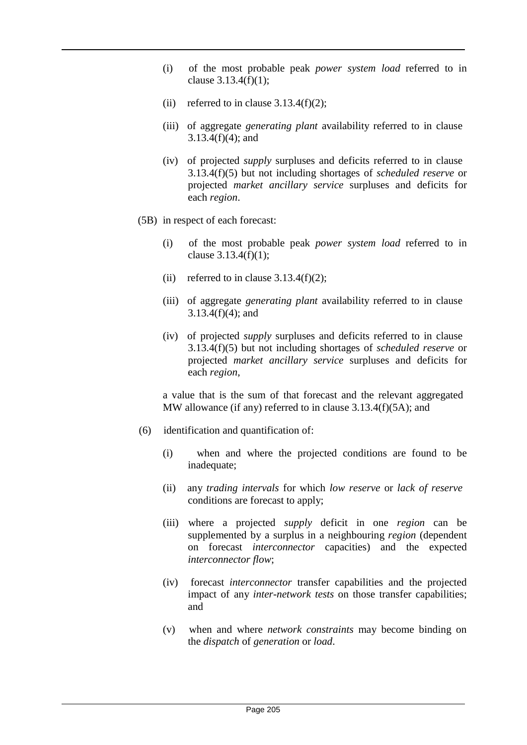(i) of the most probable peak *power system load* referred to in clause 3.13.4(f)(1);

(ii) referred to in clause 3.13.4(f)(2);

(iii) of aggregate *generating plant* availability referred to in clause 3.13.4(f)(4); and

(iv) of projected *supply* surpluses and deficits referred to in clause 3.13.4(f)(5) but not including shortages of *scheduled reserve* or projected *market ancillary service* surpluses and deficits for each *region*.

(5B) in respect of each forecast:

(i) of the most probable peak *power system load* referred to in clause 3.13.4(f)(1);

(ii) referred to in clause 3.13.4(f)(2);

(iii) of aggregate *generating plant* availability referred to in clause 3.13.4(f)(4); and

(iv) of projected *supply* surpluses and deficits referred to in clause 3.13.4(f)(5) but not including shortages of *scheduled reserve* or projected *market ancillary service* surpluses and deficits for each *region*,

a value that is the sum of that forecast and the relevant aggregated MW allowance (if any) referred to in clause 3.13.4(f)(5A); and

(6) identification and quantification of:

(i) when and where the projected conditions are found to be inadequate;

(ii) any *trading intervals* for which *low reserve* or *lack of reserve* conditions are forecast to apply;

(iii) where a projected *supply* deficit in one *region* can be supplemented by a surplus in a neighbouring *region* (dependent on forecast *interconnector* capacities) and the expected *interconnector flow*;

(iv) forecast *interconnector* transfer capabilities and the projected impact of any *inter-network tests* on those transfer capabilities; and

(v) when and where *network constraints* may become binding on the *dispatch* of *generation* or *load*.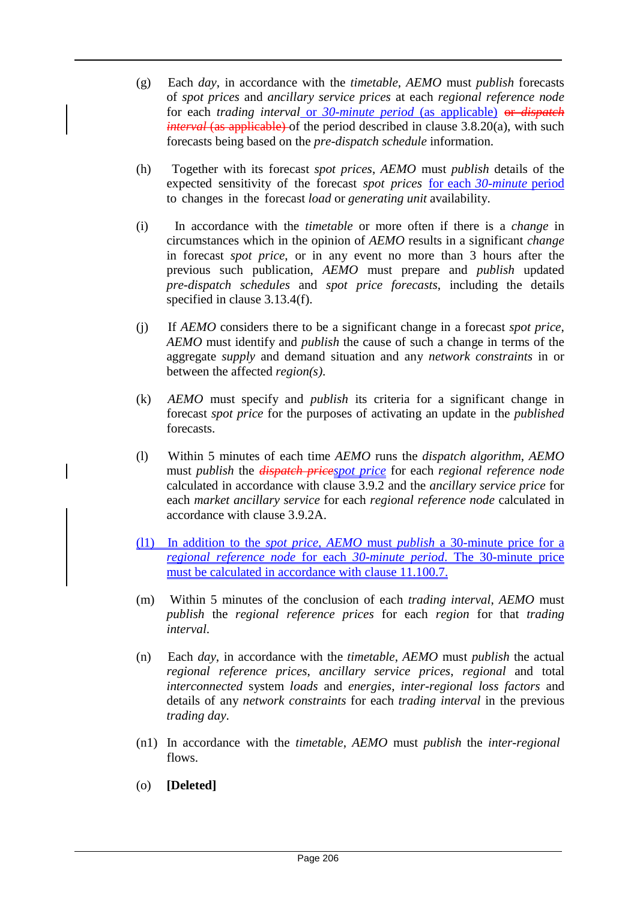(g) Each *day*, in accordance with the *timetable*, *AEMO* must *publish* forecasts of *spot prices* and *ancillary service prices* at each *regional reference node* for each *trading interval* or *30-minute period* (as applicable) ~~or *dispatch interval* (as applicable)~~ of the period described in clause 3.8.20(a), with such forecasts being based on the *pre-dispatch schedule* information.

(h) Together with its forecast *spot prices*, *AEMO* must *publish* details of the expected sensitivity of the forecast *spot prices* for each *30-minute* period to changes in the forecast *load* or *generating unit* availability.

(i) In accordance with the *timetable* or more often if there is a *change* in circumstances which in the opinion of *AEMO* results in a significant *change* in forecast *spot price*, or in any event no more than 3 hours after the previous such publication, *AEMO* must prepare and *publish* updated *pre-dispatch schedules* and *spot price forecasts*, including the details specified in clause 3.13.4(f).

(j) If *AEMO* considers there to be a significant change in a forecast *spot price*, *AEMO* must identify and *publish* the cause of such a change in terms of the aggregate *supply* and demand situation and any *network constraints* in or between the affected *region(s)*.

(k) *AEMO* must specify and *publish* its criteria for a significant change in forecast *spot price* for the purposes of activating an update in the *published* forecasts.

(l) Within 5 minutes of each time *AEMO* runs the *dispatch algorithm*, *AEMO* must *publish* the ~~*dispatch price*~~*spot price* for each *regional reference node* calculated in accordance with clause 3.9.2 and the *ancillary service price* for each *market ancillary service* for each *regional reference node* calculated in accordance with clause 3.9.2A.

(l1) In addition to the *spot price*, *AEMO* must *publish* a 30-minute price for a *regional reference node* for each *30-minute period*. The 30-minute price must be calculated in accordance with clause 11.100.7.

(m) Within 5 minutes of the conclusion of each *trading interval*, *AEMO* must *publish* the *regional reference prices* for each *region* for that *trading interval*.

(n) Each *day*, in accordance with the *timetable*, *AEMO* must *publish* the actual *regional reference prices*, *ancillary service prices*, *regional* and total *interconnected* system *loads* and *energies*, *inter-regional loss factors* and details of any *network constraints* for each *trading interval* in the previous *trading day*.

(n1) In accordance with the *timetable*, *AEMO* must *publish* the *inter-regional* flows.

(o) **[Deleted]**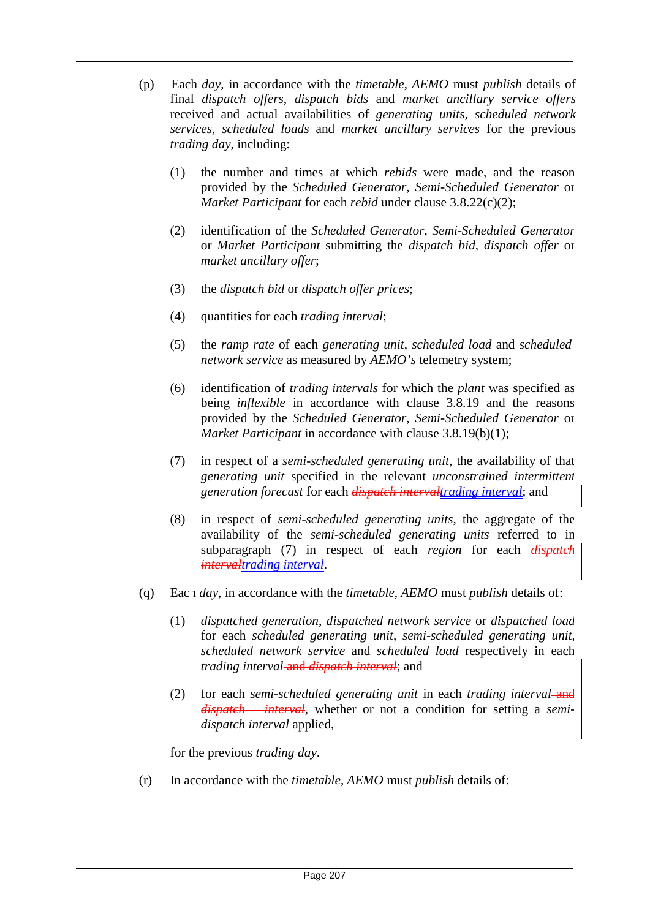(p) Each *day*, in accordance with the *timetable*, *AEMO* must *publish* details of final *dispatch offers*, *dispatch bids* and *market ancillary service offers* received and actual availabilities of *generating units*, *scheduled network services*, *scheduled loads* and *market ancillary services* for the previous *trading day*, including:

(1) the number and times at which *rebids* were made, and the reason provided by the *Scheduled Generator*, *Semi-Scheduled Generator* or *Market Participant* for each *rebid* under clause 3.8.22(c)(2);

(2) identification of the *Scheduled Generator*, *Semi-Scheduled Generator* or *Market Participant* submitting the *dispatch bid*, *dispatch offer* or *market ancillary offer*;

(3) the *dispatch bid* or *dispatch offer prices*;

(4) quantities for each *trading interval*;

(5) the *ramp rate* of each *generating unit*, *scheduled load* and *scheduled network service* as measured by *AEMO's* telemetry system;

(6) identification of *trading intervals* for which the *plant* was specified as being *inflexible* in accordance with clause 3.8.19 and the reasons provided by the *Scheduled Generator*, *Semi-Scheduled Generator* or *Market Participant* in accordance with clause 3.8.19(b)(1);

(7) in respect of a *semi-scheduled generating unit*, the availability of that *generating unit* specified in the relevant *unconstrained intermittent generation forecast* for each ~~*dispatch interval*~~*trading interval*; and

(8) in respect of *semi-scheduled generating units*, the aggregate of the availability of the *semi-scheduled generating units* referred to in subparagraph (7) in respect of each *region* for each ~~*dispatch interval*~~*trading interval*.

(q) Each *day*, in accordance with the *timetable*, *AEMO* must *publish* details of:

(1) *dispatched generation*, *dispatched network service* or *dispatched load* for each *scheduled generating unit*, *semi-scheduled generating unit*, *scheduled network service* and *scheduled load* respectively in each *trading interval* ~~and *dispatch interval*~~; and

(2) for each *semi-scheduled generating unit* in each *trading interval* ~~and *dispatch interval*~~, whether or not a condition for setting a *semi-dispatch interval* applied,

for the previous *trading day*.

(r) In accordance with the *timetable*, *AEMO* must *publish* details of: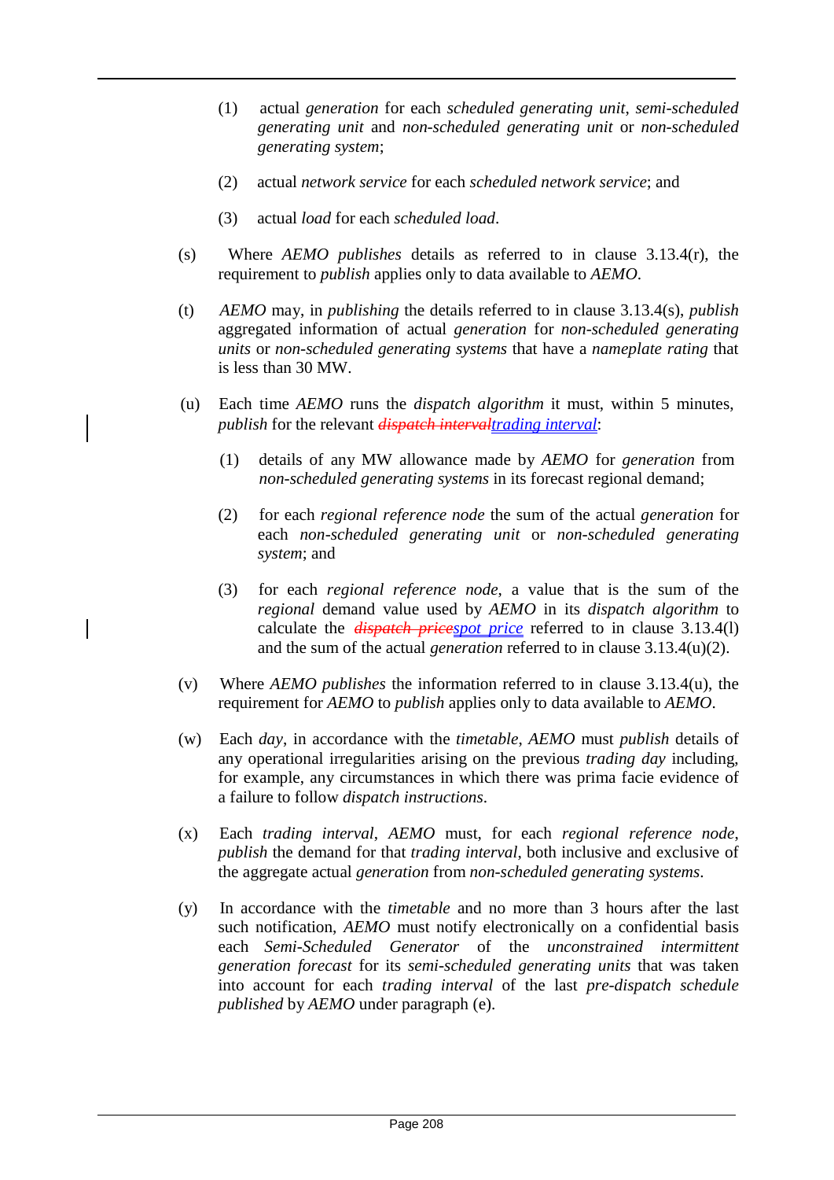(1) actual *generation* for each *scheduled generating unit*, *semi-scheduled generating unit* and *non-scheduled generating unit* or *non-scheduled generating system*;

(2) actual *network service* for each *scheduled network service*; and

(3) actual *load* for each *scheduled load*.

(s) Where *AEMO publishes* details as referred to in clause 3.13.4(r), the requirement to *publish* applies only to data available to *AEMO*.

(t) *AEMO* may, in *publishing* the details referred to in clause 3.13.4(s), *publish* aggregated information of actual *generation* for *non-scheduled generating units* or *non-scheduled generating systems* that have a *nameplate rating* that is less than 30 MW.

(u) Each time *AEMO* runs the *dispatch algorithm* it must, within 5 minutes, *publish* for the relevant ~~*dispatch interval*~~*trading interval*:

(1) details of any MW allowance made by *AEMO* for *generation* from *non-scheduled generating systems* in its forecast regional demand;

(2) for each *regional reference node* the sum of the actual *generation* for each *non-scheduled generating unit* or *non-scheduled generating system*; and

(3) for each *regional reference node*, a value that is the sum of the *regional* demand value used by *AEMO* in its *dispatch algorithm* to calculate the ~~*dispatch price*~~*spot price* referred to in clause 3.13.4(l) and the sum of the actual *generation* referred to in clause 3.13.4(u)(2).

(v) Where *AEMO publishes* the information referred to in clause 3.13.4(u), the requirement for *AEMO* to *publish* applies only to data available to *AEMO*.

(w) Each *day*, in accordance with the *timetable*, *AEMO* must *publish* details of any operational irregularities arising on the previous *trading day* including, for example, any circumstances in which there was prima facie evidence of a failure to follow *dispatch instructions*.

(x) Each *trading interval*, *AEMO* must, for each *regional reference node*, *publish* the demand for that *trading interval*, both inclusive and exclusive of the aggregate actual *generation* from *non-scheduled generating systems*.

(y) In accordance with the *timetable* and no more than 3 hours after the last such notification, *AEMO* must notify electronically on a confidential basis each *Semi-Scheduled Generator* of the *unconstrained intermittent generation forecast* for its *semi-scheduled generating units* that was taken into account for each *trading interval* of the last *pre-dispatch schedule published* by *AEMO* under paragraph (e).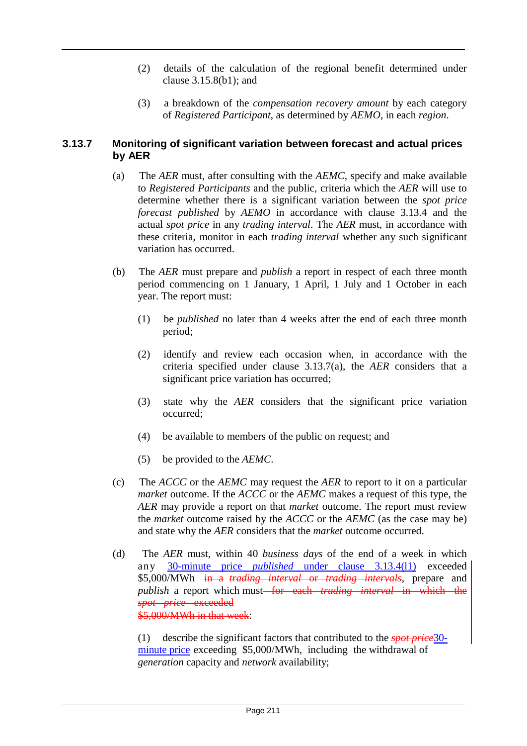(2) details of the calculation of the regional benefit determined under clause 3.15.8(b1); and

(3) a breakdown of the *compensation recovery amount* by each category of *Registered Participant*, as determined by *AEMO*, in each *region*.

### 3.13.7 Monitoring of significant variation between forecast and actual prices by AER

(a) The *AER* must, after consulting with the *AEMC*, specify and make available to *Registered Participants* and the public, criteria which the *AER* will use to determine whether there is a significant variation between the *spot price forecast published* by *AEMO* in accordance with clause 3.13.4 and the actual *spot price* in any *trading interval*. The *AER* must, in accordance with these criteria, monitor in each *trading interval* whether any such significant variation has occurred.

(b) The *AER* must prepare and *publish* a report in respect of each three month period commencing on 1 January, 1 April, 1 July and 1 October in each year. The report must:

(1) be *published* no later than 4 weeks after the end of each three month period;

(2) identify and review each occasion when, in accordance with the criteria specified under clause 3.13.7(a), the *AER* considers that a significant price variation has occurred;

(3) state why the *AER* considers that the significant price variation occurred;

(4) be available to members of the public on request; and

(5) be provided to the *AEMC*.

(c) The *ACCC* or the *AEMC* may request the *AER* to report to it on a particular *market* outcome. If the *ACCC* or the *AEMC* makes a request of this type, the *AER* may provide a report on that *market* outcome. The report must review the *market* outcome raised by the *ACCC* or the *AEMC* (as the case may be) and state why the *AER* considers that the *market* outcome occurred.

(d) The *AER* must, within 40 *business days* of the end of a week in which any 30-minute price *published* under clause 3.13.4(l1) exceeded $5,000/MWh ~~in a *trading interval* or *trading intervals*~~, prepare and *publish* a report which must ~~for each *trading interval* in which the *spot price* exceeded $5,000/MWh in that week~~:

(1) describe the significant factors that contributed to the ~~*spot price*~~30-minute price exceeding $5,000/MWh, including the withdrawal of *generation* capacity and *network* availability;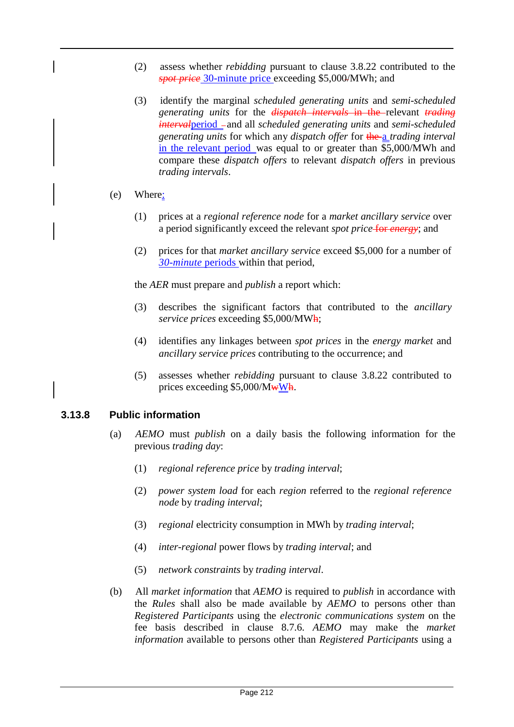(2) assess whether *rebidding* pursuant to clause 3.8.22 contributed to the ~~*spot price*~~ 30-minute price exceeding $5,000/MWh; and

(3) identify the marginal *scheduled generating units* and *semi-scheduled generating units* for the ~~*dispatch intervals* in the~~ relevant ~~*trading interval*~~period and all *scheduled generating units* and *semi-scheduled generating units* for which any *dispatch offer* for ~~the~~ a *trading interval* in the relevant period was equal to or greater than $5,000/MWh and compare these *dispatch offers* to relevant *dispatch offers* in previous *trading intervals*.

(e) Where:

(1) prices at a *regional reference node* for a *market ancillary service* over a period significantly exceed the relevant *spot price* ~~for *energy*~~; and

(2) prices for that *market ancillary service* exceed $5,000 for a number of *30-minute* periods within that period,

the *AER* must prepare and *publish* a report which:

(3) describes the significant factors that contributed to the *ancillary service prices* exceeding $5,000/MW~~h~~;

(4) identifies any linkages between *spot prices* in the *energy market* and *ancillary service prices* contributing to the occurrence; and

(5) assesses whether *rebidding* pursuant to clause 3.8.22 contributed to prices exceeding $5,000/M~~w~~W~~h~~.

### 3.13.8 Public information

(a) *AEMO* must *publish* on a daily basis the following information for the previous *trading day*:

(1) *regional reference price* by *trading interval*;

(2) *power system load* for each *region* referred to the *regional reference node* by *trading interval*;

(3) *regional* electricity consumption in MWh by *trading interval*;

(4) *inter-regional* power flows by *trading interval*; and

(5) *network constraints* by *trading interval*.

(b) All *market information* that *AEMO* is required to *publish* in accordance with the *Rules* shall also be made available by *AEMO* to persons other than *Registered Participants* using the *electronic communications system* on the fee basis described in clause 8.7.6. *AEMO* may make the *market information* available to persons other than *Registered Participants* using a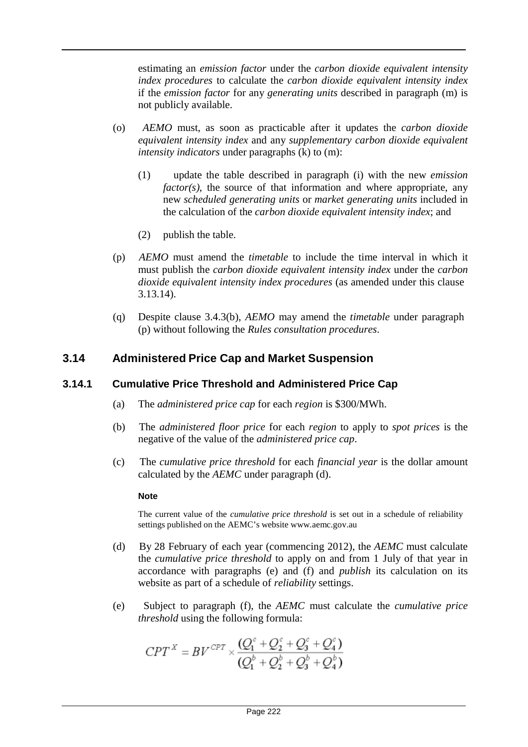estimating an *emission factor* under the *carbon dioxide equivalent intensity index procedures* to calculate the *carbon dioxide equivalent intensity index* if the *emission factor* for any *generating units* described in paragraph (m) is not publicly available.

(o) *AEMO* must, as soon as practicable after it updates the *carbon dioxide equivalent intensity index* and any *supplementary carbon dioxide equivalent intensity indicators* under paragraphs (k) to (m):

(1) update the table described in paragraph (i) with the new *emission factor(s)*, the source of that information and where appropriate, any new *scheduled generating units* or *market generating units* included in the calculation of the *carbon dioxide equivalent intensity index*; and

(2) publish the table.

(p) *AEMO* must amend the *timetable* to include the time interval in which it must publish the *carbon dioxide equivalent intensity index* under the *carbon dioxide equivalent intensity index procedures* (as amended under this clause 3.13.14).

(q) Despite clause 3.4.3(b), *AEMO* may amend the *timetable* under paragraph (p) without following the *Rules consultation procedures*.

## 3.14 Administered Price Cap and Market Suspension

### 3.14.1 Cumulative Price Threshold and Administered Price Cap

(a) The *administered price cap* for each *region* is \$300/MWh.

(b) The *administered floor price* for each *region* to apply to *spot prices* is the negative of the value of the *administered price cap*.

(c) The *cumulative price threshold* for each *financial year* is the dollar amount calculated by the *AEMC* under paragraph (d).

**Note**

The current value of the *cumulative price threshold* is set out in a schedule of reliability settings published on the AEMC's website www.aemc.gov.au

(d) By 28 February of each year (commencing 2012), the *AEMC* must calculate the *cumulative price threshold* to apply on and from 1 July of that year in accordance with paragraphs (e) and (f) and *publish* its calculation on its website as part of a schedule of *reliability* settings.

(e) Subject to paragraph (f), the *AEMC* must calculate the *cumulative price threshold* using the following formula:

$$CPT^{X} = BV^{CPT} \times \frac{(Q_1^c + Q_2^c + Q_3^c + Q_4^c)}{(Q_1^b + Q_2^b + Q_3^b + Q_4^b)}$$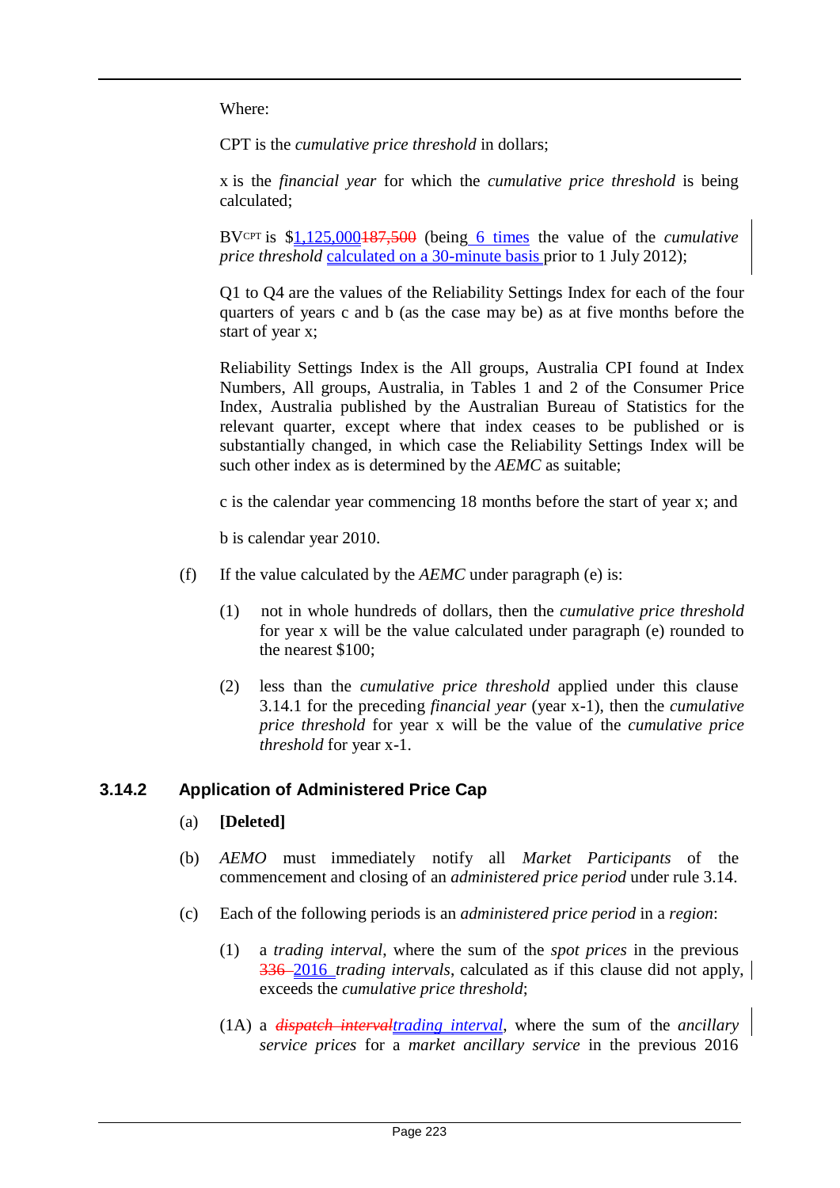Where:

CPT is the *cumulative price threshold* in dollars;

x is the *financial year* for which the *cumulative price threshold* is being calculated;

$BV_{CPT}$ is $1,125,000~~187,500~~ (being 6 times the value of the *cumulative price threshold* calculated on a 30-minute basis prior to 1 July 2012);

Q1 to Q4 are the values of the Reliability Settings Index for each of the four quarters of years c and b (as the case may be) as at five months before the start of year x;

Reliability Settings Index is the All groups, Australia CPI found at Index Numbers, All groups, Australia, in Tables 1 and 2 of the Consumer Price Index, Australia published by the Australian Bureau of Statistics for the relevant quarter, except where that index ceases to be published or is substantially changed, in which case the Reliability Settings Index will be such other index as is determined by the *AEMC* as suitable;

c is the calendar year commencing 18 months before the start of year x; and

b is calendar year 2010.

(f) If the value calculated by the *AEMC* under paragraph (e) is:

(1) not in whole hundreds of dollars, then the *cumulative price threshold* for year x will be the value calculated under paragraph (e) rounded to the nearest $100;

(2) less than the *cumulative price threshold* applied under this clause 3.14.1 for the preceding *financial year* (year x-1), then the *cumulative price threshold* for year x will be the value of the *cumulative price threshold* for year x-1.

### 3.14.2 Application of Administered Price Cap

(a) **[Deleted]**

(b) *AEMO* must immediately notify all *Market Participants* of the commencement and closing of an *administered price period* under rule 3.14.

(c) Each of the following periods is an *administered price period* in a *region*:

(1) a *trading interval*, where the sum of the *spot prices* in the previous ~~336~~ 2016 *trading intervals*, calculated as if this clause did not apply, exceeds the *cumulative price threshold*;

(1A) a ~~*dispatch interval*~~*trading interval*, where the sum of the *ancillary service prices* for a *market ancillary service* in the previous 2016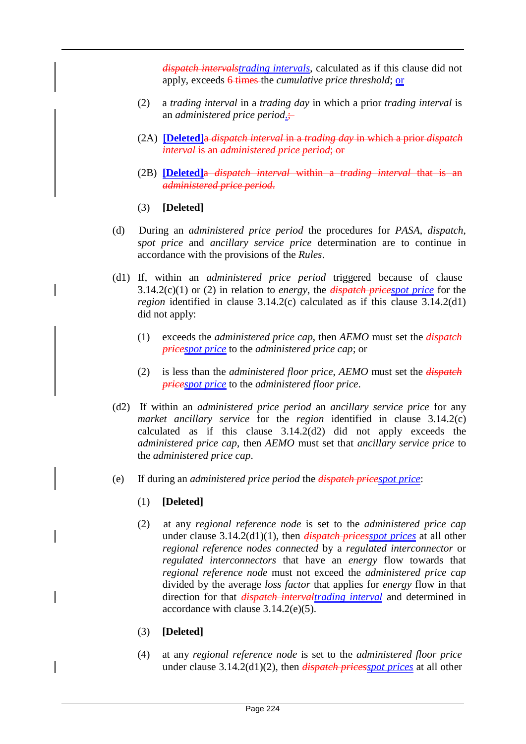~~*dispatch intervals*~~*trading intervals*, calculated as if this clause did not apply, exceeds ~~6 times~~ the *cumulative price threshold*; or

(2) a *trading interval* in a *trading day* in which a prior *trading interval* is an *administered price period*.~~;~~

(2A) **[Deleted]**~~a *dispatch interval* in a *trading day* in which a prior *dispatch interval* is an *administered price period*; or~~

(2B) **[Deleted]**~~a *dispatch interval* within a *trading interval* that is an *administered price period*.~~

(3) **[Deleted]**

(d) During an *administered price period* the procedures for *PASA*, *dispatch*, *spot price* and *ancillary service price* determination are to continue in accordance with the provisions of the *Rules*.

(d1) If, within an *administered price period* triggered because of clause 3.14.2(c)(1) or (2) in relation to *energy*, the ~~*dispatch price*~~*spot price* for the *region* identified in clause 3.14.2(c) calculated as if this clause 3.14.2(d1) did not apply:

(1) exceeds the *administered price cap*, then *AEMO* must set the ~~*dispatch price*~~*spot price* to the *administered price cap*; or

(2) is less than the *administered floor price*, *AEMO* must set the ~~*dispatch price*~~*spot price* to the *administered floor price*.

(d2) If within an *administered price period* an *ancillary service price* for any *market ancillary service* for the *region* identified in clause 3.14.2(c) calculated as if this clause 3.14.2(d2) did not apply exceeds the *administered price cap*, then *AEMO* must set that *ancillary service price* to the *administered price cap*.

(e) If during an *administered price period* the ~~*dispatch price*~~*spot price*:

(1) **[Deleted]**

(2) at any *regional reference node* is set to the *administered price cap* under clause 3.14.2(d1)(1), then ~~*dispatch prices*~~*spot prices* at all other *regional reference nodes connected* by a *regulated interconnector* or *regulated interconnectors* that have an *energy* flow towards that *regional reference node* must not exceed the *administered price cap* divided by the average *loss factor* that applies for *energy* flow in that direction for that ~~*dispatch interval*~~*trading interval* and determined in accordance with clause 3.14.2(e)(5).

(3) **[Deleted]**

(4) at any *regional reference node* is set to the *administered floor price* under clause 3.14.2(d1)(2), then ~~*dispatch prices*~~*spot prices* at all other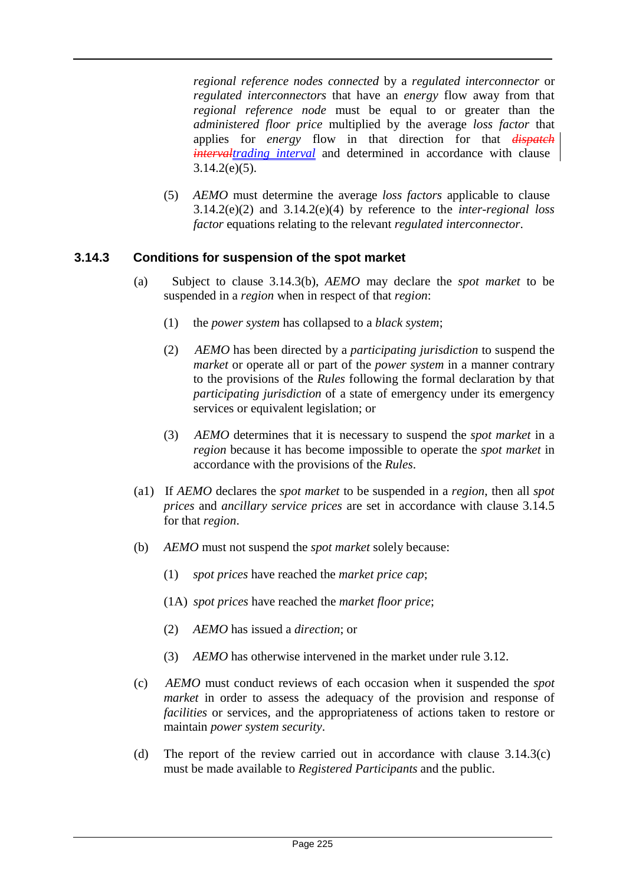*regional reference nodes connected* by a *regulated interconnector* or *regulated interconnectors* that have an *energy* flow away from that *regional reference node* must be equal to or greater than the *administered floor price* multiplied by the average *loss factor* that applies for *energy* flow in that direction for that ~~*dispatch interval*~~*trading interval* and determined in accordance with clause 3.14.2(e)(5).

(5) *AEMO* must determine the average *loss factors* applicable to clause 3.14.2(e)(2) and 3.14.2(e)(4) by reference to the *inter-regional loss factor* equations relating to the relevant *regulated interconnector*.

### 3.14.3 Conditions for suspension of the spot market

(a) Subject to clause 3.14.3(b), *AEMO* may declare the *spot market* to be suspended in a *region* when in respect of that *region*:

(1) the *power system* has collapsed to a *black system*;

(2) *AEMO* has been directed by a *participating jurisdiction* to suspend the *market* or operate all or part of the *power system* in a manner contrary to the provisions of the *Rules* following the formal declaration by that *participating jurisdiction* of a state of emergency under its emergency services or equivalent legislation; or

(3) *AEMO* determines that it is necessary to suspend the *spot market* in a *region* because it has become impossible to operate the *spot market* in accordance with the provisions of the *Rules*.

(a1) If *AEMO* declares the *spot market* to be suspended in a *region*, then all *spot prices* and *ancillary service prices* are set in accordance with clause 3.14.5 for that *region*.

(b) *AEMO* must not suspend the *spot market* solely because:

(1) *spot prices* have reached the *market price cap*;

(1A) *spot prices* have reached the *market floor price*;

(2) *AEMO* has issued a *direction*; or

(3) *AEMO* has otherwise intervened in the market under rule 3.12.

(c) *AEMO* must conduct reviews of each occasion when it suspended the *spot market* in order to assess the adequacy of the provision and response of *facilities* or services, and the appropriateness of actions taken to restore or maintain *power system security*.

(d) The report of the review carried out in accordance with clause 3.14.3(c) must be made available to *Registered Participants* and the public.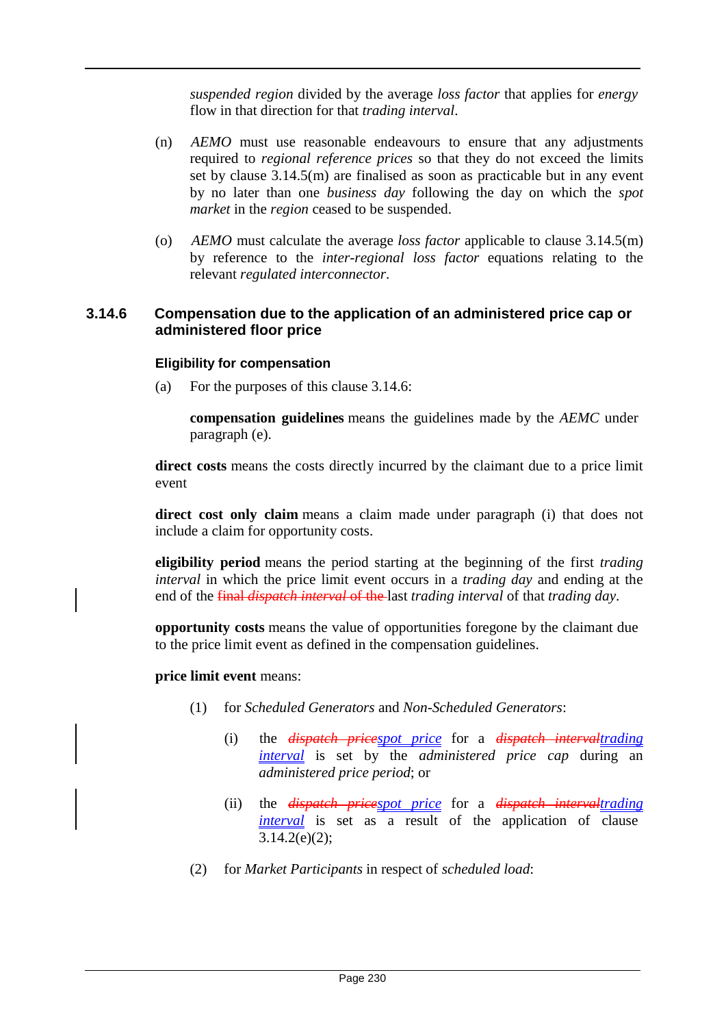*suspended region* divided by the average *loss factor* that applies for *energy* flow in that direction for that *trading interval*.

(n) *AEMO* must use reasonable endeavours to ensure that any adjustments required to *regional reference prices* so that they do not exceed the limits set by clause 3.14.5(m) are finalised as soon as practicable but in any event by no later than one *business day* following the day on which the *spot market* in the *region* ceased to be suspended.

(o) *AEMO* must calculate the average *loss factor* applicable to clause 3.14.5(m) by reference to the *inter-regional loss factor* equations relating to the relevant *regulated interconnector*.

### 3.14.6 Compensation due to the application of an administered price cap or administered floor price

#### Eligibility for compensation

(a) For the purposes of this clause 3.14.6:

**compensation guidelines** means the guidelines made by the *AEMC* under paragraph (e).

**direct costs** means the costs directly incurred by the claimant due to a price limit event

**direct cost only claim** means a claim made under paragraph (i) that does not include a claim for opportunity costs.

**eligibility period** means the period starting at the beginning of the first *trading interval* in which the price limit event occurs in a *trading day* and ending at the end of the ~~final *dispatch interval* of the~~ last *trading interval* of that *trading day*.

**opportunity costs** means the value of opportunities foregone by the claimant due to the price limit event as defined in the compensation guidelines.

**price limit event** means:

(1) for *Scheduled Generators* and *Non-Scheduled Generators*:

(i) the ~~*dispatch price*~~*spot price* for a ~~*dispatch interval*~~*trading interval* is set by the *administered price cap* during an *administered price period*; or

(ii) the ~~*dispatch price*~~*spot price* for a ~~*dispatch interval*~~*trading interval* is set as a result of the application of clause 3.14.2(e)(2);

(2) for *Market Participants* in respect of *scheduled load*: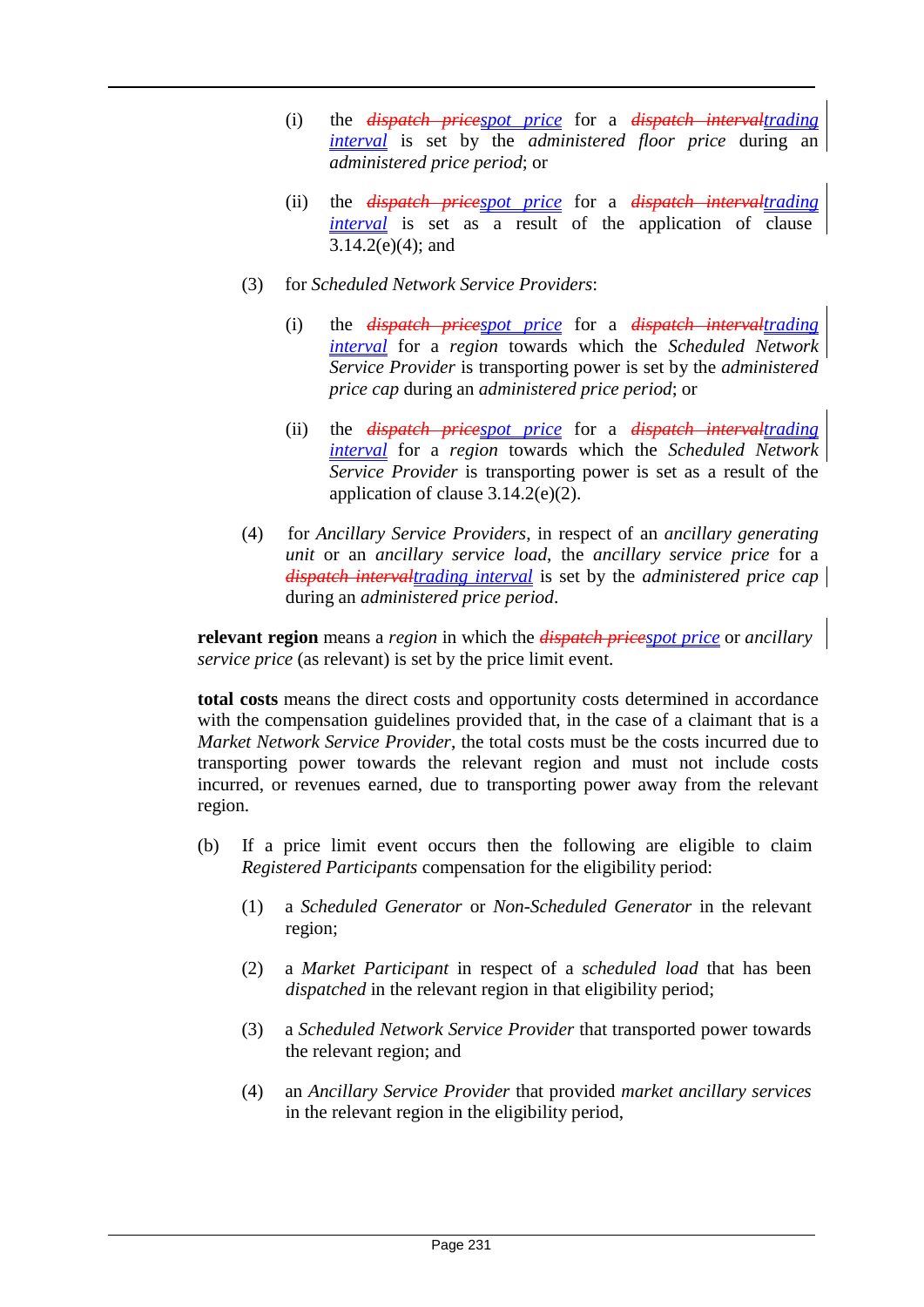(i) the ~~*dispatch price*~~*spot price* for a ~~*dispatch interval*~~*trading interval* is set by the *administered floor price* during an *administered price period*; or

(ii) the ~~*dispatch price*~~*spot price* for a ~~*dispatch interval*~~*trading interval* is set as a result of the application of clause 3.14.2(e)(4); and

(3) for *Scheduled Network Service Providers*:

(i) the ~~*dispatch price*~~*spot price* for a ~~*dispatch interval*~~*trading interval* for a *region* towards which the *Scheduled Network Service Provider* is transporting power is set by the *administered price cap* during an *administered price period*; or

(ii) the ~~*dispatch price*~~*spot price* for a ~~*dispatch interval*~~*trading interval* for a *region* towards which the *Scheduled Network Service Provider* is transporting power is set as a result of the application of clause 3.14.2(e)(2).

(4) for *Ancillary Service Providers*, in respect of an *ancillary generating unit* or an *ancillary service load*, the *ancillary service price* for a ~~*dispatch interval*~~*trading interval* is set by the *administered price cap* during an *administered price period*.

**relevant region** means a *region* in which the ~~*dispatch price*~~*spot price* or *ancillary service price* (as relevant) is set by the price limit event.

**total costs** means the direct costs and opportunity costs determined in accordance with the compensation guidelines provided that, in the case of a claimant that is a *Market Network Service Provider*, the total costs must be the costs incurred due to transporting power towards the relevant region and must not include costs incurred, or revenues earned, due to transporting power away from the relevant region.

(b) If a price limit event occurs then the following are eligible to claim *Registered Participants* compensation for the eligibility period:

(1) a *Scheduled Generator* or *Non-Scheduled Generator* in the relevant region;

(2) a *Market Participant* in respect of a *scheduled load* that has been *dispatched* in the relevant region in that eligibility period;

(3) a *Scheduled Network Service Provider* that transported power towards the relevant region; and

(4) an *Ancillary Service Provider* that provided *market ancillary services* in the relevant region in the eligibility period,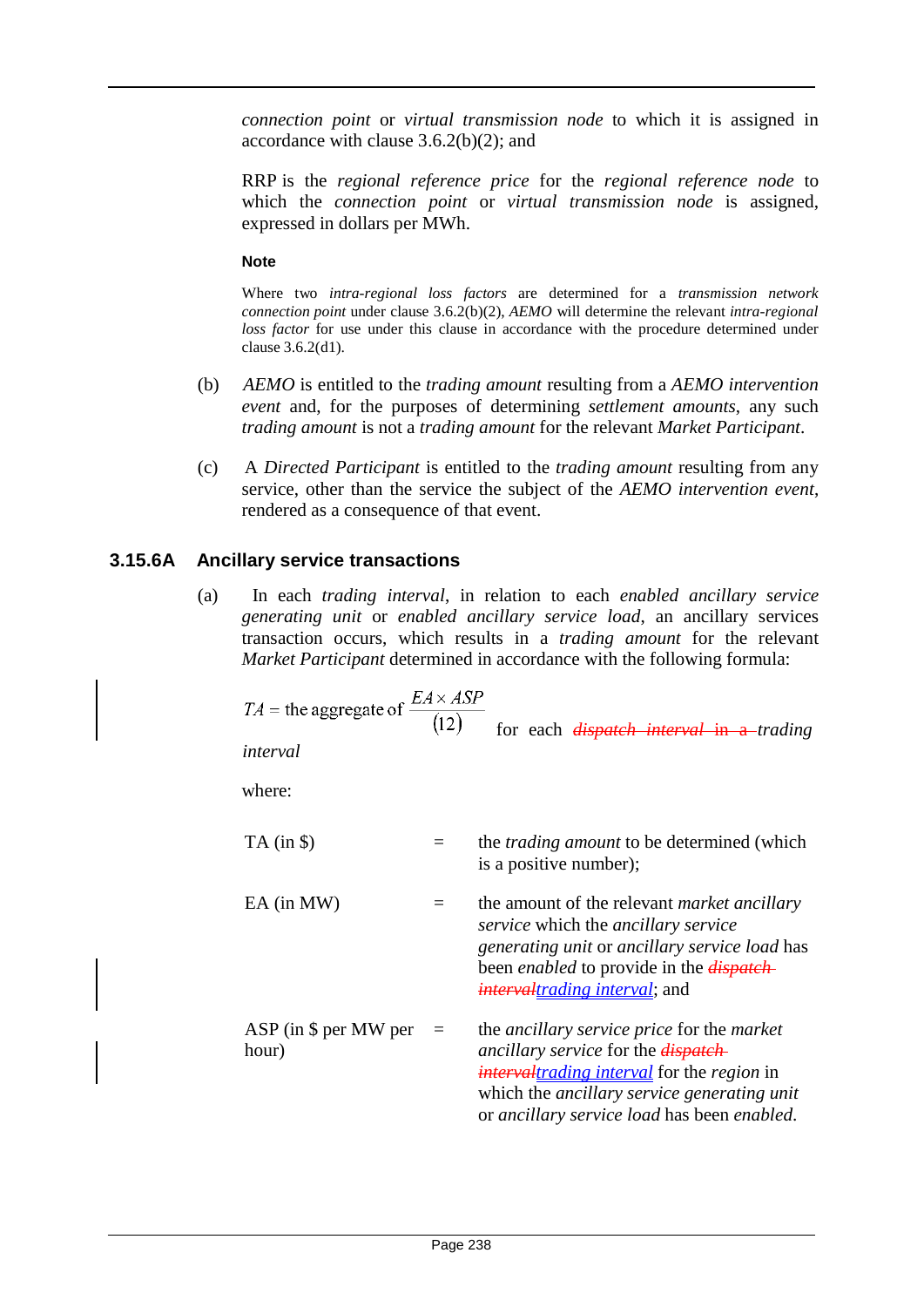*connection point* or *virtual transmission node* to which it is assigned in accordance with clause 3.6.2(b)(2); and

RRP is the *regional reference price* for the *regional reference node* to which the *connection point* or *virtual transmission node* is assigned, expressed in dollars per MWh.

**Note**

Where two *intra-regional loss factors* are determined for a *transmission network connection point* under clause 3.6.2(b)(2), *AEMO* will determine the relevant *intra-regional loss factor* for use under this clause in accordance with the procedure determined under clause 3.6.2(d1).

(b) *AEMO* is entitled to the *trading amount* resulting from a *AEMO intervention event* and, for the purposes of determining *settlement amounts*, any such *trading amount* is not a *trading amount* for the relevant *Market Participant*.

(c) A *Directed Participant* is entitled to the *trading amount* resulting from any service, other than the service the subject of the *AEMO intervention event*, rendered as a consequence of that event.

### 3.15.6A Ancillary service transactions

(a) In each *trading interval*, in relation to each *enabled ancillary service generating unit* or *enabled ancillary service load*, an ancillary services transaction occurs, which results in a *trading amount* for the relevant *Market Participant* determined in accordance with the following formula:

$$TA = \text{the aggregate of } \frac{EA \times ASP}{(12)}$$ for each ~~*dispatch interval* in a~~ *trading interval*

where:

| | | |
|---|---|---|
| TA (in $) | = | the *trading amount* to be determined (which is a positive number); |
| EA (in MW) | = | the amount of the relevant *market ancillary service* which the *ancillary service generating unit* or *ancillary service load* has been *enabled* to provide in the ~~*dispatch interval*~~*trading interval*; and |
| ASP (in $ per MW per hour) | = | the *ancillary service price* for the *market ancillary service* for the ~~*dispatch interval*~~*trading interval* for the *region* in which the *ancillary service generating unit* or *ancillary service load* has been *enabled*. |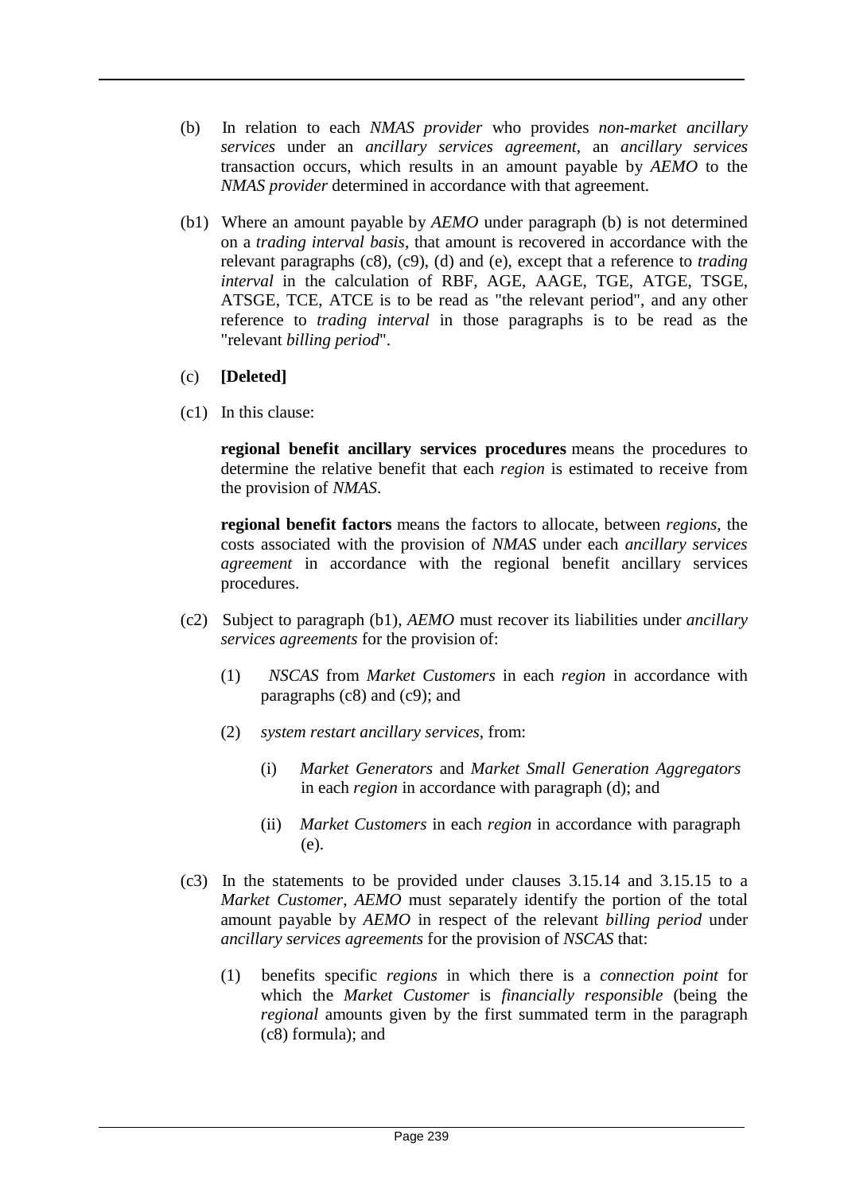(b) In relation to each *NMAS provider* who provides *non-market ancillary services* under an *ancillary services agreement*, an *ancillary services* transaction occurs, which results in an amount payable by *AEMO* to the *NMAS provider* determined in accordance with that agreement.

(b1) Where an amount payable by *AEMO* under paragraph (b) is not determined on a *trading interval basis*, that amount is recovered in accordance with the relevant paragraphs (c8), (c9), (d) and (e), except that a reference to *trading interval* in the calculation of RBF, AGE, AAGE, TGE, ATGE, TSGE, ATSGE, TCE, ATCE is to be read as "the relevant period", and any other reference to *trading interval* in those paragraphs is to be read as the "relevant *billing period*".

(c) **[Deleted]**

(c1) In this clause:

**regional benefit ancillary services procedures** means the procedures to determine the relative benefit that each *region* is estimated to receive from the provision of *NMAS*.

**regional benefit factors** means the factors to allocate, between *regions*, the costs associated with the provision of *NMAS* under each *ancillary services agreement* in accordance with the regional benefit ancillary services procedures.

(c2) Subject to paragraph (b1), *AEMO* must recover its liabilities under *ancillary services agreements* for the provision of:

(1) *NSCAS* from *Market Customers* in each *region* in accordance with paragraphs (c8) and (c9); and

(2) *system restart ancillary services*, from:

(i) *Market Generators* and *Market Small Generation Aggregators* in each *region* in accordance with paragraph (d); and

(ii) *Market Customers* in each *region* in accordance with paragraph (e).

(c3) In the statements to be provided under clauses 3.15.14 and 3.15.15 to a *Market Customer*, *AEMO* must separately identify the portion of the total amount payable by *AEMO* in respect of the relevant *billing period* under *ancillary services agreements* for the provision of *NSCAS* that:

(1) benefits specific *regions* in which there is a *connection point* for which the *Market Customer* is *financially responsible* (being the *regional* amounts given by the first summated term in the paragraph (c8) formula); and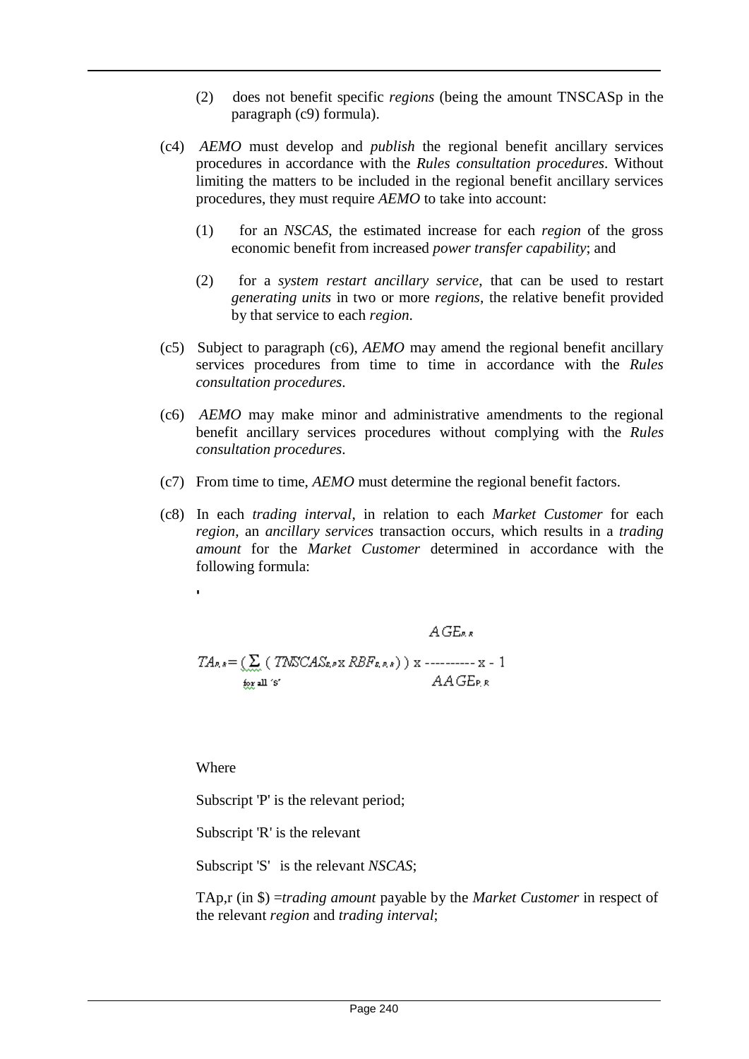(2) does not benefit specific *regions* (being the amount TNSCASp in the paragraph (c9) formula).

(c4) *AEMO* must develop and *publish* the regional benefit ancillary services procedures in accordance with the *Rules consultation procedures*. Without limiting the matters to be included in the regional benefit ancillary services procedures, they must require *AEMO* to take into account:

(1) for an *NSCAS*, the estimated increase for each *region* of the gross economic benefit from increased *power transfer capability*; and

(2) for a *system restart ancillary service*, that can be used to restart *generating units* in two or more *regions*, the relative benefit provided by that service to each *region*.

(c5) Subject to paragraph (c6), *AEMO* may amend the regional benefit ancillary services procedures from time to time in accordance with the *Rules consultation procedures*.

(c6) *AEMO* may make minor and administrative amendments to the regional benefit ancillary services procedures without complying with the *Rules consultation procedures*.

(c7) From time to time, *AEMO* must determine the regional benefit factors.

(c8) In each *trading interval*, in relation to each *Market Customer* for each *region*, an *ancillary services* transaction occurs, which results in a *trading amount* for the *Market Customer* determined in accordance with the following formula:

$$TA_{P,R} = \left( \sum_{\text{for all 'S'}} \left( TNSCAS_{S,P} \times RBF_{S,P,R} \right) \right) \times \frac{AGE_{P,R}}{AAGE_{P,R}} \times -1$$

Where

Subscript 'P' is the relevant period;

Subscript 'R' is the relevant

Subscript 'S' is the relevant *NSCAS*;

TAp,r (in $) =*trading amount* payable by the *Market Customer* in respect of the relevant *region* and *trading interval*;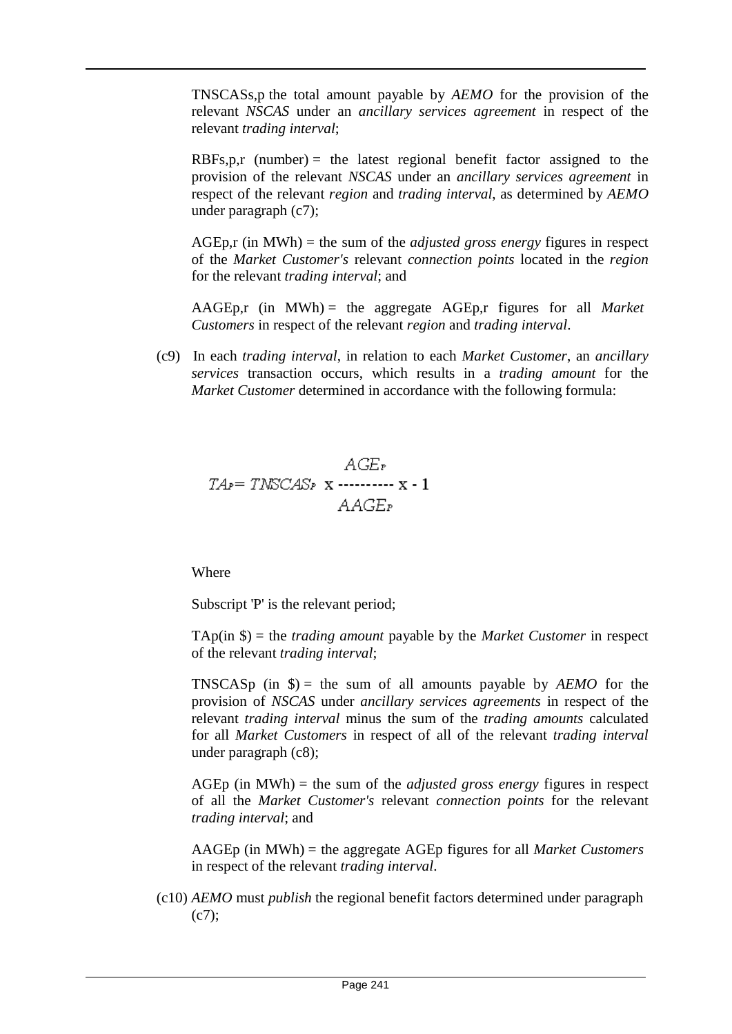$TNSCAS_{s,p}$ the total amount payable by *AEMO* for the provision of the relevant *NSCAS* under an *ancillary services agreement* in respect of the relevant *trading interval*;

$RBF_{s,p,r}$ (number) = the latest regional benefit factor assigned to the provision of the relevant *NSCAS* under an *ancillary services agreement* in respect of the relevant *region* and *trading interval*, as determined by *AEMO* under paragraph (c7);

$AGE_{p,r}$ (in MWh) = the sum of the *adjusted gross energy* figures in respect of the *Market Customer's* relevant *connection points* located in the *region* for the relevant *trading interval*; and

$AAGE_{p,r}$ (in MWh) = the aggregate $AGE_{p,r}$ figures for all *Market Customers* in respect of the relevant *region* and *trading interval*.

(c9) In each *trading interval*, in relation to each *Market Customer*, an *ancillary services* transaction occurs, which results in a *trading amount* for the *Market Customer* determined in accordance with the following formula:

$$TA_P = TNSCAS_P \times \frac{AGE_P}{AAGE_P} \times -1$$

Where

Subscript 'P' is the relevant period;

$TA_p$(in \$) = the *trading amount* payable by the *Market Customer* in respect of the relevant *trading interval*;

$TNSCAS_p$ (in \$) = the sum of all amounts payable by *AEMO* for the provision of *NSCAS* under *ancillary services agreements* in respect of the relevant *trading interval* minus the sum of the *trading amounts* calculated for all *Market Customers* in respect of all of the relevant *trading interval* under paragraph (c8);

$AGE_p$ (in MWh) = the sum of the *adjusted gross energy* figures in respect of all the *Market Customer's* relevant *connection points* for the relevant *trading interval*; and

$AAGE_p$ (in MWh) = the aggregate $AGE_p$ figures for all *Market Customers* in respect of the relevant *trading interval*.

(c10) *AEMO* must *publish* the regional benefit factors determined under paragraph (c7);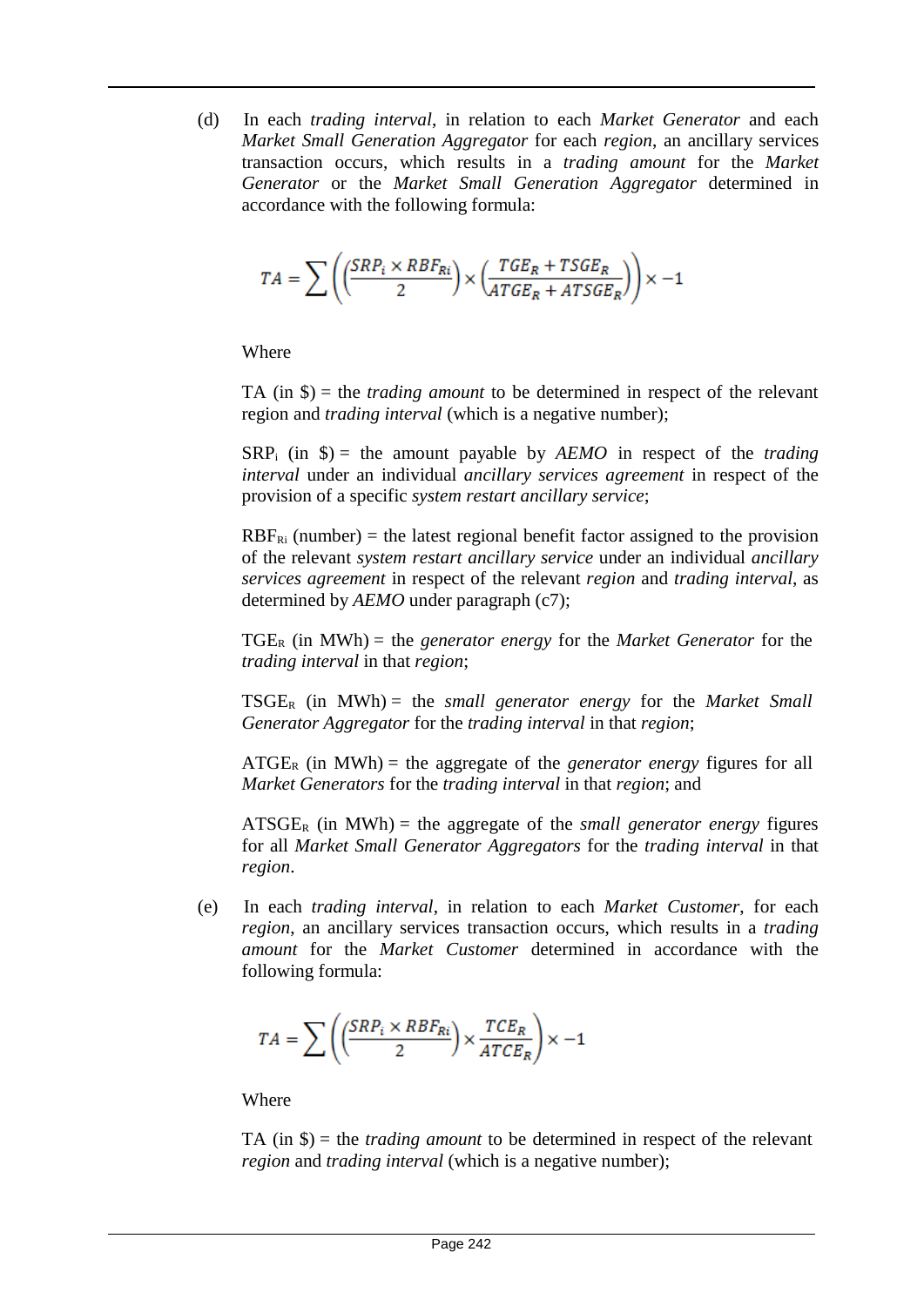(d) In each *trading interval*, in relation to each *Market Generator* and each *Market Small Generation Aggregator* for each *region*, an ancillary services transaction occurs, which results in a *trading amount* for the *Market Generator* or the *Market Small Generation Aggregator* determined in accordance with the following formula:

$$TA = \sum \left( \left( \frac{SRP_i \times RBF_{Ri}}{2} \right) \times \left( \frac{TGE_R + TSGE_R}{ATGE_R + ATSGE_R} \right) \right) \times -1$$

Where

TA (in \$) = the *trading amount* to be determined in respect of the relevant region and *trading interval* (which is a negative number);

$SRP_i$ (in \$) = the amount payable by *AEMO* in respect of the *trading interval* under an individual *ancillary services agreement* in respect of the provision of a specific *system restart ancillary service*;

$RBF_{Ri}$ (number) = the latest regional benefit factor assigned to the provision of the relevant *system restart ancillary service* under an individual *ancillary services agreement* in respect of the relevant *region* and *trading interval*, as determined by *AEMO* under paragraph (c7);

$TGE_R$ (in MWh) = the *generator energy* for the *Market Generator* for the *trading interval* in that *region*;

$TSGE_R$ (in MWh) = the *small generator energy* for the *Market Small Generator Aggregator* for the *trading interval* in that *region*;

$ATGE_R$ (in MWh) = the aggregate of the *generator energy* figures for all *Market Generators* for the *trading interval* in that *region*; and

$ATSGE_R$ (in MWh) = the aggregate of the *small generator energy* figures for all *Market Small Generator Aggregators* for the *trading interval* in that *region*.

(e) In each *trading interval*, in relation to each *Market Customer*, for each *region*, an ancillary services transaction occurs, which results in a *trading amount* for the *Market Customer* determined in accordance with the following formula:

$$TA = \sum \left( \left( \frac{SRP_i \times RBF_{Ri}}{2} \right) \times \frac{TCE_R}{ATCE_R} \right) \times -1$$

Where

TA (in \$) = the *trading amount* to be determined in respect of the relevant *region* and *trading interval* (which is a negative number);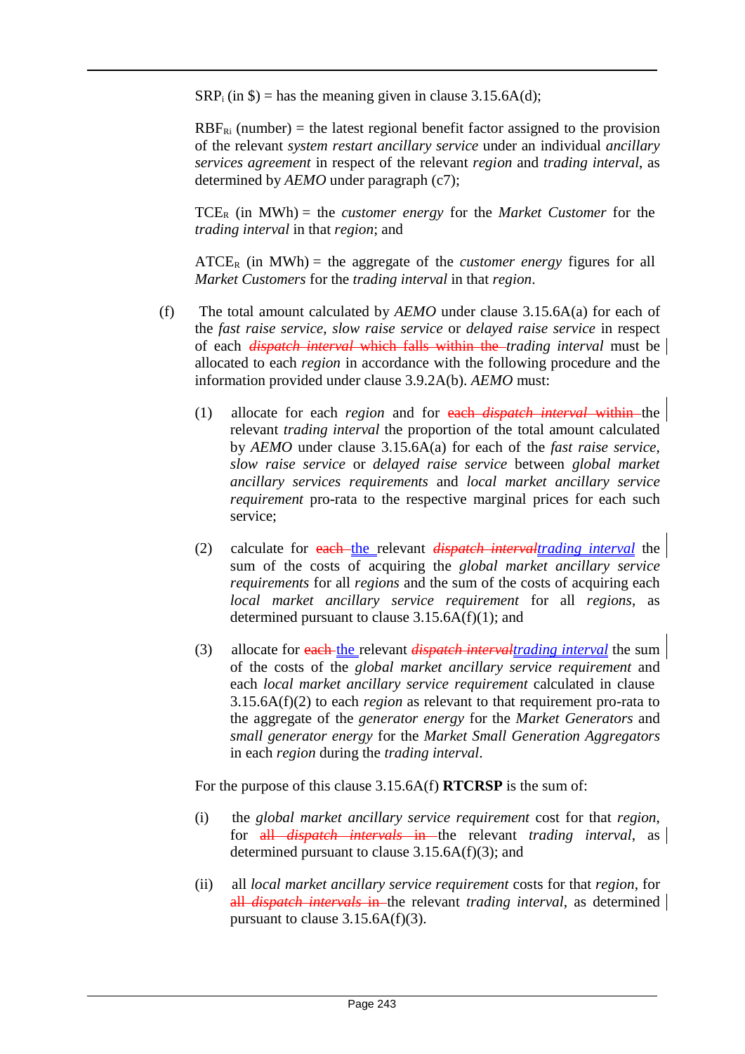$SRP_i$ (in $) = has the meaning given in clause 3.15.6A(d);

$RBF_{Ri}$ (number) = the latest regional benefit factor assigned to the provision of the relevant *system restart ancillary service* under an individual *ancillary services agreement* in respect of the relevant *region* and *trading interval*, as determined by *AEMO* under paragraph (c7);

$TCE_R$ (in MWh) = the *customer energy* for the *Market Customer* for the *trading interval* in that *region*; and

$ATCE_R$ (in MWh) = the aggregate of the *customer energy* figures for all *Market Customers* for the *trading interval* in that *region*.

(f) The total amount calculated by *AEMO* under clause 3.15.6A(a) for each of the *fast raise service*, *slow raise service* or *delayed raise service* in respect of each ~~*dispatch interval* which falls within the~~ *trading interval* must be allocated to each *region* in accordance with the following procedure and the information provided under clause 3.9.2A(b). *AEMO* must:

(1) allocate for each *region* and for ~~each *dispatch interval* within~~ the relevant *trading interval* the proportion of the total amount calculated by *AEMO* under clause 3.15.6A(a) for each of the *fast raise service*, *slow raise service* or *delayed raise service* between *global market ancillary services requirements* and *local market ancillary service requirement* pro-rata to the respective marginal prices for each such service;

(2) calculate for ~~each~~ the relevant ~~*dispatch interval*~~*trading interval* the sum of the costs of acquiring the *global market ancillary service requirements* for all *regions* and the sum of the costs of acquiring each *local market ancillary service requirement* for all *regions*, as determined pursuant to clause 3.15.6A(f)(1); and

(3) allocate for ~~each~~ the relevant ~~*dispatch interval*~~*trading interval* the sum of the costs of the *global market ancillary service requirement* and each *local market ancillary service requirement* calculated in clause 3.15.6A(f)(2) to each *region* as relevant to that requirement pro-rata to the aggregate of the *generator energy* for the *Market Generators* and *small generator energy* for the *Market Small Generation Aggregators* in each *region* during the *trading interval*.

For the purpose of this clause 3.15.6A(f) **RTCRSP** is the sum of:

(i) the *global market ancillary service requirement* cost for that *region*, for ~~all *dispatch intervals* in~~ the relevant *trading interval*, as determined pursuant to clause 3.15.6A(f)(3); and

(ii) all *local market ancillary service requirement* costs for that *region*, for ~~all *dispatch intervals* in~~ the relevant *trading interval*, as determined pursuant to clause 3.15.6A(f)(3).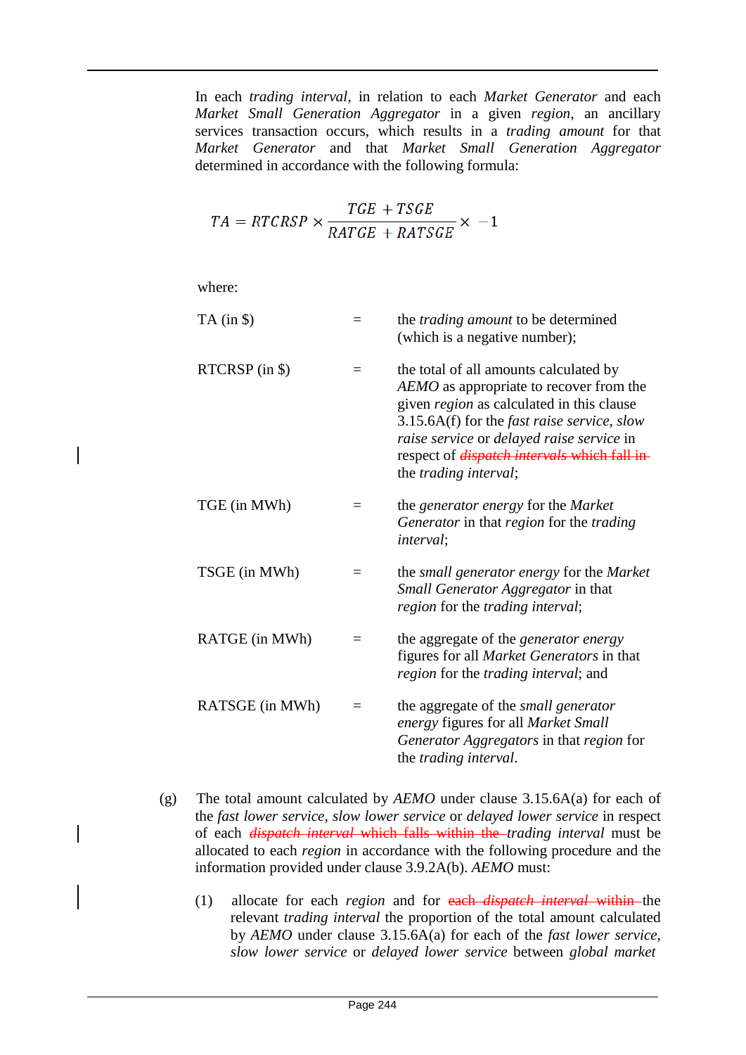In each *trading interval*, in relation to each *Market Generator* and each *Market Small Generation Aggregator* in a given *region*, an ancillary services transaction occurs, which results in a *trading amount* for that *Market Generator* and that *Market Small Generation Aggregator* determined in accordance with the following formula:

$$TA = RTCRSP \times \frac{TGE + TSGE}{RATGE + RATSGE} \times -1$$

where:

| | | |
|---|---|---|
| TA (in $) | = | the *trading amount* to be determined (which is a negative number); |
| RTCRSP (in $) | = | the total of all amounts calculated by *AEMO* as appropriate to recover from the given *region* as calculated in this clause 3.15.6A(f) for the *fast raise service*, *slow raise service* or *delayed raise service* in respect of ~~*dispatch intervals* which fall in~~ the *trading interval*; |
| TGE (in MWh) | = | the *generator energy* for the *Market Generator* in that *region* for the *trading interval*; |
| TSGE (in MWh) | = | the *small generator energy* for the *Market Small Generator Aggregator* in that *region* for the *trading interval*; |
| RATGE (in MWh) | = | the aggregate of the *generator energy* figures for all *Market Generators* in that *region* for the *trading interval*; and |
| RATSGE (in MWh) | = | the aggregate of the *small generator energy* figures for all *Market Small Generator Aggregators* in that *region* for the *trading interval*. |

(g) The total amount calculated by *AEMO* under clause 3.15.6A(a) for each of the *fast lower service*, *slow lower service* or *delayed lower service* in respect of each ~~*dispatch interval* which falls within the~~ *trading interval* must be allocated to each *region* in accordance with the following procedure and the information provided under clause 3.9.2A(b). *AEMO* must:

(1) allocate for each *region* and for ~~each *dispatch interval* within~~ the relevant *trading interval* the proportion of the total amount calculated by *AEMO* under clause 3.15.6A(a) for each of the *fast lower service*, *slow lower service* or *delayed lower service* between *global market*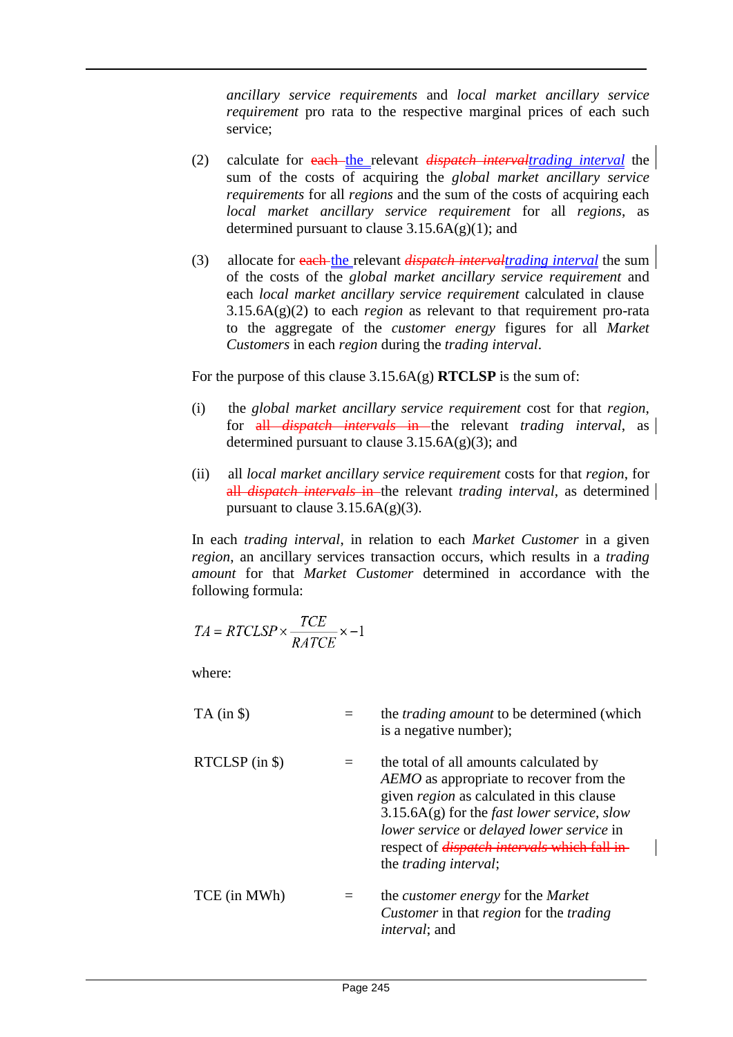*ancillary service requirements* and *local market ancillary service requirement* pro rata to the respective marginal prices of each such service;

(2) calculate for ~~each~~ the relevant ~~*dispatch interval*~~*trading interval* the sum of the costs of acquiring the *global market ancillary service requirements* for all *regions* and the sum of the costs of acquiring each *local market ancillary service requirement* for all *regions*, as determined pursuant to clause 3.15.6A(g)(1); and

(3) allocate for ~~each~~ the relevant ~~*dispatch interval*~~*trading interval* the sum of the costs of the *global market ancillary service requirement* and each *local market ancillary service requirement* calculated in clause 3.15.6A(g)(2) to each *region* as relevant to that requirement pro-rata to the aggregate of the *customer energy* figures for all *Market Customers* in each *region* during the *trading interval*.

For the purpose of this clause 3.15.6A(g) **RTCLSP** is the sum of:

(i) the *global market ancillary service requirement* cost for that *region*, for ~~all *dispatch intervals* in~~ the relevant *trading interval*, as determined pursuant to clause 3.15.6A(g)(3); and

(ii) all *local market ancillary service requirement* costs for that *region*, for ~~all *dispatch intervals* in~~ the relevant *trading interval*, as determined pursuant to clause 3.15.6A(g)(3).

In each *trading interval*, in relation to each *Market Customer* in a given *region*, an ancillary services transaction occurs, which results in a *trading amount* for that *Market Customer* determined in accordance with the following formula:

$$TA = RTCLSP \times \frac{TCE}{RATCE} \times -1$$

where:

| | | |
|---|---|---|
| TA (in $) | = | the *trading amount* to be determined (which is a negative number); |
| RTCLSP (in $) | = | the total of all amounts calculated by *AEMO* as appropriate to recover from the given *region* as calculated in this clause 3.15.6A(g) for the *fast lower service*, *slow lower service* or *delayed lower service* in respect of ~~*dispatch intervals* which fall in~~ the *trading interval*; |
| TCE (in MWh) | = | the *customer energy* for the *Market Customer* in that *region* for the *trading interval*; and |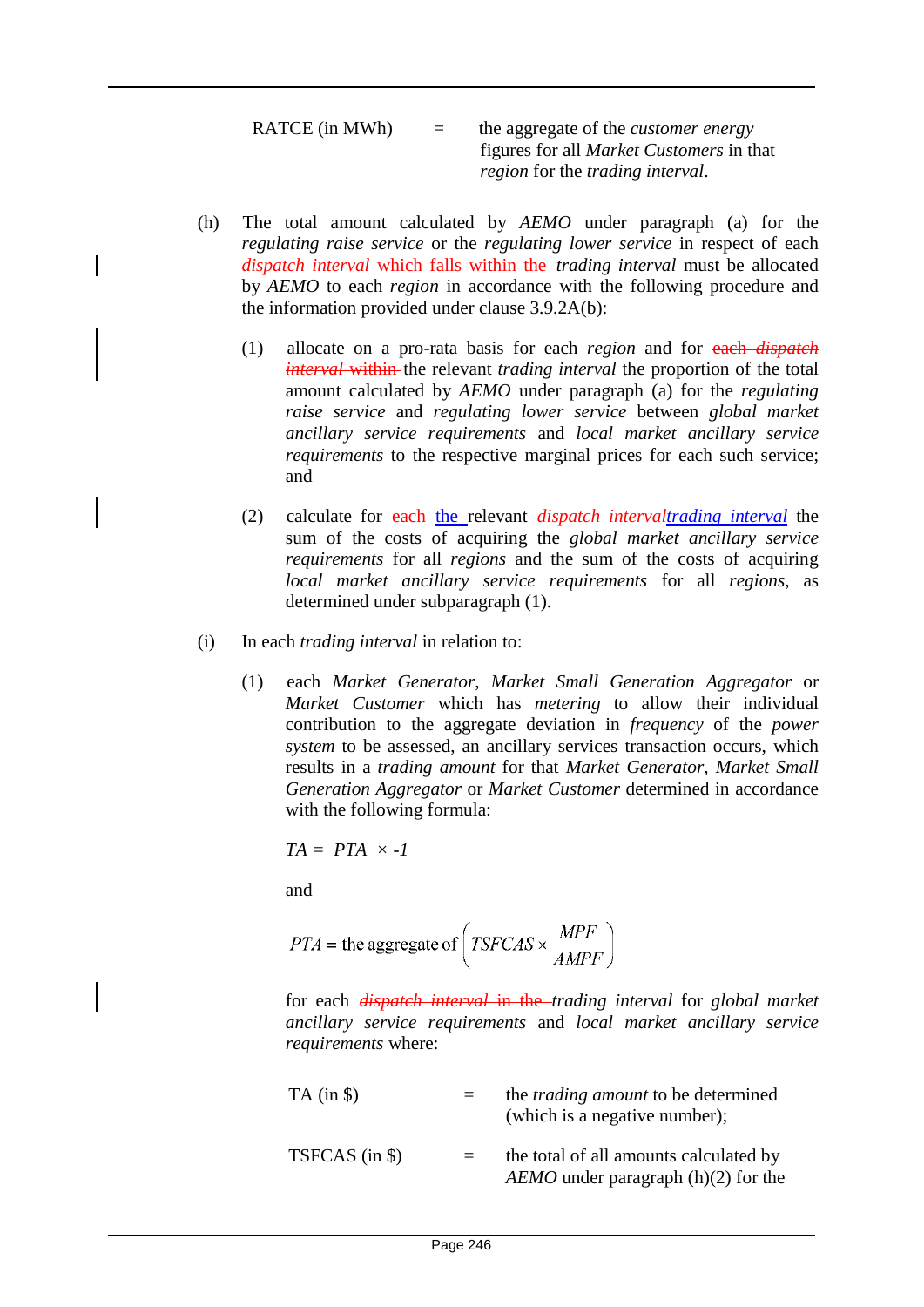RATCE (in MWh) = the aggregate of the *customer energy* figures for all *Market Customers* in that *region* for the *trading interval*.

(h) The total amount calculated by *AEMO* under paragraph (a) for the *regulating raise service* or the *regulating lower service* in respect of each ~~*dispatch interval* which falls within the~~ *trading interval* must be allocated by *AEMO* to each *region* in accordance with the following procedure and the information provided under clause 3.9.2A(b):

(1) allocate on a pro-rata basis for each *region* and for ~~each *dispatch interval* within~~ the relevant *trading interval* the proportion of the total amount calculated by *AEMO* under paragraph (a) for the *regulating raise service* and *regulating lower service* between *global market ancillary service requirements* and *local market ancillary service requirements* to the respective marginal prices for each such service; and

(2) calculate for ~~each~~ the relevant ~~*dispatch interval*~~*trading interval* the sum of the costs of acquiring the *global market ancillary service requirements* for all *regions* and the sum of the costs of acquiring *local market ancillary service requirements* for all *regions*, as determined under subparagraph (1).

(i) In each *trading interval* in relation to:

(1) each *Market Generator*, *Market Small Generation Aggregator* or *Market Customer* which has *metering* to allow their individual contribution to the aggregate deviation in *frequency* of the *power system* to be assessed, an ancillary services transaction occurs, which results in a *trading amount* for that *Market Generator*, *Market Small Generation Aggregator* or *Market Customer* determined in accordance with the following formula:

$$TA = PTA \times -1$$

and

$$PTA = \text{the aggregate of}\left(TSFCAS \times \frac{MPF}{AMPF}\right)$$

for each ~~*dispatch interval* in the~~ *trading interval* for *global market ancillary service requirements* and *local market ancillary service requirements* where:

TA (in $) = the *trading amount* to be determined (which is a negative number);

TSFCAS (in $) = the total of all amounts calculated by *AEMO* under paragraph (h)(2) for the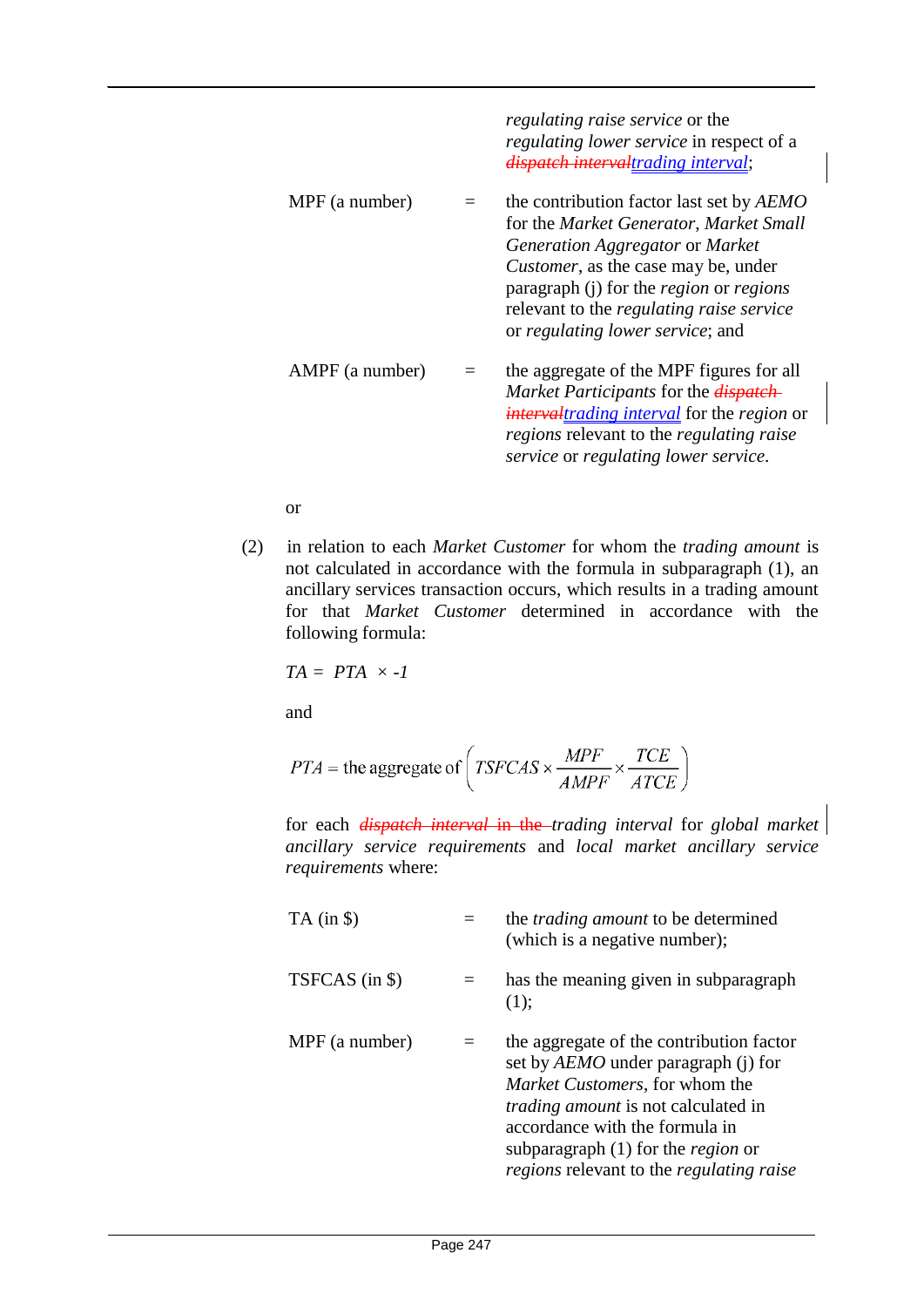*regulating raise service* or the *regulating lower service* in respect of a ~~*dispatch interval*~~*trading interval*;

MPF (a number) = the contribution factor last set by *AEMO* for the *Market Generator*, *Market Small Generation Aggregator* or *Market Customer*, as the case may be, under paragraph (j) for the *region* or *regions* relevant to the *regulating raise service* or *regulating lower service*; and

AMPF (a number) = the aggregate of the MPF figures for all *Market Participants* for the ~~*dispatch interval*~~*trading interval* for the *region* or *regions* relevant to the *regulating raise service* or *regulating lower service*.

or

(2) in relation to each *Market Customer* for whom the *trading amount* is not calculated in accordance with the formula in subparagraph (1), an ancillary services transaction occurs, which results in a trading amount for that *Market Customer* determined in accordance with the following formula:

$$TA = PTA \times -1$$

and

$$PTA = \text{the aggregate of} \left( TSFCAS \times \frac{MPF}{AMPF} \times \frac{TCE}{ATCE} \right)$$

for each ~~*dispatch interval* in the~~ *trading interval* for *global market ancillary service requirements* and *local market ancillary service requirements* where:

TA (in $) = the *trading amount* to be determined (which is a negative number);

TSFCAS (in $) = has the meaning given in subparagraph (1);

MPF (a number) = the aggregate of the contribution factor set by *AEMO* under paragraph (j) for *Market Customers*, for whom the *trading amount* is not calculated in accordance with the formula in subparagraph (1) for the *region* or *regions* relevant to the *regulating raise*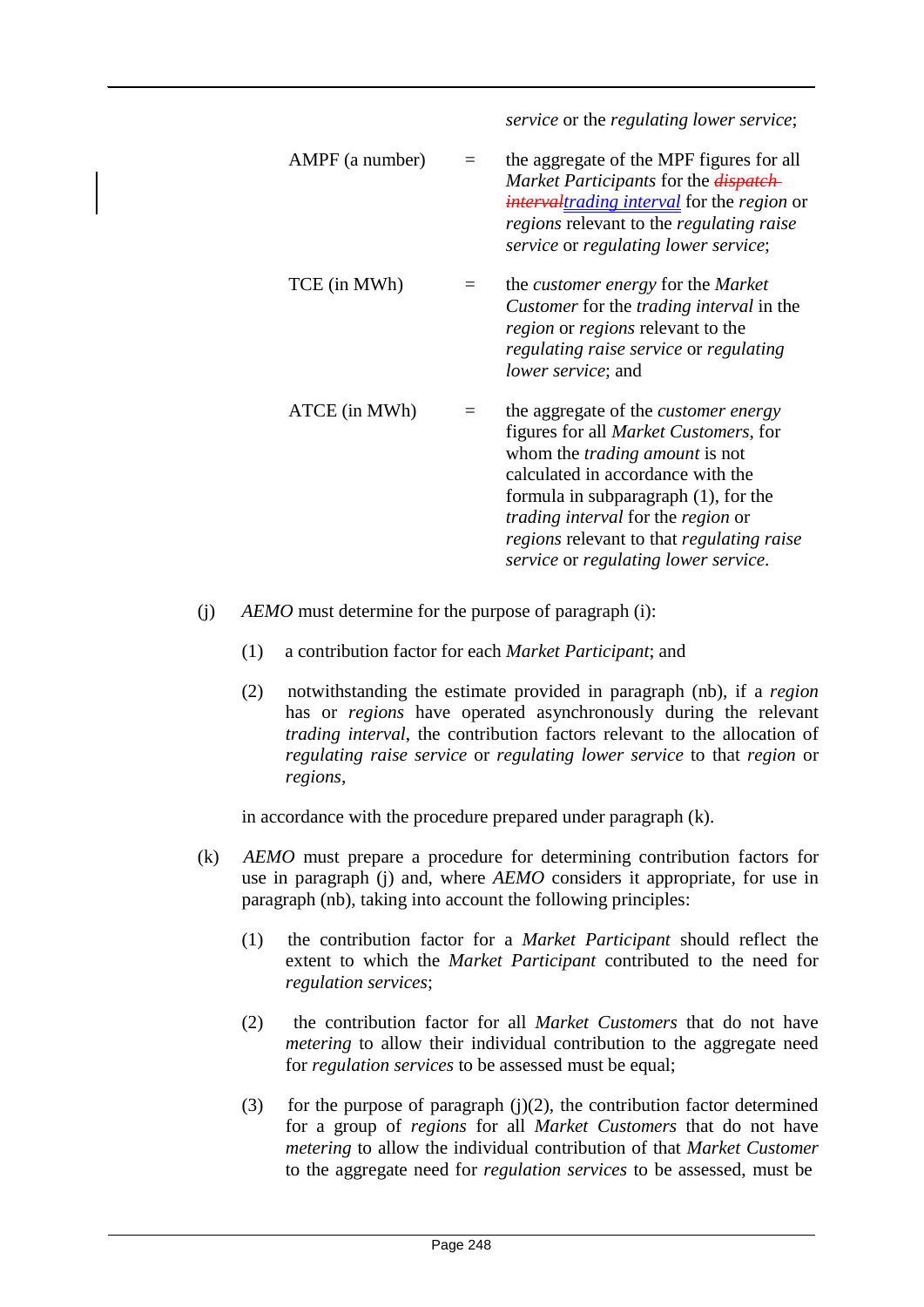*service* or the *regulating lower service*;

AMPF (a number) = the aggregate of the MPF figures for all *Market Participants* for the ~~*dispatch interval*~~*trading interval* for the *region* or *regions* relevant to the *regulating raise service* or *regulating lower service*;

TCE (in MWh) = the *customer energy* for the *Market Customer* for the *trading interval* in the *region* or *regions* relevant to the *regulating raise service* or *regulating lower service*; and

ATCE (in MWh) = the aggregate of the *customer energy* figures for all *Market Customers*, for whom the *trading amount* is not calculated in accordance with the formula in subparagraph (1), for the *trading interval* for the *region* or *regions* relevant to that *regulating raise service* or *regulating lower service*.

(j) *AEMO* must determine for the purpose of paragraph (i):

(1) a contribution factor for each *Market Participant*; and

(2) notwithstanding the estimate provided in paragraph (nb), if a *region* has or *regions* have operated asynchronously during the relevant *trading interval*, the contribution factors relevant to the allocation of *regulating raise service* or *regulating lower service* to that *region* or *regions*,

in accordance with the procedure prepared under paragraph (k).

(k) *AEMO* must prepare a procedure for determining contribution factors for use in paragraph (j) and, where *AEMO* considers it appropriate, for use in paragraph (nb), taking into account the following principles:

(1) the contribution factor for a *Market Participant* should reflect the extent to which the *Market Participant* contributed to the need for *regulation services*;

(2) the contribution factor for all *Market Customers* that do not have *metering* to allow their individual contribution to the aggregate need for *regulation services* to be assessed must be equal;

(3) for the purpose of paragraph (j)(2), the contribution factor determined for a group of *regions* for all *Market Customers* that do not have *metering* to allow the individual contribution of that *Market Customer* to the aggregate need for *regulation services* to be assessed, must be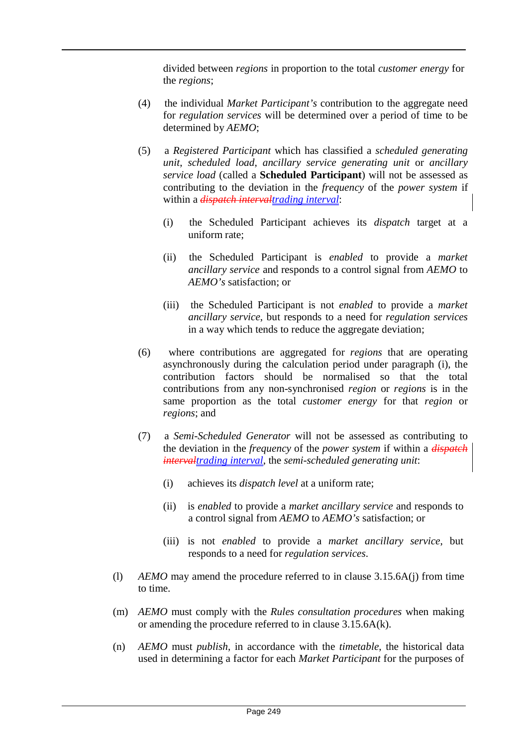divided between *regions* in proportion to the total *customer energy* for the *regions*;

(4) the individual *Market Participant's* contribution to the aggregate need for *regulation services* will be determined over a period of time to be determined by *AEMO*;

(5) a *Registered Participant* which has classified a *scheduled generating unit*, *scheduled load*, *ancillary service generating unit* or *ancillary service load* (called a **Scheduled Participant**) will not be assessed as contributing to the deviation in the *frequency* of the *power system* if within a ~~*dispatch interval*~~*trading interval*:

   (i) the Scheduled Participant achieves its *dispatch* target at a uniform rate;

   (ii) the Scheduled Participant is *enabled* to provide a *market ancillary service* and responds to a control signal from *AEMO* to *AEMO's* satisfaction; or

   (iii) the Scheduled Participant is not *enabled* to provide a *market ancillary service*, but responds to a need for *regulation services* in a way which tends to reduce the aggregate deviation;

(6) where contributions are aggregated for *regions* that are operating asynchronously during the calculation period under paragraph (i), the contribution factors should be normalised so that the total contributions from any non-synchronised *region* or *regions* is in the same proportion as the total *customer energy* for that *region* or *regions*; and

(7) a *Semi-Scheduled Generator* will not be assessed as contributing to the deviation in the *frequency* of the *power system* if within a ~~*dispatch interval*~~*trading interval*, the *semi-scheduled generating unit*:

   (i) achieves its *dispatch level* at a uniform rate;

   (ii) is *enabled* to provide a *market ancillary service* and responds to a control signal from *AEMO* to *AEMO's* satisfaction; or

   (iii) is not *enabled* to provide a *market ancillary service*, but responds to a need for *regulation services*.

(l) *AEMO* may amend the procedure referred to in clause 3.15.6A(j) from time to time.

(m) *AEMO* must comply with the *Rules consultation procedures* when making or amending the procedure referred to in clause 3.15.6A(k).

(n) *AEMO* must *publish*, in accordance with the *timetable*, the historical data used in determining a factor for each *Market Participant* for the purposes of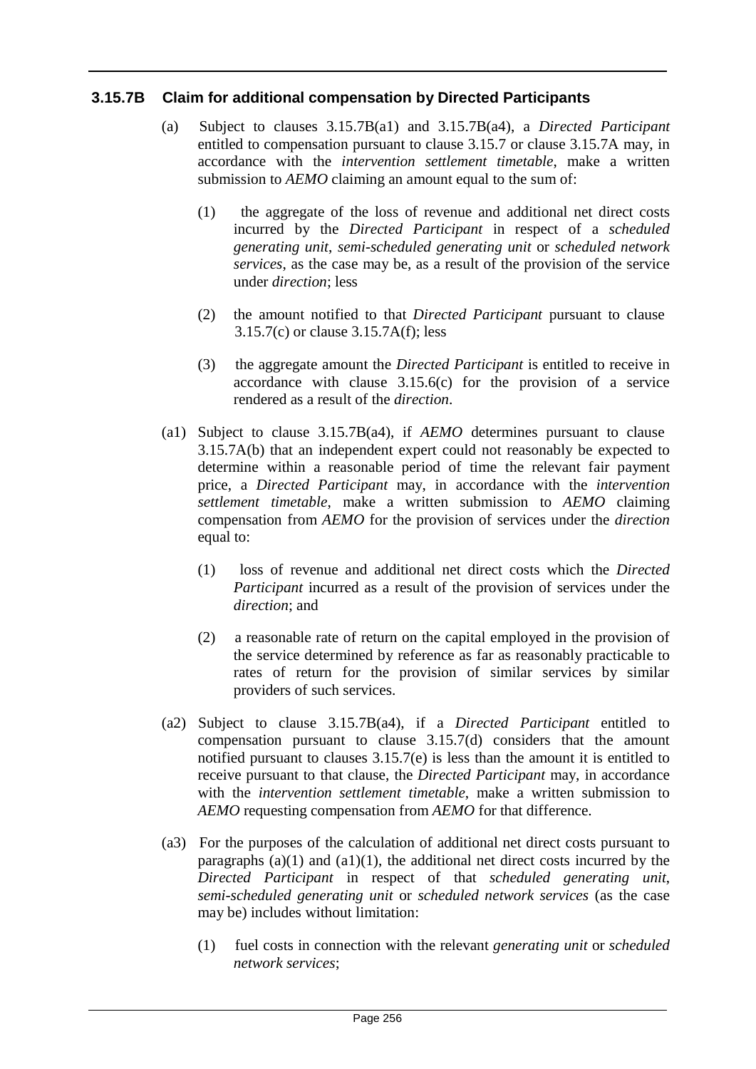### 3.15.7B Claim for additional compensation by Directed Participants

(a) Subject to clauses 3.15.7B(a1) and 3.15.7B(a4), a *Directed Participant* entitled to compensation pursuant to clause 3.15.7 or clause 3.15.7A may, in accordance with the *intervention settlement timetable*, make a written submission to *AEMO* claiming an amount equal to the sum of:

(1) the aggregate of the loss of revenue and additional net direct costs incurred by the *Directed Participant* in respect of a *scheduled generating unit*, *semi-scheduled generating unit* or *scheduled network services*, as the case may be, as a result of the provision of the service under *direction*; less

(2) the amount notified to that *Directed Participant* pursuant to clause 3.15.7(c) or clause 3.15.7A(f); less

(3) the aggregate amount the *Directed Participant* is entitled to receive in accordance with clause 3.15.6(c) for the provision of a service rendered as a result of the *direction*.

(a1) Subject to clause 3.15.7B(a4), if *AEMO* determines pursuant to clause 3.15.7A(b) that an independent expert could not reasonably be expected to determine within a reasonable period of time the relevant fair payment price, a *Directed Participant* may, in accordance with the *intervention settlement timetable*, make a written submission to *AEMO* claiming compensation from *AEMO* for the provision of services under the *direction* equal to:

(1) loss of revenue and additional net direct costs which the *Directed Participant* incurred as a result of the provision of services under the *direction*; and

(2) a reasonable rate of return on the capital employed in the provision of the service determined by reference as far as reasonably practicable to rates of return for the provision of similar services by similar providers of such services.

(a2) Subject to clause 3.15.7B(a4), if a *Directed Participant* entitled to compensation pursuant to clause 3.15.7(d) considers that the amount notified pursuant to clauses 3.15.7(e) is less than the amount it is entitled to receive pursuant to that clause, the *Directed Participant* may, in accordance with the *intervention settlement timetable*, make a written submission to *AEMO* requesting compensation from *AEMO* for that difference.

(a3) For the purposes of the calculation of additional net direct costs pursuant to paragraphs (a)(1) and (a1)(1), the additional net direct costs incurred by the *Directed Participant* in respect of that *scheduled generating unit*, *semi-scheduled generating unit* or *scheduled network services* (as the case may be) includes without limitation:

(1) fuel costs in connection with the relevant *generating unit* or *scheduled network services*;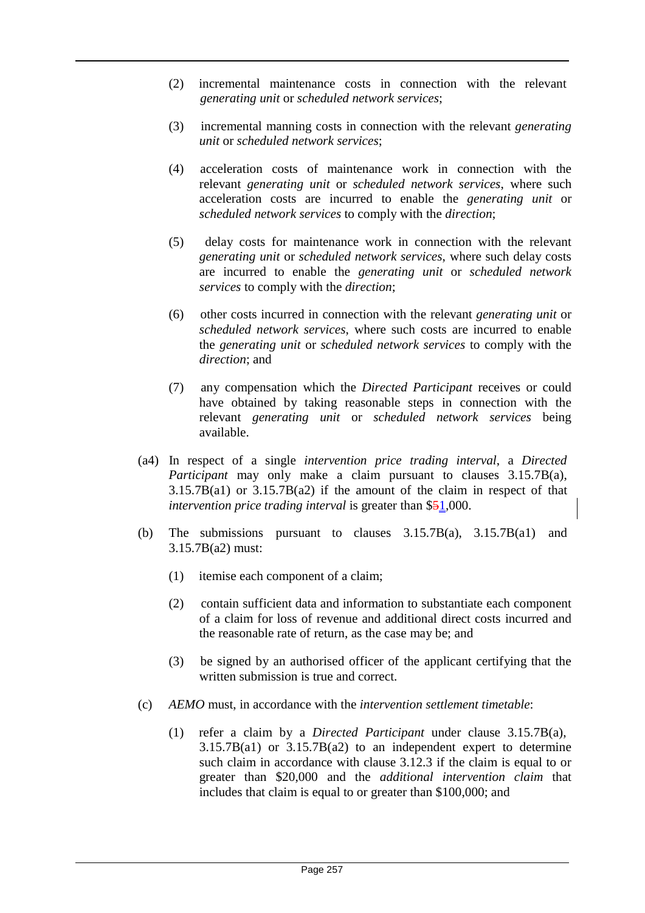(2) incremental maintenance costs in connection with the relevant *generating unit* or *scheduled network services*;

(3) incremental manning costs in connection with the relevant *generating unit* or *scheduled network services*;

(4) acceleration costs of maintenance work in connection with the relevant *generating unit* or *scheduled network services*, where such acceleration costs are incurred to enable the *generating unit* or *scheduled network services* to comply with the *direction*;

(5) delay costs for maintenance work in connection with the relevant *generating unit* or *scheduled network services*, where such delay costs are incurred to enable the *generating unit* or *scheduled network services* to comply with the *direction*;

(6) other costs incurred in connection with the relevant *generating unit* or *scheduled network services*, where such costs are incurred to enable the *generating unit* or *scheduled network services* to comply with the *direction*; and

(7) any compensation which the *Directed Participant* receives or could have obtained by taking reasonable steps in connection with the relevant *generating unit* or *scheduled network services* being available.

(a4) In respect of a single *intervention price trading interval*, a *Directed Participant* may only make a claim pursuant to clauses 3.15.7B(a), 3.15.7B(a1) or 3.15.7B(a2) if the amount of the claim in respect of that *intervention price trading interval* is greater than $~~5~~1,000.

(b) The submissions pursuant to clauses 3.15.7B(a), 3.15.7B(a1) and 3.15.7B(a2) must:

(1) itemise each component of a claim;

(2) contain sufficient data and information to substantiate each component of a claim for loss of revenue and additional direct costs incurred and the reasonable rate of return, as the case may be; and

(3) be signed by an authorised officer of the applicant certifying that the written submission is true and correct.

(c) *AEMO* must, in accordance with the *intervention settlement timetable*:

(1) refer a claim by a *Directed Participant* under clause 3.15.7B(a), 3.15.7B(a1) or 3.15.7B(a2) to an independent expert to determine such claim in accordance with clause 3.12.3 if the claim is equal to or greater than $20,000 and the *additional intervention claim* that includes that claim is equal to or greater than $100,000; and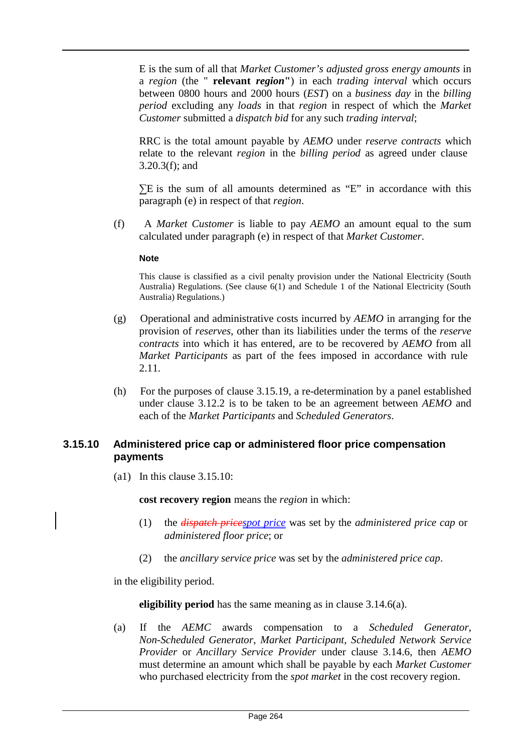E is the sum of all that *Market Customer's adjusted gross energy amounts* in a *region* (the " **relevant** ***region***") in each *trading interval* which occurs between 0800 hours and 2000 hours (*EST*) on a *business day* in the *billing period* excluding any *loads* in that *region* in respect of which the *Market Customer* submitted a *dispatch bid* for any such *trading interval*;

RRC is the total amount payable by *AEMO* under *reserve contracts* which relate to the relevant *region* in the *billing period* as agreed under clause 3.20.3(f); and

∑E is the sum of all amounts determined as "E" in accordance with this paragraph (e) in respect of that *region*.

(f) A *Market Customer* is liable to pay *AEMO* an amount equal to the sum calculated under paragraph (e) in respect of that *Market Customer*.

**Note**

This clause is classified as a civil penalty provision under the National Electricity (South Australia) Regulations. (See clause 6(1) and Schedule 1 of the National Electricity (South Australia) Regulations.)

(g) Operational and administrative costs incurred by *AEMO* in arranging for the provision of *reserves*, other than its liabilities under the terms of the *reserve contracts* into which it has entered, are to be recovered by *AEMO* from all *Market Participants* as part of the fees imposed in accordance with rule 2.11.

(h) For the purposes of clause 3.15.19, a re-determination by a panel established under clause 3.12.2 is to be taken to be an agreement between *AEMO* and each of the *Market Participants* and *Scheduled Generators*.

### 3.15.10 Administered price cap or administered floor price compensation payments

(a1) In this clause 3.15.10:

**cost recovery region** means the *region* in which:

(1) the ~~*dispatch price*~~*spot price* was set by the *administered price cap* or *administered floor price*; or

(2) the *ancillary service price* was set by the *administered price cap*.

in the eligibility period.

**eligibility period** has the same meaning as in clause 3.14.6(a).

(a) If the *AEMC* awards compensation to a *Scheduled Generator*, *Non-Scheduled Generator*, *Market Participant*, *Scheduled Network Service Provider* or *Ancillary Service Provider* under clause 3.14.6, then *AEMO* must determine an amount which shall be payable by each *Market Customer* who purchased electricity from the *spot market* in the cost recovery region.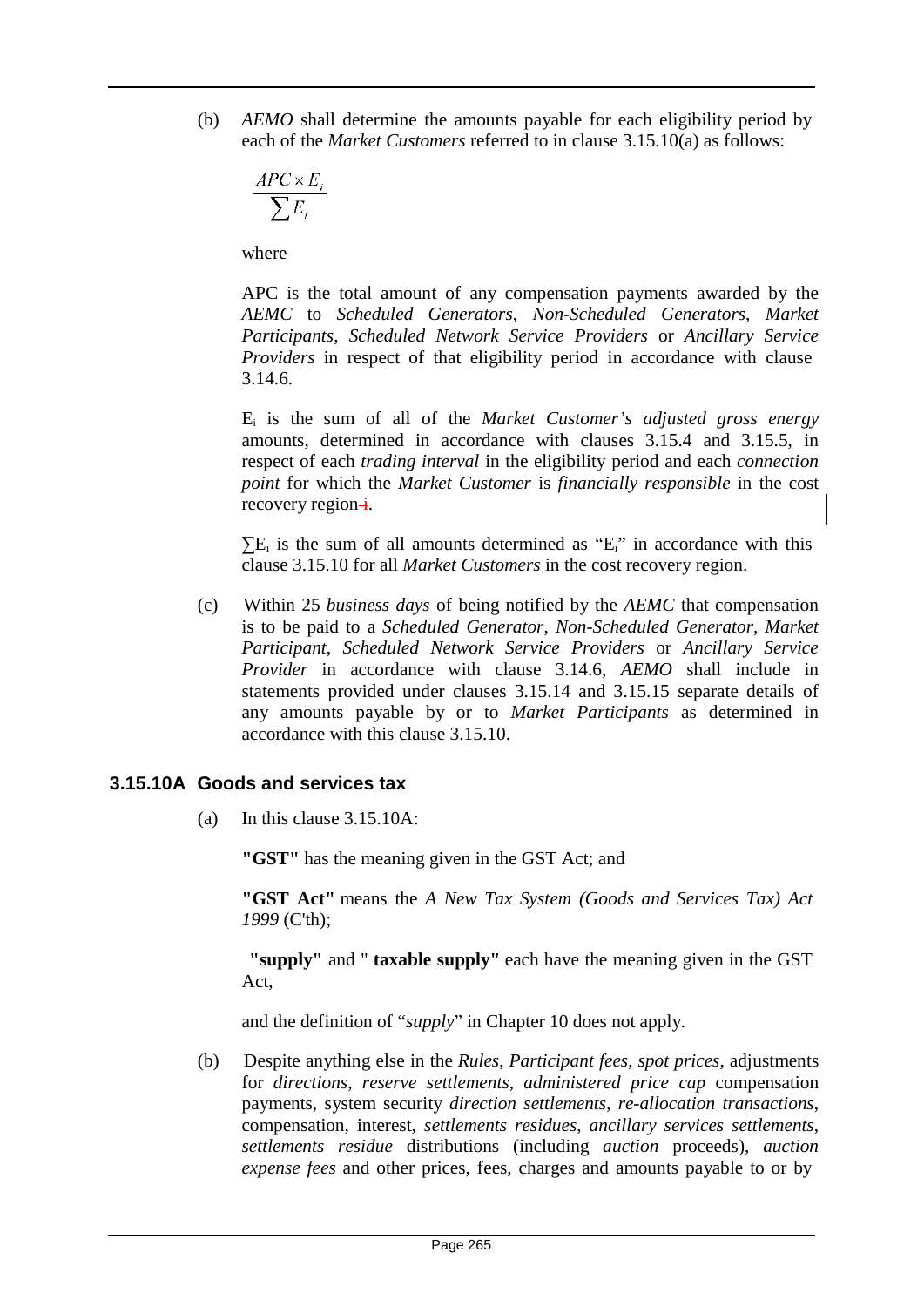(b) *AEMO* shall determine the amounts payable for each eligibility period by each of the *Market Customers* referred to in clause 3.15.10(a) as follows:

$$\frac{APC \times E_i}{\sum E_i}$$

where

APC is the total amount of any compensation payments awarded by the *AEMC* to *Scheduled Generators*, *Non-Scheduled Generators*, *Market Participants*, *Scheduled Network Service Providers* or *Ancillary Service Providers* in respect of that eligibility period in accordance with clause 3.14.6.

$E_i$ is the sum of all of the *Market Customer's adjusted gross energy* amounts, determined in accordance with clauses 3.15.4 and 3.15.5, in respect of each *trading interval* in the eligibility period and each *connection point* for which the *Market Customer* is *financially responsible* in the cost recovery region.

$\sum E_i$ is the sum of all amounts determined as "$E_i$" in accordance with this clause 3.15.10 for all *Market Customers* in the cost recovery region.

(c) Within 25 *business days* of being notified by the *AEMC* that compensation is to be paid to a *Scheduled Generator*, *Non-Scheduled Generator*, *Market Participant*, *Scheduled Network Service Providers* or *Ancillary Service Provider* in accordance with clause 3.14.6, *AEMO* shall include in statements provided under clauses 3.15.14 and 3.15.15 separate details of any amounts payable by or to *Market Participants* as determined in accordance with this clause 3.15.10.

### 3.15.10A Goods and services tax

(a) In this clause 3.15.10A:

**"GST"** has the meaning given in the GST Act; and

**"GST Act"** means the *A New Tax System (Goods and Services Tax) Act 1999* (C'th);

**"supply"** and " **taxable supply"** each have the meaning given in the GST Act,

and the definition of "*supply*" in Chapter 10 does not apply.

(b) Despite anything else in the *Rules*, *Participant fees*, *spot prices*, adjustments for *directions*, *reserve settlements*, *administered price cap* compensation payments, system security *direction settlements*, *re-allocation transactions*, compensation, interest, *settlements residues*, *ancillary services settlements*, *settlements residue* distributions (including *auction* proceeds), *auction expense fees* and other prices, fees, charges and amounts payable to or by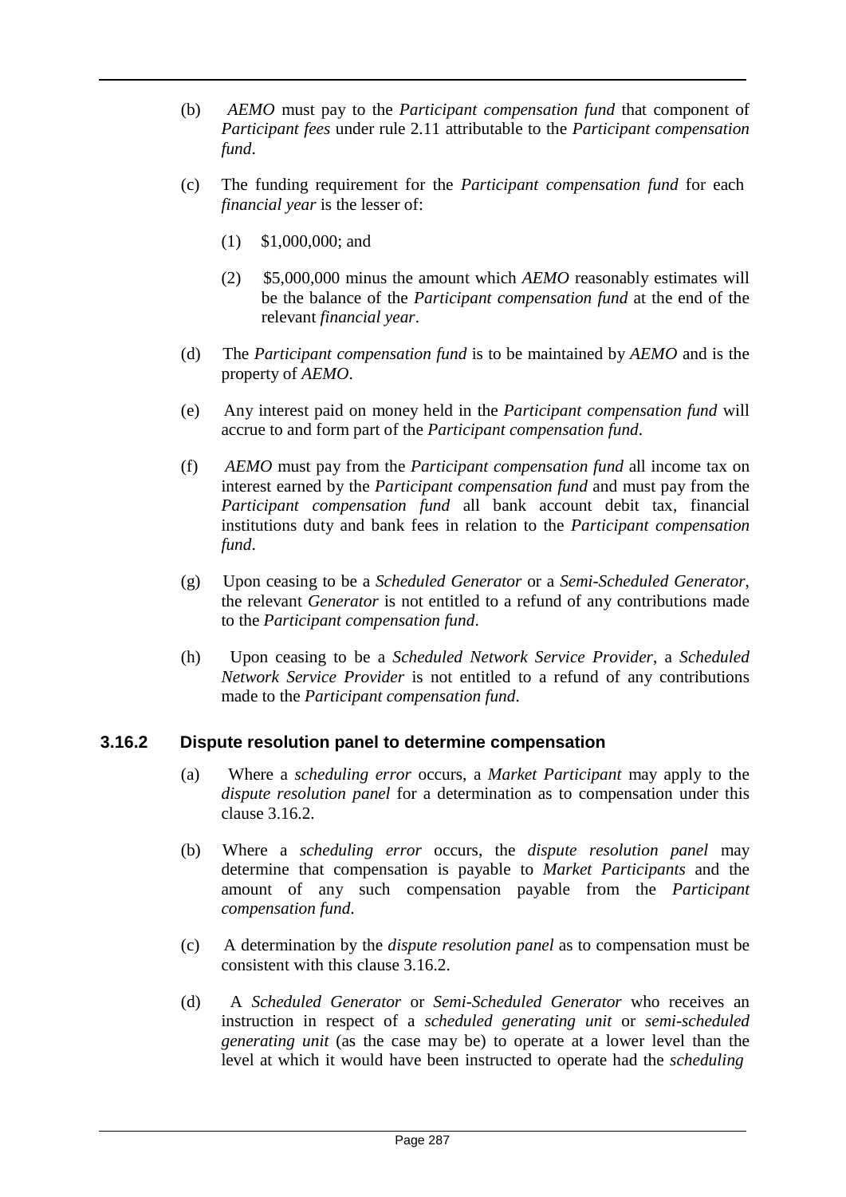(b) *AEMO* must pay to the *Participant compensation fund* that component of *Participant fees* under rule 2.11 attributable to the *Participant compensation fund*.

(c) The funding requirement for the *Participant compensation fund* for each *financial year* is the lesser of:

(1) $1,000,000; and

(2) $5,000,000 minus the amount which *AEMO* reasonably estimates will be the balance of the *Participant compensation fund* at the end of the relevant *financial year*.

(d) The *Participant compensation fund* is to be maintained by *AEMO* and is the property of *AEMO*.

(e) Any interest paid on money held in the *Participant compensation fund* will accrue to and form part of the *Participant compensation fund*.

(f) *AEMO* must pay from the *Participant compensation fund* all income tax on interest earned by the *Participant compensation fund* and must pay from the *Participant compensation fund* all bank account debit tax, financial institutions duty and bank fees in relation to the *Participant compensation fund*.

(g) Upon ceasing to be a *Scheduled Generator* or a *Semi-Scheduled Generator*, the relevant *Generator* is not entitled to a refund of any contributions made to the *Participant compensation fund*.

(h) Upon ceasing to be a *Scheduled Network Service Provider*, a *Scheduled Network Service Provider* is not entitled to a refund of any contributions made to the *Participant compensation fund*.

### 3.16.2 Dispute resolution panel to determine compensation

(a) Where a *scheduling error* occurs, a *Market Participant* may apply to the *dispute resolution panel* for a determination as to compensation under this clause 3.16.2.

(b) Where a *scheduling error* occurs, the *dispute resolution panel* may determine that compensation is payable to *Market Participants* and the amount of any such compensation payable from the *Participant compensation fund*.

(c) A determination by the *dispute resolution panel* as to compensation must be consistent with this clause 3.16.2.

(d) A *Scheduled Generator* or *Semi-Scheduled Generator* who receives an instruction in respect of a *scheduled generating unit* or *semi-scheduled generating unit* (as the case may be) to operate at a lower level than the level at which it would have been instructed to operate had the *scheduling*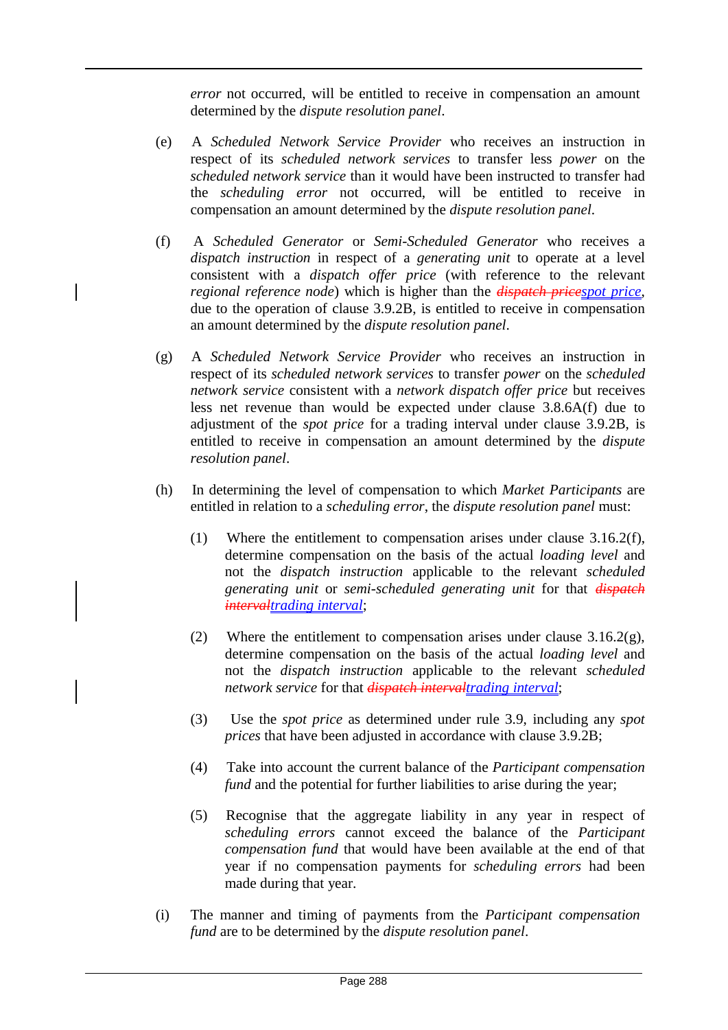*error* not occurred, will be entitled to receive in compensation an amount determined by the *dispute resolution panel*.

(e) A *Scheduled Network Service Provider* who receives an instruction in respect of its *scheduled network services* to transfer less *power* on the *scheduled network service* than it would have been instructed to transfer had the *scheduling error* not occurred, will be entitled to receive in compensation an amount determined by the *dispute resolution panel*.

(f) A *Scheduled Generator* or *Semi-Scheduled Generator* who receives a *dispatch instruction* in respect of a *generating unit* to operate at a level consistent with a *dispatch offer price* (with reference to the relevant *regional reference node*) which is higher than the ~~*dispatch price*~~*spot price*, due to the operation of clause 3.9.2B, is entitled to receive in compensation an amount determined by the *dispute resolution panel*.

(g) A *Scheduled Network Service Provider* who receives an instruction in respect of its *scheduled network services* to transfer *power* on the *scheduled network service* consistent with a *network dispatch offer price* but receives less net revenue than would be expected under clause 3.8.6A(f) due to adjustment of the *spot price* for a trading interval under clause 3.9.2B, is entitled to receive in compensation an amount determined by the *dispute resolution panel*.

(h) In determining the level of compensation to which *Market Participants* are entitled in relation to a *scheduling error*, the *dispute resolution panel* must:

(1) Where the entitlement to compensation arises under clause 3.16.2(f), determine compensation on the basis of the actual *loading level* and not the *dispatch instruction* applicable to the relevant *scheduled generating unit* or *semi-scheduled generating unit* for that ~~*dispatch interval*~~*trading interval*;

(2) Where the entitlement to compensation arises under clause 3.16.2(g), determine compensation on the basis of the actual *loading level* and not the *dispatch instruction* applicable to the relevant *scheduled network service* for that ~~*dispatch interval*~~*trading interval*;

(3) Use the *spot price* as determined under rule 3.9, including any *spot prices* that have been adjusted in accordance with clause 3.9.2B;

(4) Take into account the current balance of the *Participant compensation fund* and the potential for further liabilities to arise during the year;

(5) Recognise that the aggregate liability in any year in respect of *scheduling errors* cannot exceed the balance of the *Participant compensation fund* that would have been available at the end of that year if no compensation payments for *scheduling errors* had been made during that year.

(i) The manner and timing of payments from the *Participant compensation fund* are to be determined by the *dispute resolution panel*.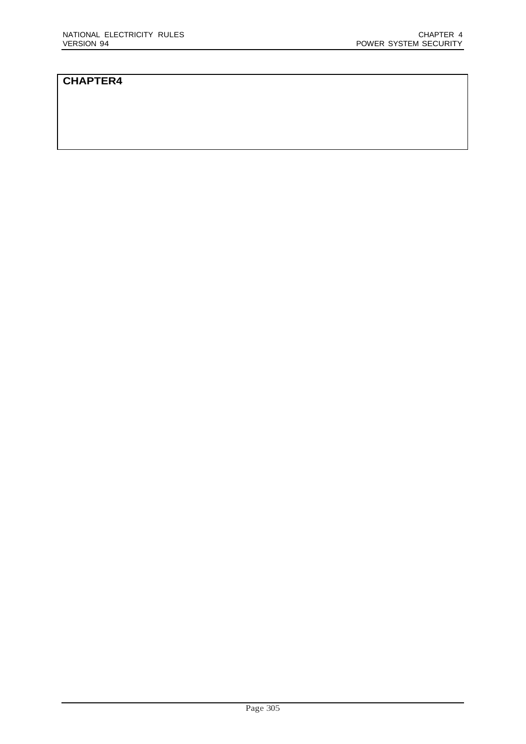# CHAPTER4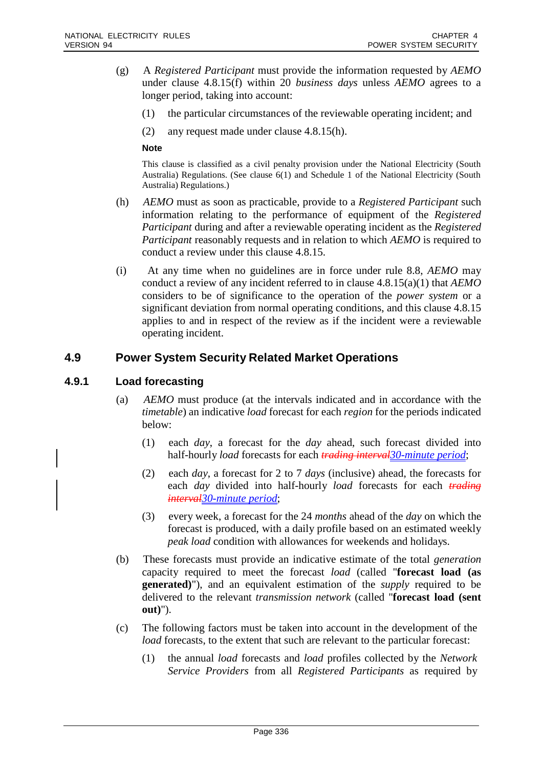(g) A *Registered Participant* must provide the information requested by *AEMO* under clause 4.8.15(f) within 20 *business days* unless *AEMO* agrees to a longer period, taking into account:

(1) the particular circumstances of the reviewable operating incident; and

(2) any request made under clause 4.8.15(h).

**Note**

This clause is classified as a civil penalty provision under the National Electricity (South Australia) Regulations. (See clause 6(1) and Schedule 1 of the National Electricity (South Australia) Regulations.)

(h) *AEMO* must as soon as practicable, provide to a *Registered Participant* such information relating to the performance of equipment of the *Registered Participant* during and after a reviewable operating incident as the *Registered Participant* reasonably requests and in relation to which *AEMO* is required to conduct a review under this clause 4.8.15.

(i) At any time when no guidelines are in force under rule 8.8, *AEMO* may conduct a review of any incident referred to in clause 4.8.15(a)(1) that *AEMO* considers to be of significance to the operation of the *power system* or a significant deviation from normal operating conditions, and this clause 4.8.15 applies to and in respect of the review as if the incident were a reviewable operating incident.

## 4.9 Power System Security Related Market Operations

### 4.9.1 Load forecasting

(a) *AEMO* must produce (at the intervals indicated and in accordance with the *timetable*) an indicative *load* forecast for each *region* for the periods indicated below:

(1) each *day*, a forecast for the *day* ahead, such forecast divided into half-hourly *load* forecasts for each ~~*trading interval*~~*30-minute period*;

(2) each *day*, a forecast for 2 to 7 *days* (inclusive) ahead, the forecasts for each *day* divided into half-hourly *load* forecasts for each ~~*trading interval*~~*30-minute period*;

(3) every week, a forecast for the 24 *months* ahead of the *day* on which the forecast is produced, with a daily profile based on an estimated weekly *peak load* condition with allowances for weekends and holidays.

(b) These forecasts must provide an indicative estimate of the total *generation* capacity required to meet the forecast *load* (called "**forecast load (as generated)**"), and an equivalent estimation of the *supply* required to be delivered to the relevant *transmission network* (called "**forecast load (sent out)**").

(c) The following factors must be taken into account in the development of the *load* forecasts, to the extent that such are relevant to the particular forecast:

(1) the annual *load* forecasts and *load* profiles collected by the *Network Service Providers* from all *Registered Participants* as required by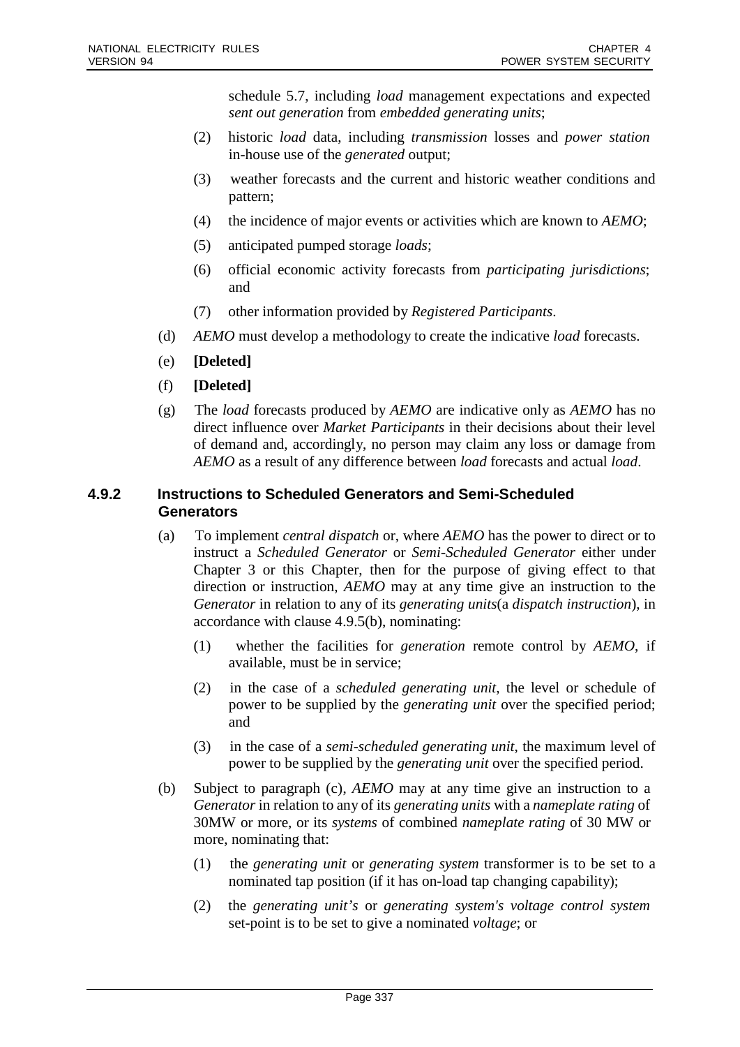schedule 5.7, including *load* management expectations and expected *sent out generation* from *embedded generating units*;

(2) historic *load* data, including *transmission* losses and *power station* in-house use of the *generated* output;

(3) weather forecasts and the current and historic weather conditions and pattern;

(4) the incidence of major events or activities which are known to *AEMO*;

(5) anticipated pumped storage *loads*;

(6) official economic activity forecasts from *participating jurisdictions*; and

(7) other information provided by *Registered Participants*.

(d) *AEMO* must develop a methodology to create the indicative *load* forecasts.

(e) **[Deleted]**

(f) **[Deleted]**

(g) The *load* forecasts produced by *AEMO* are indicative only as *AEMO* has no direct influence over *Market Participants* in their decisions about their level of demand and, accordingly, no person may claim any loss or damage from *AEMO* as a result of any difference between *load* forecasts and actual *load*.

### 4.9.2 Instructions to Scheduled Generators and Semi-Scheduled Generators

(a) To implement *central dispatch* or, where *AEMO* has the power to direct or to instruct a *Scheduled Generator* or *Semi-Scheduled Generator* either under Chapter 3 or this Chapter, then for the purpose of giving effect to that direction or instruction, *AEMO* may at any time give an instruction to the *Generator* in relation to any of its *generating units*(a *dispatch instruction*), in accordance with clause 4.9.5(b), nominating:

(1) whether the facilities for *generation* remote control by *AEMO*, if available, must be in service;

(2) in the case of a *scheduled generating unit*, the level or schedule of power to be supplied by the *generating unit* over the specified period; and

(3) in the case of a *semi-scheduled generating unit*, the maximum level of power to be supplied by the *generating unit* over the specified period.

(b) Subject to paragraph (c), *AEMO* may at any time give an instruction to a *Generator* in relation to any of its *generating units* with a *nameplate rating* of 30MW or more, or its *systems* of combined *nameplate rating* of 30 MW or more, nominating that:

(1) the *generating unit* or *generating system* transformer is to be set to a nominated tap position (if it has on-load tap changing capability);

(2) the *generating unit's* or *generating system's voltage control system* set-point is to be set to give a nominated *voltage*; or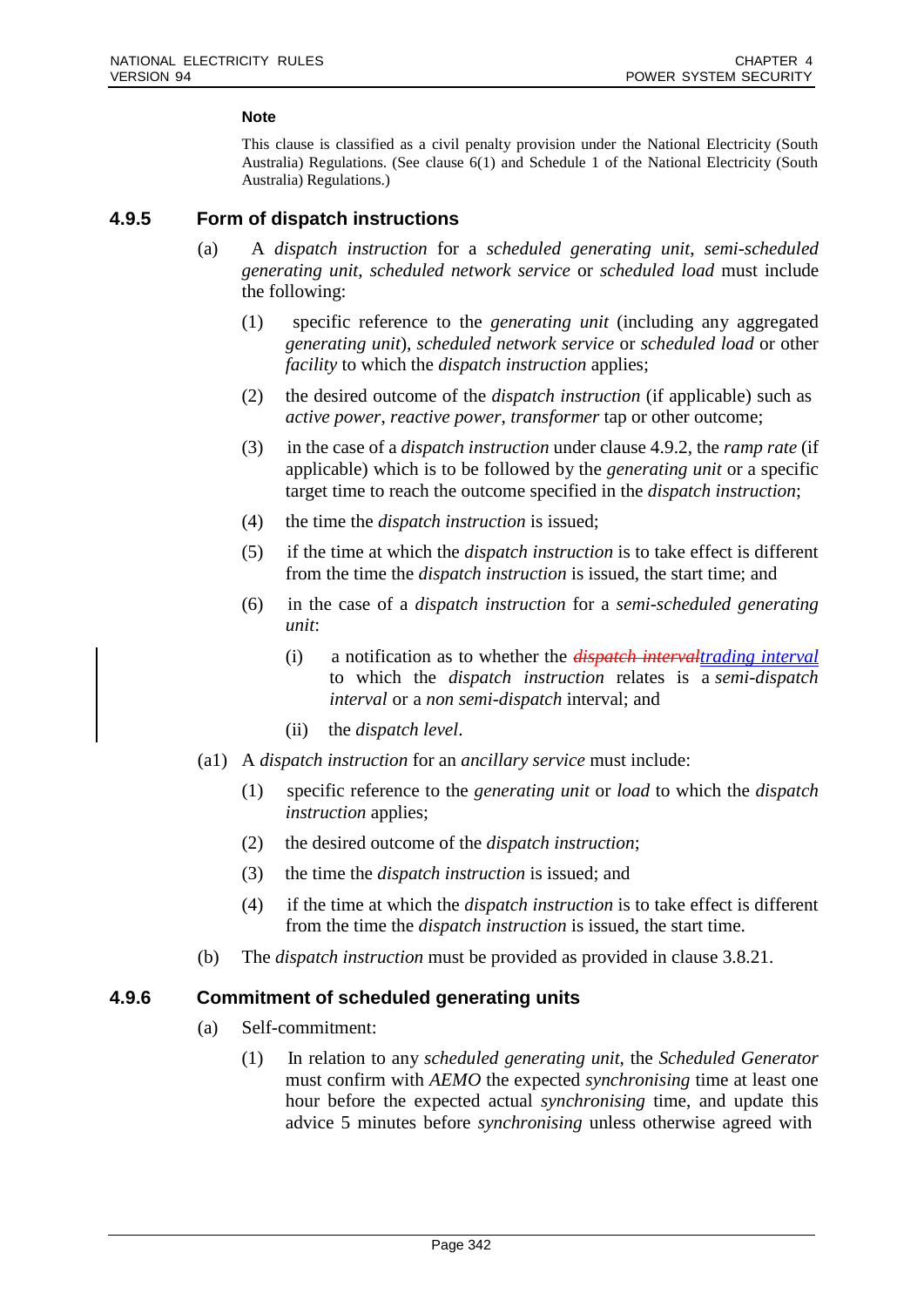**Note**

This clause is classified as a civil penalty provision under the National Electricity (South Australia) Regulations. (See clause 6(1) and Schedule 1 of the National Electricity (South Australia) Regulations.)

### 4.9.5 Form of dispatch instructions

(a) A *dispatch instruction* for a *scheduled generating unit*, *semi-scheduled generating unit*, *scheduled network service* or *scheduled load* must include the following:

(1) specific reference to the *generating unit* (including any aggregated *generating unit*), *scheduled network service* or *scheduled load* or other *facility* to which the *dispatch instruction* applies;

(2) the desired outcome of the *dispatch instruction* (if applicable) such as *active power*, *reactive power*, *transformer* tap or other outcome;

(3) in the case of a *dispatch instruction* under clause 4.9.2, the *ramp rate* (if applicable) which is to be followed by the *generating unit* or a specific target time to reach the outcome specified in the *dispatch instruction*;

(4) the time the *dispatch instruction* is issued;

(5) if the time at which the *dispatch instruction* is to take effect is different from the time the *dispatch instruction* is issued, the start time; and

(6) in the case of a *dispatch instruction* for a *semi-scheduled generating unit*:

(i) a notification as to whether the ~~*dispatch interval*~~*trading interval* to which the *dispatch instruction* relates is a *semi-dispatch interval* or a *non semi-dispatch* interval; and

(ii) the *dispatch level*.

(a1) A *dispatch instruction* for an *ancillary service* must include:

(1) specific reference to the *generating unit* or *load* to which the *dispatch instruction* applies;

(2) the desired outcome of the *dispatch instruction*;

(3) the time the *dispatch instruction* is issued; and

(4) if the time at which the *dispatch instruction* is to take effect is different from the time the *dispatch instruction* is issued, the start time.

(b) The *dispatch instruction* must be provided as provided in clause 3.8.21.

### 4.9.6 Commitment of scheduled generating units

(a) Self-commitment:

(1) In relation to any *scheduled generating unit*, the *Scheduled Generator* must confirm with *AEMO* the expected *synchronising* time at least one hour before the expected actual *synchronising* time, and update this advice 5 minutes before *synchronising* unless otherwise agreed with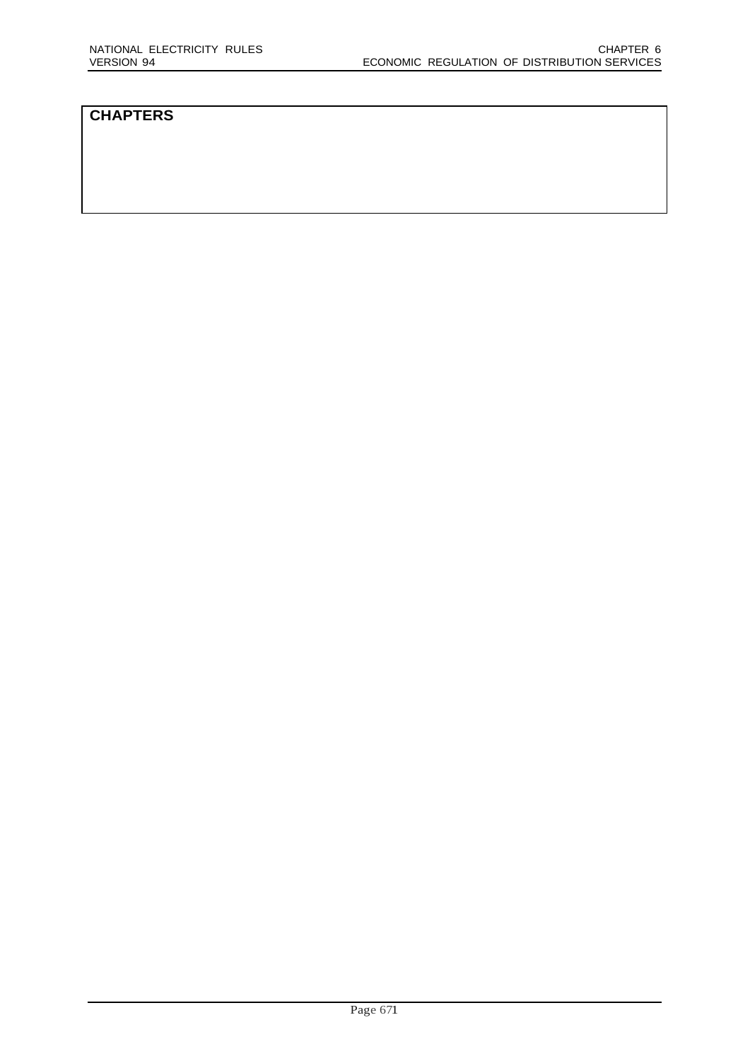# CHAPTERS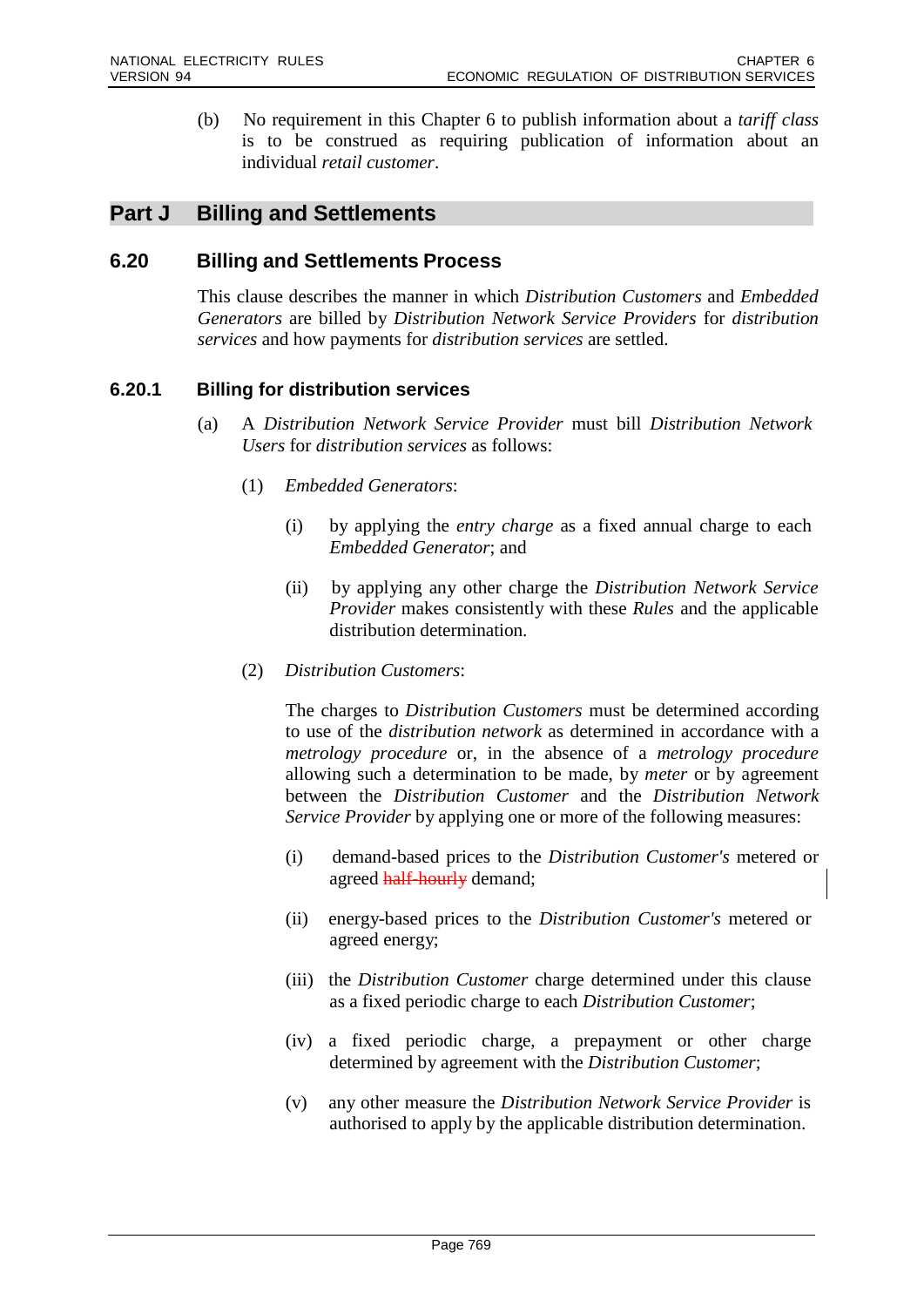(b) No requirement in this Chapter 6 to publish information about a *tariff class* is to be construed as requiring publication of information about an individual *retail customer*.

## Part J Billing and Settlements

### 6.20 Billing and Settlements Process

This clause describes the manner in which *Distribution Customers* and *Embedded Generators* are billed by *Distribution Network Service Providers* for *distribution services* and how payments for *distribution services* are settled.

### 6.20.1 Billing for distribution services

(a) A *Distribution Network Service Provider* must bill *Distribution Network Users* for *distribution services* as follows:

(1) *Embedded Generators*:

(i) by applying the *entry charge* as a fixed annual charge to each *Embedded Generator*; and

(ii) by applying any other charge the *Distribution Network Service Provider* makes consistently with these *Rules* and the applicable distribution determination.

(2) *Distribution Customers*:

The charges to *Distribution Customers* must be determined according to use of the *distribution network* as determined in accordance with a *metrology procedure* or, in the absence of a *metrology procedure* allowing such a determination to be made, by *meter* or by agreement between the *Distribution Customer* and the *Distribution Network Service Provider* by applying one or more of the following measures:

(i) demand-based prices to the *Distribution Customer's* metered or agreed ~~half-hourly~~ demand;

(ii) energy-based prices to the *Distribution Customer's* metered or agreed energy;

(iii) the *Distribution Customer* charge determined under this clause as a fixed periodic charge to each *Distribution Customer*;

(iv) a fixed periodic charge, a prepayment or other charge determined by agreement with the *Distribution Customer*;

(v) any other measure the *Distribution Network Service Provider* is authorised to apply by the applicable distribution determination.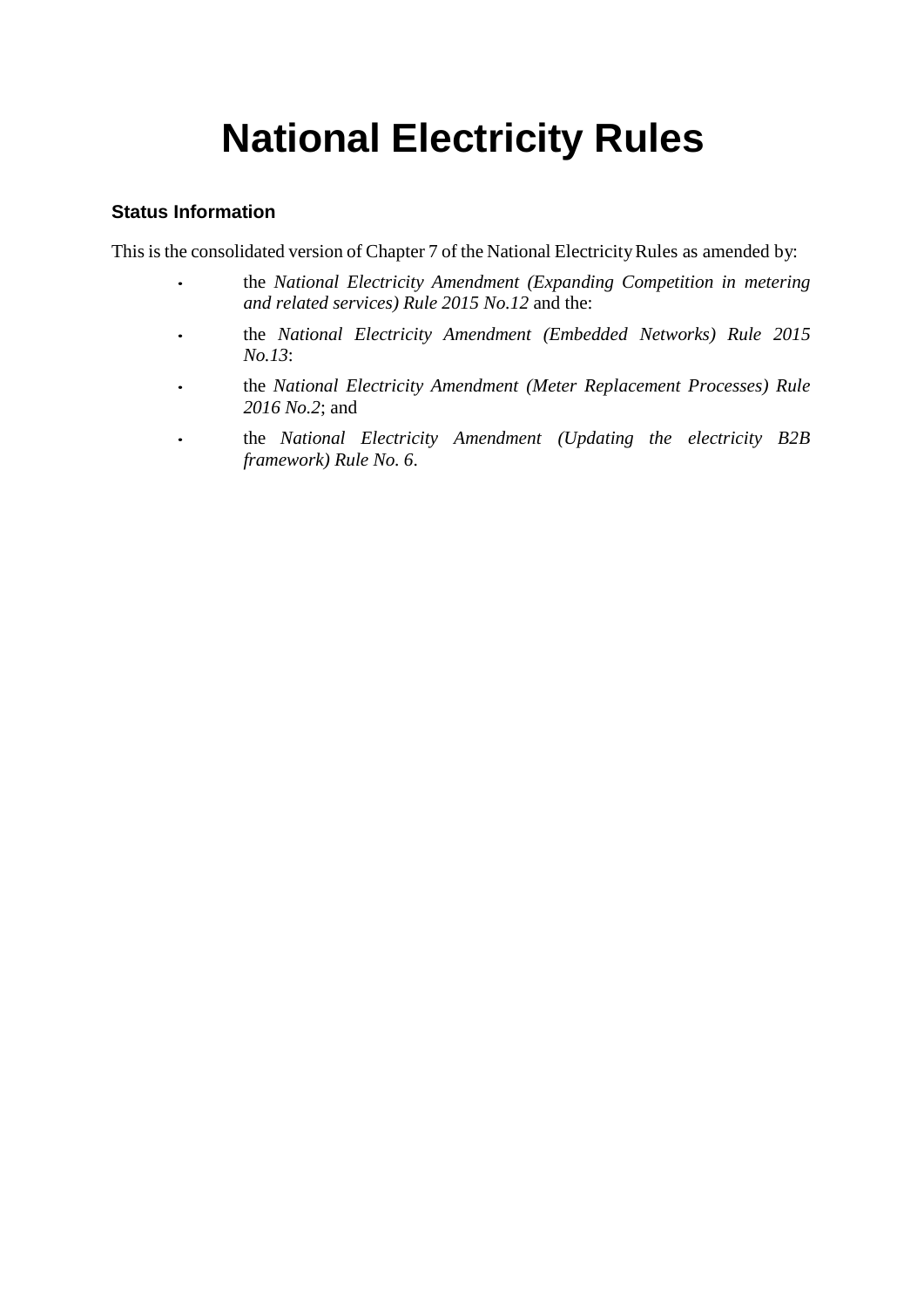# National Electricity Rules

### Status Information

This is the consolidated version of Chapter 7 of the National Electricity Rules as amended by:

- the *National Electricity Amendment (Expanding Competition in metering and related services) Rule 2015 No.12* and the:
- the *National Electricity Amendment (Embedded Networks) Rule 2015 No.13*:
- the *National Electricity Amendment (Meter Replacement Processes) Rule 2016 No.2*; and
- the *National Electricity Amendment (Updating the electricity B2B framework) Rule No. 6*.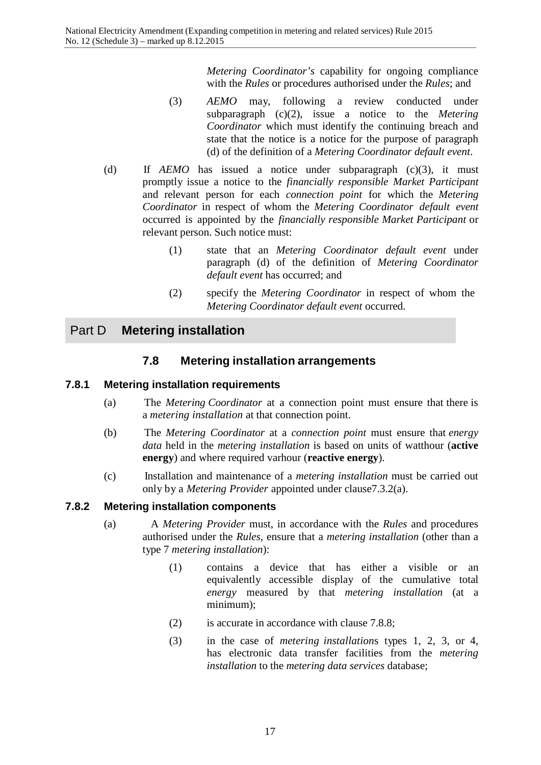*Metering Coordinator's* capability for ongoing compliance with the *Rules* or procedures authorised under the *Rules*; and

(3) *AEMO* may, following a review conducted under subparagraph (c)(2), issue a notice to the *Metering Coordinator* which must identify the continuing breach and state that the notice is a notice for the purpose of paragraph (d) of the definition of a *Metering Coordinator default event*.

(d) If *AEMO* has issued a notice under subparagraph (c)(3), it must promptly issue a notice to the *financially responsible Market Participant* and relevant person for each *connection point* for which the *Metering Coordinator* in respect of whom the *Metering Coordinator default event* occurred is appointed by the *financially responsible Market Participant* or relevant person. Such notice must:

(1) state that an *Metering Coordinator default event* under paragraph (d) of the definition of *Metering Coordinator default event* has occurred; and

(2) specify the *Metering Coordinator* in respect of whom the *Metering Coordinator default event* occurred.

# Part D **Metering installation**

## 7.8 Metering installation arrangements

### 7.8.1 Metering installation requirements

(a) The *Metering Coordinator* at a connection point must ensure that there is a *metering installation* at that connection point.

(b) The *Metering Coordinator* at a *connection point* must ensure that *energy data* held in the *metering installation* is based on units of watthour (**active energy**) and where required varhour (**reactive energy**).

(c) Installation and maintenance of a *metering installation* must be carried out only by a *Metering Provider* appointed under clause7.3.2(a).

### 7.8.2 Metering installation components

(a) A *Metering Provider* must, in accordance with the *Rules* and procedures authorised under the *Rules*, ensure that a *metering installation* (other than a type 7 *metering installation*):

(1) contains a device that has either a visible or an equivalently accessible display of the cumulative total *energy* measured by that *metering installation* (at a minimum);

(2) is accurate in accordance with clause 7.8.8;

(3) in the case of *metering installation*s types 1, 2, 3, or 4, has electronic data transfer facilities from the *metering installation* to the *metering data services* database;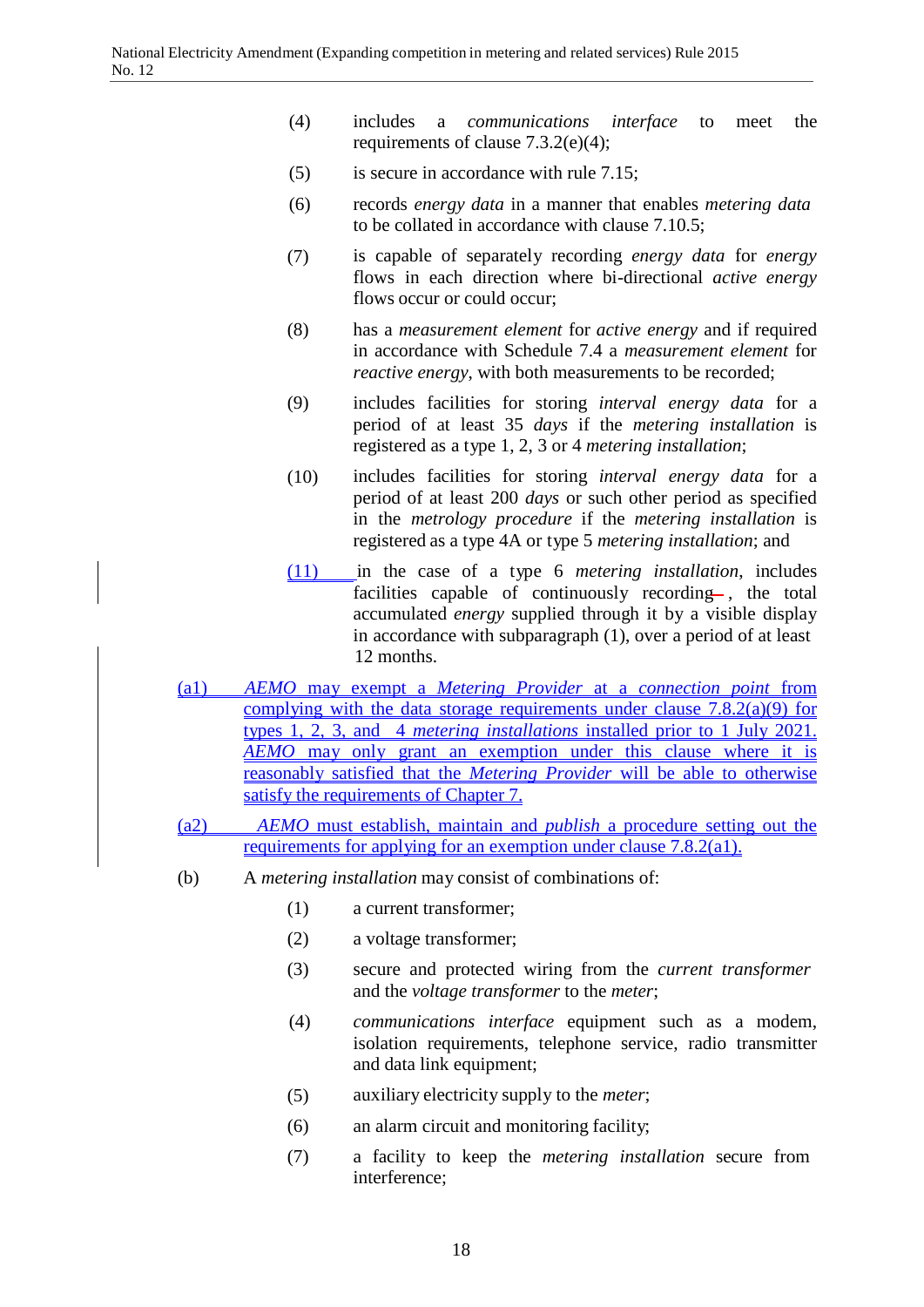(4) includes a *communications interface* to meet the requirements of clause 7.3.2(e)(4);

(5) is secure in accordance with rule 7.15;

(6) records *energy data* in a manner that enables *metering data* to be collated in accordance with clause 7.10.5;

(7) is capable of separately recording *energy data* for *energy* flows in each direction where bi-directional *active energy* flows occur or could occur;

(8) has a *measurement element* for *active energy* and if required in accordance with Schedule 7.4 a *measurement element* for *reactive energy*, with both measurements to be recorded;

(9) includes facilities for storing *interval energy data* for a period of at least 35 *days* if the *metering installation* is registered as a type 1, 2, 3 or 4 *metering installation*;

(10) includes facilities for storing *interval energy data* for a period of at least 200 *days* or such other period as specified in the *metrology procedure* if the *metering installation* is registered as a type 4A or type 5 *metering installation*; and

(11) in the case of a type 6 *metering installation*, includes facilities capable of continuously recording, the total accumulated *energy* supplied through it by a visible display in accordance with subparagraph (1), over a period of at least 12 months.

(a1) *AEMO* may exempt a *Metering Provider* at a *connection point* from complying with the data storage requirements under clause 7.8.2(a)(9) for types 1, 2, 3, and 4 *metering installations* installed prior to 1 July 2021. *AEMO* may only grant an exemption under this clause where it is reasonably satisfied that the *Metering Provider* will be able to otherwise satisfy the requirements of Chapter 7.

(a2) *AEMO* must establish, maintain and *publish* a procedure setting out the requirements for applying for an exemption under clause 7.8.2(a1).

(b) A *metering installation* may consist of combinations of:

(1) a current transformer;

(2) a voltage transformer;

(3) secure and protected wiring from the *current transformer* and the *voltage transformer* to the *meter*;

(4) *communications interface* equipment such as a modem, isolation requirements, telephone service, radio transmitter and data link equipment;

(5) auxiliary electricity supply to the *meter*;

(6) an alarm circuit and monitoring facility;

(7) a facility to keep the *metering installation* secure from interference;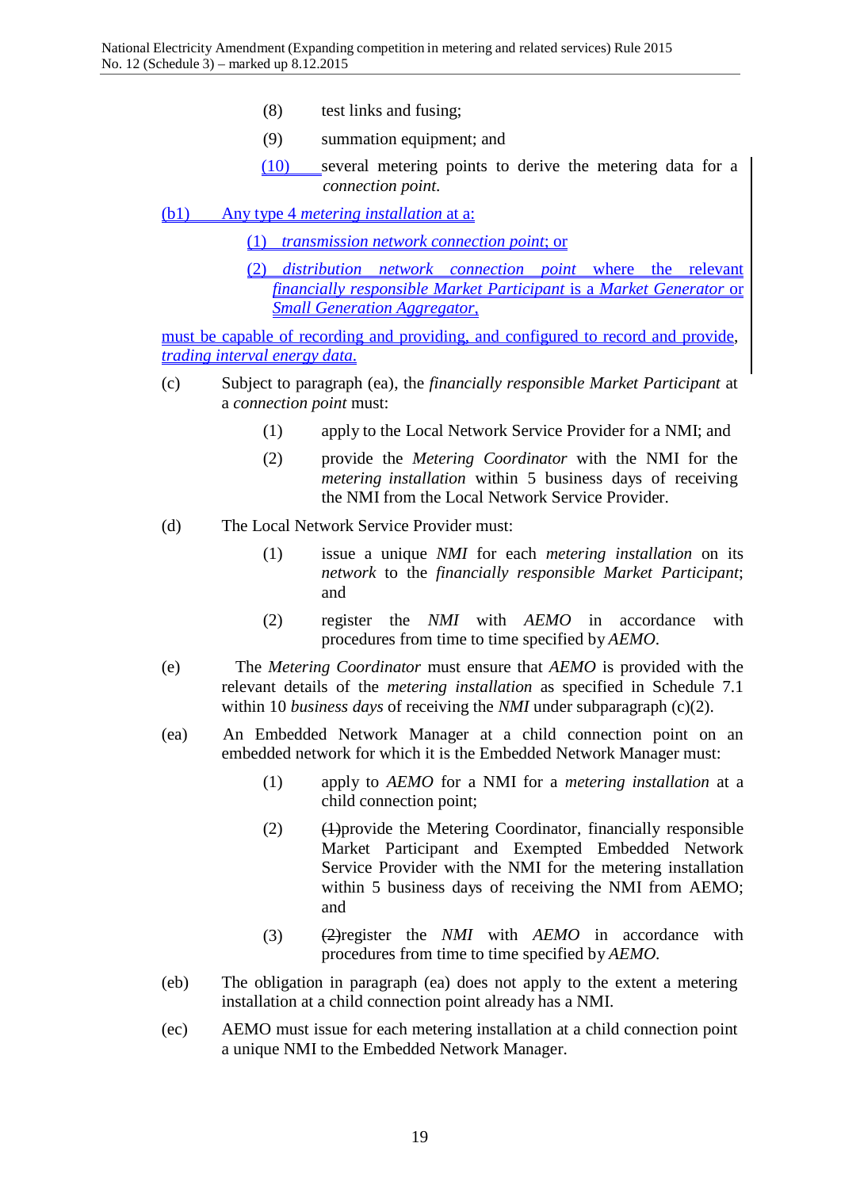(8) test links and fusing;

(9) summation equipment; and

(10) several metering points to derive the metering data for a *connection point*.

(b1) Any type 4 *metering installation* at a:

(1) *transmission network connection point*; or

(2) *distribution network connection point* where the relevant *financially responsible Market Participant* is a *Market Generator* or *Small Generation Aggregator*,

must be capable of recording and providing, and configured to record and provide, *trading interval energy data*.

(c) Subject to paragraph (ea), the *financially responsible Market Participant* at a *connection point* must:

(1) apply to the Local Network Service Provider for a NMI; and

(2) provide the *Metering Coordinator* with the NMI for the *metering installation* within 5 business days of receiving the NMI from the Local Network Service Provider.

(d) The Local Network Service Provider must:

(1) issue a unique *NMI* for each *metering installation* on its *network* to the *financially responsible Market Participant*; and

(2) register the *NMI* with *AEMO* in accordance with procedures from time to time specified by *AEMO*.

(e) The *Metering Coordinator* must ensure that *AEMO* is provided with the relevant details of the *metering installation* as specified in Schedule 7.1 within 10 *business days* of receiving the *NMI* under subparagraph (c)(2).

(ea) An Embedded Network Manager at a child connection point on an embedded network for which it is the Embedded Network Manager must:

(1) apply to *AEMO* for a NMI for a *metering installation* at a child connection point;

(2) ~~(1)~~provide the Metering Coordinator, financially responsible Market Participant and Exempted Embedded Network Service Provider with the NMI for the metering installation within 5 business days of receiving the NMI from AEMO; and

(3) ~~(2)~~register the *NMI* with *AEMO* in accordance with procedures from time to time specified by *AEMO*.

(eb) The obligation in paragraph (ea) does not apply to the extent a metering installation at a child connection point already has a NMI.

(ec) AEMO must issue for each metering installation at a child connection point a unique NMI to the Embedded Network Manager.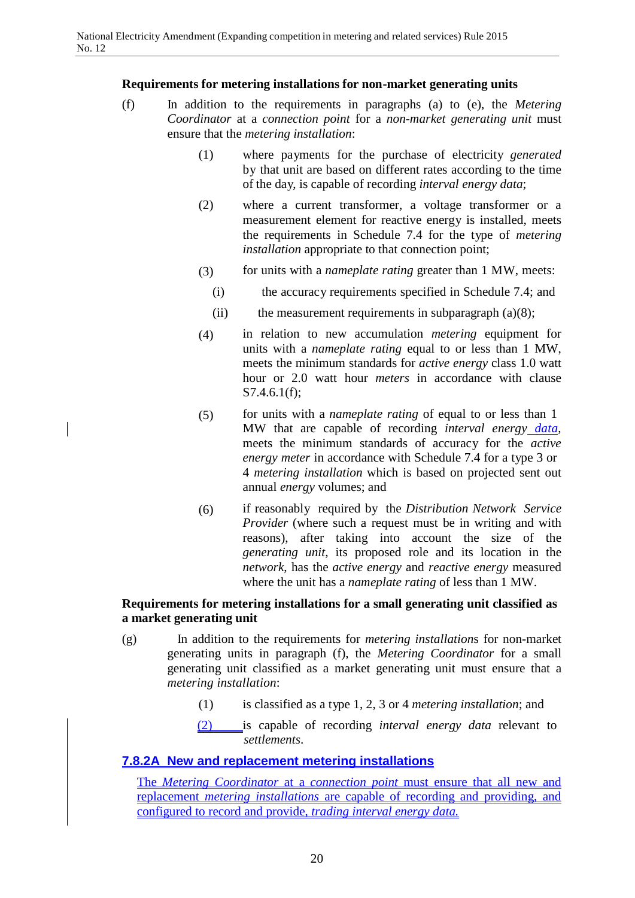**Requirements for metering installations for non-market generating units**

(f) In addition to the requirements in paragraphs (a) to (e), the *Metering Coordinator* at a *connection point* for a *non-market generating unit* must ensure that the *metering installation*:

(1) where payments for the purchase of electricity *generated* by that unit are based on different rates according to the time of the day, is capable of recording *interval energy data*;

(2) where a current transformer, a voltage transformer or a measurement element for reactive energy is installed, meets the requirements in Schedule 7.4 for the type of *metering installation* appropriate to that connection point;

(3) for units with a *nameplate rating* greater than 1 MW, meets:

(i) the accuracy requirements specified in Schedule 7.4; and

(ii) the measurement requirements in subparagraph (a)(8);

(4) in relation to new accumulation *metering* equipment for units with a *nameplate rating* equal to or less than 1 MW, meets the minimum standards for *active energy* class 1.0 watt hour or 2.0 watt hour *meters* in accordance with clause S7.4.6.1(f);

(5) for units with a *nameplate rating* of equal to or less than 1 MW that are capable of recording *interval energy data*, meets the minimum standards of accuracy for the *active energy meter* in accordance with Schedule 7.4 for a type 3 or 4 *metering installation* which is based on projected sent out annual *energy* volumes; and

(6) if reasonably required by the *Distribution Network Service Provider* (where such a request must be in writing and with reasons), after taking into account the size of the *generating unit*, its proposed role and its location in the *network*, has the *active energy* and *reactive energy* measured where the unit has a *nameplate rating* of less than 1 MW.

**Requirements for metering installations for a small generating unit classified as a market generating unit**

(g) In addition to the requirements for *metering installation*s for non-market generating units in paragraph (f), the *Metering Coordinator* for a small generating unit classified as a market generating unit must ensure that a *metering installation*:

(1) is classified as a type 1, 2, 3 or 4 *metering installation*; and

(2) is capable of recording *interval energy data* relevant to *settlements*.

## 7.8.2A New and replacement metering installations

The *Metering Coordinator* at a *connection point* must ensure that all new and replacement *metering installations* are capable of recording and providing, and configured to record and provide, *trading interval energy data.*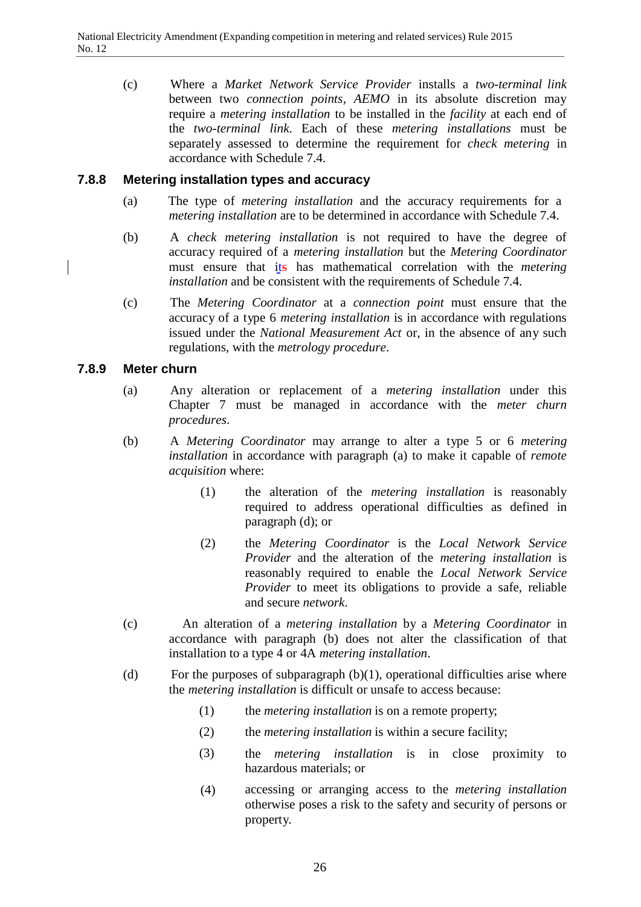(c) Where a *Market Network Service Provider* installs a *two-terminal link* between two *connection points*, *AEMO* in its absolute discretion may require a *metering installation* to be installed in the *facility* at each end of the *two-terminal link*. Each of these *metering installations* must be separately assessed to determine the requirement for *check metering* in accordance with Schedule 7.4.

### 7.8.8 Metering installation types and accuracy

(a) The type of *metering installation* and the accuracy requirements for a *metering installation* are to be determined in accordance with Schedule 7.4.

(b) A *check metering installation* is not required to have the degree of accuracy required of a *metering installation* but the *Metering Coordinator* must ensure that its has mathematical correlation with the *metering installation* and be consistent with the requirements of Schedule 7.4.

(c) The *Metering Coordinator* at a *connection point* must ensure that the accuracy of a type 6 *metering installation* is in accordance with regulations issued under the *National Measurement Act* or, in the absence of any such regulations, with the *metrology procedure*.

### 7.8.9 Meter churn

(a) Any alteration or replacement of a *metering installation* under this Chapter 7 must be managed in accordance with the *meter churn procedures*.

(b) A *Metering Coordinator* may arrange to alter a type 5 or 6 *metering installation* in accordance with paragraph (a) to make it capable of *remote acquisition* where:

   (1) the alteration of the *metering installation* is reasonably required to address operational difficulties as defined in paragraph (d); or

   (2) the *Metering Coordinator* is the *Local Network Service Provider* and the alteration of the *metering installation* is reasonably required to enable the *Local Network Service Provider* to meet its obligations to provide a safe, reliable and secure *network*.

(c) An alteration of a *metering installation* by a *Metering Coordinator* in accordance with paragraph (b) does not alter the classification of that installation to a type 4 or 4A *metering installation*.

(d) For the purposes of subparagraph (b)(1), operational difficulties arise where the *metering installation* is difficult or unsafe to access because:

   (1) the *metering installation* is on a remote property;

   (2) the *metering installation* is within a secure facility;

   (3) the *metering installation* is in close proximity to hazardous materials; or

   (4) accessing or arranging access to the *metering installation* otherwise poses a risk to the safety and security of persons or property.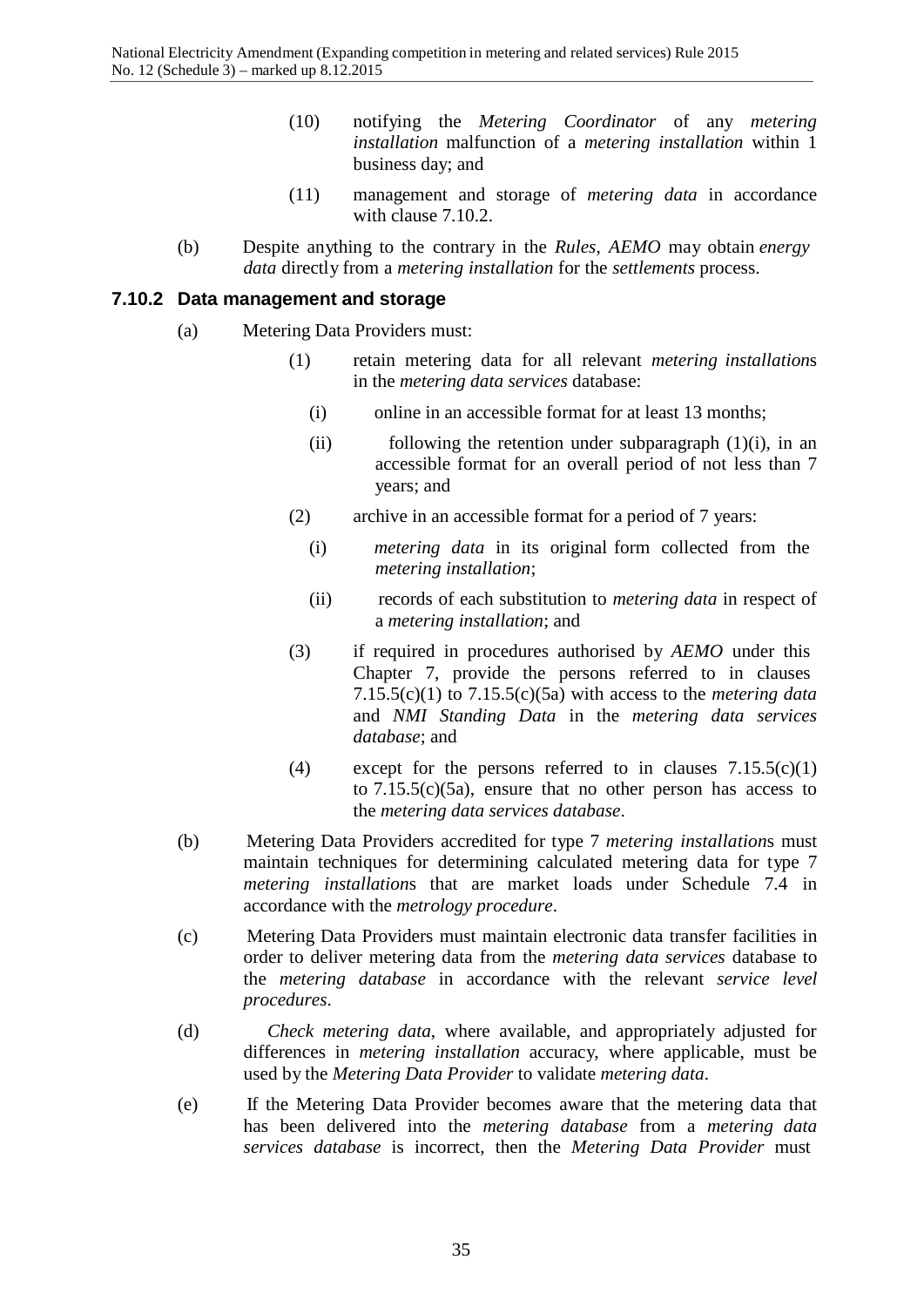(10) notifying the *Metering Coordinator* of any *metering installation* malfunction of a *metering installation* within 1 business day; and

(11) management and storage of *metering data* in accordance with clause 7.10.2.

(b) Despite anything to the contrary in the *Rules*, *AEMO* may obtain *energy data* directly from a *metering installation* for the *settlements* process.

### 7.10.2 Data management and storage

(a) Metering Data Providers must:

(1) retain metering data for all relevant *metering installation*s in the *metering data services* database:

(i) online in an accessible format for at least 13 months;

(ii) following the retention under subparagraph (1)(i), in an accessible format for an overall period of not less than 7 years; and

(2) archive in an accessible format for a period of 7 years:

(i) *metering data* in its original form collected from the *metering installation*;

(ii) records of each substitution to *metering data* in respect of a *metering installation*; and

(3) if required in procedures authorised by *AEMO* under this Chapter 7, provide the persons referred to in clauses 7.15.5(c)(1) to 7.15.5(c)(5a) with access to the *metering data* and *NMI Standing Data* in the *metering data services database*; and

(4) except for the persons referred to in clauses 7.15.5(c)(1) to 7.15.5(c)(5a), ensure that no other person has access to the *metering data services database*.

(b) Metering Data Providers accredited for type 7 *metering installation*s must maintain techniques for determining calculated metering data for type 7 *metering installation*s that are market loads under Schedule 7.4 in accordance with the *metrology procedure*.

(c) Metering Data Providers must maintain electronic data transfer facilities in order to deliver metering data from the *metering data services* database to the *metering database* in accordance with the relevant *service level procedures*.

(d) *Check metering data*, where available, and appropriately adjusted for differences in *metering installation* accuracy, where applicable, must be used by the *Metering Data Provider* to validate *metering data*.

(e) If the Metering Data Provider becomes aware that the metering data that has been delivered into the *metering database* from a *metering data services database* is incorrect, then the *Metering Data Provider* must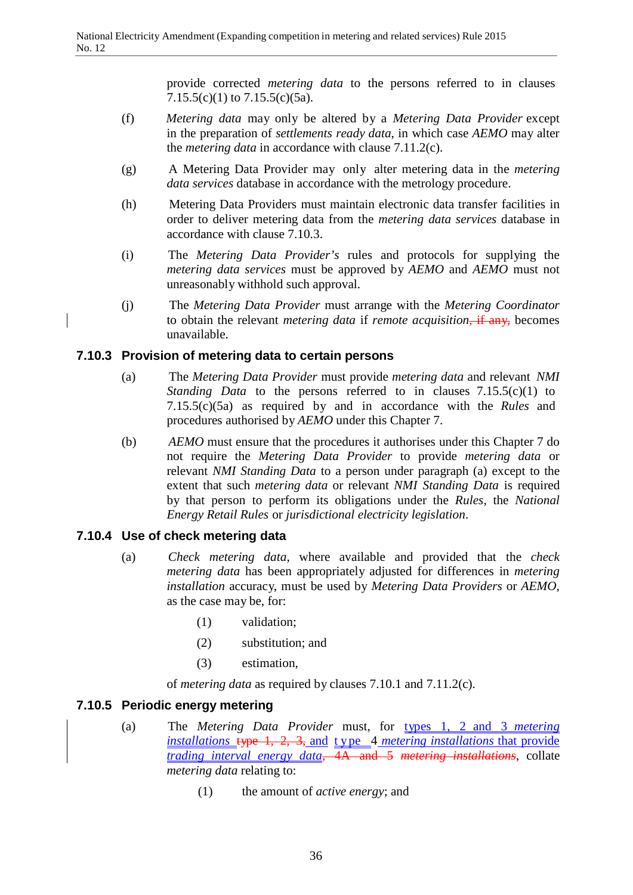provide corrected *metering data* to the persons referred to in clauses 7.15.5(c)(1) to 7.15.5(c)(5a).

(f) *Metering data* may only be altered by a *Metering Data Provider* except in the preparation of *settlements ready data*, in which case *AEMO* may alter the *metering data* in accordance with clause 7.11.2(c).

(g) A Metering Data Provider may only alter metering data in the *metering data services* database in accordance with the metrology procedure.

(h) Metering Data Providers must maintain electronic data transfer facilities in order to deliver metering data from the *metering data services* database in accordance with clause 7.10.3.

(i) The *Metering Data Provider's* rules and protocols for supplying the *metering data services* must be approved by *AEMO* and *AEMO* must not unreasonably withhold such approval.

(j) The *Metering Data Provider* must arrange with the *Metering Coordinator* to obtain the relevant *metering data* if *remote acquisition*~~, if any,~~ becomes unavailable.

### 7.10.3 Provision of metering data to certain persons

(a) The *Metering Data Provider* must provide *metering data* and relevant *NMI Standing Data* to the persons referred to in clauses 7.15.5(c)(1) to 7.15.5(c)(5a) as required by and in accordance with the *Rules* and procedures authorised by *AEMO* under this Chapter 7.

(b) *AEMO* must ensure that the procedures it authorises under this Chapter 7 do not require the *Metering Data Provider* to provide *metering data* or relevant *NMI Standing Data* to a person under paragraph (a) except to the extent that such *metering data* or relevant *NMI Standing Data* is required by that person to perform its obligations under the *Rules*, the *National Energy Retail Rules* or *jurisdictional electricity legislation*.

### 7.10.4 Use of check metering data

(a) *Check metering data*, where available and provided that the *check metering data* has been appropriately adjusted for differences in *metering installation* accuracy, must be used by *Metering Data Providers* or *AEMO*, as the case may be, for:

  (1) validation;

  (2) substitution; and

  (3) estimation,

of *metering data* as required by clauses 7.10.1 and 7.11.2(c).

### 7.10.5 Periodic energy metering

(a) The *Metering Data Provider* must, for types 1, 2 and 3 *metering installations* ~~type 1, 2, 3,~~ and type 4 *metering installations* that provide *trading interval energy data*~~, 4A and 5 *metering installations*~~, collate *metering data* relating to:

  (1) the amount of *active energy*; and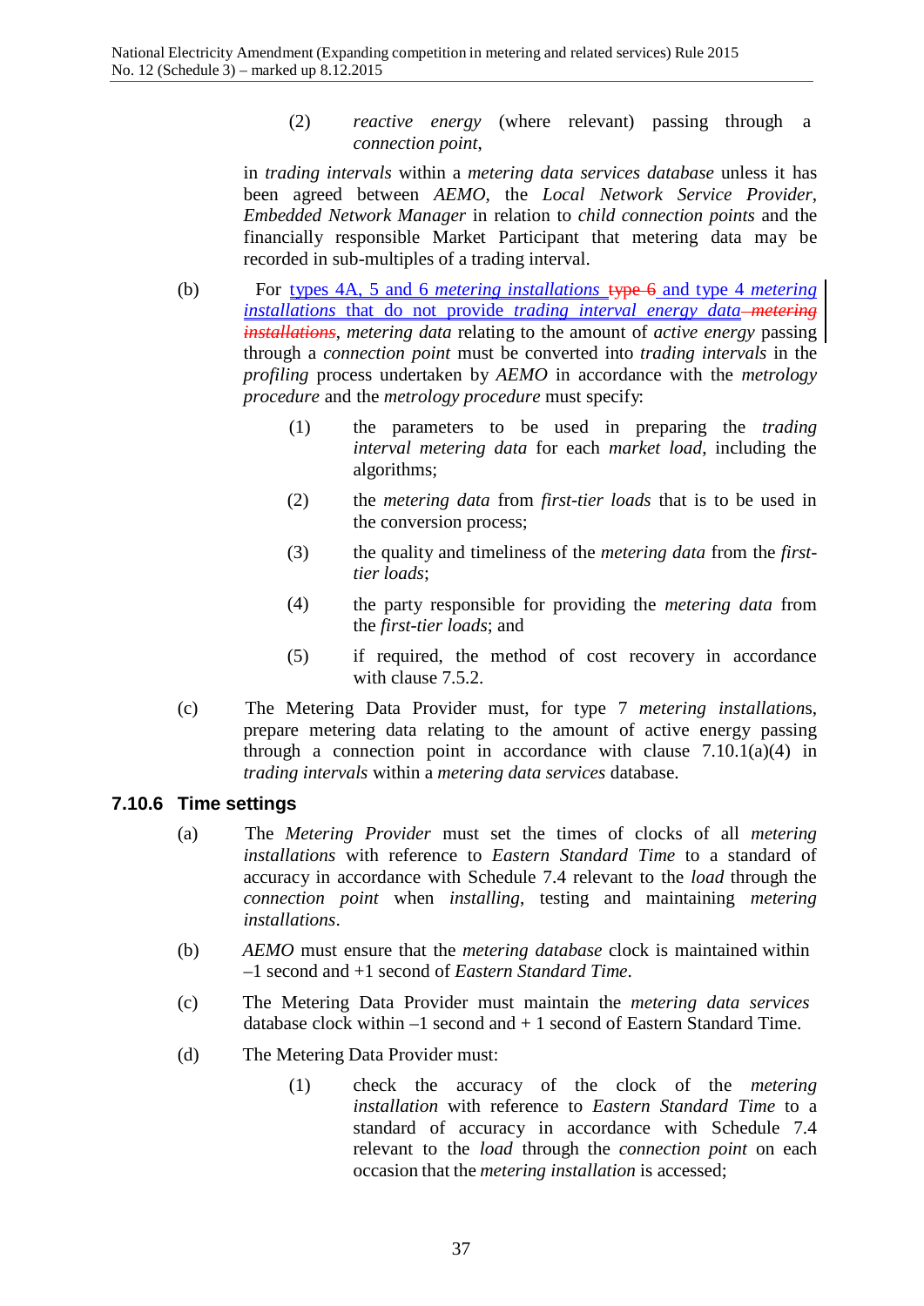(2) *reactive energy* (where relevant) passing through a *connection point*,

in *trading intervals* within a *metering data services database* unless it has been agreed between *AEMO*, the *Local Network Service Provider*, *Embedded Network Manager* in relation to *child connection points* and the financially responsible Market Participant that metering data may be recorded in sub-multiples of a trading interval.

(b) For types 4A, 5 and 6 *metering installations* ~~type 6~~ and type 4 *metering installations* that do not provide *trading interval energy data* ~~*metering installations*~~, *metering data* relating to the amount of *active energy* passing through a *connection point* must be converted into *trading intervals* in the *profiling* process undertaken by *AEMO* in accordance with the *metrology procedure* and the *metrology procedure* must specify:

(1) the parameters to be used in preparing the *trading interval metering data* for each *market load*, including the algorithms;

(2) the *metering data* from *first-tier loads* that is to be used in the conversion process;

(3) the quality and timeliness of the *metering data* from the *first-tier loads*;

(4) the party responsible for providing the *metering data* from the *first-tier loads*; and

(5) if required, the method of cost recovery in accordance with clause 7.5.2.

(c) The Metering Data Provider must, for type 7 *metering installation*s, prepare metering data relating to the amount of active energy passing through a connection point in accordance with clause 7.10.1(a)(4) in *trading intervals* within a *metering data services* database.

### 7.10.6 Time settings

(a) The *Metering Provider* must set the times of clocks of all *metering installations* with reference to *Eastern Standard Time* to a standard of accuracy in accordance with Schedule 7.4 relevant to the *load* through the *connection point* when *installing*, testing and maintaining *metering installations*.

(b) *AEMO* must ensure that the *metering database* clock is maintained within –1 second and +1 second of *Eastern Standard Time*.

(c) The Metering Data Provider must maintain the *metering data services* database clock within –1 second and + 1 second of Eastern Standard Time.

(d) The Metering Data Provider must:

(1) check the accuracy of the clock of the *metering installation* with reference to *Eastern Standard Time* to a standard of accuracy in accordance with Schedule 7.4 relevant to the *load* through the *connection point* on each occasion that the *metering installation* is accessed;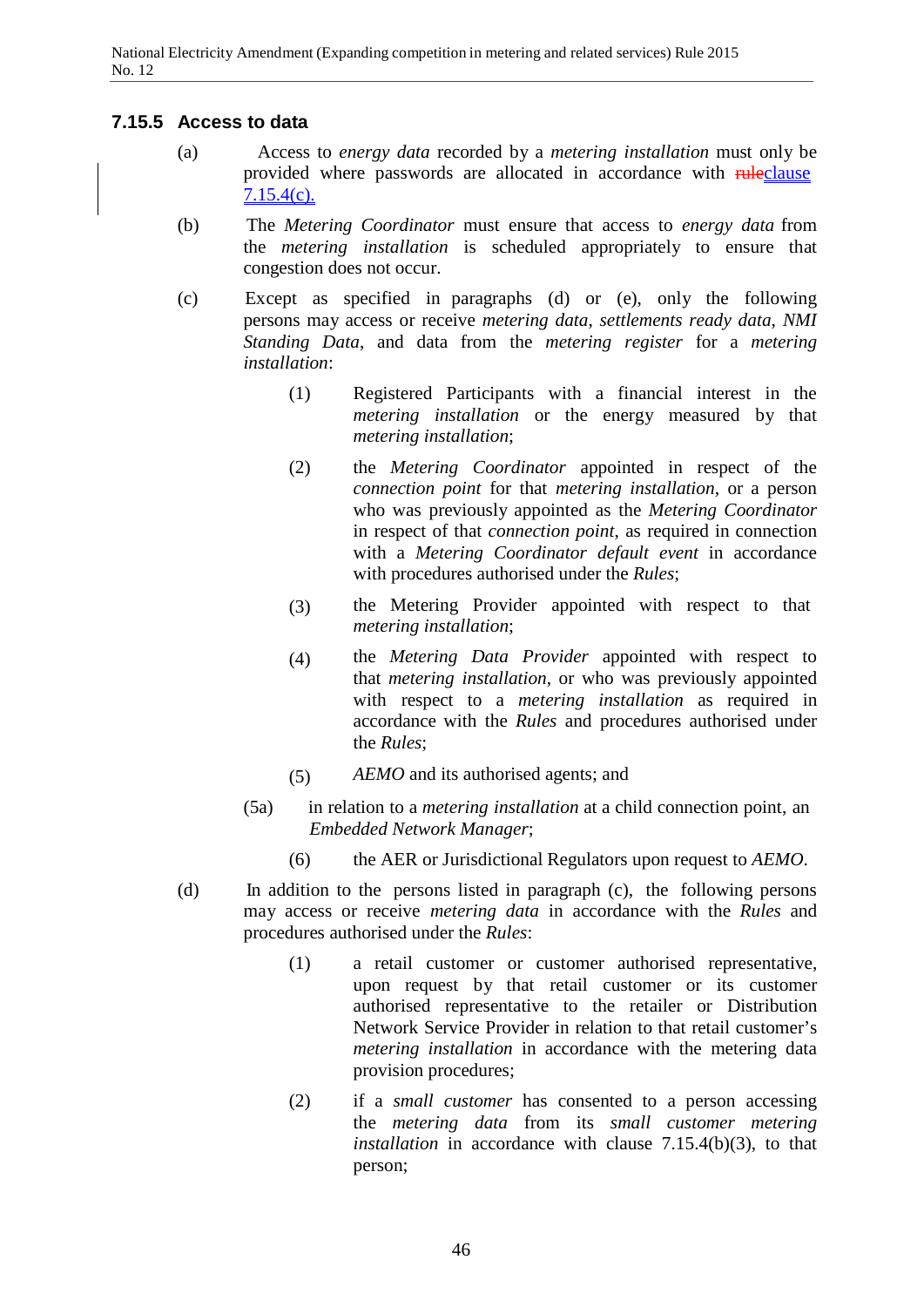### 7.15.5 Access to data

(a) Access to *energy data* recorded by a *metering installation* must only be provided where passwords are allocated in accordance with ~~rule~~clause 7.15.4(c).

(b) The *Metering Coordinator* must ensure that access to *energy data* from the *metering installation* is scheduled appropriately to ensure that congestion does not occur.

(c) Except as specified in paragraphs (d) or (e), only the following persons may access or receive *metering data*, *settlements ready data*, *NMI Standing Data*, and data from the *metering register* for a *metering installation*:

(1) Registered Participants with a financial interest in the *metering installation* or the energy measured by that *metering installation*;

(2) the *Metering Coordinator* appointed in respect of the *connection point* for that *metering installation*, or a person who was previously appointed as the *Metering Coordinator* in respect of that *connection point*, as required in connection with a *Metering Coordinator default event* in accordance with procedures authorised under the *Rules*;

(3) the Metering Provider appointed with respect to that *metering installation*;

(4) the *Metering Data Provider* appointed with respect to that *metering installation*, or who was previously appointed with respect to a *metering installation* as required in accordance with the *Rules* and procedures authorised under the *Rules*;

(5) *AEMO* and its authorised agents; and

(5a) in relation to a *metering installation* at a child connection point, an *Embedded Network Manager*;

(6) the AER or Jurisdictional Regulators upon request to *AEMO*.

(d) In addition to the persons listed in paragraph (c), the following persons may access or receive *metering data* in accordance with the *Rules* and procedures authorised under the *Rules*:

(1) a retail customer or customer authorised representative, upon request by that retail customer or its customer authorised representative to the retailer or Distribution Network Service Provider in relation to that retail customer's *metering installation* in accordance with the metering data provision procedures;

(2) if a *small customer* has consented to a person accessing the *metering data* from its *small customer metering installation* in accordance with clause 7.15.4(b)(3), to that person;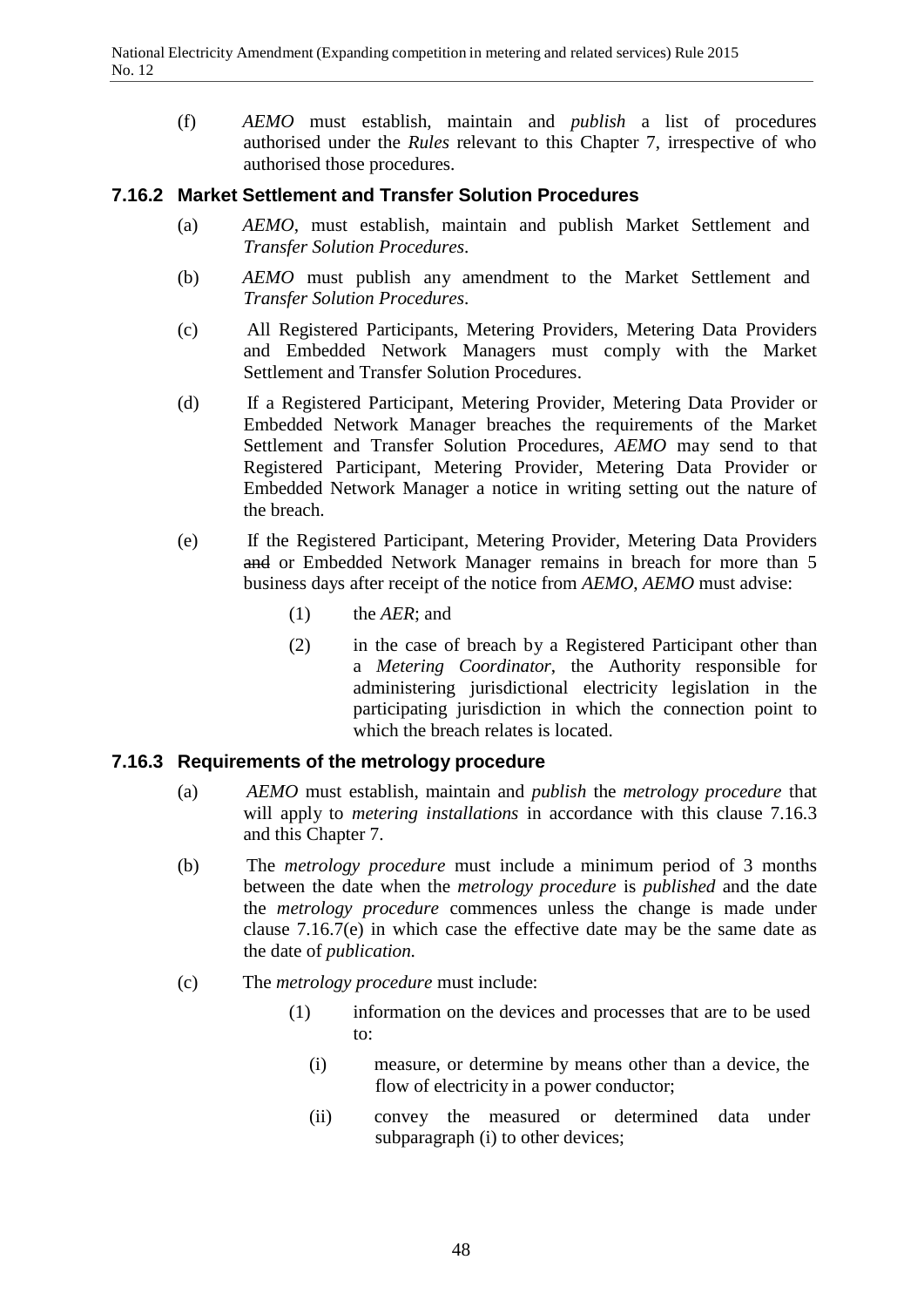(f) *AEMO* must establish, maintain and *publish* a list of procedures authorised under the *Rules* relevant to this Chapter 7, irrespective of who authorised those procedures.

### 7.16.2 Market Settlement and Transfer Solution Procedures

(a) *AEMO*, must establish, maintain and publish Market Settlement and *Transfer Solution Procedures*.

(b) *AEMO* must publish any amendment to the Market Settlement and *Transfer Solution Procedures*.

(c) All Registered Participants, Metering Providers, Metering Data Providers and Embedded Network Managers must comply with the Market Settlement and Transfer Solution Procedures.

(d) If a Registered Participant, Metering Provider, Metering Data Provider or Embedded Network Manager breaches the requirements of the Market Settlement and Transfer Solution Procedures, *AEMO* may send to that Registered Participant, Metering Provider, Metering Data Provider or Embedded Network Manager a notice in writing setting out the nature of the breach.

(e) If the Registered Participant, Metering Provider, Metering Data Providers ~~and~~ or Embedded Network Manager remains in breach for more than 5 business days after receipt of the notice from *AEMO*, *AEMO* must advise:

  (1) the *AER*; and

  (2) in the case of breach by a Registered Participant other than a *Metering Coordinator*, the Authority responsible for administering jurisdictional electricity legislation in the participating jurisdiction in which the connection point to which the breach relates is located.

### 7.16.3 Requirements of the metrology procedure

(a) *AEMO* must establish, maintain and *publish* the *metrology procedure* that will apply to *metering installations* in accordance with this clause 7.16.3 and this Chapter 7.

(b) The *metrology procedure* must include a minimum period of 3 months between the date when the *metrology procedure* is *published* and the date the *metrology procedure* commences unless the change is made under clause 7.16.7(e) in which case the effective date may be the same date as the date of *publication.*

(c) The *metrology procedure* must include:

  (1) information on the devices and processes that are to be used to:

    (i) measure, or determine by means other than a device, the flow of electricity in a power conductor;

    (ii) convey the measured or determined data under subparagraph (i) to other devices;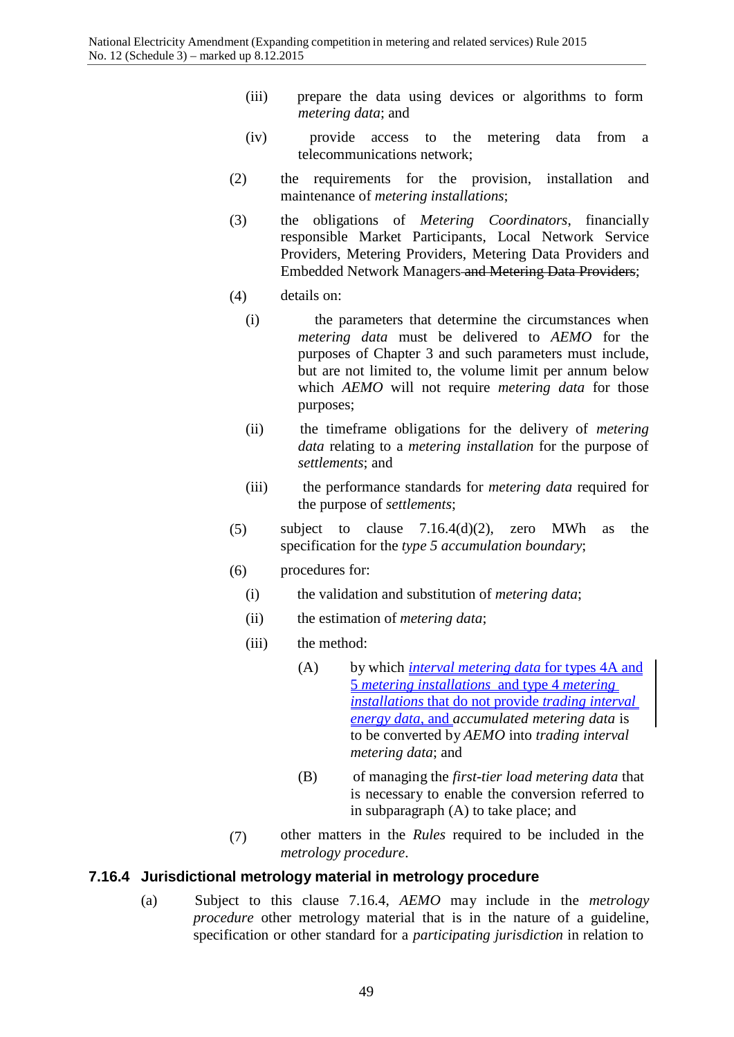(iii) prepare the data using devices or algorithms to form *metering data*; and

(iv) provide access to the metering data from a telecommunications network;

(2) the requirements for the provision, installation and maintenance of *metering installations*;

(3) the obligations of *Metering Coordinators*, financially responsible Market Participants, Local Network Service Providers, Metering Providers, Metering Data Providers and Embedded Network Managers ~~and Metering Data Providers~~;

(4) details on:

(i) the parameters that determine the circumstances when *metering data* must be delivered to *AEMO* for the purposes of Chapter 3 and such parameters must include, but are not limited to, the volume limit per annum below which *AEMO* will not require *metering data* for those purposes;

(ii) the timeframe obligations for the delivery of *metering data* relating to a *metering installation* for the purpose of *settlements*; and

(iii) the performance standards for *metering data* required for the purpose of *settlements*;

(5) subject to clause 7.16.4(d)(2), zero MWh as the specification for the *type 5 accumulation boundary*;

(6) procedures for:

(i) the validation and substitution of *metering data*;

(ii) the estimation of *metering data*;

(iii) the method:

(A) by which <u>*interval metering data* for types 4A and 5 *metering installations* and type 4 *metering installations* that do not provide *trading interval energy data*, and</u> *accumulated metering data* is to be converted by *AEMO* into *trading interval metering data*; and

(B) of managing the *first-tier load metering data* that is necessary to enable the conversion referred to in subparagraph (A) to take place; and

(7) other matters in the *Rules* required to be included in the *metrology procedure*.

### 7.16.4 Jurisdictional metrology material in metrology procedure

(a) Subject to this clause 7.16.4, *AEMO* may include in the *metrology procedure* other metrology material that is in the nature of a guideline, specification or other standard for a *participating jurisdiction* in relation to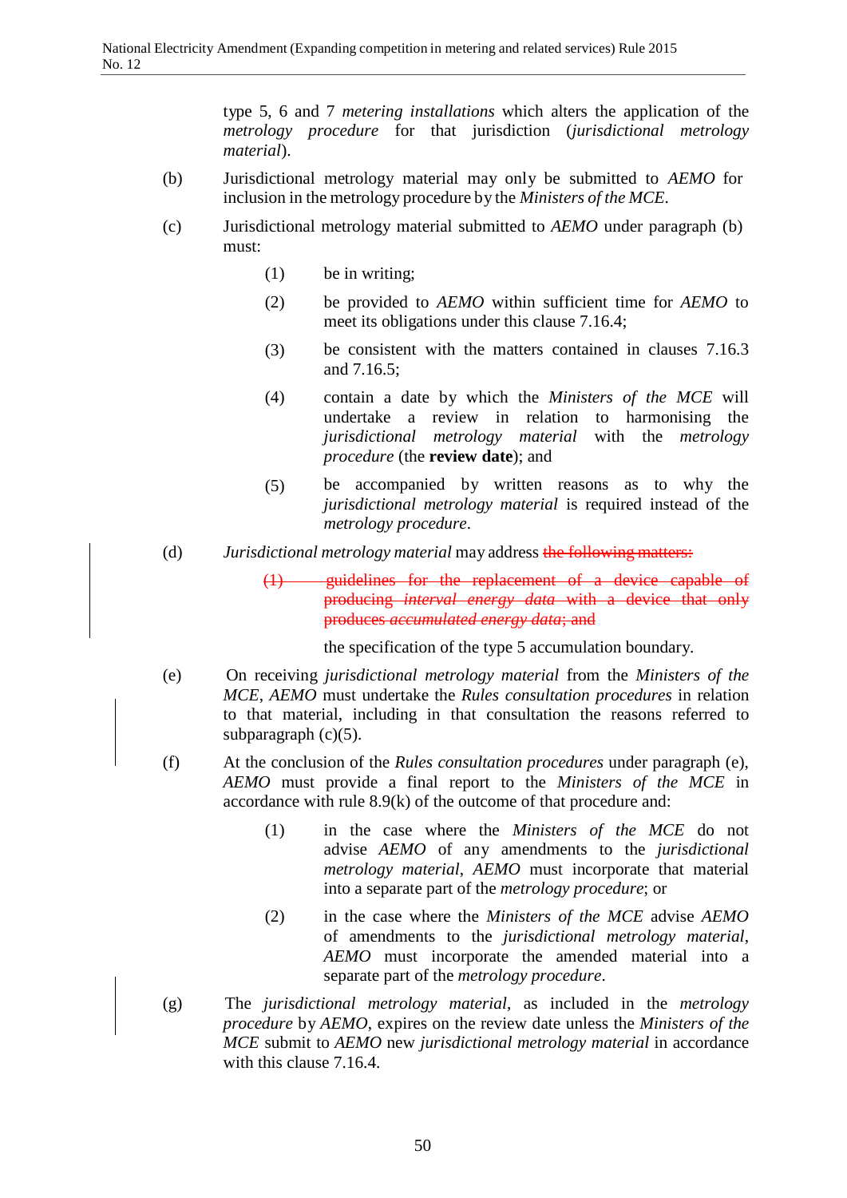type 5, 6 and 7 *metering installations* which alters the application of the *metrology procedure* for that jurisdiction (*jurisdictional metrology material*).

(b) Jurisdictional metrology material may only be submitted to *AEMO* for inclusion in the metrology procedure by the *Ministers of the MCE*.

(c) Jurisdictional metrology material submitted to *AEMO* under paragraph (b) must:

(1) be in writing;

(2) be provided to *AEMO* within sufficient time for *AEMO* to meet its obligations under this clause 7.16.4;

(3) be consistent with the matters contained in clauses 7.16.3 and 7.16.5;

(4) contain a date by which the *Ministers of the MCE* will undertake a review in relation to harmonising the *jurisdictional metrology material* with the *metrology procedure* (the **review date**); and

(5) be accompanied by written reasons as to why the *jurisdictional metrology material* is required instead of the *metrology procedure*.

(d) *Jurisdictional metrology material* may address ~~the following matters:~~

~~(1) guidelines for the replacement of a device capable of producing *interval energy data* with a device that only produces *accumulated energy data*; and~~

the specification of the type 5 accumulation boundary.

(e) On receiving *jurisdictional metrology material* from the *Ministers of the MCE*, *AEMO* must undertake the *Rules consultation procedures* in relation to that material, including in that consultation the reasons referred to subparagraph (c)(5).

(f) At the conclusion of the *Rules consultation procedures* under paragraph (e), *AEMO* must provide a final report to the *Ministers of the MCE* in accordance with rule 8.9(k) of the outcome of that procedure and:

(1) in the case where the *Ministers of the MCE* do not advise *AEMO* of any amendments to the *jurisdictional metrology material*, *AEMO* must incorporate that material into a separate part of the *metrology procedure*; or

(2) in the case where the *Ministers of the MCE* advise *AEMO* of amendments to the *jurisdictional metrology material*, *AEMO* must incorporate the amended material into a separate part of the *metrology procedure*.

(g) The *jurisdictional metrology material*, as included in the *metrology procedure* by *AEMO*, expires on the review date unless the *Ministers of the MCE* submit to *AEMO* new *jurisdictional metrology material* in accordance with this clause 7.16.4.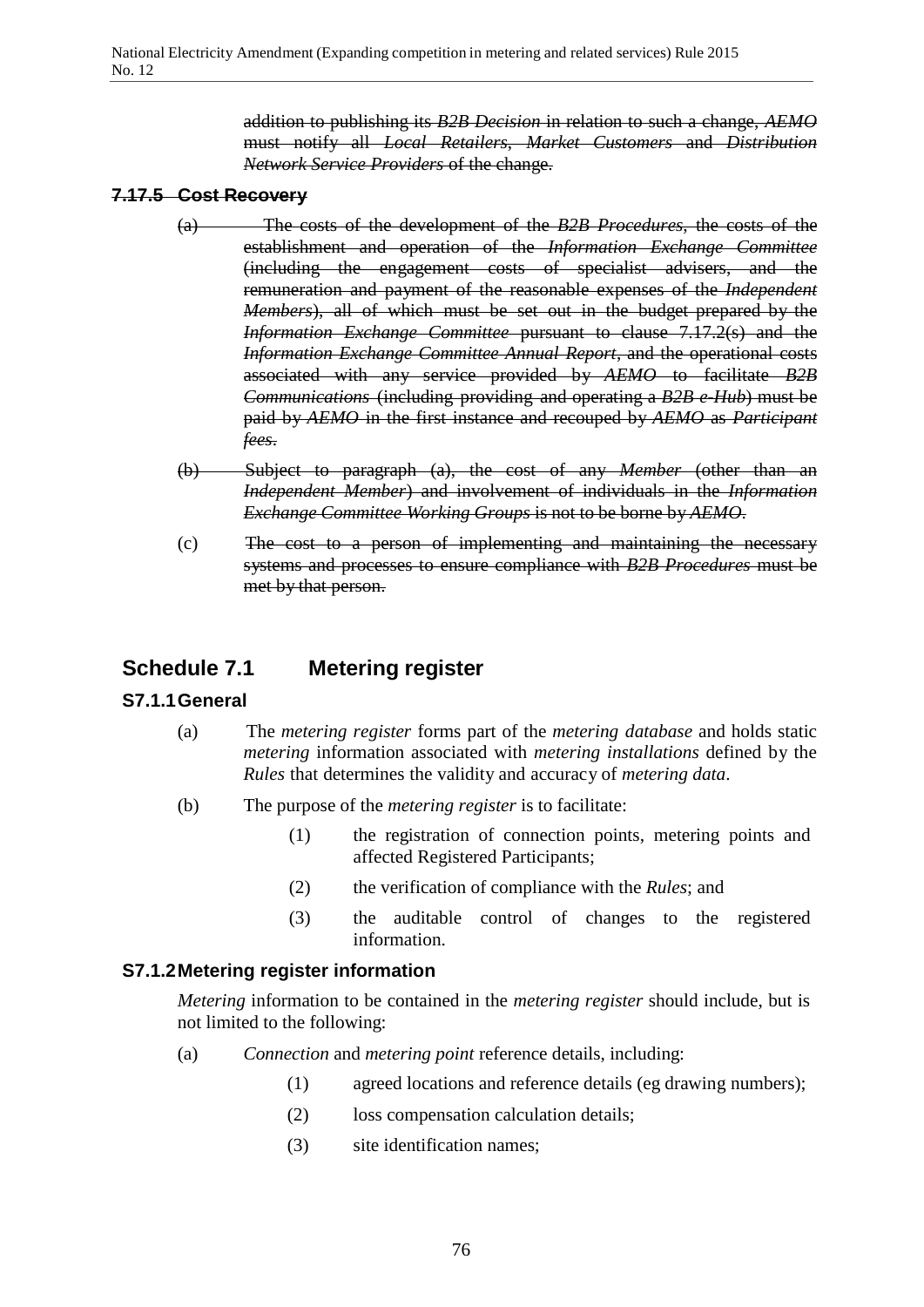~~addition to publishing its *B2B Decision* in relation to such a change, *AEMO* must notify all *Local Retailers*, *Market Customers* and *Distribution Network Service Providers* of the change.~~

### ~~7.17.5 Cost Recovery~~

(a) ~~The costs of the development of the *B2B Procedures*, the costs of the establishment and operation of the *Information Exchange Committee* (including the engagement costs of specialist advisers, and the remuneration and payment of the reasonable expenses of the *Independent Members*), all of which must be set out in the budget prepared by the *Information Exchange Committee* pursuant to clause 7.17.2(s) and the *Information Exchange Committee Annual Report*, and the operational costs associated with any service provided by *AEMO* to facilitate *B2B Communications* (including providing and operating a *B2B e-Hub*) must be paid by *AEMO* in the first instance and recouped by *AEMO* as *Participant fees*.~~

(b) ~~Subject to paragraph (a), the cost of any *Member* (other than an *Independent Member*) and involvement of individuals in the *Information Exchange Committee Working Groups* is not to be borne by *AEMO*.~~

(c) ~~The cost to a person of implementing and maintaining the necessary systems and processes to ensure compliance with *B2B Procedures* must be met by that person.~~

## Schedule 7.1 Metering register

### S7.1.1 General

(a) The *metering register* forms part of the *metering database* and holds static *metering* information associated with *metering installations* defined by the *Rules* that determines the validity and accuracy of *metering data*.

(b) The purpose of the *metering register* is to facilitate:

(1) the registration of connection points, metering points and affected Registered Participants;

(2) the verification of compliance with the *Rules*; and

(3) the auditable control of changes to the registered information.

### S7.1.2 Metering register information

*Metering* information to be contained in the *metering register* should include, but is not limited to the following:

(a) *Connection* and *metering point* reference details, including:

(1) agreed locations and reference details (eg drawing numbers);

(2) loss compensation calculation details;

(3) site identification names;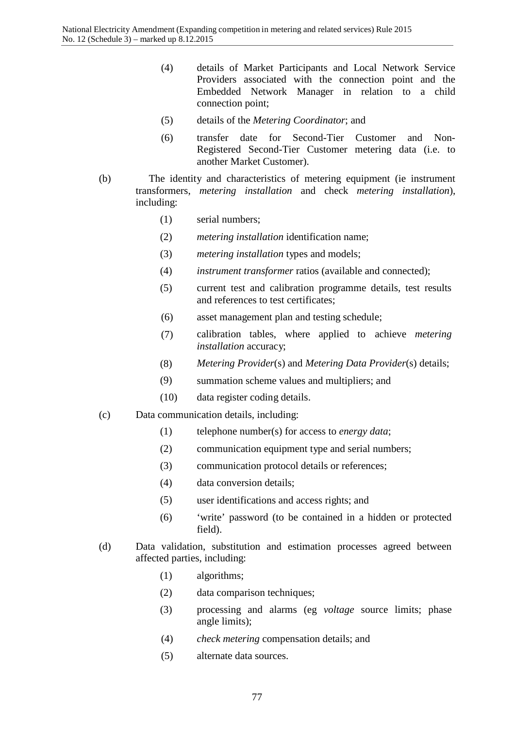(4) details of Market Participants and Local Network Service Providers associated with the connection point and the Embedded Network Manager in relation to a child connection point;

(5) details of the *Metering Coordinator*; and

(6) transfer date for Second-Tier Customer and Non-Registered Second-Tier Customer metering data (i.e. to another Market Customer).

(b) The identity and characteristics of metering equipment (ie instrument transformers, *metering installation* and check *metering installation*), including:

(1) serial numbers;

(2) *metering installation* identification name;

(3) *metering installation* types and models;

(4) *instrument transformer* ratios (available and connected);

(5) current test and calibration programme details, test results and references to test certificates;

(6) asset management plan and testing schedule;

(7) calibration tables, where applied to achieve *metering installation* accuracy;

(8) *Metering Provider*(s) and *Metering Data Provider*(s) details;

(9) summation scheme values and multipliers; and

(10) data register coding details.

(c) Data communication details, including:

(1) telephone number(s) for access to *energy data*;

(2) communication equipment type and serial numbers;

(3) communication protocol details or references;

(4) data conversion details;

(5) user identifications and access rights; and

(6) 'write' password (to be contained in a hidden or protected field).

(d) Data validation, substitution and estimation processes agreed between affected parties, including:

(1) algorithms;

(2) data comparison techniques;

(3) processing and alarms (eg *voltage* source limits; phase angle limits);

(4) *check metering* compensation details; and

(5) alternate data sources.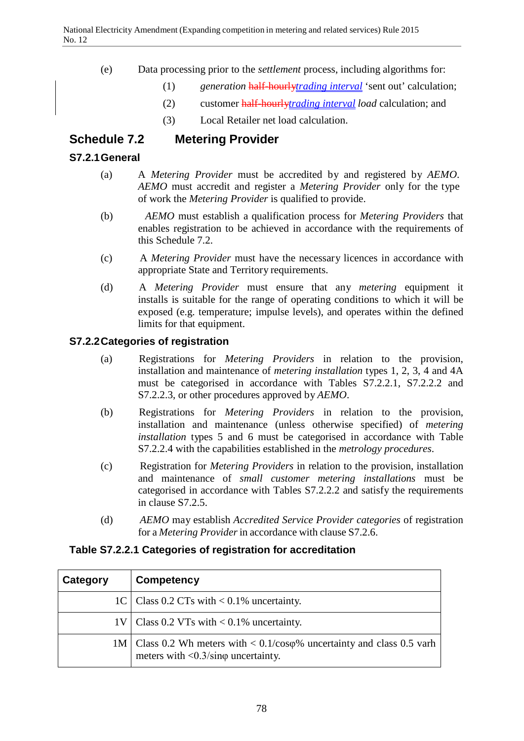(e) Data processing prior to the *settlement* process, including algorithms for:

(1) *generation* ~~half-hourly~~<u>*trading interval*</u> 'sent out' calculation;

(2) customer ~~half-hourly~~<u>*trading interval*</u> *load* calculation; and

(3) Local Retailer net load calculation.

## Schedule 7.2 Metering Provider

### S7.2.1 General

(a) A *Metering Provider* must be accredited by and registered by *AEMO*. *AEMO* must accredit and register a *Metering Provider* only for the type of work the *Metering Provider* is qualified to provide.

(b) *AEMO* must establish a qualification process for *Metering Providers* that enables registration to be achieved in accordance with the requirements of this Schedule 7.2.

(c) A *Metering Provider* must have the necessary licences in accordance with appropriate State and Territory requirements.

(d) A *Metering Provider* must ensure that any *metering* equipment it installs is suitable for the range of operating conditions to which it will be exposed (e.g. temperature; impulse levels), and operates within the defined limits for that equipment.

### S7.2.2 Categories of registration

(a) Registrations for *Metering Providers* in relation to the provision, installation and maintenance of *metering installation* types 1, 2, 3, 4 and 4A must be categorised in accordance with Tables S7.2.2.1, S7.2.2.2 and S7.2.2.3, or other procedures approved by *AEMO*.

(b) Registrations for *Metering Providers* in relation to the provision, installation and maintenance (unless otherwise specified) of *metering installation* types 5 and 6 must be categorised in accordance with Table S7.2.2.4 with the capabilities established in the *metrology procedures*.

(c) Registration for *Metering Providers* in relation to the provision, installation and maintenance of *small customer metering installations* must be categorised in accordance with Tables S7.2.2.2 and satisfy the requirements in clause S7.2.5.

(d) *AEMO* may establish *Accredited Service Provider categories* of registration for a *Metering Provider* in accordance with clause S7.2.6.

**Table S7.2.2.1 Categories of registration for accreditation**

| Category | Competency |
|---|---|
| 1C | Class 0.2 CTs with < 0.1% uncertainty. |
| 1V | Class 0.2 VTs with < 0.1% uncertainty. |
| 1M | Class 0.2 Wh meters with < 0.1/cosφ% uncertainty and class 0.5 varh meters with <0.3/sinφ uncertainty. |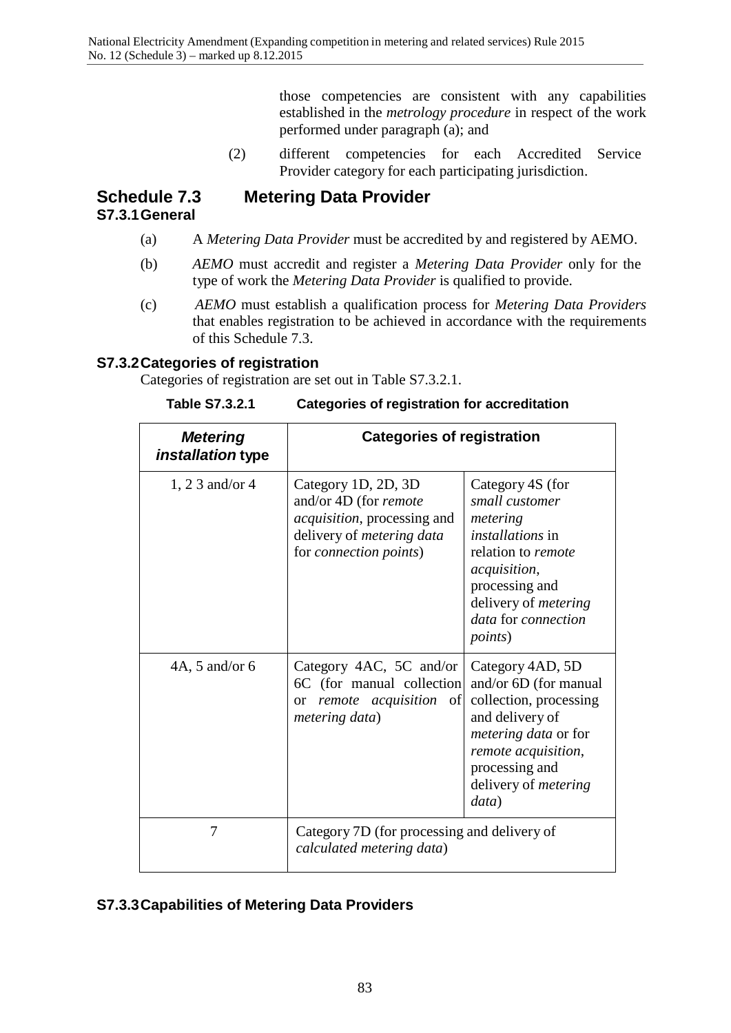those competencies are consistent with any capabilities established in the *metrology procedure* in respect of the work performed under paragraph (a); and

(2) different competencies for each Accredited Service Provider category for each participating jurisdiction.

## Schedule 7.3 Metering Data Provider

### S7.3.1 General

(a) A *Metering Data Provider* must be accredited by and registered by AEMO.

(b) *AEMO* must accredit and register a *Metering Data Provider* only for the type of work the *Metering Data Provider* is qualified to provide.

(c) *AEMO* must establish a qualification process for *Metering Data Providers* that enables registration to be achieved in accordance with the requirements of this Schedule 7.3.

### S7.3.2 Categories of registration

Categories of registration are set out in Table S7.3.2.1.

**Table S7.3.2.1 Categories of registration for accreditation**

| ***Metering installation* type** | **Categories of registration** | |
|---|---|---|
| 1, 2 3 and/or 4 | Category 1D, 2D, 3D and/or 4D (for *remote acquisition*, processing and delivery of *metering data* for *connection points*) | Category 4S (for *small customer metering installations* in relation to *remote acquisition*, processing and delivery of *metering data* for *connection points*) |
| 4A, 5 and/or 6 | Category 4AC, 5C and/or 6C (for manual collection or *remote acquisition* of *metering data*) | Category 4AD, 5D and/or 6D (for manual collection, processing and delivery of *metering data* or for *remote acquisition*, processing and delivery of *metering data*) |
| 7 | Category 7D (for processing and delivery of *calculated metering data*) | |

### S7.3.3 Capabilities of Metering Data Providers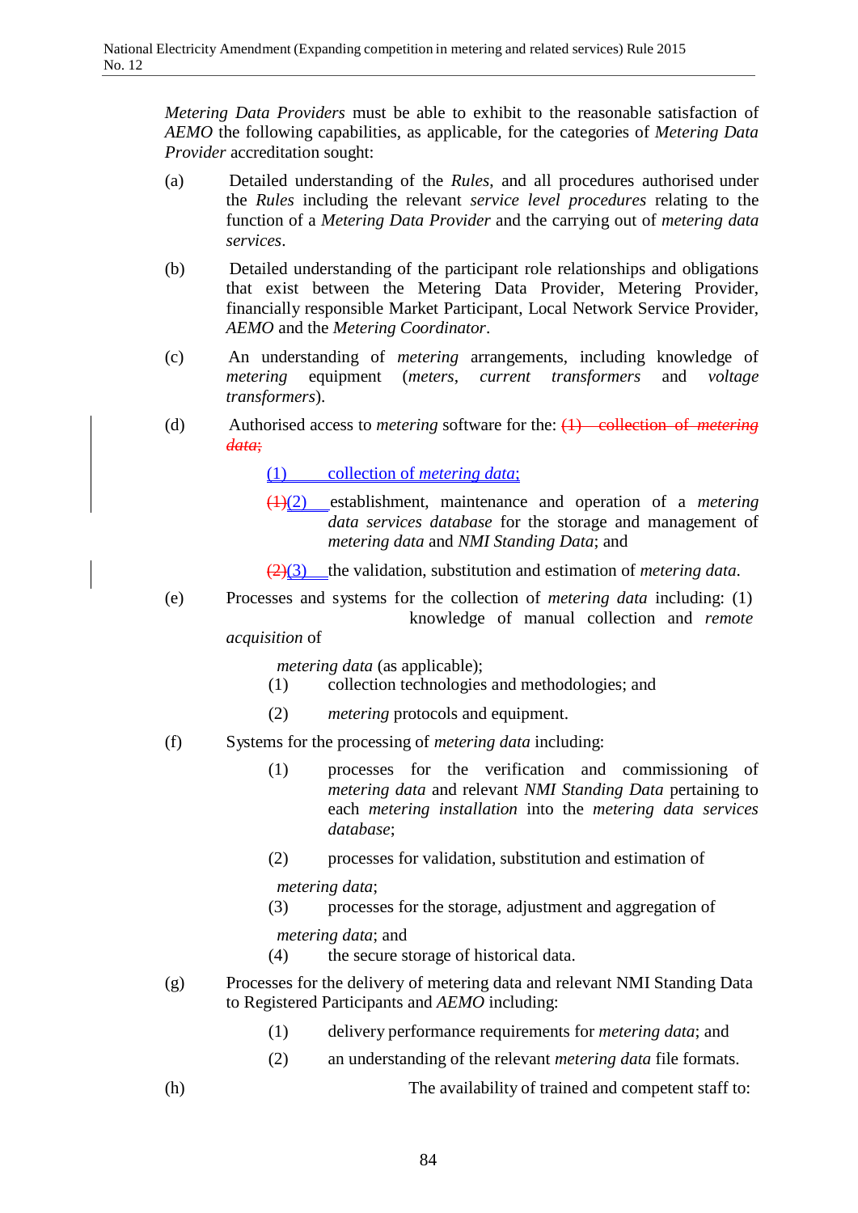*Metering Data Providers* must be able to exhibit to the reasonable satisfaction of *AEMO* the following capabilities, as applicable, for the categories of *Metering Data Provider* accreditation sought:

(a) Detailed understanding of the *Rules*, and all procedures authorised under the *Rules* including the relevant *service level procedures* relating to the function of a *Metering Data Provider* and the carrying out of *metering data services*.

(b) Detailed understanding of the participant role relationships and obligations that exist between the Metering Data Provider, Metering Provider, financially responsible Market Participant, Local Network Service Provider, *AEMO* and the *Metering Coordinator*.

(c) An understanding of *metering* arrangements, including knowledge of *metering* equipment (*meters*, *current transformers* and *voltage transformers*).

(d) Authorised access to *metering* software for the: ~~(1) collection of *metering data*;~~

(1) collection of *metering data*;

~~(1)~~(2) establishment, maintenance and operation of a *metering data services database* for the storage and management of *metering data* and *NMI Standing Data*; and

~~(2)~~(3) the validation, substitution and estimation of *metering data*.

(e) Processes and systems for the collection of *metering data* including: (1) knowledge of manual collection and *remote acquisition* of *metering data* (as applicable);

(1) collection technologies and methodologies; and

(2) *metering* protocols and equipment.

(f) Systems for the processing of *metering data* including:

(1) processes for the verification and commissioning of *metering data* and relevant *NMI Standing Data* pertaining to each *metering installation* into the *metering data services database*;

(2) processes for validation, substitution and estimation of *metering data*;

(3) processes for the storage, adjustment and aggregation of *metering data*; and

(4) the secure storage of historical data.

(g) Processes for the delivery of metering data and relevant NMI Standing Data to Registered Participants and *AEMO* including:

(1) delivery performance requirements for *metering data*; and

(2) an understanding of the relevant *metering data* file formats.

(h) The availability of trained and competent staff to: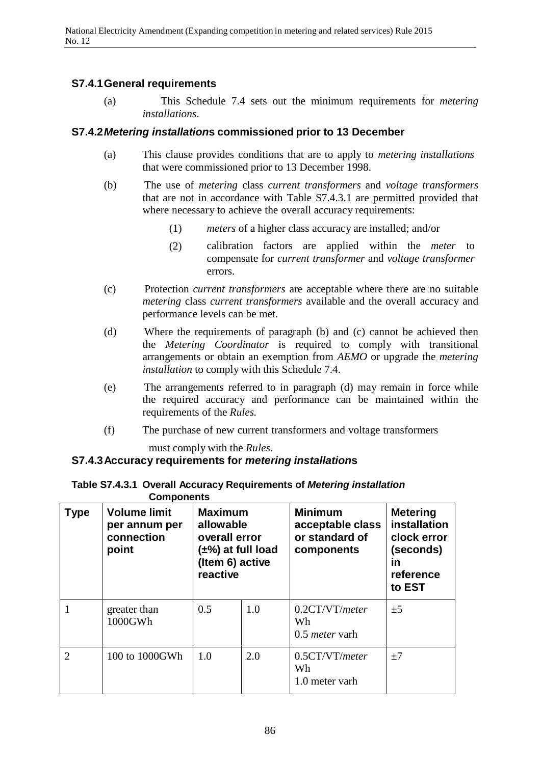### S7.4.1 General requirements

(a) This Schedule 7.4 sets out the minimum requirements for *metering installations*.

### S7.4.2 *Metering installation*s commissioned prior to 13 December

(a) This clause provides conditions that are to apply to *metering installations* that were commissioned prior to 13 December 1998.

(b) The use of *metering* class *current transformers* and *voltage transformers* that are not in accordance with Table S7.4.3.1 are permitted provided that where necessary to achieve the overall accuracy requirements:

(1) *meters* of a higher class accuracy are installed; and/or

(2) calibration factors are applied within the *meter* to compensate for *current transformer* and *voltage transformer* errors.

(c) Protection *current transformers* are acceptable where there are no suitable *metering* class *current transformers* available and the overall accuracy and performance levels can be met.

(d) Where the requirements of paragraph (b) and (c) cannot be achieved then the *Metering Coordinator* is required to comply with transitional arrangements or obtain an exemption from *AEMO* or upgrade the *metering installation* to comply with this Schedule 7.4.

(e) The arrangements referred to in paragraph (d) may remain in force while the required accuracy and performance can be maintained within the requirements of the *Rules.*

(f) The purchase of new current transformers and voltage transformers must comply with the *Rules*.

### S7.4.3 Accuracy requirements for *metering installation*s

**Table S7.4.3.1 Overall Accuracy Requirements of *Metering installation* Components**

| Type | Volume limit per annum per connection point | Maximum allowable overall error (±%) at full load (Item 6) active | reactive | Minimum acceptable class or standard of components | Metering installation clock error (seconds) in reference to EST |
|---|---|---|---|---|---|
| 1 | greater than 1000GWh | 0.5 | 1.0 | 0.2CT/VT/*meter* Wh<br>0.5 *meter* varh | ±5 |
| 2 | 100 to 1000GWh | 1.0 | 2.0 | 0.5CT/VT/*meter* Wh<br>1.0 meter varh | ±7 |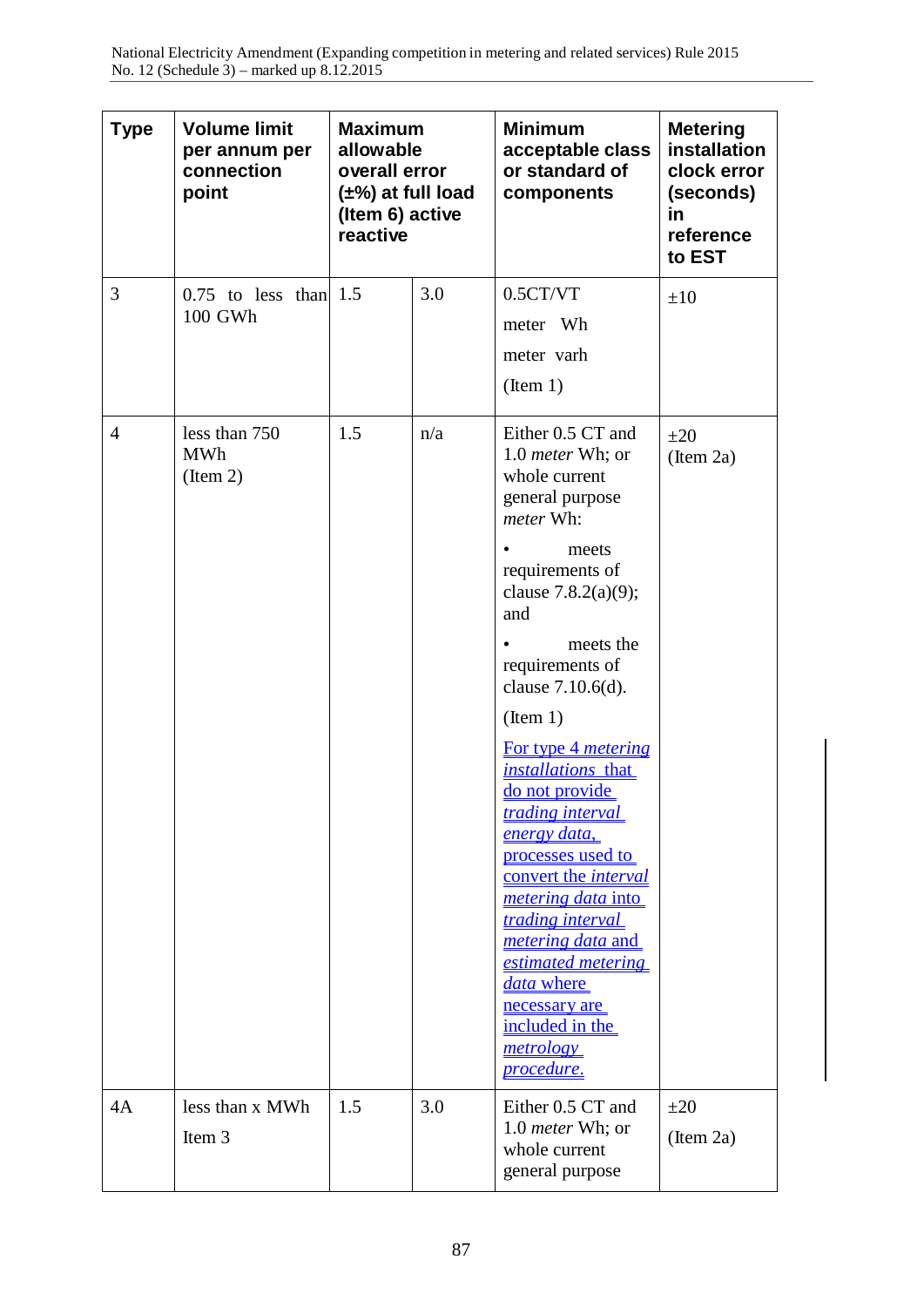| Type | Volume limit per annum per connection point | Maximum allowable overall error (±%) at full load (Item 6) active | reactive | Minimum acceptable class or standard of components | Metering installation clock error (seconds) in reference to EST |
|---|---|---|---|---|---|
| 3 | 0.75 to less than 100 GWh | 1.5 | 3.0 | 0.5CT/VT<br>meter Wh<br>meter varh<br>(Item 1) | ±10 |
| 4 | less than 750 MWh<br>(Item 2) | 1.5 | n/a | Either 0.5 CT and 1.0 *meter* Wh; or whole current general purpose *meter* Wh:<br>• meets requirements of clause 7.8.2(a)(9); and<br>• meets the requirements of clause 7.10.6(d).<br>(Item 1)<br>For type 4 *metering installations* that do not provide *trading interval energy data*, processes used to convert the *interval metering data* into *trading interval metering data* and *estimated metering data* where necessary are included in the *metrology procedure*. | ±20<br>(Item 2a) |
| 4A | less than x MWh<br>Item 3 | 1.5 | 3.0 | Either 0.5 CT and 1.0 *meter* Wh; or whole current general purpose | ±20<br>(Item 2a) |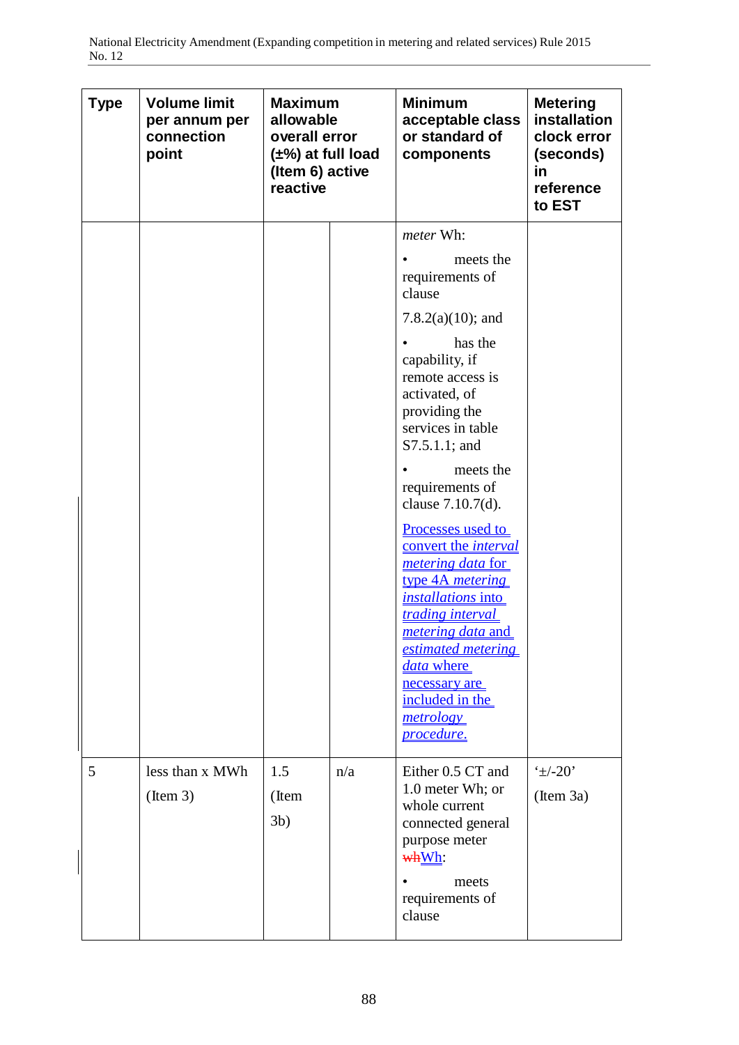| Type | Volume limit per annum per connection point | Maximum allowable overall error (±%) at full load (Item 6) active | reactive | Minimum acceptable class or standard of components | Metering installation clock error (seconds) in reference to EST |
|---|---|---|---|---|---|
| | | | | *meter* Wh: • meets the requirements of clause 7.8.2(a)(10); and • has the capability, if remote access is activated, of providing the services in table S7.5.1.1; and • meets the requirements of clause 7.10.7(d). Processes used to convert the *interval metering data* for type 4A *metering installations* into *trading interval metering data* and *estimated metering data* where necessary are included in the *metrology procedure*. | |
| 5 | less than x MWh (Item 3) | 1.5 (Item 3b) | n/a | Either 0.5 CT and 1.0 meter Wh; or whole current connected general purpose meter ~~wh~~Wh: • meets requirements of clause | '±/-20' (Item 3a) |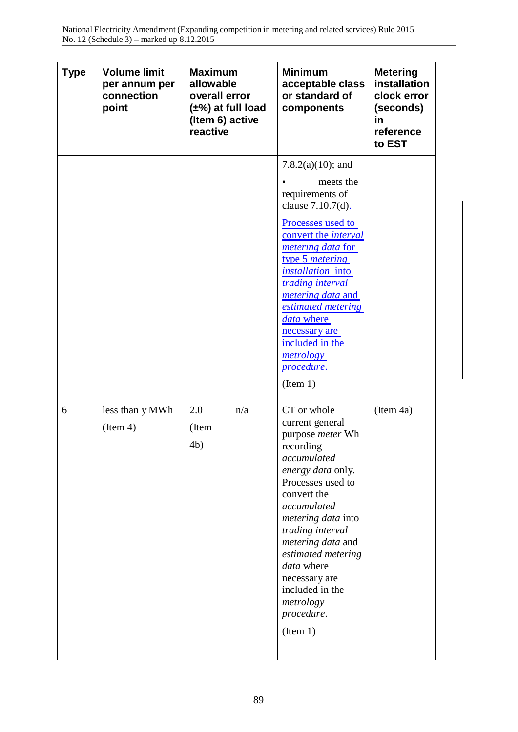| Type | Volume limit per annum per connection point | Maximum allowable overall error (±%) at full load (Item 6) active reactive | | Minimum acceptable class or standard of components | Metering installation clock error (seconds) in reference to EST |
|---|---|---|---|---|---|
| | | | | 7.8.2(a)(10); and<br>• meets the requirements of clause 7.10.7(d).<br>Processes used to convert the *interval metering data* for type 5 *metering installation* into *trading interval metering data* and *estimated metering data* where necessary are included in the *metrology procedure*.<br>(Item 1) | |
| 6 | less than y MWh<br>(Item 4) | 2.0<br>(Item 4b) | n/a | CT or whole current general purpose *meter* Wh recording *accumulated energy data* only. Processes used to convert the *accumulated metering data* into *trading interval metering data* and *estimated metering data* where necessary are included in the *metrology procedure*.<br>(Item 1) | (Item 4a) |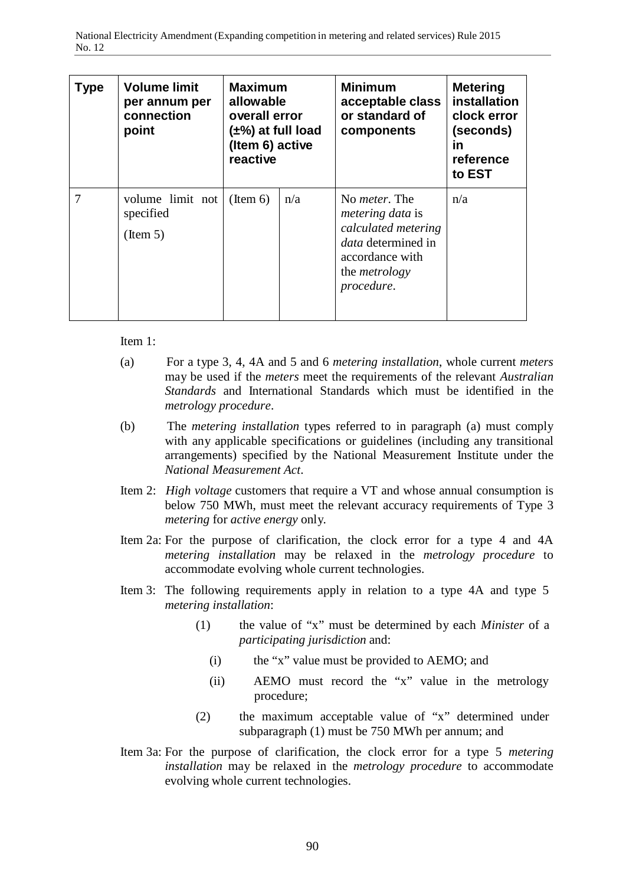| Type | Volume limit per annum per connection point | Maximum allowable overall error (±%) at full load (Item 6) active reactive | | Minimum acceptable class or standard of components | Metering installation clock error (seconds) in reference to EST |
|---|---|---|---|---|---|
| 7 | volume limit not specified (Item 5) | (Item 6) | n/a | No *meter*. The *metering data* is *calculated metering data* determined in accordance with the *metrology procedure*. | n/a |

Item 1:

(a) For a type 3, 4, 4A and 5 and 6 *metering installation*, whole current *meters* may be used if the *meters* meet the requirements of the relevant *Australian Standards* and International Standards which must be identified in the *metrology procedure*.

(b) The *metering installation* types referred to in paragraph (a) must comply with any applicable specifications or guidelines (including any transitional arrangements) specified by the National Measurement Institute under the *National Measurement Act*.

Item 2: *High voltage* customers that require a VT and whose annual consumption is below 750 MWh, must meet the relevant accuracy requirements of Type 3 *metering* for *active energy* only.

Item 2a: For the purpose of clarification, the clock error for a type 4 and 4A *metering installation* may be relaxed in the *metrology procedure* to accommodate evolving whole current technologies.

Item 3: The following requirements apply in relation to a type 4A and type 5 *metering installation*:

(1) the value of "x" must be determined by each *Minister* of a *participating jurisdiction* and:

(i) the "x" value must be provided to AEMO; and

(ii) AEMO must record the "x" value in the metrology procedure;

(2) the maximum acceptable value of "x" determined under subparagraph (1) must be 750 MWh per annum; and

Item 3a: For the purpose of clarification, the clock error for a type 5 *metering installation* may be relaxed in the *metrology procedure* to accommodate evolving whole current technologies.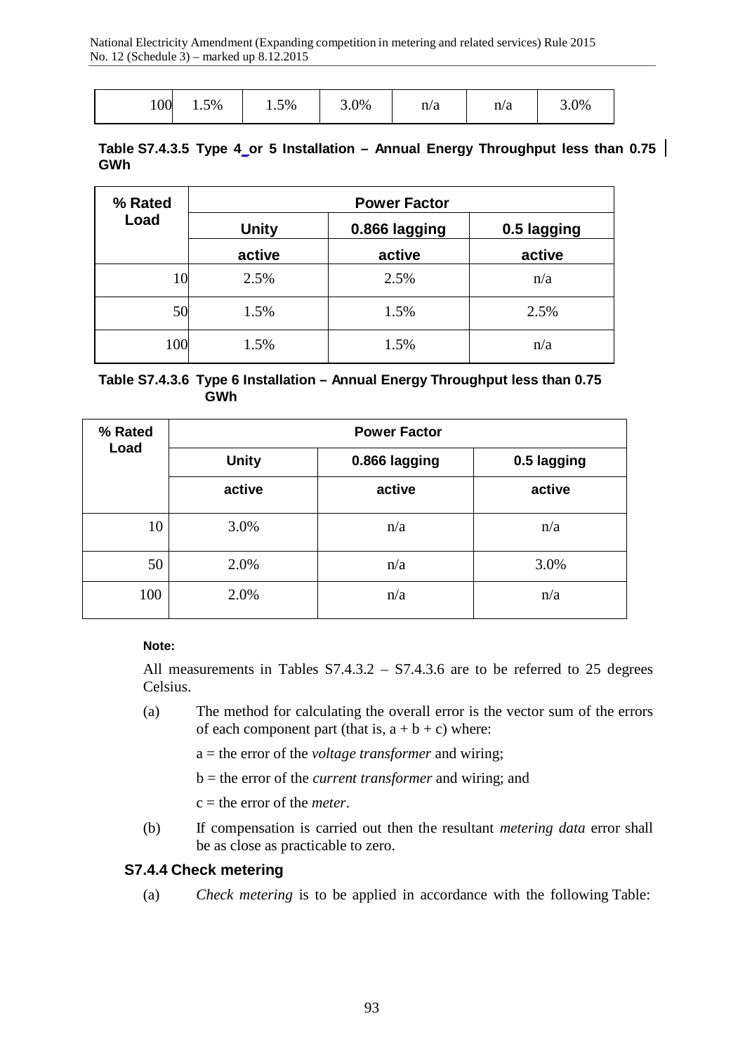| 100 | 1.5% | 1.5% | 3.0% | n/a | n/a | 3.0% |
|---|---|---|---|---|---|---|

**Table S7.4.3.5 Type 4 or 5 Installation – Annual Energy Throughput less than 0.75 GWh**

| % Rated Load | Power Factor | | |
|---|---|---|---|
| | Unity | 0.866 lagging | 0.5 lagging |
| | active | active | active |
| 10 | 2.5% | 2.5% | n/a |
| 50 | 1.5% | 1.5% | 2.5% |
| 100 | 1.5% | 1.5% | n/a |

**Table S7.4.3.6 Type 6 Installation – Annual Energy Throughput less than 0.75 GWh**

| % Rated Load | Power Factor | | |
|---|---|---|---|
| | Unity | 0.866 lagging | 0.5 lagging |
| | active | active | active |
| 10 | 3.0% | n/a | n/a |
| 50 | 2.0% | n/a | 3.0% |
| 100 | 2.0% | n/a | n/a |

**Note:**

All measurements in Tables S7.4.3.2 – S7.4.3.6 are to be referred to 25 degrees Celsius.

(a) The method for calculating the overall error is the vector sum of the errors of each component part (that is, a + b + c) where:

a = the error of the *voltage transformer* and wiring;

b = the error of the *current transformer* and wiring; and

c = the error of the *meter*.

(b) If compensation is carried out then the resultant *metering data* error shall be as close as practicable to zero.

### S7.4.4 Check metering

(a) *Check metering* is to be applied in accordance with the following Table: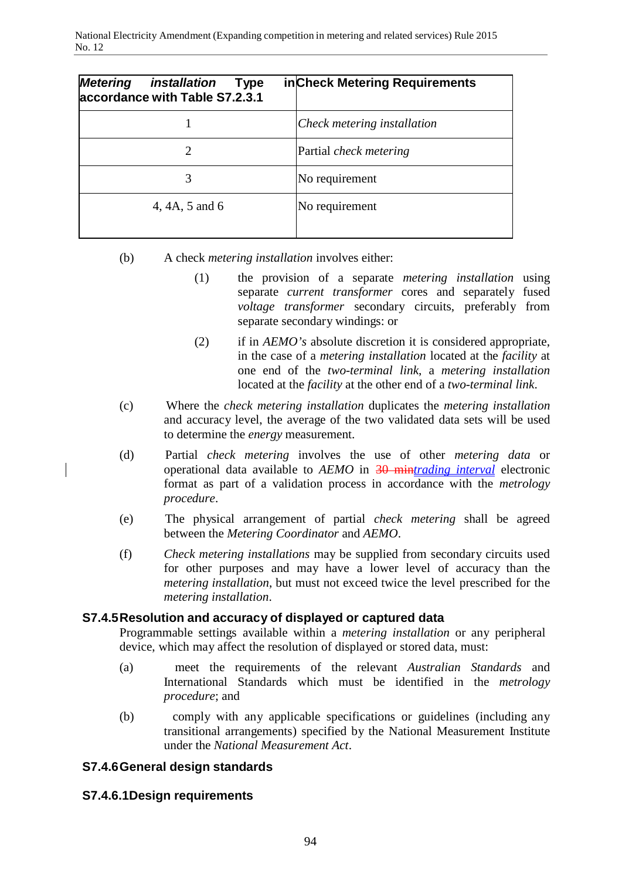| *Metering installation* Type in accordance with Table S7.2.3.1 | Check Metering Requirements |
| --- | --- |
| 1 | *Check metering installation* |
| 2 | Partial *check metering* |
| 3 | No requirement |
| 4, 4A, 5 and 6 | No requirement |

(b) A check *metering installation* involves either:

(1) the provision of a separate *metering installation* using separate *current transformer* cores and separately fused *voltage transformer* secondary circuits, preferably from separate secondary windings: or

(2) if in *AEMO's* absolute discretion it is considered appropriate, in the case of a *metering installation* located at the *facility* at one end of the *two-terminal link*, a *metering installation* located at the *facility* at the other end of a *two-terminal link*.

(c) Where the *check metering installation* duplicates the *metering installation* and accuracy level, the average of the two validated data sets will be used to determine the *energy* measurement.

(d) Partial *check metering* involves the use of other *metering data* or operational data available to *AEMO* in ~~30 min~~*trading interval* electronic format as part of a validation process in accordance with the *metrology procedure*.

(e) The physical arrangement of partial *check metering* shall be agreed between the *Metering Coordinator* and *AEMO*.

(f) *Check metering installations* may be supplied from secondary circuits used for other purposes and may have a lower level of accuracy than the *metering installation*, but must not exceed twice the level prescribed for the *metering installation*.

### S7.4.5 Resolution and accuracy of displayed or captured data

Programmable settings available within a *metering installation* or any peripheral device, which may affect the resolution of displayed or stored data, must:

(a) meet the requirements of the relevant *Australian Standards* and International Standards which must be identified in the *metrology procedure*; and

(b) comply with any applicable specifications or guidelines (including any transitional arrangements) specified by the National Measurement Institute under the *National Measurement Act*.

### S7.4.6 General design standards

#### S7.4.6.1 Design requirements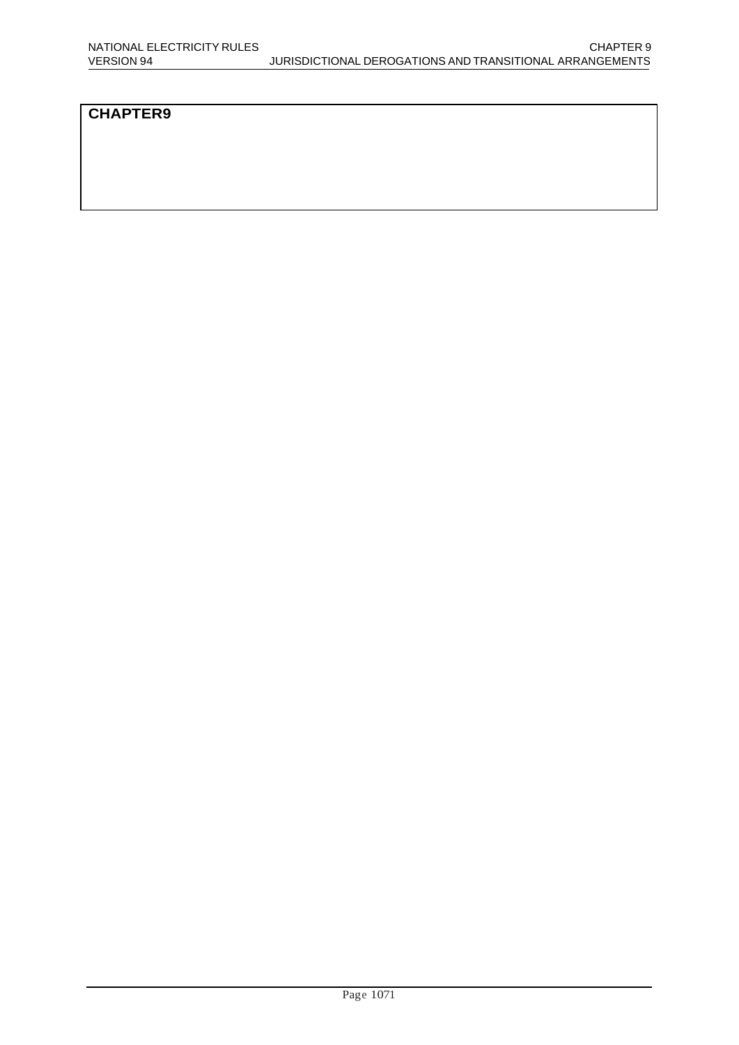# CHAPTER9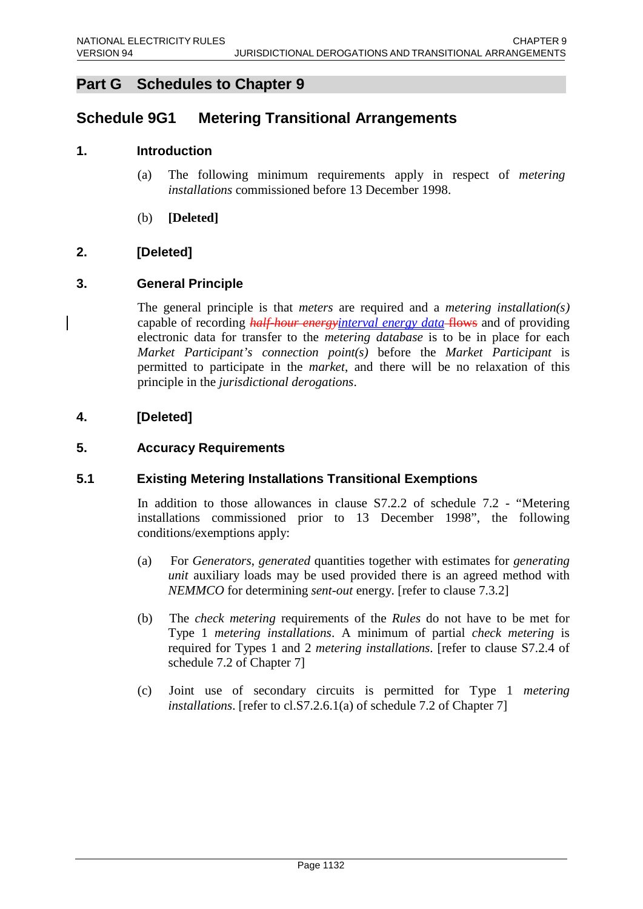# Part G Schedules to Chapter 9

## Schedule 9G1 Metering Transitional Arrangements

### 1. Introduction

(a) The following minimum requirements apply in respect of *metering installations* commissioned before 13 December 1998.

(b) **[Deleted]**

### 2. [Deleted]

### 3. General Principle

The general principle is that *meters* are required and a *metering installation(s)* capable of recording ~~*half-hour energy*~~*interval energy data* ~~flows~~ and of providing electronic data for transfer to the *metering database* is to be in place for each *Market Participant's connection point(s)* before the *Market Participant* is permitted to participate in the *market*, and there will be no relaxation of this principle in the *jurisdictional derogations*.

### 4. [Deleted]

### 5. Accuracy Requirements

### 5.1 Existing Metering Installations Transitional Exemptions

In addition to those allowances in clause S7.2.2 of schedule 7.2 - "Metering installations commissioned prior to 13 December 1998", the following conditions/exemptions apply:

(a) For *Generators*, *generated* quantities together with estimates for *generating unit* auxiliary loads may be used provided there is an agreed method with *NEMMCO* for determining *sent-out* energy. [refer to clause 7.3.2]

(b) The *check metering* requirements of the *Rules* do not have to be met for Type 1 *metering installations*. A minimum of partial *check metering* is required for Types 1 and 2 *metering installations*. [refer to clause S7.2.4 of schedule 7.2 of Chapter 7]

(c) Joint use of secondary circuits is permitted for Type 1 *metering installations*. [refer to cl.S7.2.6.1(a) of schedule 7.2 of Chapter 7]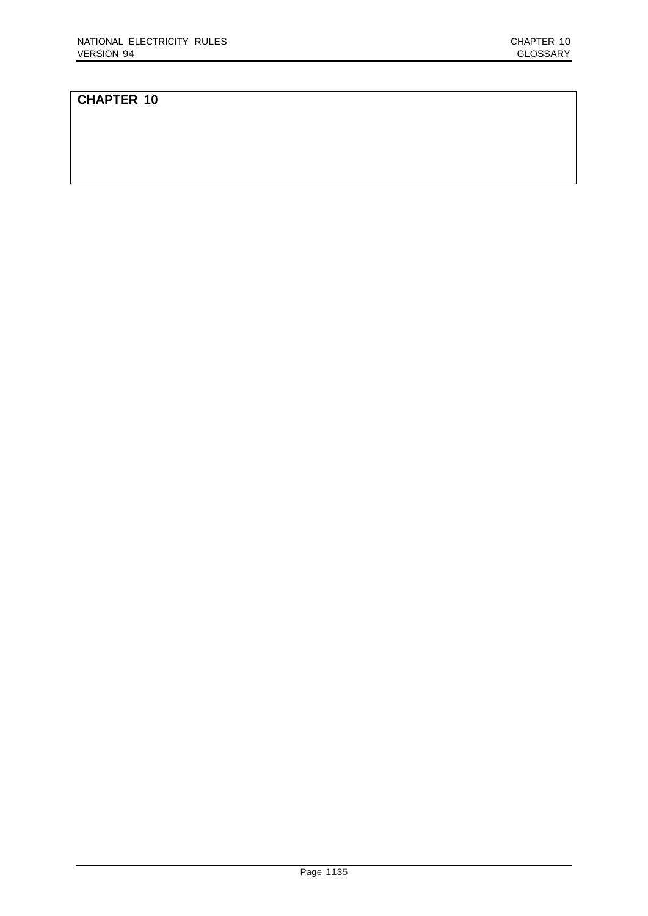# CHAPTER 10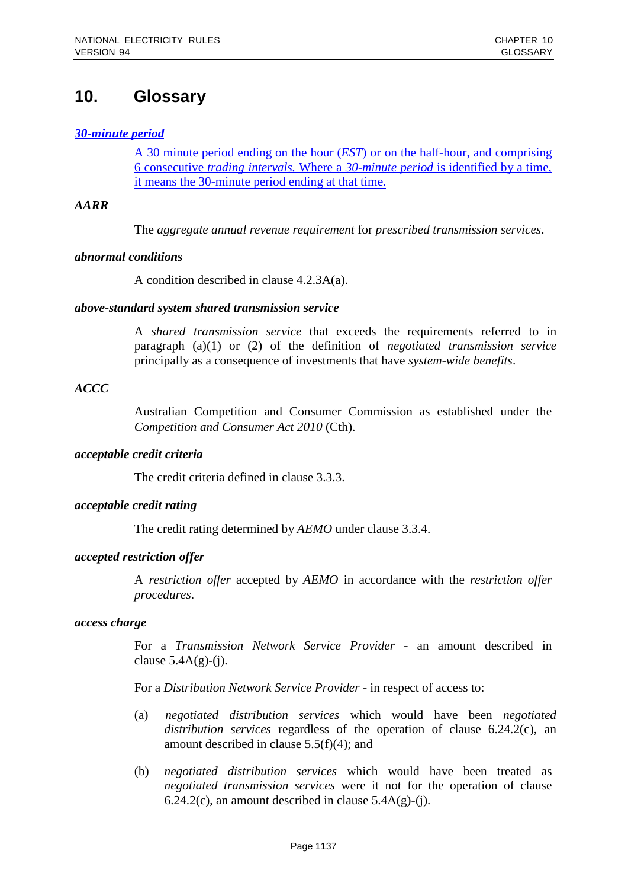# 10. Glossary

***30-minute period***

A 30 minute period ending on the hour (*EST*) or on the half-hour, and comprising 6 consecutive *trading intervals.* Where a *30-minute period* is identified by a time, it means the 30-minute period ending at that time.

***AARR***

The *aggregate annual revenue requirement* for *prescribed transmission services*.

***abnormal conditions***

A condition described in clause 4.2.3A(a).

***above-standard system shared transmission service***

A *shared transmission service* that exceeds the requirements referred to in paragraph (a)(1) or (2) of the definition of *negotiated transmission service* principally as a consequence of investments that have *system-wide benefits*.

***ACCC***

Australian Competition and Consumer Commission as established under the *Competition and Consumer Act 2010* (Cth).

***acceptable credit criteria***

The credit criteria defined in clause 3.3.3.

***acceptable credit rating***

The credit rating determined by *AEMO* under clause 3.3.4.

***accepted restriction offer***

A *restriction offer* accepted by *AEMO* in accordance with the *restriction offer procedures*.

***access charge***

For a *Transmission Network Service Provider* - an amount described in clause 5.4A(g)-(j).

For a *Distribution Network Service Provider* - in respect of access to:

(a) *negotiated distribution services* which would have been *negotiated distribution services* regardless of the operation of clause 6.24.2(c), an amount described in clause 5.5(f)(4); and

(b) *negotiated distribution services* which would have been treated as *negotiated transmission services* were it not for the operation of clause 6.24.2(c), an amount described in clause 5.4A(g)-(j).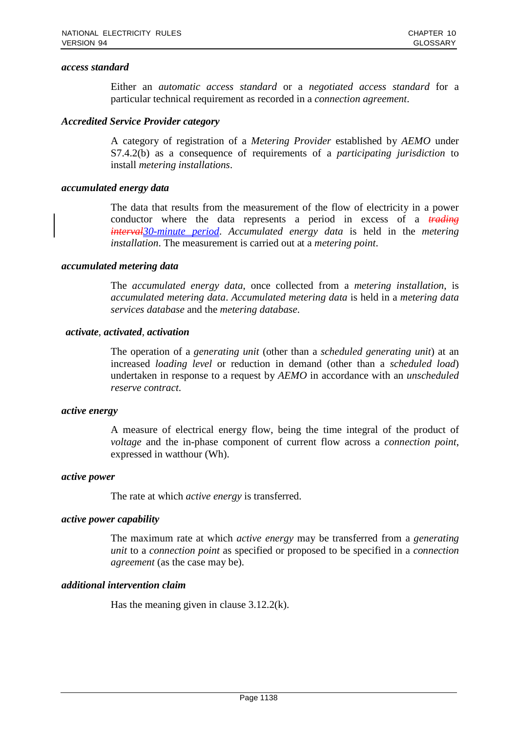***access standard***

Either an *automatic access standard* or a *negotiated access standard* for a particular technical requirement as recorded in a *connection agreement*.

***Accredited Service Provider category***

A category of registration of a *Metering Provider* established by *AEMO* under S7.4.2(b) as a consequence of requirements of a *participating jurisdiction* to install *metering installations*.

***accumulated energy data***

The data that results from the measurement of the flow of electricity in a power conductor where the data represents a period in excess of a ~~*trading interval*~~*30-minute period*. *Accumulated energy data* is held in the *metering installation*. The measurement is carried out at a *metering point*.

***accumulated metering data***

The *accumulated energy data*, once collected from a *metering installation*, is *accumulated metering data*. *Accumulated metering data* is held in a *metering data services database* and the *metering database*.

***activate*, *activated*, *activation***

The operation of a *generating unit* (other than a *scheduled generating unit*) at an increased *loading level* or reduction in demand (other than a *scheduled load*) undertaken in response to a request by *AEMO* in accordance with an *unscheduled reserve contract*.

***active energy***

A measure of electrical energy flow, being the time integral of the product of *voltage* and the in-phase component of current flow across a *connection point*, expressed in watthour (Wh).

***active power***

The rate at which *active energy* is transferred.

***active power capability***

The maximum rate at which *active energy* may be transferred from a *generating unit* to a *connection point* as specified or proposed to be specified in a *connection agreement* (as the case may be).

***additional intervention claim***

Has the meaning given in clause 3.12.2(k).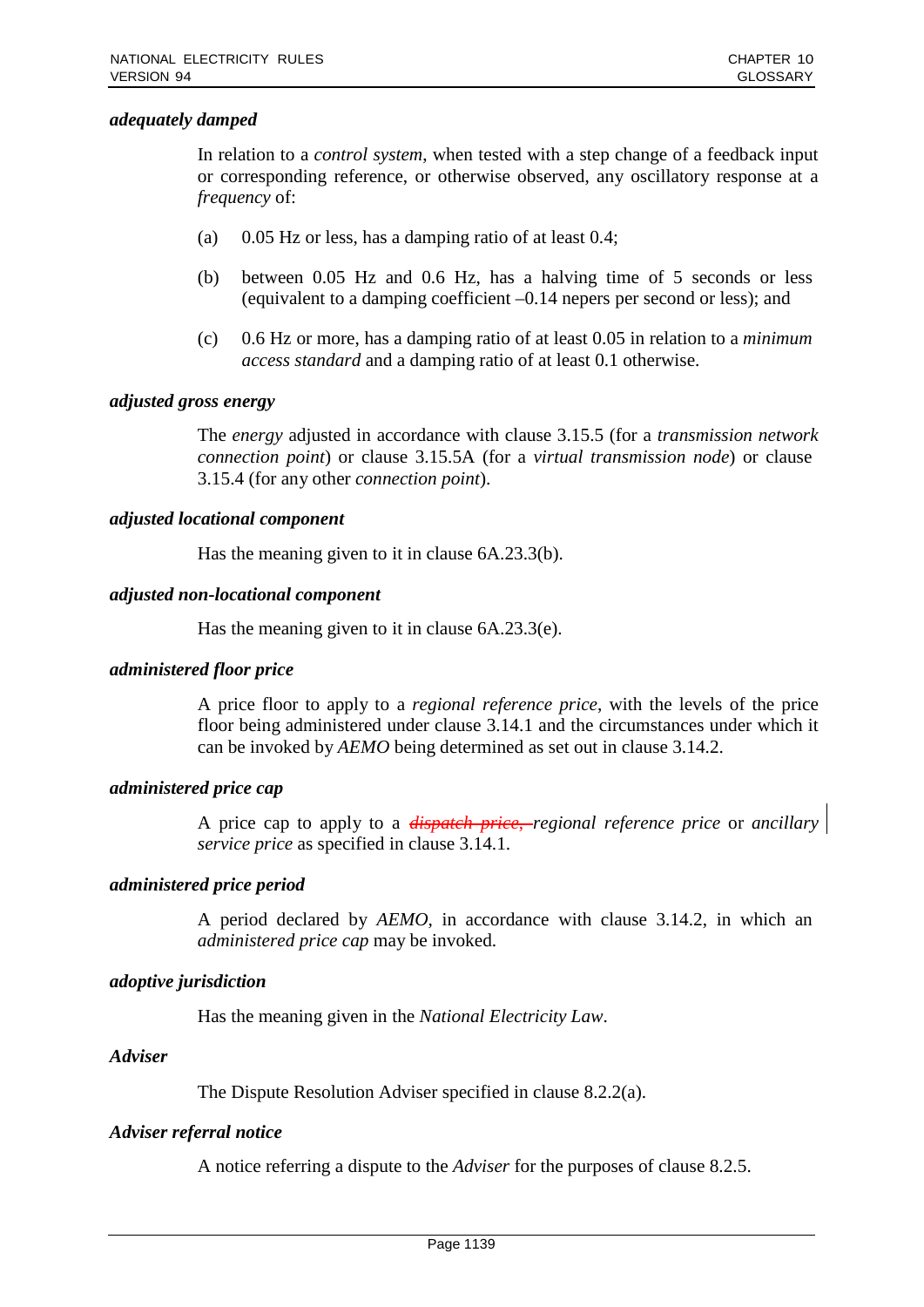***adequately damped***

In relation to a *control system*, when tested with a step change of a feedback input or corresponding reference, or otherwise observed, any oscillatory response at a *frequency* of:

(a) 0.05 Hz or less, has a damping ratio of at least 0.4;

(b) between 0.05 Hz and 0.6 Hz, has a halving time of 5 seconds or less (equivalent to a damping coefficient –0.14 nepers per second or less); and

(c) 0.6 Hz or more, has a damping ratio of at least 0.05 in relation to a *minimum access standard* and a damping ratio of at least 0.1 otherwise.

***adjusted gross energy***

The *energy* adjusted in accordance with clause 3.15.5 (for a *transmission network connection point*) or clause 3.15.5A (for a *virtual transmission node*) or clause 3.15.4 (for any other *connection point*).

***adjusted locational component***

Has the meaning given to it in clause 6A.23.3(b).

***adjusted non-locational component***

Has the meaning given to it in clause 6A.23.3(e).

***administered floor price***

A price floor to apply to a *regional reference price*, with the levels of the price floor being administered under clause 3.14.1 and the circumstances under which it can be invoked by *AEMO* being determined as set out in clause 3.14.2.

***administered price cap***

A price cap to apply to a ~~*dispatch price*,~~ *regional reference price* or *ancillary service price* as specified in clause 3.14.1.

***administered price period***

A period declared by *AEMO*, in accordance with clause 3.14.2, in which an *administered price cap* may be invoked.

***adoptive jurisdiction***

Has the meaning given in the *National Electricity Law*.

***Adviser***

The Dispute Resolution Adviser specified in clause 8.2.2(a).

***Adviser referral notice***

A notice referring a dispute to the *Adviser* for the purposes of clause 8.2.5.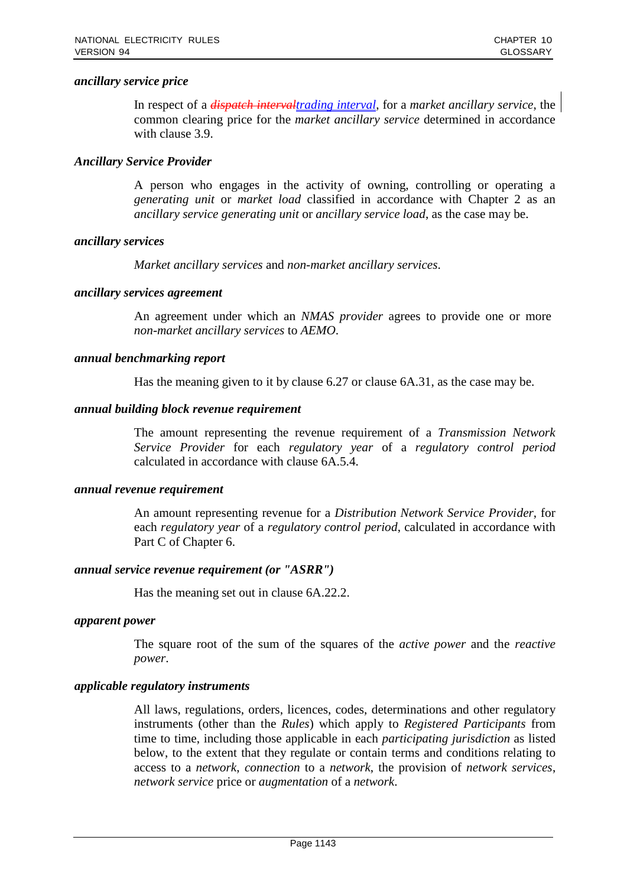***ancillary service price***

In respect of a ~~*dispatch interval*~~*trading interval*, for a *market ancillary service*, the common clearing price for the *market ancillary service* determined in accordance with clause 3.9.

***Ancillary Service Provider***

A person who engages in the activity of owning, controlling or operating a *generating unit* or *market load* classified in accordance with Chapter 2 as an *ancillary service generating unit* or *ancillary service load*, as the case may be.

***ancillary services***

*Market ancillary services* and *non-market ancillary services*.

***ancillary services agreement***

An agreement under which an *NMAS provider* agrees to provide one or more *non-market ancillary services* to *AEMO*.

***annual benchmarking report***

Has the meaning given to it by clause 6.27 or clause 6A.31, as the case may be.

***annual building block revenue requirement***

The amount representing the revenue requirement of a *Transmission Network Service Provider* for each *regulatory year* of a *regulatory control period* calculated in accordance with clause 6A.5.4.

***annual revenue requirement***

An amount representing revenue for a *Distribution Network Service Provider*, for each *regulatory year* of a *regulatory control period*, calculated in accordance with Part C of Chapter 6.

***annual service revenue requirement (or "ASRR")***

Has the meaning set out in clause 6A.22.2.

***apparent power***

The square root of the sum of the squares of the *active power* and the *reactive power*.

***applicable regulatory instruments***

All laws, regulations, orders, licences, codes, determinations and other regulatory instruments (other than the *Rules*) which apply to *Registered Participants* from time to time, including those applicable in each *participating jurisdiction* as listed below, to the extent that they regulate or contain terms and conditions relating to access to a *network*, *connection* to a *network*, the provision of *network services*, *network service* price or *augmentation* of a *network*.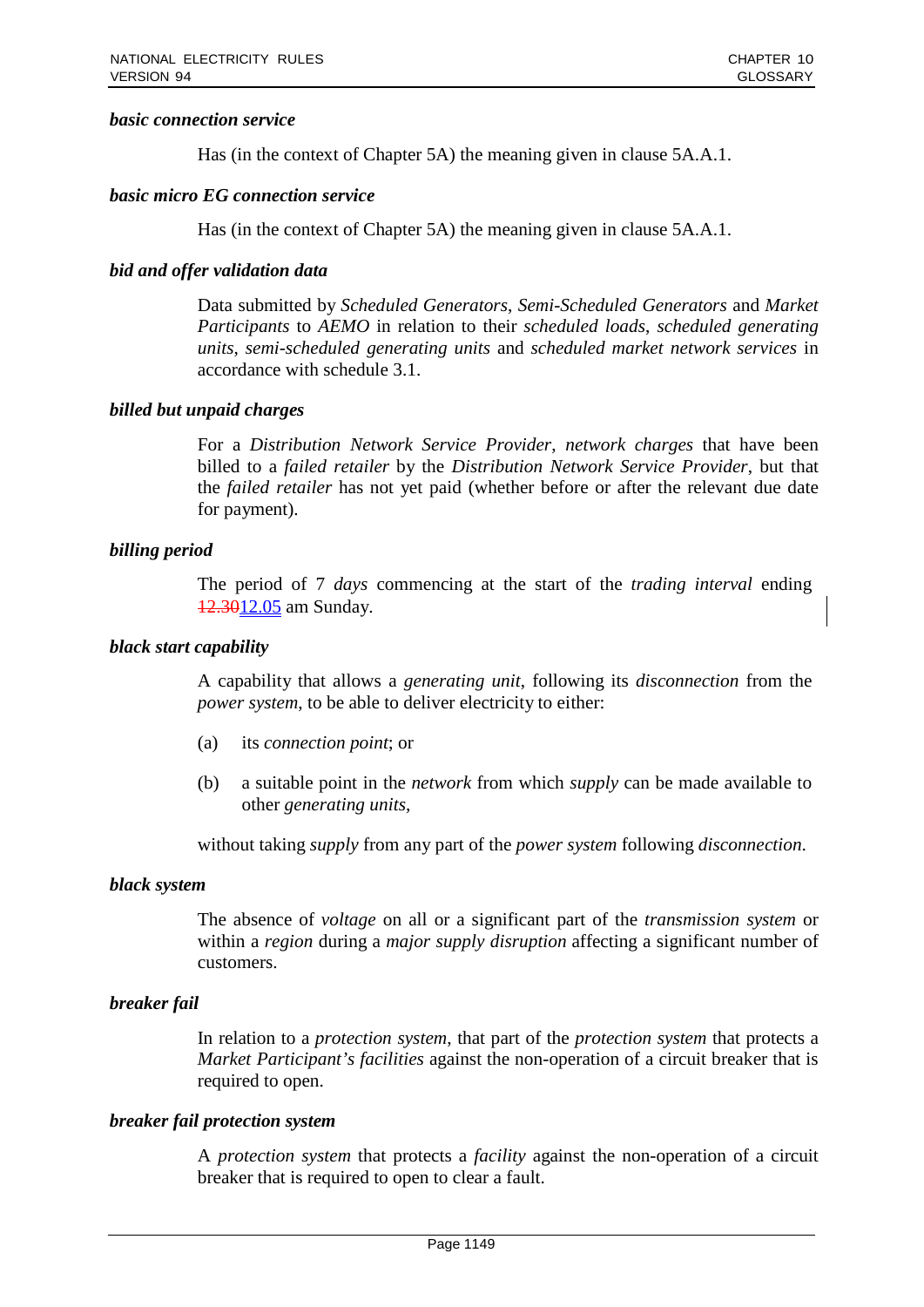***basic connection service***

Has (in the context of Chapter 5A) the meaning given in clause 5A.A.1.

***basic micro EG connection service***

Has (in the context of Chapter 5A) the meaning given in clause 5A.A.1.

***bid and offer validation data***

Data submitted by *Scheduled Generators*, *Semi-Scheduled Generators* and *Market Participants* to *AEMO* in relation to their *scheduled loads*, *scheduled generating units*, *semi-scheduled generating units* and *scheduled market network services* in accordance with schedule 3.1.

***billed but unpaid charges***

For a *Distribution Network Service Provider*, *network charges* that have been billed to a *failed retailer* by the *Distribution Network Service Provider*, but that the *failed retailer* has not yet paid (whether before or after the relevant due date for payment).

***billing period***

The period of 7 *days* commencing at the start of the *trading interval* ending ~~12.30~~12.05 am Sunday.

***black start capability***

A capability that allows a *generating unit*, following its *disconnection* from the *power system*, to be able to deliver electricity to either:

(a) its *connection point*; or

(b) a suitable point in the *network* from which *supply* can be made available to other *generating units*,

without taking *supply* from any part of the *power system* following *disconnection*.

***black system***

The absence of *voltage* on all or a significant part of the *transmission system* or within a *region* during a *major supply disruption* affecting a significant number of customers.

***breaker fail***

In relation to a *protection system*, that part of the *protection system* that protects a *Market Participant's facilities* against the non-operation of a circuit breaker that is required to open.

***breaker fail protection system***

A *protection system* that protects a *facility* against the non-operation of a circuit breaker that is required to open to clear a fault.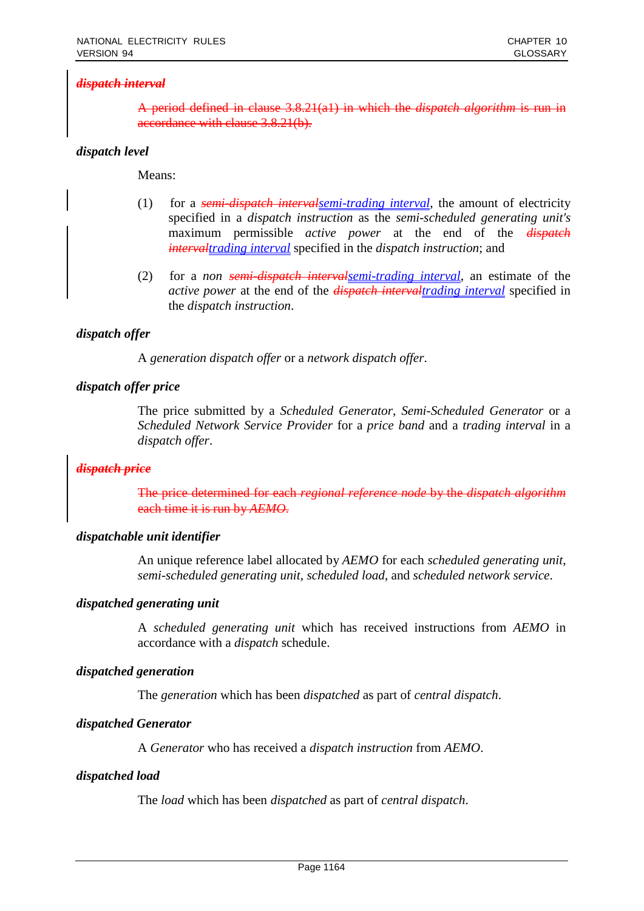***~~dispatch interval~~***

~~A period defined in clause 3.8.21(a1) in which the *dispatch algorithm* is run in accordance with clause 3.8.21(b).~~

***dispatch level***

Means:

(1) for a ~~*semi-dispatch interval*~~*semi-trading interval*, the amount of electricity specified in a *dispatch instruction* as the *semi-scheduled generating unit's* maximum permissible *active power* at the end of the ~~*dispatch interval*~~*trading interval* specified in the *dispatch instruction*; and

(2) for a *non* ~~*semi-dispatch interval*~~*semi-trading interval*, an estimate of the *active power* at the end of the ~~*dispatch interval*~~*trading interval* specified in the *dispatch instruction*.

***dispatch offer***

A *generation dispatch offer* or a *network dispatch offer*.

***dispatch offer price***

The price submitted by a *Scheduled Generator*, *Semi-Scheduled Generator* or a *Scheduled Network Service Provider* for a *price band* and a *trading interval* in a *dispatch offer*.

***~~dispatch price~~***

~~The price determined for each *regional reference node* by the *dispatch algorithm* each time it is run by *AEMO*.~~

***dispatchable unit identifier***

An unique reference label allocated by *AEMO* for each *scheduled generating unit*, *semi-scheduled generating unit*, *scheduled load*, and *scheduled network service*.

***dispatched generating unit***

A *scheduled generating unit* which has received instructions from *AEMO* in accordance with a *dispatch* schedule.

***dispatched generation***

The *generation* which has been *dispatched* as part of *central dispatch*.

***dispatched Generator***

A *Generator* who has received a *dispatch instruction* from *AEMO*.

***dispatched load***

The *load* which has been *dispatched* as part of *central dispatch*.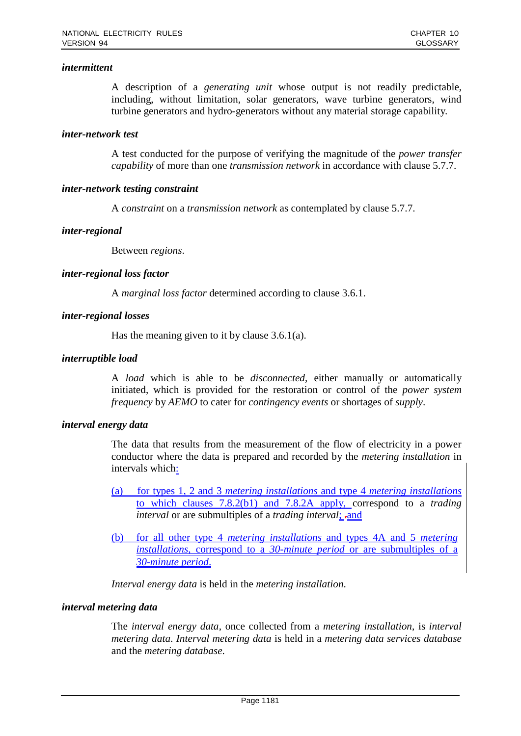***intermittent***

A description of a *generating unit* whose output is not readily predictable, including, without limitation, solar generators, wave turbine generators, wind turbine generators and hydro-generators without any material storage capability.

***inter-network test***

A test conducted for the purpose of verifying the magnitude of the *power transfer capability* of more than one *transmission network* in accordance with clause 5.7.7.

***inter-network testing constraint***

A *constraint* on a *transmission network* as contemplated by clause 5.7.7.

***inter-regional***

Between *regions*.

***inter-regional loss factor***

A *marginal loss factor* determined according to clause 3.6.1.

***inter-regional losses***

Has the meaning given to it by clause 3.6.1(a).

***interruptible load***

A *load* which is able to be *disconnected*, either manually or automatically initiated, which is provided for the restoration or control of the *power system frequency* by *AEMO* to cater for *contingency events* or shortages of *supply*.

***interval energy data***

The data that results from the measurement of the flow of electricity in a power conductor where the data is prepared and recorded by the *metering installation* in intervals which:

(a) for types 1, 2 and 3 *metering installations* and type 4 *metering installations* to which clauses 7.8.2(b1) and 7.8.2A apply, correspond to a *trading interval* or are submultiples of a *trading interval*; and

(b) for all other type 4 *metering installations* and types 4A and 5 *metering installations*, correspond to a *30-minute period* or are submultiples of a *30-minute period*.

*Interval energy data* is held in the *metering installation*.

***interval metering data***

The *interval energy data*, once collected from a *metering installation*, is *interval metering data*. *Interval metering data* is held in a *metering data services database* and the *metering database*.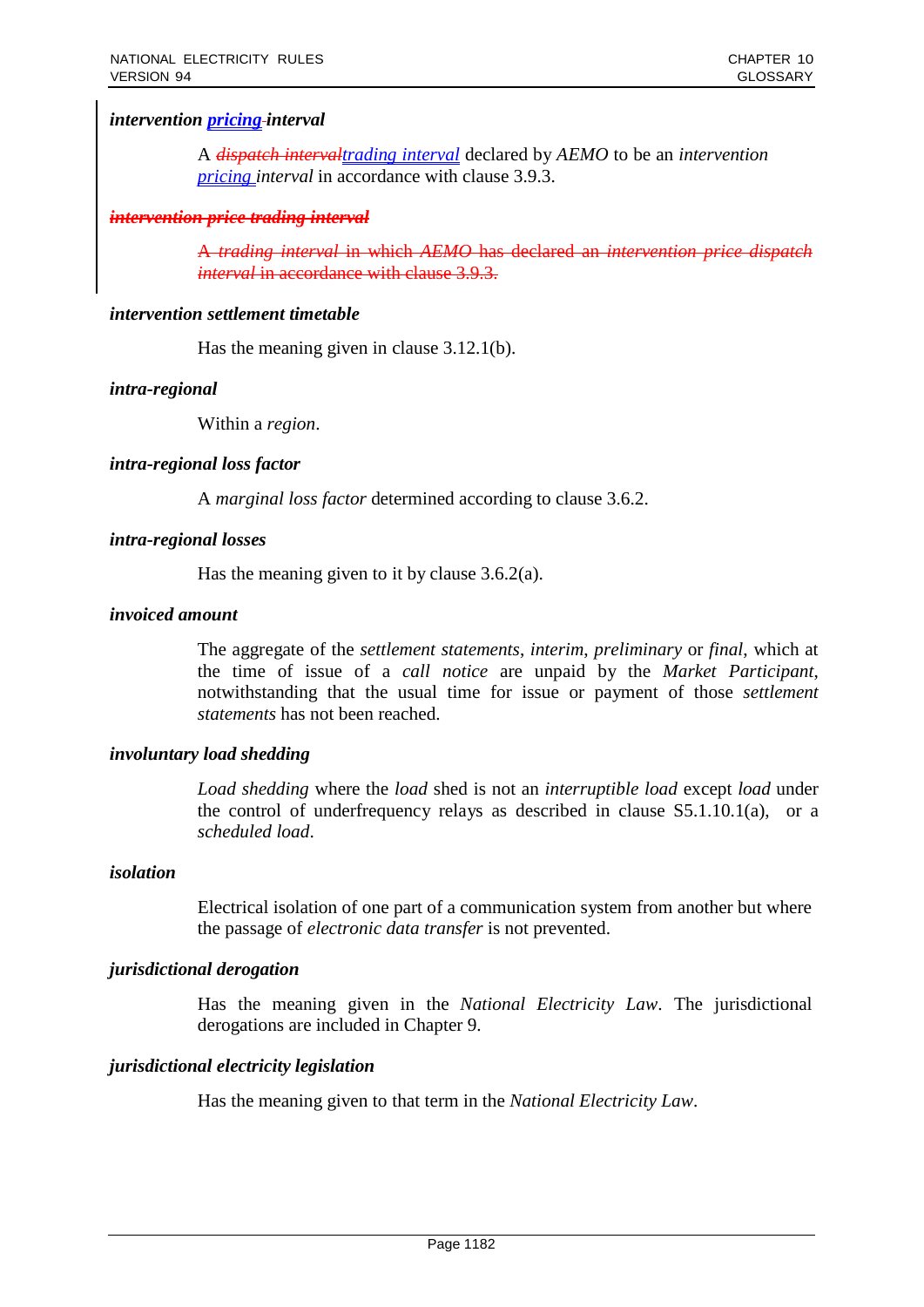***intervention* *pricing* *interval***

A ~~*dispatch interval*~~*trading interval* declared by *AEMO* to be an *intervention pricing interval* in accordance with clause 3.9.3.

~~***intervention price trading interval***~~

~~A *trading interval* in which *AEMO* has declared an *intervention price dispatch interval* in accordance with clause 3.9.3.~~

***intervention settlement timetable***

Has the meaning given in clause 3.12.1(b).

***intra-regional***

Within a *region*.

***intra-regional loss factor***

A *marginal loss factor* determined according to clause 3.6.2.

***intra-regional losses***

Has the meaning given to it by clause 3.6.2(a).

***invoiced amount***

The aggregate of the *settlement statements*, *interim*, *preliminary* or *final*, which at the time of issue of a *call notice* are unpaid by the *Market Participant*, notwithstanding that the usual time for issue or payment of those *settlement statements* has not been reached.

***involuntary load shedding***

*Load shedding* where the *load* shed is not an *interruptible load* except *load* under the control of underfrequency relays as described in clause S5.1.10.1(a), or a *scheduled load*.

***isolation***

Electrical isolation of one part of a communication system from another but where the passage of *electronic data transfer* is not prevented.

***jurisdictional derogation***

Has the meaning given in the *National Electricity Law*. The jurisdictional derogations are included in Chapter 9.

***jurisdictional electricity legislation***

Has the meaning given to that term in the *National Electricity Law*.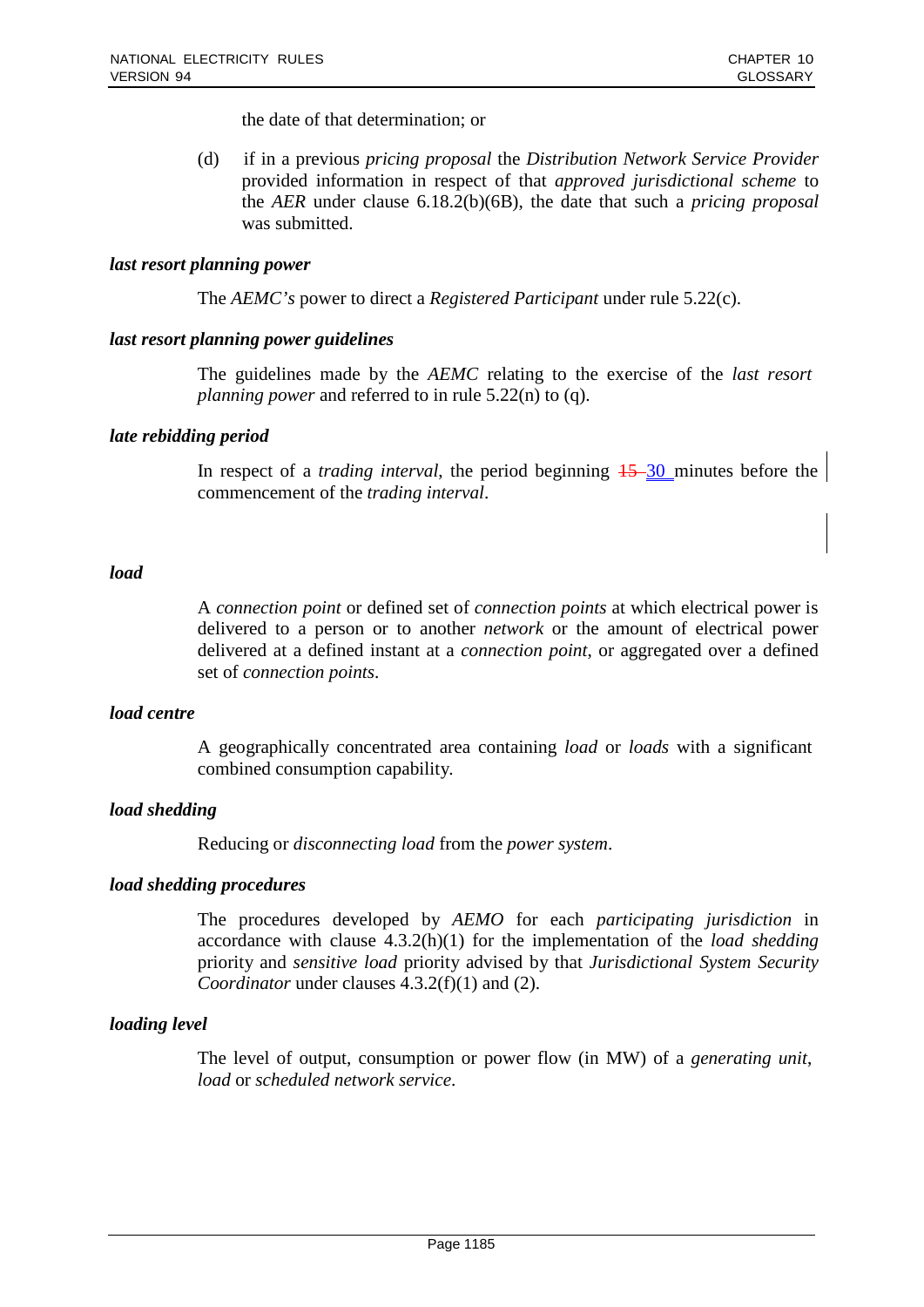the date of that determination; or

(d) if in a previous *pricing proposal* the *Distribution Network Service Provider* provided information in respect of that *approved jurisdictional scheme* to the *AER* under clause 6.18.2(b)(6B), the date that such a *pricing proposal* was submitted.

***last resort planning power***

The *AEMC's* power to direct a *Registered Participant* under rule 5.22(c).

***last resort planning power guidelines***

The guidelines made by the *AEMC* relating to the exercise of the *last resort planning power* and referred to in rule 5.22(n) to (q).

***late rebidding period***

In respect of a *trading interval*, the period beginning ~~15~~ 30 minutes before the commencement of the *trading interval*.

***load***

A *connection point* or defined set of *connection points* at which electrical power is delivered to a person or to another *network* or the amount of electrical power delivered at a defined instant at a *connection point*, or aggregated over a defined set of *connection points*.

***load centre***

A geographically concentrated area containing *load* or *loads* with a significant combined consumption capability.

***load shedding***

Reducing or *disconnecting load* from the *power system*.

***load shedding procedures***

The procedures developed by *AEMO* for each *participating jurisdiction* in accordance with clause 4.3.2(h)(1) for the implementation of the *load shedding* priority and *sensitive load* priority advised by that *Jurisdictional System Security Coordinator* under clauses 4.3.2(f)(1) and (2).

***loading level***

The level of output, consumption or power flow (in MW) of a *generating unit*, *load* or *scheduled network service*.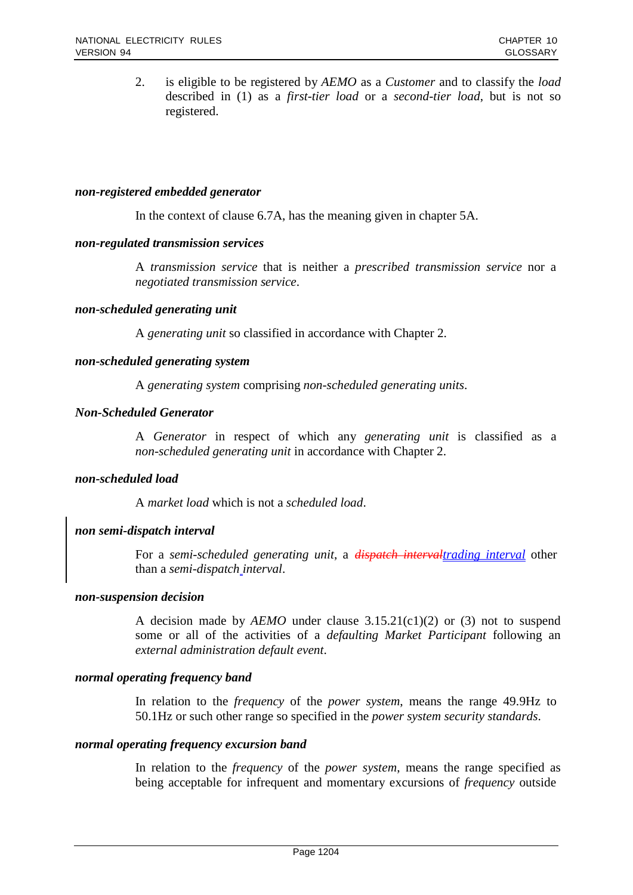2. is eligible to be registered by *AEMO* as a *Customer* and to classify the *load* described in (1) as a *first-tier load* or a *second-tier load*, but is not so registered.

***non-registered embedded generator***

In the context of clause 6.7A, has the meaning given in chapter 5A.

***non-regulated transmission services***

A *transmission service* that is neither a *prescribed transmission service* nor a *negotiated transmission service*.

***non-scheduled generating unit***

A *generating unit* so classified in accordance with Chapter 2.

***non-scheduled generating system***

A *generating system* comprising *non-scheduled generating units*.

***Non-Scheduled Generator***

A *Generator* in respect of which any *generating unit* is classified as a *non-scheduled generating unit* in accordance with Chapter 2.

***non-scheduled load***

A *market load* which is not a *scheduled load*.

***non semi-dispatch interval***

For a *semi-scheduled generating unit*, a ~~*dispatch interval*~~*trading interval* other than a *semi-dispatch interval*.

***non-suspension decision***

A decision made by *AEMO* under clause 3.15.21(c1)(2) or (3) not to suspend some or all of the activities of a *defaulting Market Participant* following an *external administration default event*.

***normal operating frequency band***

In relation to the *frequency* of the *power system*, means the range 49.9Hz to 50.1Hz or such other range so specified in the *power system security standards*.

***normal operating frequency excursion band***

In relation to the *frequency* of the *power system*, means the range specified as being acceptable for infrequent and momentary excursions of *frequency* outside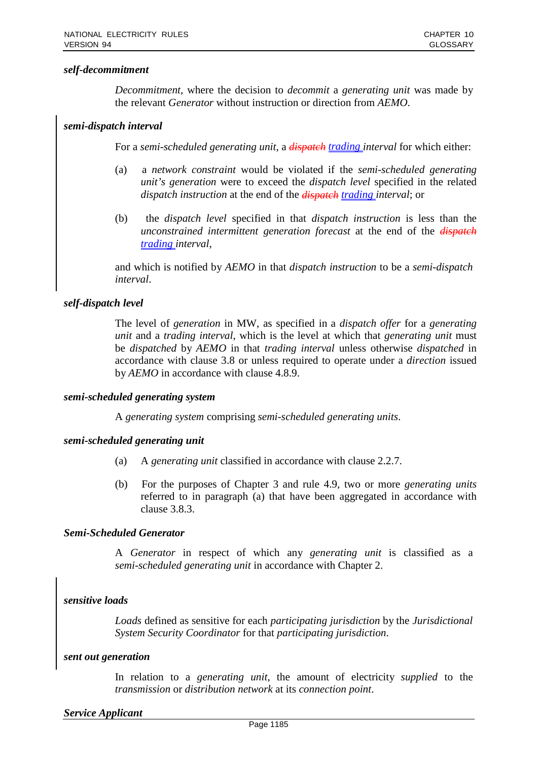***self-decommitment***

*Decommitment*, where the decision to *decommit* a *generating unit* was made by the relevant *Generator* without instruction or direction from *AEMO*.

***semi-dispatch interval***

For a *semi-scheduled generating unit*, a ~~*dispatch*~~ *trading interval* for which either:

(a) a *network constraint* would be violated if the *semi-scheduled generating unit's generation* were to exceed the *dispatch level* specified in the related *dispatch instruction* at the end of the ~~*dispatch*~~ *trading interval*; or

(b) the *dispatch level* specified in that *dispatch instruction* is less than the *unconstrained intermittent generation forecast* at the end of the ~~*dispatch*~~ *trading interval*,

and which is notified by *AEMO* in that *dispatch instruction* to be a *semi-dispatch interval*.

***self-dispatch level***

The level of *generation* in MW, as specified in a *dispatch offer* for a *generating unit* and a *trading interval*, which is the level at which that *generating unit* must be *dispatched* by *AEMO* in that *trading interval* unless otherwise *dispatched* in accordance with clause 3.8 or unless required to operate under a *direction* issued by *AEMO* in accordance with clause 4.8.9.

***semi-scheduled generating system***

A *generating system* comprising *semi-scheduled generating units*.

***semi-scheduled generating unit***

(a) A *generating unit* classified in accordance with clause 2.2.7.

(b) For the purposes of Chapter 3 and rule 4.9, two or more *generating units* referred to in paragraph (a) that have been aggregated in accordance with clause 3.8.3.

***Semi-Scheduled Generator***

A *Generator* in respect of which any *generating unit* is classified as a *semi-scheduled generating unit* in accordance with Chapter 2.

***sensitive loads***

*Loads* defined as sensitive for each *participating jurisdiction* by the *Jurisdictional System Security Coordinator* for that *participating jurisdiction*.

***sent out generation***

In relation to a *generating unit*, the amount of electricity *supplied* to the *transmission* or *distribution network* at its *connection point*.

***Service Applicant***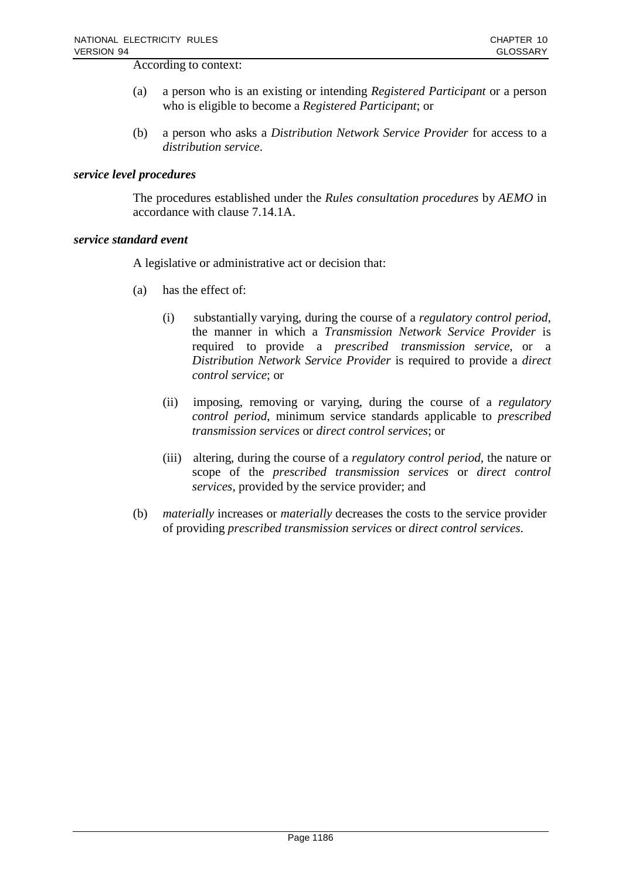According to context:

(a) a person who is an existing or intending *Registered Participant* or a person who is eligible to become a *Registered Participant*; or

(b) a person who asks a *Distribution Network Service Provider* for access to a *distribution service*.

***service level procedures***

The procedures established under the *Rules consultation procedures* by *AEMO* in accordance with clause 7.14.1A.

***service standard event***

A legislative or administrative act or decision that:

(a) has the effect of:

   (i) substantially varying, during the course of a *regulatory control period*, the manner in which a *Transmission Network Service Provider* is required to provide a *prescribed transmission service*, or a *Distribution Network Service Provider* is required to provide a *direct control service*; or

   (ii) imposing, removing or varying, during the course of a *regulatory control period*, minimum service standards applicable to *prescribed transmission services* or *direct control services*; or

   (iii) altering, during the course of a *regulatory control period*, the nature or scope of the *prescribed transmission services* or *direct control services*, provided by the service provider; and

(b) *materially* increases or *materially* decreases the costs to the service provider of providing *prescribed transmission services* or *direct control services*.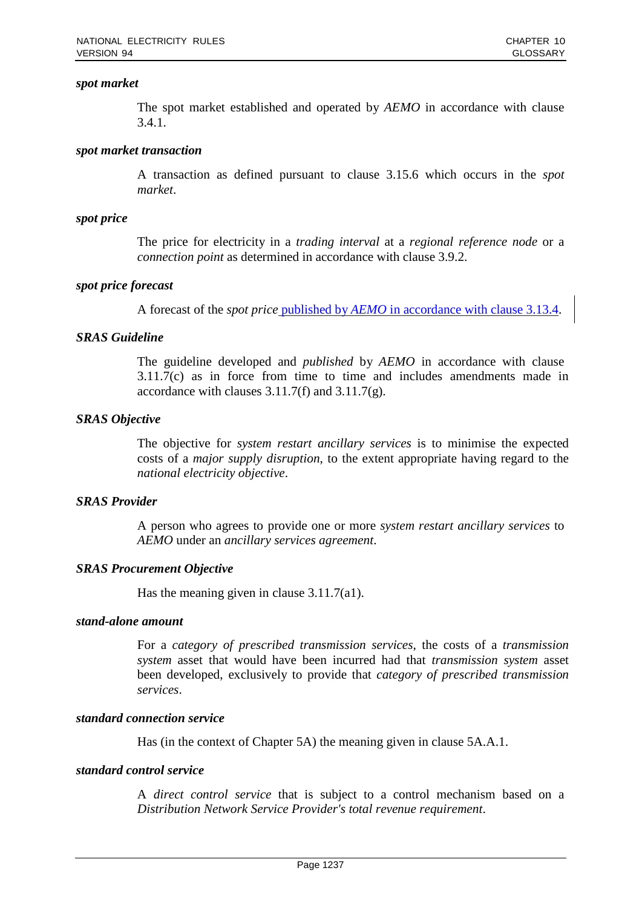***spot market***

The spot market established and operated by *AEMO* in accordance with clause 3.4.1.

***spot market transaction***

A transaction as defined pursuant to clause 3.15.6 which occurs in the *spot market*.

***spot price***

The price for electricity in a *trading interval* at a *regional reference node* or a *connection point* as determined in accordance with clause 3.9.2.

***spot price forecast***

A forecast of the *spot price* published by *AEMO* in accordance with clause 3.13.4.

***SRAS Guideline***

The guideline developed and *published* by *AEMO* in accordance with clause 3.11.7(c) as in force from time to time and includes amendments made in accordance with clauses 3.11.7(f) and 3.11.7(g).

***SRAS Objective***

The objective for *system restart ancillary services* is to minimise the expected costs of a *major supply disruption*, to the extent appropriate having regard to the *national electricity objective*.

***SRAS Provider***

A person who agrees to provide one or more *system restart ancillary services* to *AEMO* under an *ancillary services agreement*.

***SRAS Procurement Objective***

Has the meaning given in clause 3.11.7(a1).

***stand-alone amount***

For a *category of prescribed transmission services*, the costs of a *transmission system* asset that would have been incurred had that *transmission system* asset been developed, exclusively to provide that *category of prescribed transmission services*.

***standard connection service***

Has (in the context of Chapter 5A) the meaning given in clause 5A.A.1.

***standard control service***

A *direct control service* that is subject to a control mechanism based on a *Distribution Network Service Provider's total revenue requirement*.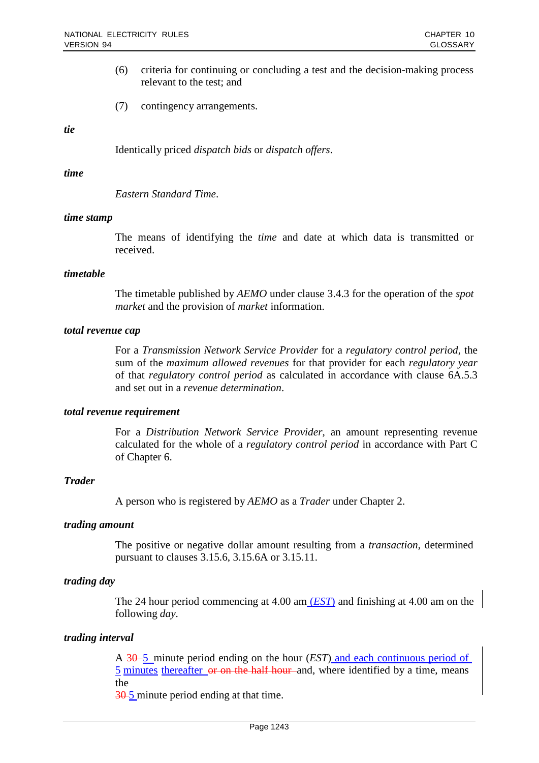(6) criteria for continuing or concluding a test and the decision-making process relevant to the test; and

(7) contingency arrangements.

***tie***

Identically priced *dispatch bids* or *dispatch offers*.

***time***

*Eastern Standard Time*.

***time stamp***

The means of identifying the *time* and date at which data is transmitted or received.

***timetable***

The timetable published by *AEMO* under clause 3.4.3 for the operation of the *spot market* and the provision of *market* information.

***total revenue cap***

For a *Transmission Network Service Provider* for a *regulatory control period*, the sum of the *maximum allowed revenues* for that provider for each *regulatory year* of that *regulatory control period* as calculated in accordance with clause 6A.5.3 and set out in a *revenue determination*.

***total revenue requirement***

For a *Distribution Network Service Provider*, an amount representing revenue calculated for the whole of a *regulatory control period* in accordance with Part C of Chapter 6.

***Trader***

A person who is registered by *AEMO* as a *Trader* under Chapter 2.

***trading amount***

The positive or negative dollar amount resulting from a *transaction*, determined pursuant to clauses 3.15.6, 3.15.6A or 3.15.11.

***trading day***

The 24 hour period commencing at 4.00 am (*EST*) and finishing at 4.00 am on the following *day*.

***trading interval***

A ~~30~~ 5 minute period ending on the hour (*EST*) and each continuous period of 5 minutes thereafter ~~or on the half hour~~ and, where identified by a time, means the ~~30~~ 5 minute period ending at that time.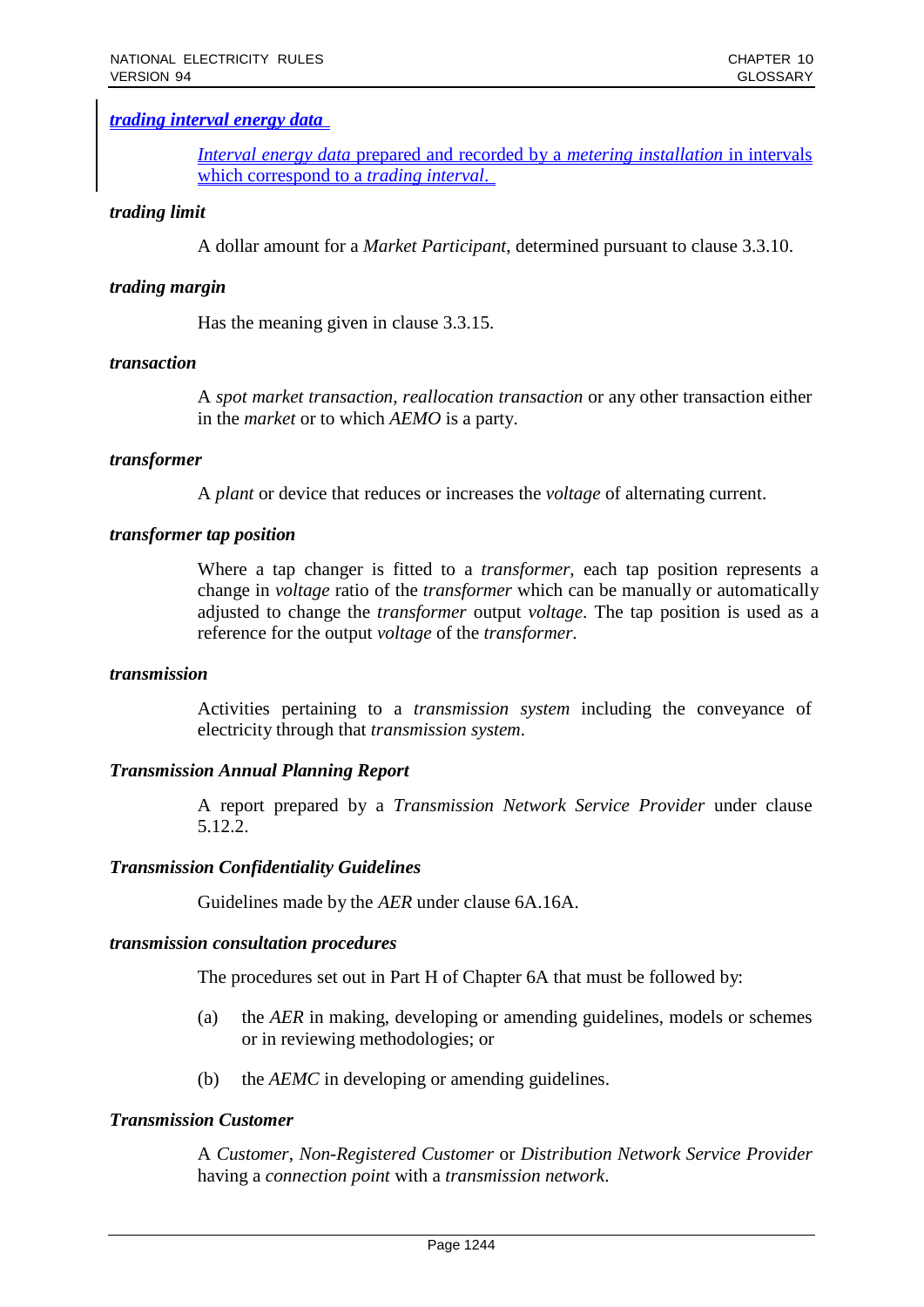***trading interval energy data***

*Interval energy data* prepared and recorded by a *metering installation* in intervals which correspond to a *trading interval*.

***trading limit***

A dollar amount for a *Market Participant*, determined pursuant to clause 3.3.10.

***trading margin***

Has the meaning given in clause 3.3.15.

***transaction***

A *spot market transaction*, *reallocation transaction* or any other transaction either in the *market* or to which *AEMO* is a party.

***transformer***

A *plant* or device that reduces or increases the *voltage* of alternating current.

***transformer tap position***

Where a tap changer is fitted to a *transformer*, each tap position represents a change in *voltage* ratio of the *transformer* which can be manually or automatically adjusted to change the *transformer* output *voltage*. The tap position is used as a reference for the output *voltage* of the *transformer*.

***transmission***

Activities pertaining to a *transmission system* including the conveyance of electricity through that *transmission system*.

***Transmission Annual Planning Report***

A report prepared by a *Transmission Network Service Provider* under clause 5.12.2.

***Transmission Confidentiality Guidelines***

Guidelines made by the *AER* under clause 6A.16A.

***transmission consultation procedures***

The procedures set out in Part H of Chapter 6A that must be followed by:

(a) the *AER* in making, developing or amending guidelines, models or schemes or in reviewing methodologies; or

(b) the *AEMC* in developing or amending guidelines.

***Transmission Customer***

A *Customer*, *Non-Registered Customer* or *Distribution Network Service Provider* having a *connection point* with a *transmission network*.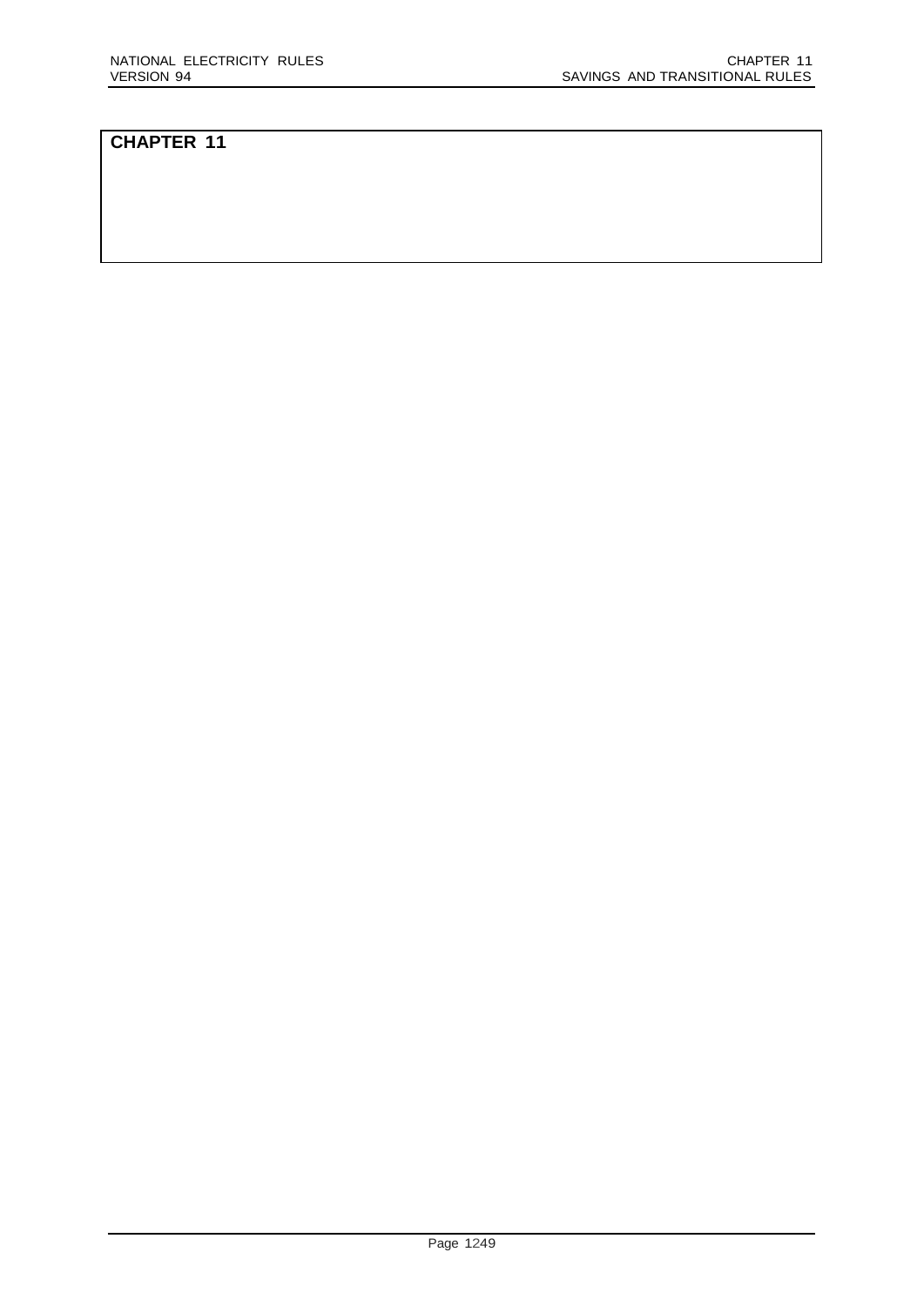# CHAPTER 11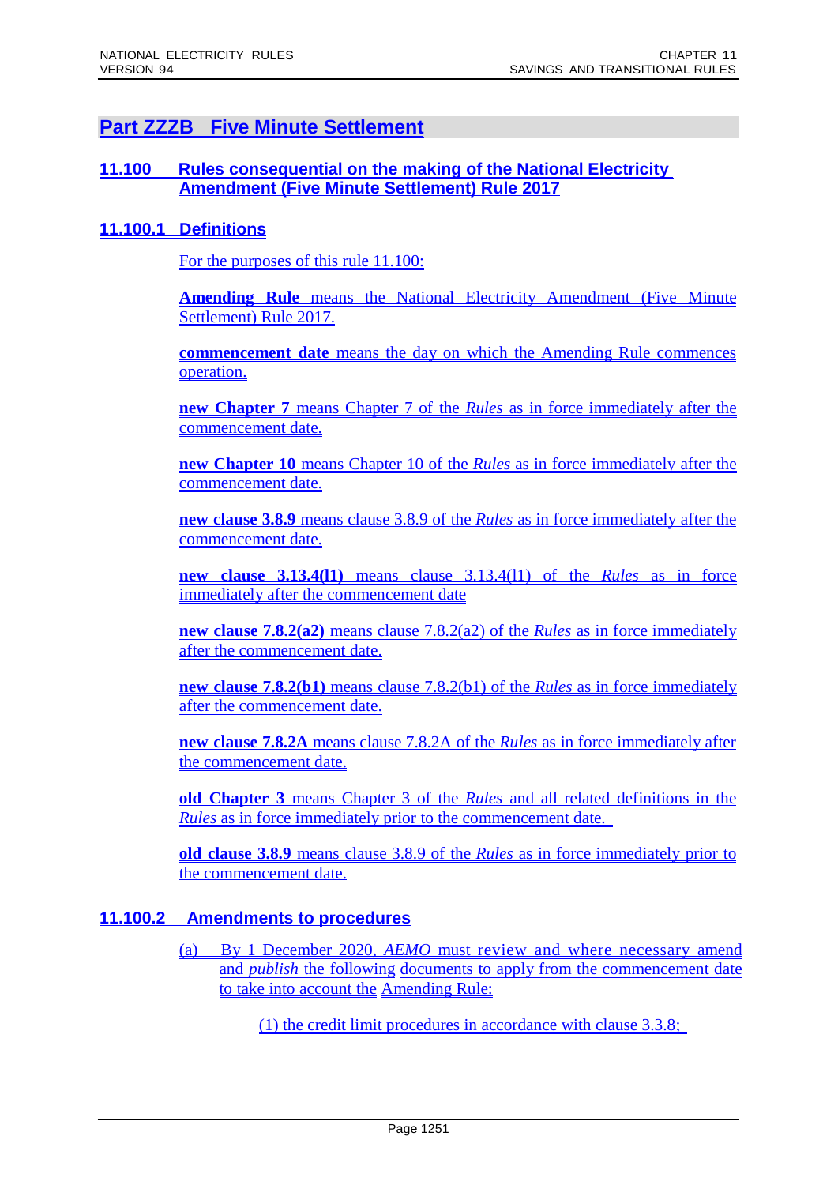# Part ZZZB Five Minute Settlement

## 11.100 Rules consequential on the making of the National Electricity Amendment (Five Minute Settlement) Rule 2017

### 11.100.1 Definitions

For the purposes of this rule 11.100:

**Amending Rule** means the National Electricity Amendment (Five Minute Settlement) Rule 2017.

**commencement date** means the day on which the Amending Rule commences operation.

**new Chapter 7** means Chapter 7 of the *Rules* as in force immediately after the commencement date.

**new Chapter 10** means Chapter 10 of the *Rules* as in force immediately after the commencement date.

**new clause 3.8.9** means clause 3.8.9 of the *Rules* as in force immediately after the commencement date.

**new clause 3.13.4(l1)** means clause 3.13.4(l1) of the *Rules* as in force immediately after the commencement date

**new clause 7.8.2(a2)** means clause 7.8.2(a2) of the *Rules* as in force immediately after the commencement date.

**new clause 7.8.2(b1)** means clause 7.8.2(b1) of the *Rules* as in force immediately after the commencement date.

**new clause 7.8.2A** means clause 7.8.2A of the *Rules* as in force immediately after the commencement date.

**old Chapter 3** means Chapter 3 of the *Rules* and all related definitions in the *Rules* as in force immediately prior to the commencement date.

**old clause 3.8.9** means clause 3.8.9 of the *Rules* as in force immediately prior to the commencement date.

### 11.100.2 Amendments to procedures

(a) By 1 December 2020, *AEMO* must review and where necessary amend and *publish* the following documents to apply from the commencement date to take into account the Amending Rule:

(1) the credit limit procedures in accordance with clause 3.3.8;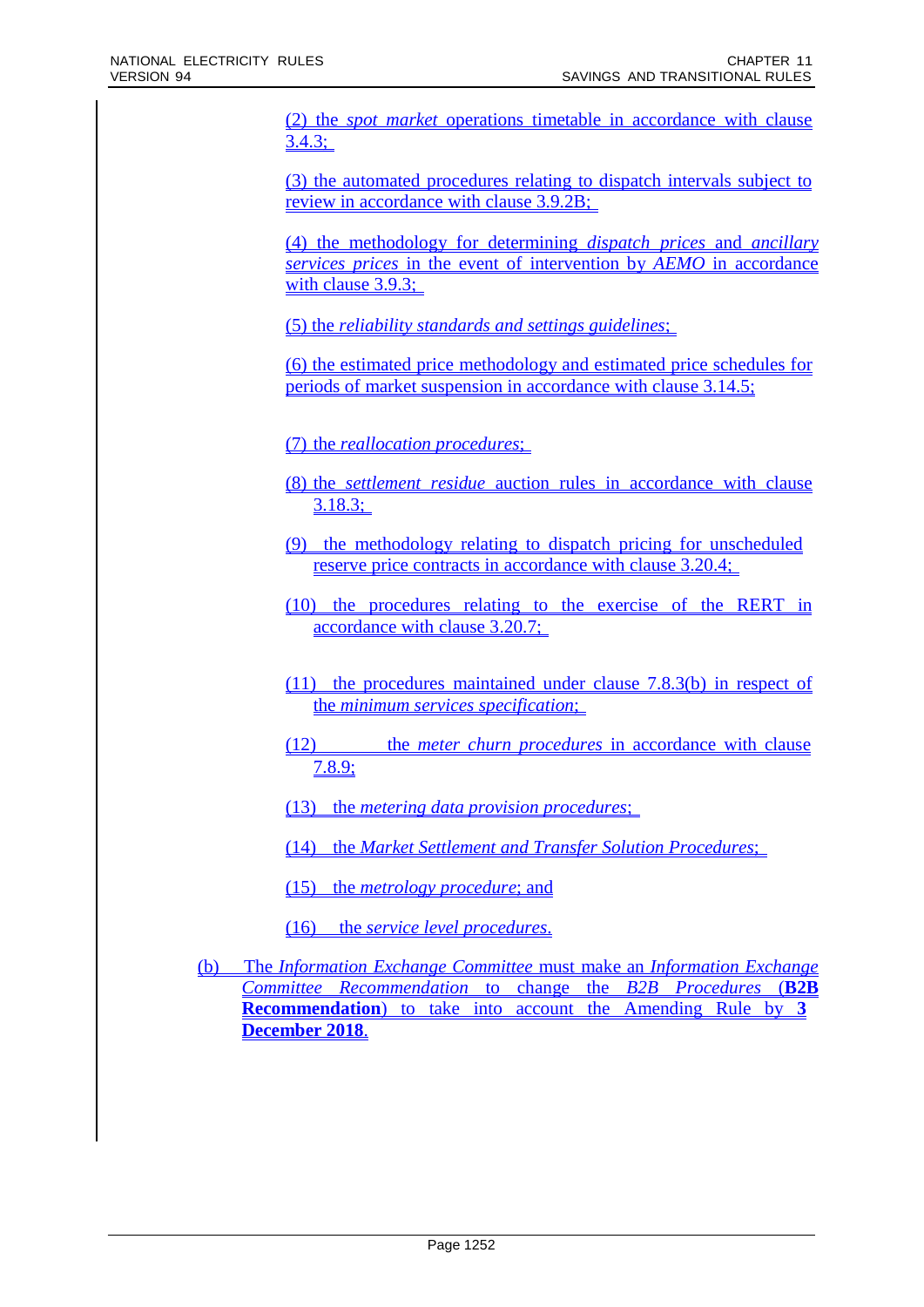(2) the *spot market* operations timetable in accordance with clause 3.4.3;

(3) the automated procedures relating to dispatch intervals subject to review in accordance with clause 3.9.2B;

(4) the methodology for determining *dispatch prices* and *ancillary services prices* in the event of intervention by *AEMO* in accordance with clause 3.9.3;

(5) the *reliability standards and settings guidelines*;

(6) the estimated price methodology and estimated price schedules for periods of market suspension in accordance with clause 3.14.5;

(7) the *reallocation procedures*;

(8) the *settlement residue* auction rules in accordance with clause 3.18.3;

(9) the methodology relating to dispatch pricing for unscheduled reserve price contracts in accordance with clause 3.20.4;

(10) the procedures relating to the exercise of the RERT in accordance with clause 3.20.7;

(11) the procedures maintained under clause 7.8.3(b) in respect of the *minimum services specification*;

(12) the *meter churn procedures* in accordance with clause 7.8.9;

(13) the *metering data provision procedures*;

(14) the *Market Settlement and Transfer Solution Procedures*;

(15) the *metrology procedure*; and

(16) the *service level procedures*.

(b) The *Information Exchange Committee* must make an *Information Exchange Committee Recommendation* to change the *B2B Procedures* (**B2B Recommendation**) to take into account the Amending Rule by **3 December 2018**.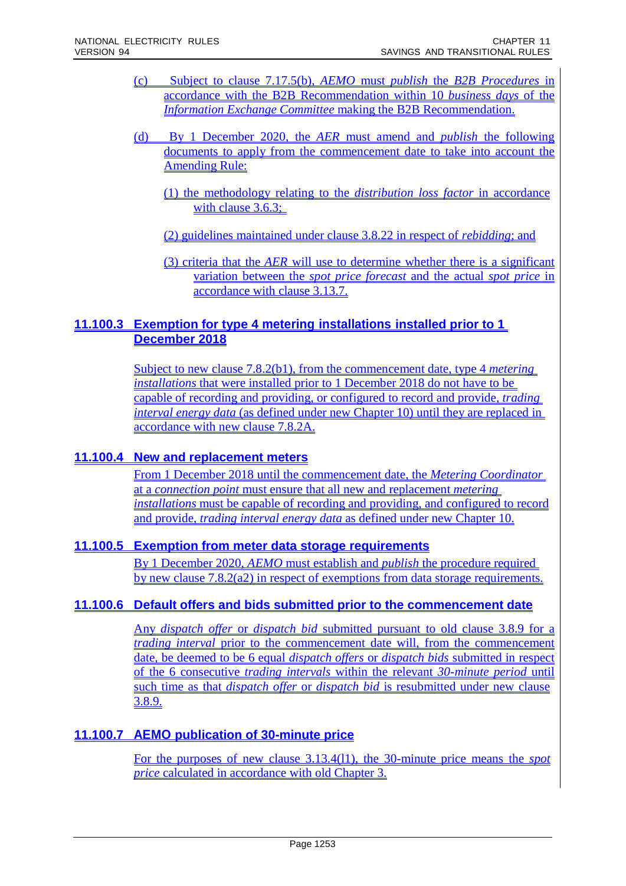(c) Subject to clause 7.17.5(b), *AEMO* must *publish* the *B2B Procedures* in accordance with the B2B Recommendation within 10 *business days* of the *Information Exchange Committee* making the B2B Recommendation.

(d) By 1 December 2020, the *AER* must amend and *publish* the following documents to apply from the commencement date to take into account the Amending Rule:

(1) the methodology relating to the *distribution loss factor* in accordance with clause 3.6.3;

(2) guidelines maintained under clause 3.8.22 in respect of *rebidding*; and

(3) criteria that the *AER* will use to determine whether there is a significant variation between the *spot price forecast* and the actual *spot price* in accordance with clause 3.13.7.

### 11.100.3 Exemption for type 4 metering installations installed prior to 1 December 2018

Subject to new clause 7.8.2(b1), from the commencement date, type 4 *metering installations* that were installed prior to 1 December 2018 do not have to be capable of recording and providing, or configured to record and provide, *trading interval energy data* (as defined under new Chapter 10) until they are replaced in accordance with new clause 7.8.2A.

### 11.100.4 New and replacement meters

From 1 December 2018 until the commencement date, the *Metering Coordinator* at a *connection point* must ensure that all new and replacement *metering installations* must be capable of recording and providing, and configured to record and provide, *trading interval energy data* as defined under new Chapter 10.

### 11.100.5 Exemption from meter data storage requirements

By 1 December 2020, *AEMO* must establish and *publish* the procedure required by new clause 7.8.2(a2) in respect of exemptions from data storage requirements.

### 11.100.6 Default offers and bids submitted prior to the commencement date

Any *dispatch offer* or *dispatch bid* submitted pursuant to old clause 3.8.9 for a *trading interval* prior to the commencement date will, from the commencement date, be deemed to be 6 equal *dispatch offers* or *dispatch bids* submitted in respect of the 6 consecutive *trading intervals* within the relevant *30-minute period* until such time as that *dispatch offer* or *dispatch bid* is resubmitted under new clause 3.8.9.

### 11.100.7 AEMO publication of 30-minute price

For the purposes of new clause 3.13.4(l1), the 30-minute price means the *spot price* calculated in accordance with old Chapter 3.